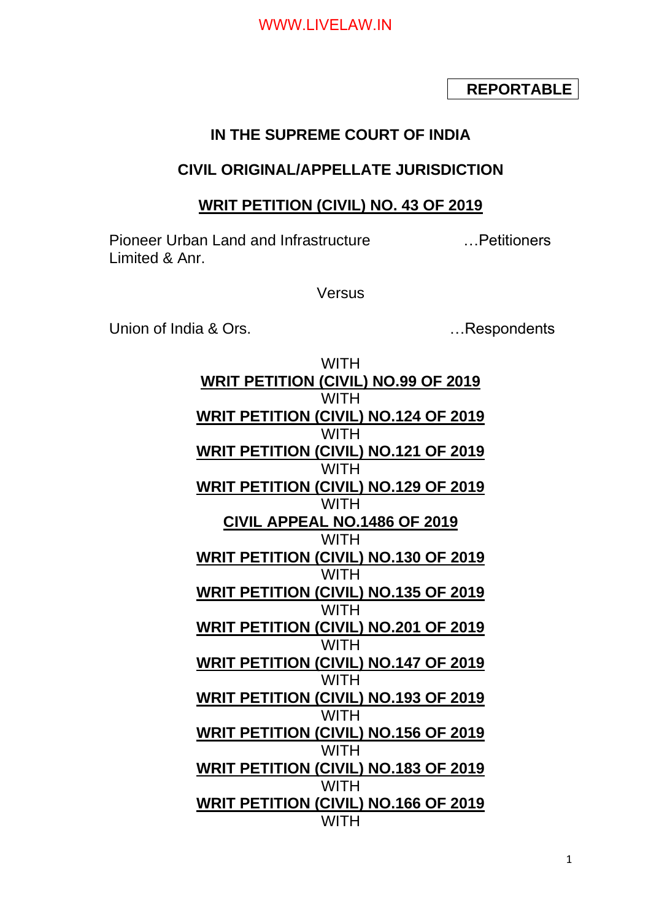**REPORTABLE**

**IN THE SUPREME COURT OF INDIA**

**CIVIL ORIGINAL/APPELLATE JURISDICTION**

**WRIT PETITION (CIVIL) NO. 43 OF 2019**

Pioneer Urban Land and Infrastructure Limited & Anr. …Petitioners

Versus

Union of India & Ors. …Respondents

WITH

**WRIT PETITION (CIVIL) NO.99 OF 2019**

WITH

**WRIT PETITION (CIVIL) NO.124 OF 2019**

WITH

**WRIT PETITION (CIVIL) NO.121 OF 2019**

WITH

**WRIT PETITION (CIVIL) NO.129 OF 2019**

WITH

**CIVIL APPEAL NO.1486 OF 2019**

WITH

**WRIT PETITION (CIVIL) NO.130 OF 2019**

WITH

**WRIT PETITION (CIVIL) NO.135 OF 2019**

WITH

**WRIT PETITION (CIVIL) NO.201 OF 2019**

WITH

**WRIT PETITION (CIVIL) NO.147 OF 2019**

WITH

**WRIT PETITION (CIVIL) NO.193 OF 2019**

WITH

**WRIT PETITION (CIVIL) NO.156 OF 2019**

WITH

**WRIT PETITION (CIVIL) NO.183 OF 2019**

WITH

**WRIT PETITION (CIVIL) NO.166 OF 2019**

WITH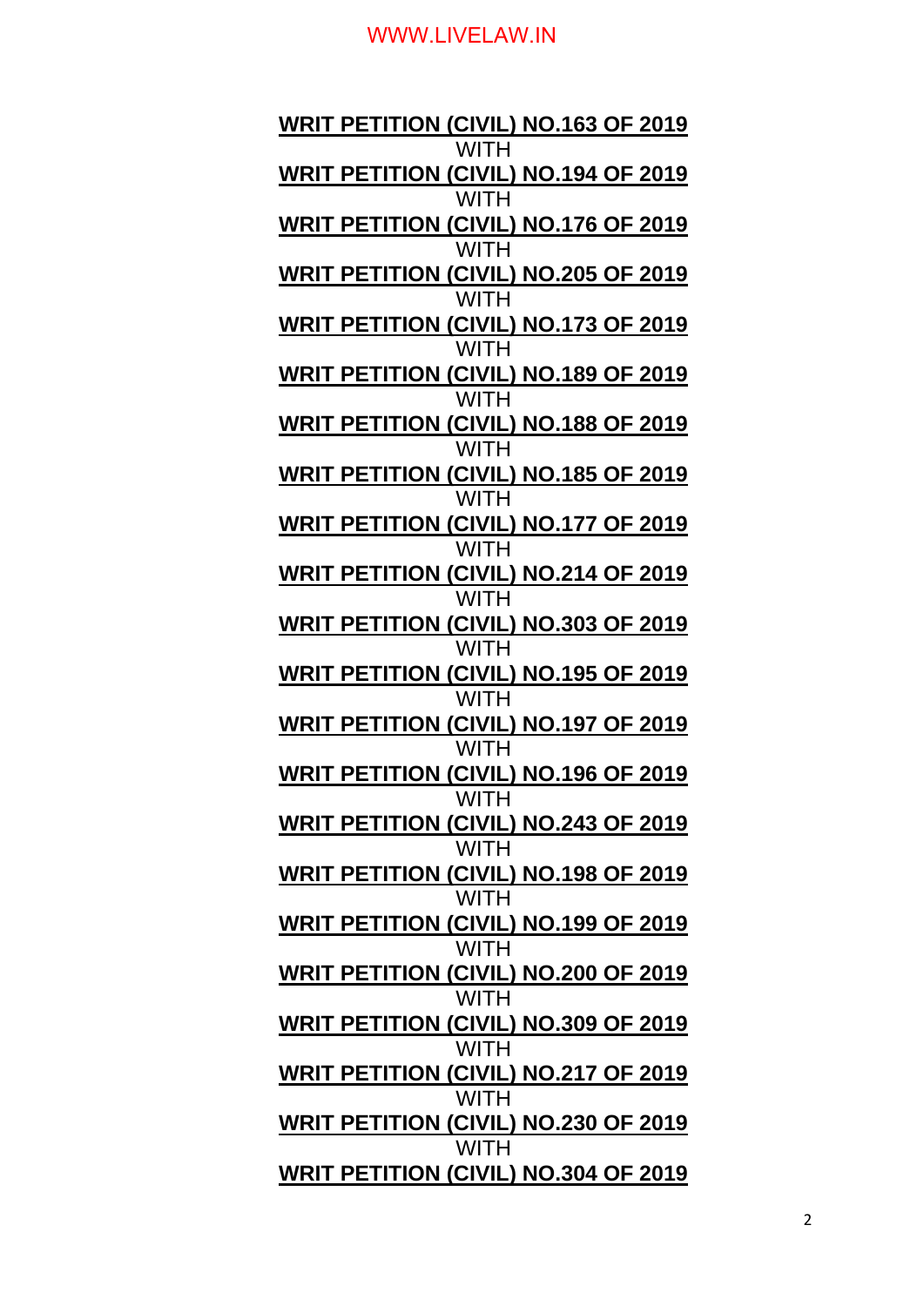**WRIT PETITION (CIVIL) NO.163 OF 2019**

WITH

**WRIT PETITION (CIVIL) NO.194 OF 2019**

WITH

**WRIT PETITION (CIVIL) NO.176 OF 2019**

WITH

**WRIT PETITION (CIVIL) NO.205 OF 2019**

WITH

**WRIT PETITION (CIVIL) NO.173 OF 2019**

WITH

**WRIT PETITION (CIVIL) NO.189 OF 2019**

WITH

**WRIT PETITION (CIVIL) NO.188 OF 2019**

WITH

**WRIT PETITION (CIVIL) NO.185 OF 2019**

WITH

**WRIT PETITION (CIVIL) NO.177 OF 2019**

WITH

**WRIT PETITION (CIVIL) NO.214 OF 2019**

WITH

**WRIT PETITION (CIVIL) NO.303 OF 2019**

WITH

**WRIT PETITION (CIVIL) NO.195 OF 2019**

WITH

**WRIT PETITION (CIVIL) NO.197 OF 2019**

WITH

**WRIT PETITION (CIVIL) NO.196 OF 2019**

WITH

**WRIT PETITION (CIVIL) NO.243 OF 2019**

WITH

**WRIT PETITION (CIVIL) NO.198 OF 2019**

WITH

**WRIT PETITION (CIVIL) NO.199 OF 2019**

WITH

**WRIT PETITION (CIVIL) NO.200 OF 2019**

WITH

**WRIT PETITION (CIVIL) NO.309 OF 2019**

WITH

**WRIT PETITION (CIVIL) NO.217 OF 2019**

WITH

**WRIT PETITION (CIVIL) NO.230 OF 2019**

WITH

**WRIT PETITION (CIVIL) NO.304 OF 2019**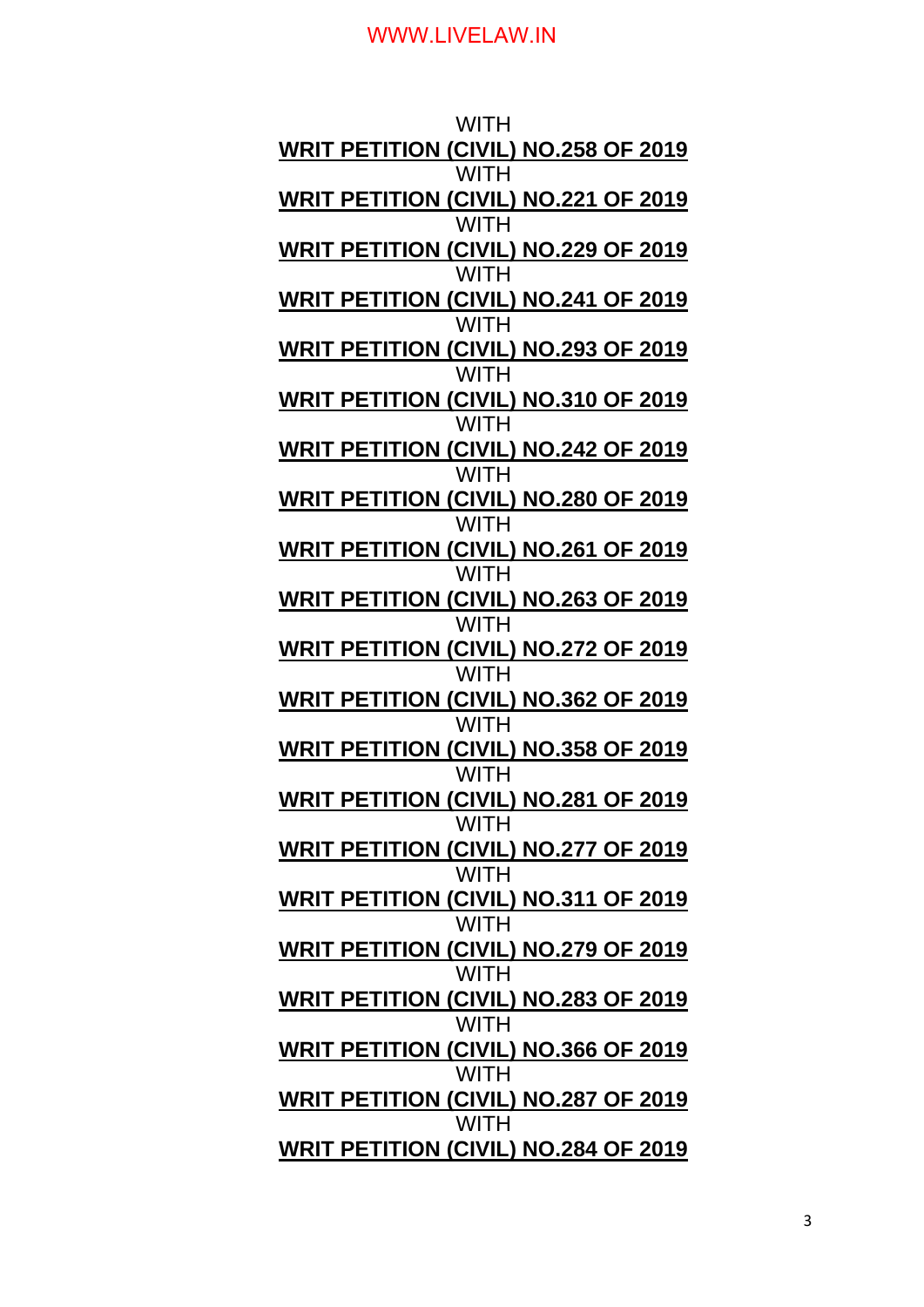WITH

**WRIT PETITION (CIVIL) NO.258 OF 2019**

WITH

**WRIT PETITION (CIVIL) NO.221 OF 2019**

WITH

**WRIT PETITION (CIVIL) NO.229 OF 2019**

WITH

**WRIT PETITION (CIVIL) NO.241 OF 2019**

WITH

**WRIT PETITION (CIVIL) NO.293 OF 2019**

WITH

**WRIT PETITION (CIVIL) NO.310 OF 2019**

WITH

**WRIT PETITION (CIVIL) NO.242 OF 2019**

WITH

**WRIT PETITION (CIVIL) NO.280 OF 2019**

WITH

**WRIT PETITION (CIVIL) NO.261 OF 2019**

WITH

**WRIT PETITION (CIVIL) NO.263 OF 2019**

WITH

**WRIT PETITION (CIVIL) NO.272 OF 2019**

WITH

**WRIT PETITION (CIVIL) NO.362 OF 2019**

WITH

**WRIT PETITION (CIVIL) NO.358 OF 2019**

WITH

**WRIT PETITION (CIVIL) NO.281 OF 2019**

WITH

**WRIT PETITION (CIVIL) NO.277 OF 2019**

WITH

**WRIT PETITION (CIVIL) NO.311 OF 2019**

WITH

**WRIT PETITION (CIVIL) NO.279 OF 2019**

WITH

**WRIT PETITION (CIVIL) NO.283 OF 2019**

WITH

**WRIT PETITION (CIVIL) NO.366 OF 2019**

WITH

**WRIT PETITION (CIVIL) NO.287 OF 2019**

WITH

**WRIT PETITION (CIVIL) NO.284 OF 2019**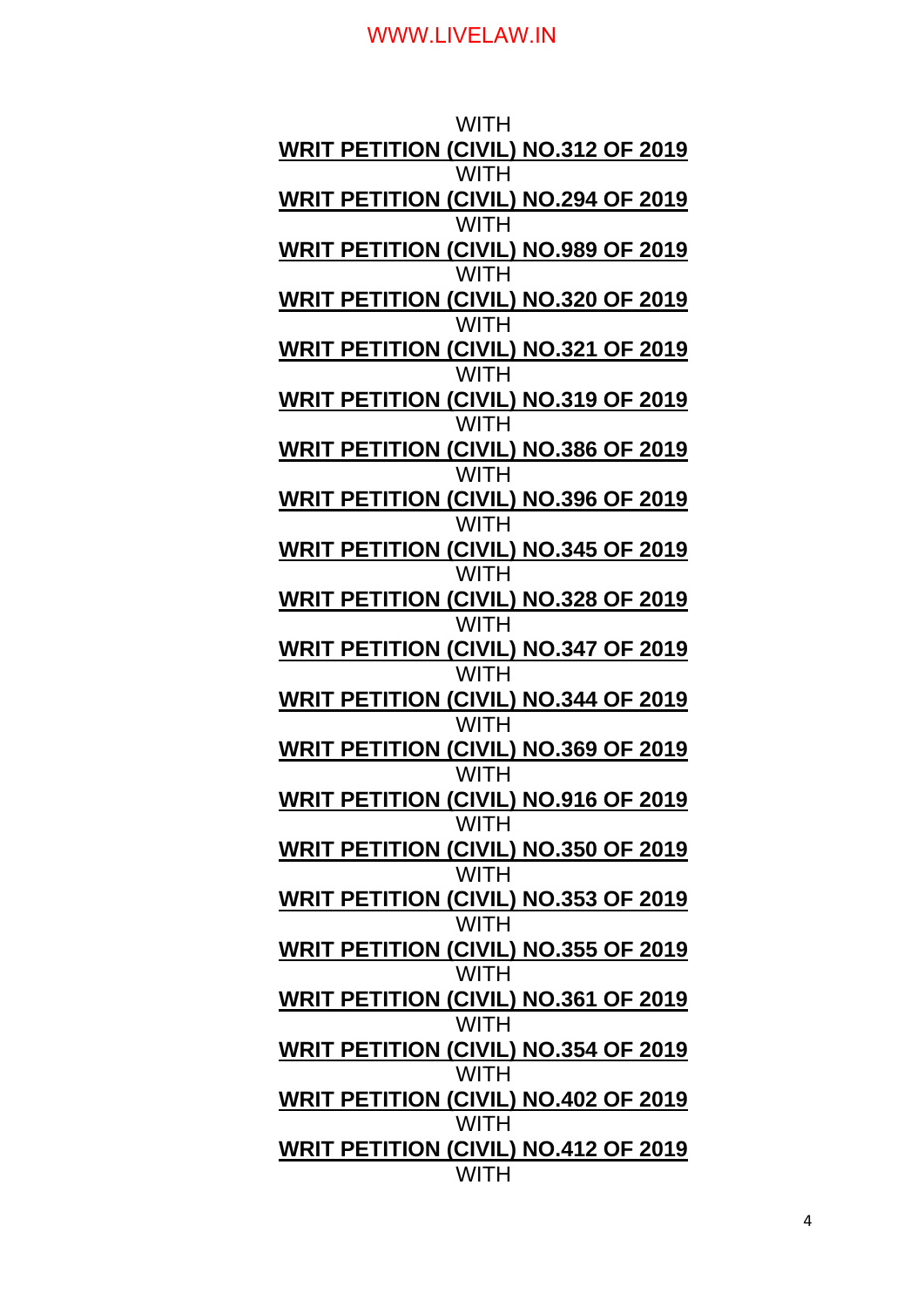WITH

**WRIT PETITION (CIVIL) NO.312 OF 2019**

WITH

**WRIT PETITION (CIVIL) NO.294 OF 2019**

WITH

**WRIT PETITION (CIVIL) NO.989 OF 2019**

WITH

**WRIT PETITION (CIVIL) NO.320 OF 2019**

WITH

**WRIT PETITION (CIVIL) NO.321 OF 2019**

WITH

**WRIT PETITION (CIVIL) NO.319 OF 2019**

WITH

**WRIT PETITION (CIVIL) NO.386 OF 2019**

WITH

**WRIT PETITION (CIVIL) NO.396 OF 2019**

WITH

**WRIT PETITION (CIVIL) NO.345 OF 2019**

WITH

**WRIT PETITION (CIVIL) NO.328 OF 2019**

WITH

**WRIT PETITION (CIVIL) NO.347 OF 2019**

WITH

**WRIT PETITION (CIVIL) NO.344 OF 2019**

WITH

**WRIT PETITION (CIVIL) NO.369 OF 2019**

WITH

**WRIT PETITION (CIVIL) NO.916 OF 2019**

WITH

**WRIT PETITION (CIVIL) NO.350 OF 2019**

WITH

**WRIT PETITION (CIVIL) NO.353 OF 2019**

WITH

**WRIT PETITION (CIVIL) NO.355 OF 2019**

WITH

**WRIT PETITION (CIVIL) NO.361 OF 2019**

WITH

**WRIT PETITION (CIVIL) NO.354 OF 2019**

WITH

**WRIT PETITION (CIVIL) NO.402 OF 2019**

WITH

**WRIT PETITION (CIVIL) NO.412 OF 2019**

WITH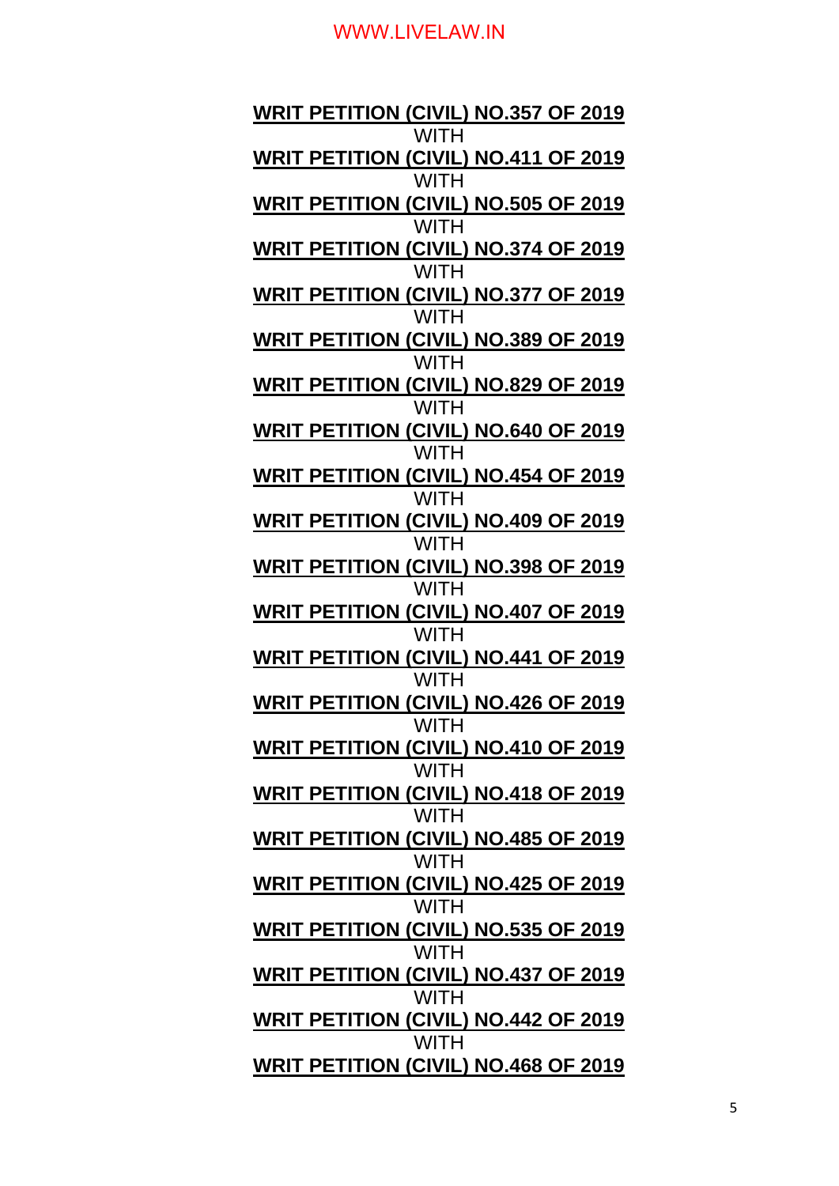**WRIT PETITION (CIVIL) NO.357 OF 2019**

WITH

**WRIT PETITION (CIVIL) NO.411 OF 2019**

WITH

**WRIT PETITION (CIVIL) NO.505 OF 2019**

WITH

**WRIT PETITION (CIVIL) NO.374 OF 2019**

WITH

**WRIT PETITION (CIVIL) NO.377 OF 2019**

WITH

**WRIT PETITION (CIVIL) NO.389 OF 2019**

WITH

**WRIT PETITION (CIVIL) NO.829 OF 2019**

WITH

**WRIT PETITION (CIVIL) NO.640 OF 2019**

WITH

**WRIT PETITION (CIVIL) NO.454 OF 2019**

WITH

**WRIT PETITION (CIVIL) NO.409 OF 2019**

WITH

**WRIT PETITION (CIVIL) NO.398 OF 2019**

WITH

**WRIT PETITION (CIVIL) NO.407 OF 2019**

WITH

**WRIT PETITION (CIVIL) NO.441 OF 2019**

WITH

**WRIT PETITION (CIVIL) NO.426 OF 2019**

WITH

**WRIT PETITION (CIVIL) NO.410 OF 2019**

WITH

**WRIT PETITION (CIVIL) NO.418 OF 2019**

WITH

**WRIT PETITION (CIVIL) NO.485 OF 2019**

WITH

**WRIT PETITION (CIVIL) NO.425 OF 2019**

WITH

**WRIT PETITION (CIVIL) NO.535 OF 2019**

WITH

**WRIT PETITION (CIVIL) NO.437 OF 2019**

WITH

**WRIT PETITION (CIVIL) NO.442 OF 2019**

WITH

**WRIT PETITION (CIVIL) NO.468 OF 2019**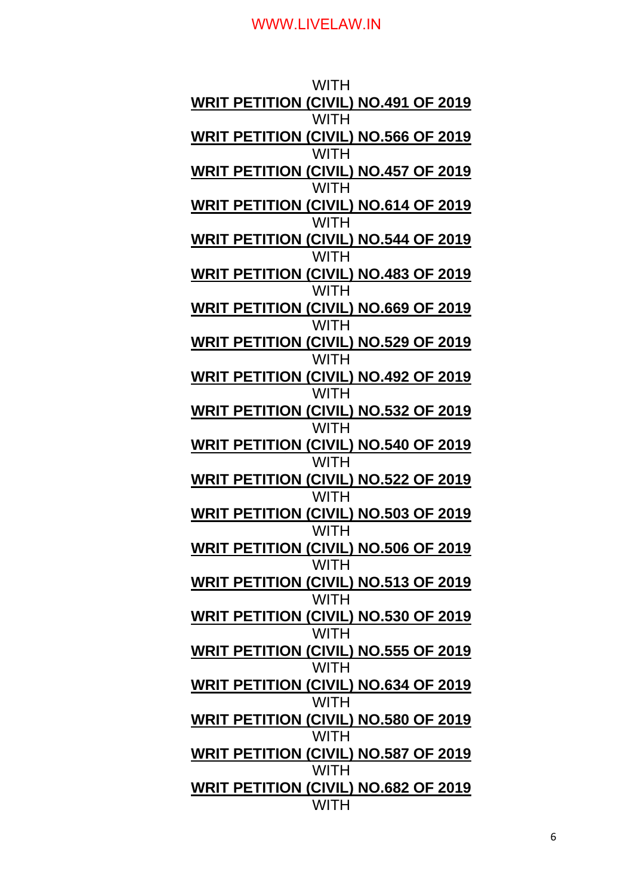WITH

**WRIT PETITION (CIVIL) NO.491 OF 2019**

WITH

**WRIT PETITION (CIVIL) NO.566 OF 2019**

WITH

**WRIT PETITION (CIVIL) NO.457 OF 2019**

WITH

**WRIT PETITION (CIVIL) NO.614 OF 2019**

WITH

**WRIT PETITION (CIVIL) NO.544 OF 2019**

WITH

**WRIT PETITION (CIVIL) NO.483 OF 2019**

WITH

**WRIT PETITION (CIVIL) NO.669 OF 2019**

WITH

**WRIT PETITION (CIVIL) NO.529 OF 2019**

WITH

**WRIT PETITION (CIVIL) NO.492 OF 2019**

WITH

**WRIT PETITION (CIVIL) NO.532 OF 2019**

WITH

**WRIT PETITION (CIVIL) NO.540 OF 2019**

WITH

**WRIT PETITION (CIVIL) NO.522 OF 2019**

WITH

**WRIT PETITION (CIVIL) NO.503 OF 2019**

WITH

**WRIT PETITION (CIVIL) NO.506 OF 2019**

WITH

**WRIT PETITION (CIVIL) NO.513 OF 2019**

WITH

**WRIT PETITION (CIVIL) NO.530 OF 2019**

WITH

**WRIT PETITION (CIVIL) NO.555 OF 2019**

WITH

**WRIT PETITION (CIVIL) NO.634 OF 2019**

WITH

**WRIT PETITION (CIVIL) NO.580 OF 2019**

WITH

**WRIT PETITION (CIVIL) NO.587 OF 2019**

WITH

**WRIT PETITION (CIVIL) NO.682 OF 2019**

WITH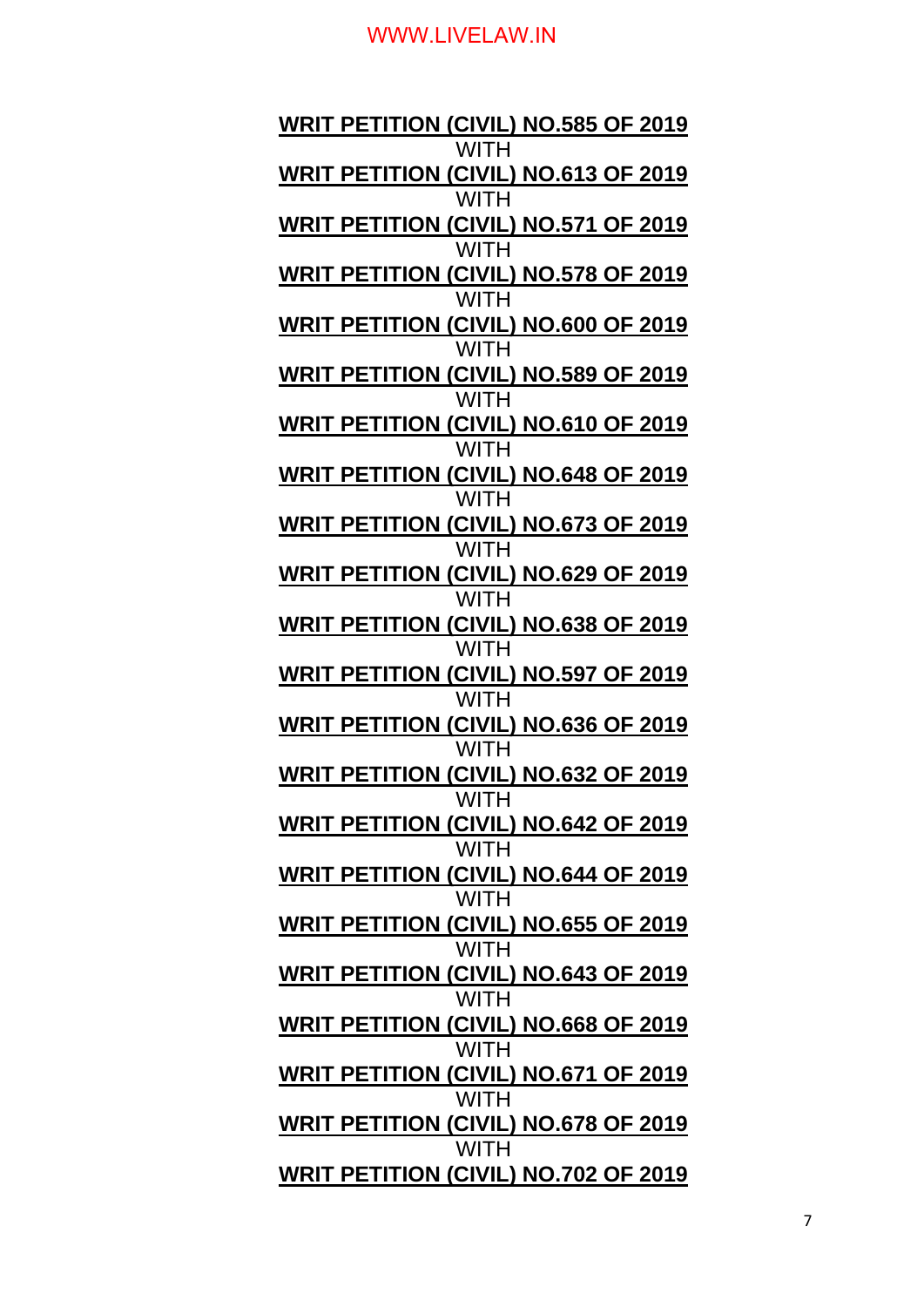**WRIT PETITION (CIVIL) NO.585 OF 2019**

WITH

**WRIT PETITION (CIVIL) NO.613 OF 2019**

WITH

**WRIT PETITION (CIVIL) NO.571 OF 2019**

WITH

**WRIT PETITION (CIVIL) NO.578 OF 2019**

WITH

**WRIT PETITION (CIVIL) NO.600 OF 2019**

WITH

**WRIT PETITION (CIVIL) NO.589 OF 2019**

WITH

**WRIT PETITION (CIVIL) NO.610 OF 2019**

WITH

**WRIT PETITION (CIVIL) NO.648 OF 2019**

WITH

**WRIT PETITION (CIVIL) NO.673 OF 2019**

WITH

**WRIT PETITION (CIVIL) NO.629 OF 2019**

WITH

**WRIT PETITION (CIVIL) NO.638 OF 2019**

WITH

**WRIT PETITION (CIVIL) NO.597 OF 2019**

WITH

**WRIT PETITION (CIVIL) NO.636 OF 2019**

WITH

**WRIT PETITION (CIVIL) NO.632 OF 2019**

WITH

**WRIT PETITION (CIVIL) NO.642 OF 2019**

WITH

**WRIT PETITION (CIVIL) NO.644 OF 2019**

WITH

**WRIT PETITION (CIVIL) NO.655 OF 2019**

WITH

**WRIT PETITION (CIVIL) NO.643 OF 2019**

WITH

**WRIT PETITION (CIVIL) NO.668 OF 2019**

WITH

**WRIT PETITION (CIVIL) NO.671 OF 2019**

WITH

**WRIT PETITION (CIVIL) NO.678 OF 2019**

WITH

**WRIT PETITION (CIVIL) NO.702 OF 2019**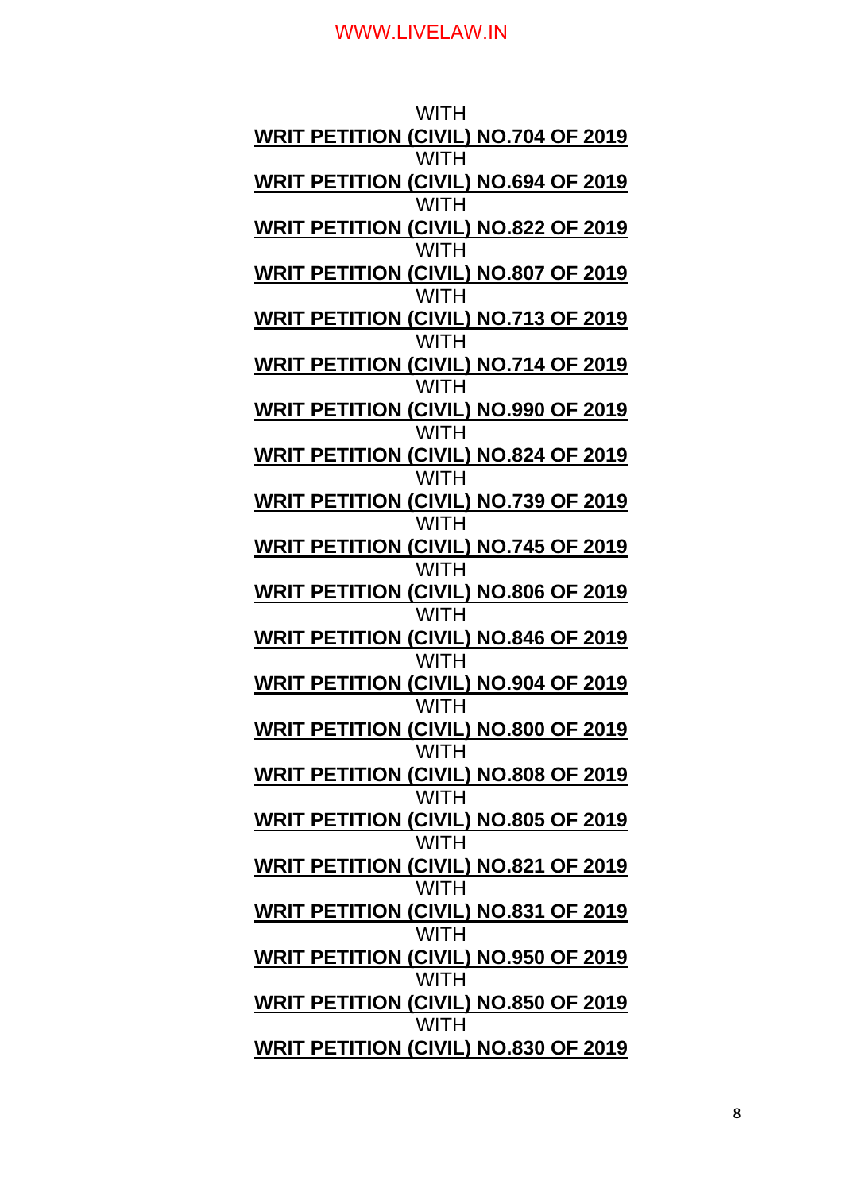WITH

**<u>WRIT PETITION (CIVIL) NO.704 OF 2019</u>**

WITH

**<u>WRIT PETITION (CIVIL) NO.694 OF 2019</u>**

WITH

**<u>WRIT PETITION (CIVIL) NO.822 OF 2019</u>**

WITH

**<u>WRIT PETITION (CIVIL) NO.807 OF 2019</u>**

WITH

**<u>WRIT PETITION (CIVIL) NO.713 OF 2019</u>**

WITH

**<u>WRIT PETITION (CIVIL) NO.714 OF 2019</u>**

WITH

**<u>WRIT PETITION (CIVIL) NO.990 OF 2019</u>**

WITH

**<u>WRIT PETITION (CIVIL) NO.824 OF 2019</u>**

WITH

**<u>WRIT PETITION (CIVIL) NO.739 OF 2019</u>**

WITH

**<u>WRIT PETITION (CIVIL) NO.745 OF 2019</u>**

WITH

**<u>WRIT PETITION (CIVIL) NO.806 OF 2019</u>**

WITH

**<u>WRIT PETITION (CIVIL) NO.846 OF 2019</u>**

WITH

**<u>WRIT PETITION (CIVIL) NO.904 OF 2019</u>**

WITH

**<u>WRIT PETITION (CIVIL) NO.800 OF 2019</u>**

WITH

**<u>WRIT PETITION (CIVIL) NO.808 OF 2019</u>**

WITH

**<u>WRIT PETITION (CIVIL) NO.805 OF 2019</u>**

WITH

**<u>WRIT PETITION (CIVIL) NO.821 OF 2019</u>**

WITH

**<u>WRIT PETITION (CIVIL) NO.831 OF 2019</u>**

WITH

**<u>WRIT PETITION (CIVIL) NO.950 OF 2019</u>**

WITH

**<u>WRIT PETITION (CIVIL) NO.850 OF 2019</u>**

WITH

**<u>WRIT PETITION (CIVIL) NO.830 OF 2019</u>**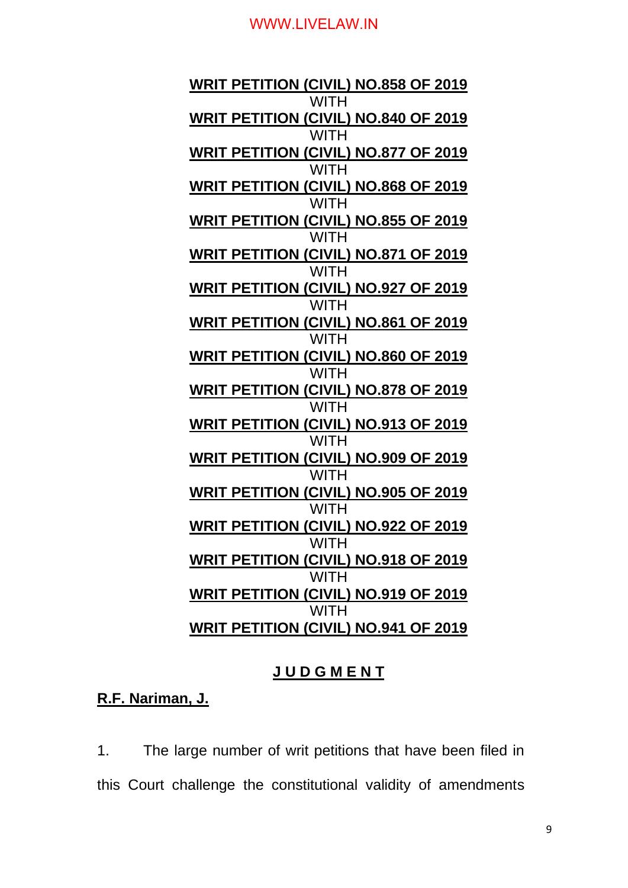**WRIT PETITION (CIVIL) NO.858 OF 2019**

WITH

**WRIT PETITION (CIVIL) NO.840 OF 2019**

WITH

**WRIT PETITION (CIVIL) NO.877 OF 2019**

WITH

**WRIT PETITION (CIVIL) NO.868 OF 2019**

WITH

**WRIT PETITION (CIVIL) NO.855 OF 2019**

WITH

**WRIT PETITION (CIVIL) NO.871 OF 2019**

WITH

**WRIT PETITION (CIVIL) NO.927 OF 2019**

WITH

**WRIT PETITION (CIVIL) NO.861 OF 2019**

WITH

**WRIT PETITION (CIVIL) NO.860 OF 2019**

WITH

**WRIT PETITION (CIVIL) NO.878 OF 2019**

WITH

**WRIT PETITION (CIVIL) NO.913 OF 2019**

WITH

**WRIT PETITION (CIVIL) NO.909 OF 2019**

WITH

**WRIT PETITION (CIVIL) NO.905 OF 2019**

WITH

**WRIT PETITION (CIVIL) NO.922 OF 2019**

WITH

**WRIT PETITION (CIVIL) NO.918 OF 2019**

WITH

**WRIT PETITION (CIVIL) NO.919 OF 2019**

WITH

**WRIT PETITION (CIVIL) NO.941 OF 2019**

## J U D G M E N T

**R.F. Nariman, J.**

1. The large number of writ petitions that have been filed in this Court challenge the constitutional validity of amendments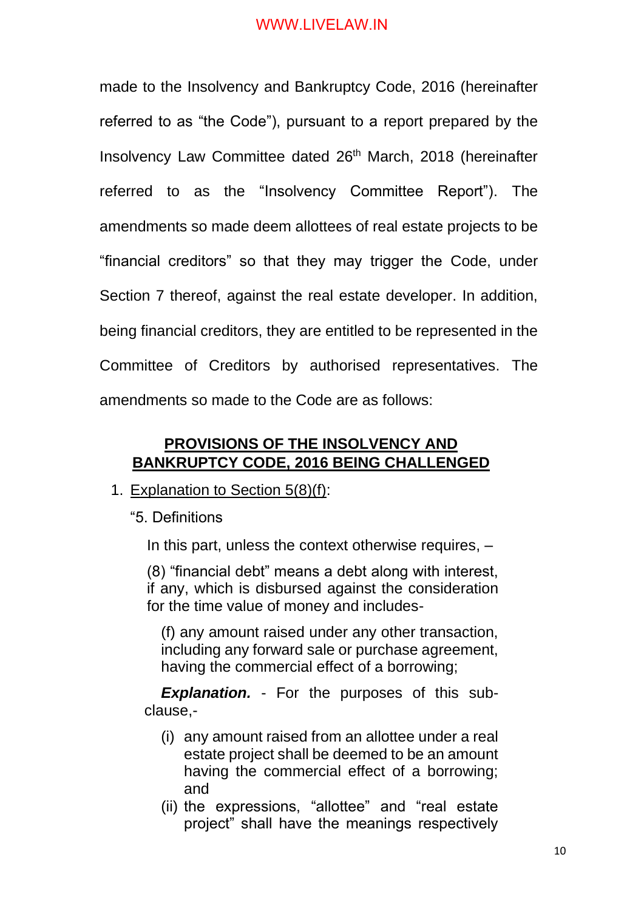made to the Insolvency and Bankruptcy Code, 2016 (hereinafter referred to as "the Code"), pursuant to a report prepared by the Insolvency Law Committee dated 26th March, 2018 (hereinafter referred to as the "Insolvency Committee Report"). The amendments so made deem allottees of real estate projects to be "financial creditors" so that they may trigger the Code, under Section 7 thereof, against the real estate developer. In addition, being financial creditors, they are entitled to be represented in the Committee of Creditors by authorised representatives. The amendments so made to the Code are as follows:

## PROVISIONS OF THE INSOLVENCY AND BANKRUPTCY CODE, 2016 BEING CHALLENGED

1. Explanation to Section 5(8)(f):

   "5. Definitions

   In this part, unless the context otherwise requires, –

   (8) "financial debt" means a debt along with interest, if any, which is disbursed against the consideration for the time value of money and includes-

   (f) any amount raised under any other transaction, including any forward sale or purchase agreement, having the commercial effect of a borrowing;

   ***Explanation.*** - For the purposes of this sub-clause,-

   (i) any amount raised from an allottee under a real estate project shall be deemed to be an amount having the commercial effect of a borrowing; and

   (ii) the expressions, "allottee" and "real estate project" shall have the meanings respectively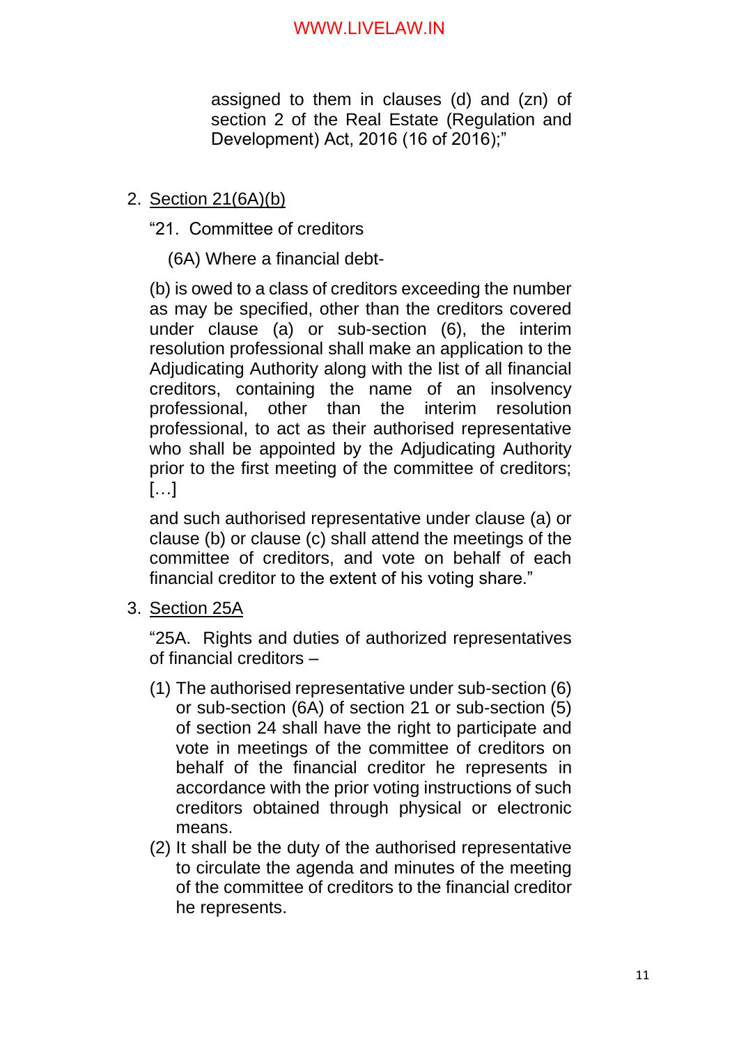assigned to them in clauses (d) and (zn) of section 2 of the Real Estate (Regulation and Development) Act, 2016 (16 of 2016);"

2. <u>Section 21(6A)(b)</u>

   "21. Committee of creditors

   (6A) Where a financial debt-

   (b) is owed to a class of creditors exceeding the number as may be specified, other than the creditors covered under clause (a) or sub-section (6), the interim resolution professional shall make an application to the Adjudicating Authority along with the list of all financial creditors, containing the name of an insolvency professional, other than the interim resolution professional, to act as their authorised representative who shall be appointed by the Adjudicating Authority prior to the first meeting of the committee of creditors; […]

   and such authorised representative under clause (a) or clause (b) or clause (c) shall attend the meetings of the committee of creditors, and vote on behalf of each financial creditor to the extent of his voting share."

3. <u>Section 25A</u>

   "25A. Rights and duties of authorized representatives of financial creditors –

   (1) The authorised representative under sub-section (6) or sub-section (6A) of section 21 or sub-section (5) of section 24 shall have the right to participate and vote in meetings of the committee of creditors on behalf of the financial creditor he represents in accordance with the prior voting instructions of such creditors obtained through physical or electronic means.

   (2) It shall be the duty of the authorised representative to circulate the agenda and minutes of the meeting of the committee of creditors to the financial creditor he represents.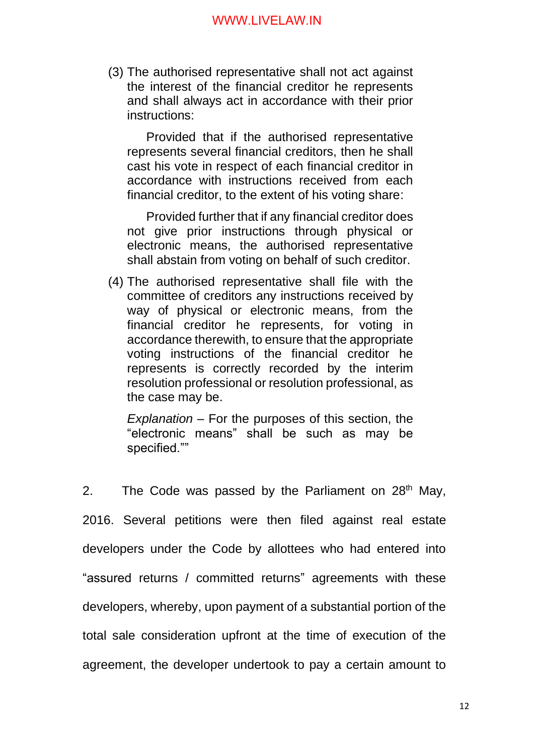(3) The authorised representative shall not act against the interest of the financial creditor he represents and shall always act in accordance with their prior instructions:

Provided that if the authorised representative represents several financial creditors, then he shall cast his vote in respect of each financial creditor in accordance with instructions received from each financial creditor, to the extent of his voting share:

Provided further that if any financial creditor does not give prior instructions through physical or electronic means, the authorised representative shall abstain from voting on behalf of such creditor.

(4) The authorised representative shall file with the committee of creditors any instructions received by way of physical or electronic means, from the financial creditor he represents, for voting in accordance therewith, to ensure that the appropriate voting instructions of the financial creditor he represents is correctly recorded by the interim resolution professional or resolution professional, as the case may be.

*Explanation* – For the purposes of this section, the "electronic means" shall be such as may be specified.""

2. The Code was passed by the Parliament on 28th May, 2016. Several petitions were then filed against real estate developers under the Code by allottees who had entered into "assured returns / committed returns" agreements with these developers, whereby, upon payment of a substantial portion of the total sale consideration upfront at the time of execution of the agreement, the developer undertook to pay a certain amount to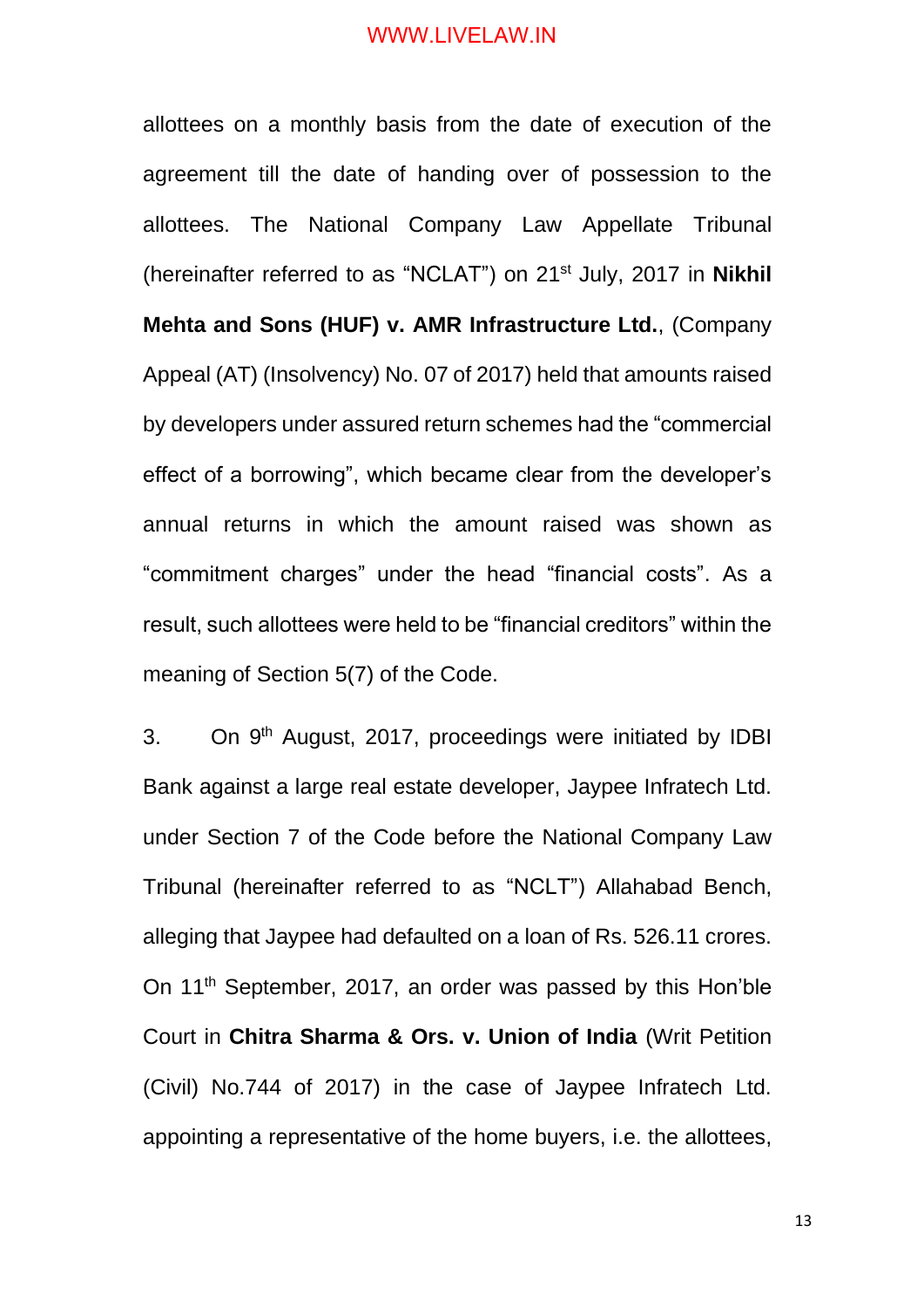allottees on a monthly basis from the date of execution of the agreement till the date of handing over of possession to the allottees. The National Company Law Appellate Tribunal (hereinafter referred to as "NCLAT") on 21st July, 2017 in **Nikhil Mehta and Sons (HUF) v. AMR Infrastructure Ltd.**, (Company Appeal (AT) (Insolvency) No. 07 of 2017) held that amounts raised by developers under assured return schemes had the "commercial effect of a borrowing", which became clear from the developer's annual returns in which the amount raised was shown as "commitment charges" under the head "financial costs". As a result, such allottees were held to be "financial creditors" within the meaning of Section 5(7) of the Code.

3. On 9th August, 2017, proceedings were initiated by IDBI Bank against a large real estate developer, Jaypee Infratech Ltd. under Section 7 of the Code before the National Company Law Tribunal (hereinafter referred to as "NCLT") Allahabad Bench, alleging that Jaypee had defaulted on a loan of Rs. 526.11 crores. On 11th September, 2017, an order was passed by this Hon'ble Court in **Chitra Sharma & Ors. v. Union of India** (Writ Petition (Civil) No.744 of 2017) in the case of Jaypee Infratech Ltd. appointing a representative of the home buyers, i.e. the allottees,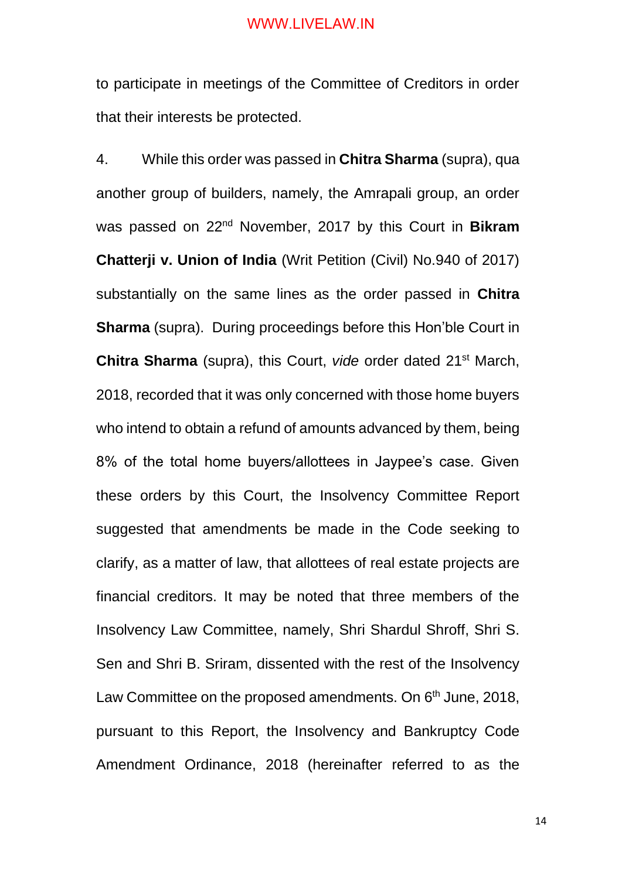to participate in meetings of the Committee of Creditors in order that their interests be protected.

4. While this order was passed in **Chitra Sharma** (supra), qua another group of builders, namely, the Amrapali group, an order was passed on 22nd November, 2017 by this Court in **Bikram Chatterji v. Union of India** (Writ Petition (Civil) No.940 of 2017) substantially on the same lines as the order passed in **Chitra Sharma** (supra). During proceedings before this Hon'ble Court in **Chitra Sharma** (supra), this Court, *vide* order dated 21st March, 2018, recorded that it was only concerned with those home buyers who intend to obtain a refund of amounts advanced by them, being 8% of the total home buyers/allottees in Jaypee's case. Given these orders by this Court, the Insolvency Committee Report suggested that amendments be made in the Code seeking to clarify, as a matter of law, that allottees of real estate projects are financial creditors. It may be noted that three members of the Insolvency Law Committee, namely, Shri Shardul Shroff, Shri S. Sen and Shri B. Sriram, dissented with the rest of the Insolvency Law Committee on the proposed amendments. On 6th June, 2018, pursuant to this Report, the Insolvency and Bankruptcy Code Amendment Ordinance, 2018 (hereinafter referred to as the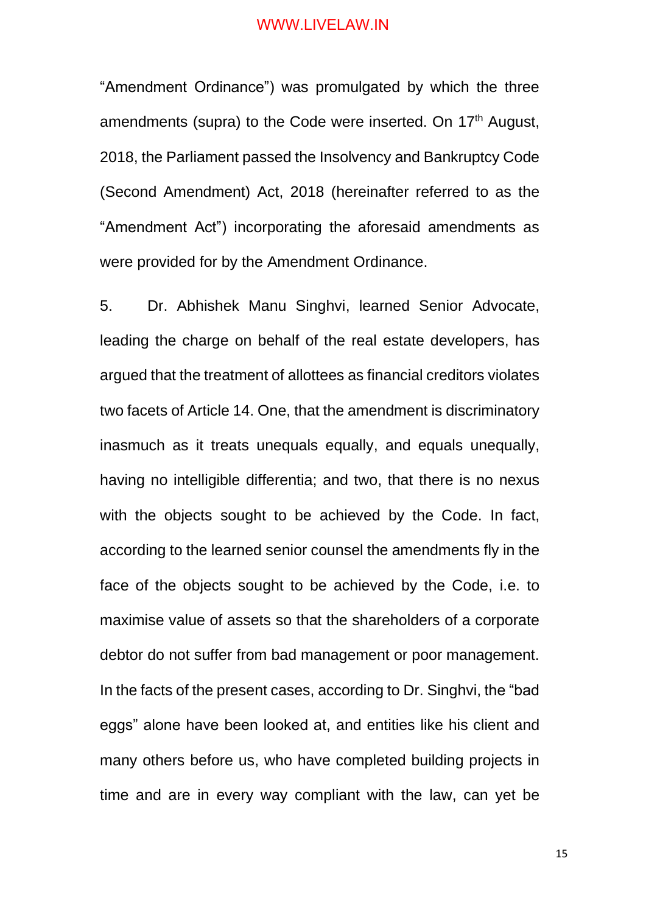"Amendment Ordinance") was promulgated by which the three amendments (supra) to the Code were inserted. On 17th August, 2018, the Parliament passed the Insolvency and Bankruptcy Code (Second Amendment) Act, 2018 (hereinafter referred to as the "Amendment Act") incorporating the aforesaid amendments as were provided for by the Amendment Ordinance.

5. Dr. Abhishek Manu Singhvi, learned Senior Advocate, leading the charge on behalf of the real estate developers, has argued that the treatment of allottees as financial creditors violates two facets of Article 14. One, that the amendment is discriminatory inasmuch as it treats unequals equally, and equals unequally, having no intelligible differentia; and two, that there is no nexus with the objects sought to be achieved by the Code. In fact, according to the learned senior counsel the amendments fly in the face of the objects sought to be achieved by the Code, i.e. to maximise value of assets so that the shareholders of a corporate debtor do not suffer from bad management or poor management. In the facts of the present cases, according to Dr. Singhvi, the "bad eggs" alone have been looked at, and entities like his client and many others before us, who have completed building projects in time and are in every way compliant with the law, can yet be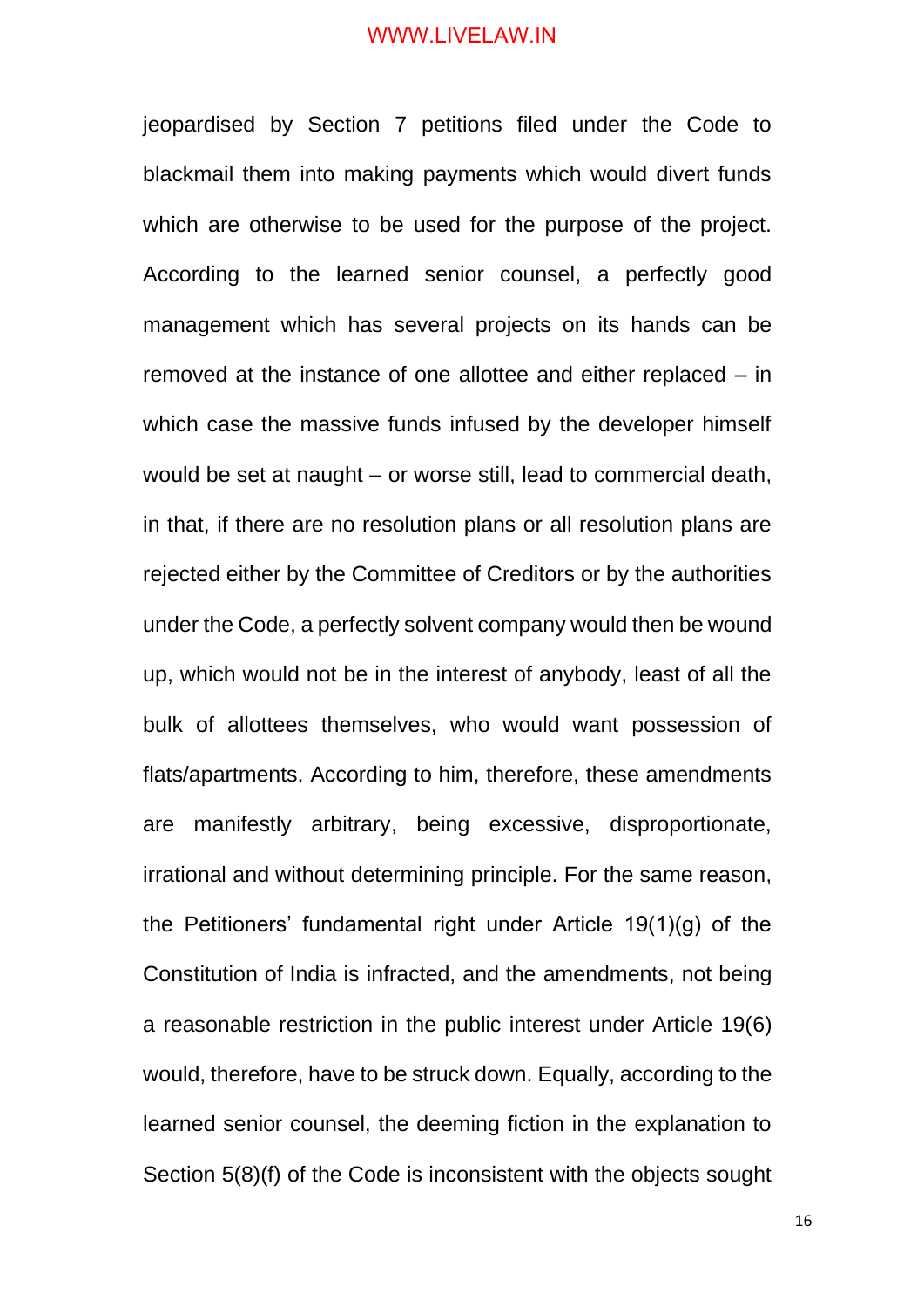jeopardised by Section 7 petitions filed under the Code to blackmail them into making payments which would divert funds which are otherwise to be used for the purpose of the project. According to the learned senior counsel, a perfectly good management which has several projects on its hands can be removed at the instance of one allottee and either replaced – in which case the massive funds infused by the developer himself would be set at naught – or worse still, lead to commercial death, in that, if there are no resolution plans or all resolution plans are rejected either by the Committee of Creditors or by the authorities under the Code, a perfectly solvent company would then be wound up, which would not be in the interest of anybody, least of all the bulk of allottees themselves, who would want possession of flats/apartments. According to him, therefore, these amendments are manifestly arbitrary, being excessive, disproportionate, irrational and without determining principle. For the same reason, the Petitioners' fundamental right under Article 19(1)(g) of the Constitution of India is infracted, and the amendments, not being a reasonable restriction in the public interest under Article 19(6) would, therefore, have to be struck down. Equally, according to the learned senior counsel, the deeming fiction in the explanation to Section 5(8)(f) of the Code is inconsistent with the objects sought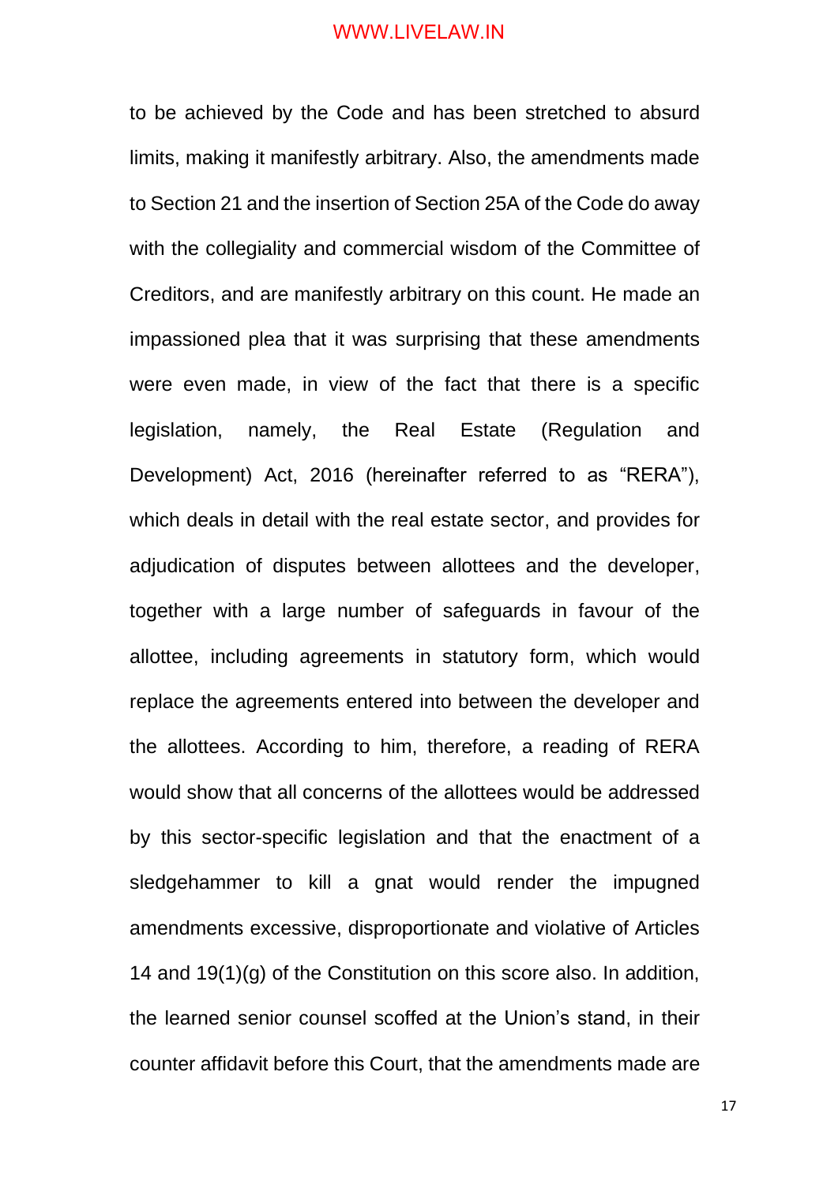to be achieved by the Code and has been stretched to absurd limits, making it manifestly arbitrary. Also, the amendments made to Section 21 and the insertion of Section 25A of the Code do away with the collegiality and commercial wisdom of the Committee of Creditors, and are manifestly arbitrary on this count. He made an impassioned plea that it was surprising that these amendments were even made, in view of the fact that there is a specific legislation, namely, the Real Estate (Regulation and Development) Act, 2016 (hereinafter referred to as "RERA"), which deals in detail with the real estate sector, and provides for adjudication of disputes between allottees and the developer, together with a large number of safeguards in favour of the allottee, including agreements in statutory form, which would replace the agreements entered into between the developer and the allottees. According to him, therefore, a reading of RERA would show that all concerns of the allottees would be addressed by this sector-specific legislation and that the enactment of a sledgehammer to kill a gnat would render the impugned amendments excessive, disproportionate and violative of Articles 14 and 19(1)(g) of the Constitution on this score also. In addition, the learned senior counsel scoffed at the Union's stand, in their counter affidavit before this Court, that the amendments made are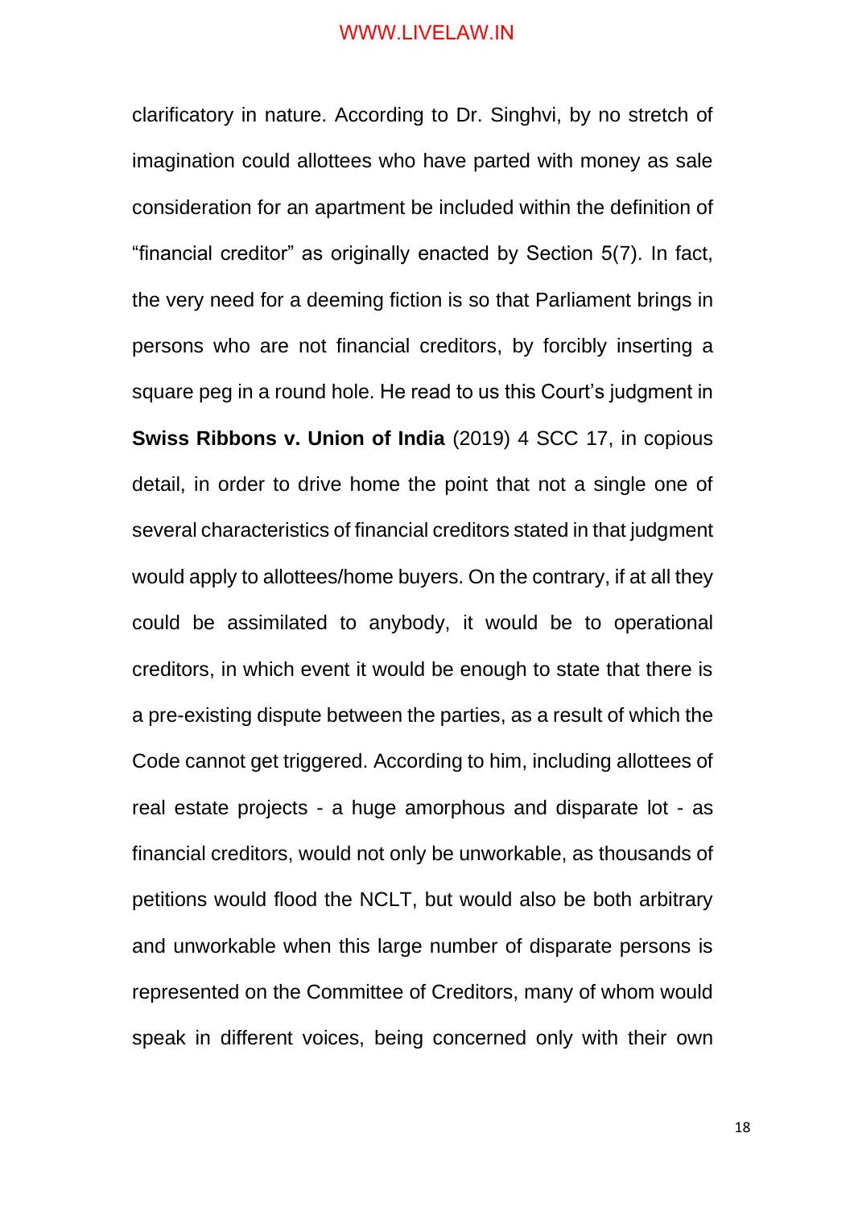clarificatory in nature. According to Dr. Singhvi, by no stretch of imagination could allottees who have parted with money as sale consideration for an apartment be included within the definition of "financial creditor" as originally enacted by Section 5(7). In fact, the very need for a deeming fiction is so that Parliament brings in persons who are not financial creditors, by forcibly inserting a square peg in a round hole. He read to us this Court's judgment in **Swiss Ribbons v. Union of India** (2019) 4 SCC 17, in copious detail, in order to drive home the point that not a single one of several characteristics of financial creditors stated in that judgment would apply to allottees/home buyers. On the contrary, if at all they could be assimilated to anybody, it would be to operational creditors, in which event it would be enough to state that there is a pre-existing dispute between the parties, as a result of which the Code cannot get triggered. According to him, including allottees of real estate projects - a huge amorphous and disparate lot - as financial creditors, would not only be unworkable, as thousands of petitions would flood the NCLT, but would also be both arbitrary and unworkable when this large number of disparate persons is represented on the Committee of Creditors, many of whom would speak in different voices, being concerned only with their own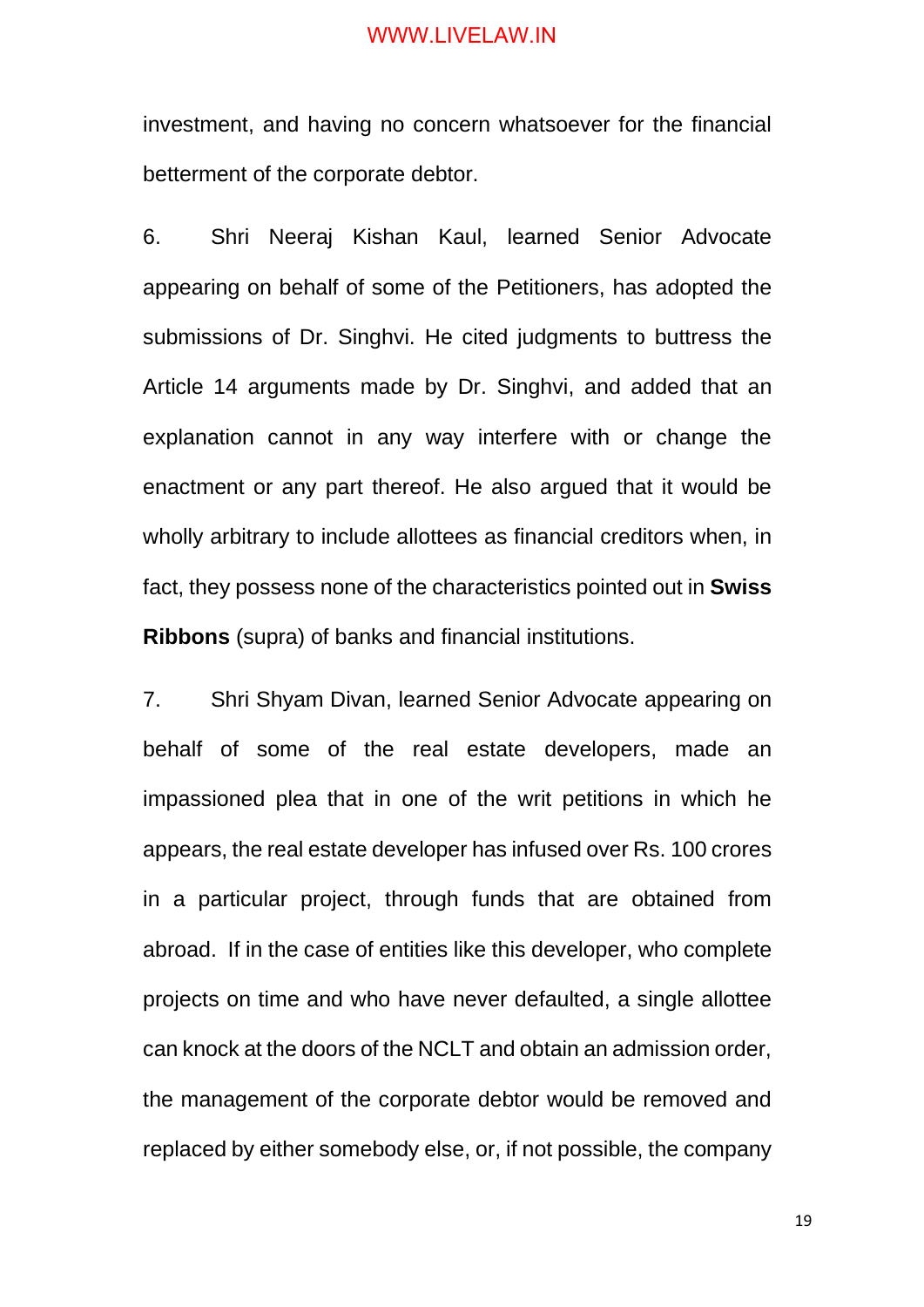investment, and having no concern whatsoever for the financial betterment of the corporate debtor.

6. Shri Neeraj Kishan Kaul, learned Senior Advocate appearing on behalf of some of the Petitioners, has adopted the submissions of Dr. Singhvi. He cited judgments to buttress the Article 14 arguments made by Dr. Singhvi, and added that an explanation cannot in any way interfere with or change the enactment or any part thereof. He also argued that it would be wholly arbitrary to include allottees as financial creditors when, in fact, they possess none of the characteristics pointed out in **Swiss Ribbons** (supra) of banks and financial institutions.

7. Shri Shyam Divan, learned Senior Advocate appearing on behalf of some of the real estate developers, made an impassioned plea that in one of the writ petitions in which he appears, the real estate developer has infused over Rs. 100 crores in a particular project, through funds that are obtained from abroad. If in the case of entities like this developer, who complete projects on time and who have never defaulted, a single allottee can knock at the doors of the NCLT and obtain an admission order, the management of the corporate debtor would be removed and replaced by either somebody else, or, if not possible, the company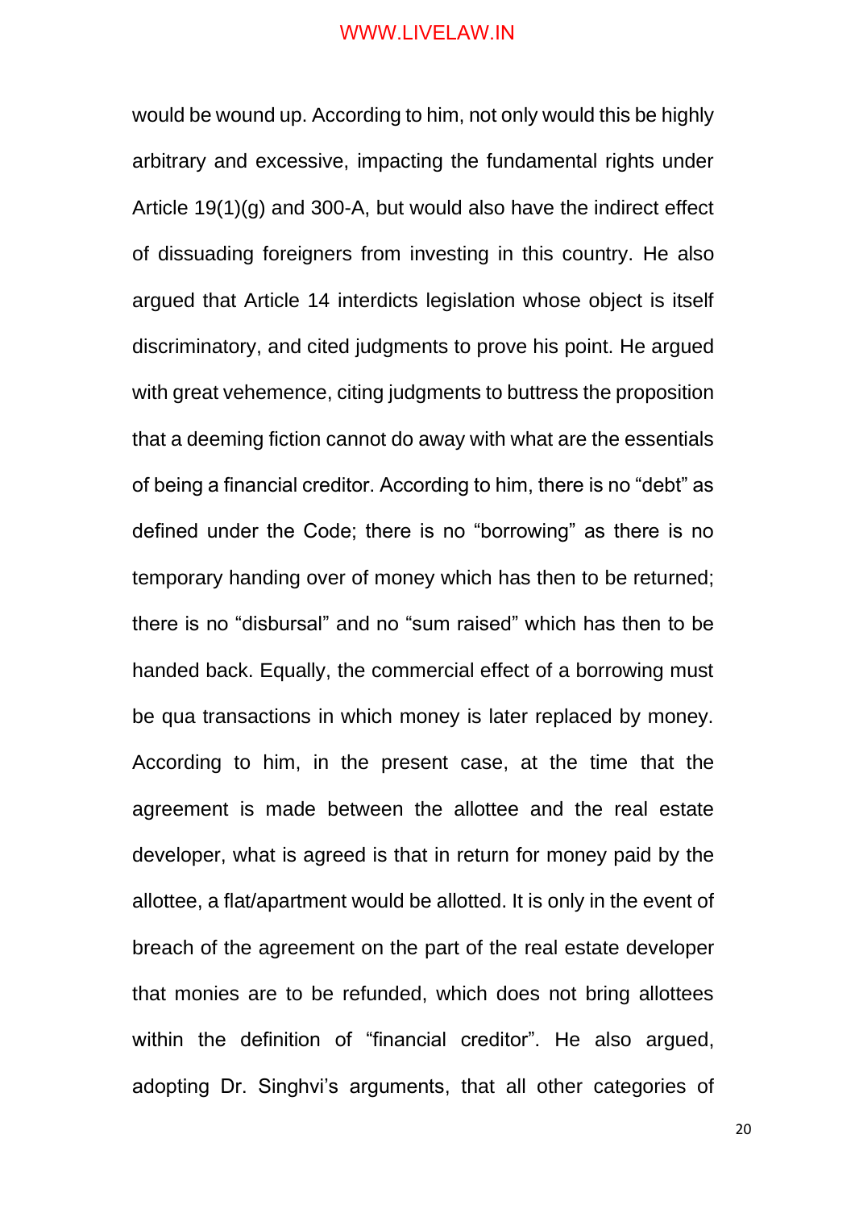would be wound up. According to him, not only would this be highly arbitrary and excessive, impacting the fundamental rights under Article 19(1)(g) and 300-A, but would also have the indirect effect of dissuading foreigners from investing in this country. He also argued that Article 14 interdicts legislation whose object is itself discriminatory, and cited judgments to prove his point. He argued with great vehemence, citing judgments to buttress the proposition that a deeming fiction cannot do away with what are the essentials of being a financial creditor. According to him, there is no "debt" as defined under the Code; there is no "borrowing" as there is no temporary handing over of money which has then to be returned; there is no "disbursal" and no "sum raised" which has then to be handed back. Equally, the commercial effect of a borrowing must be qua transactions in which money is later replaced by money. According to him, in the present case, at the time that the agreement is made between the allottee and the real estate developer, what is agreed is that in return for money paid by the allottee, a flat/apartment would be allotted. It is only in the event of breach of the agreement on the part of the real estate developer that monies are to be refunded, which does not bring allottees within the definition of "financial creditor". He also argued, adopting Dr. Singhvi's arguments, that all other categories of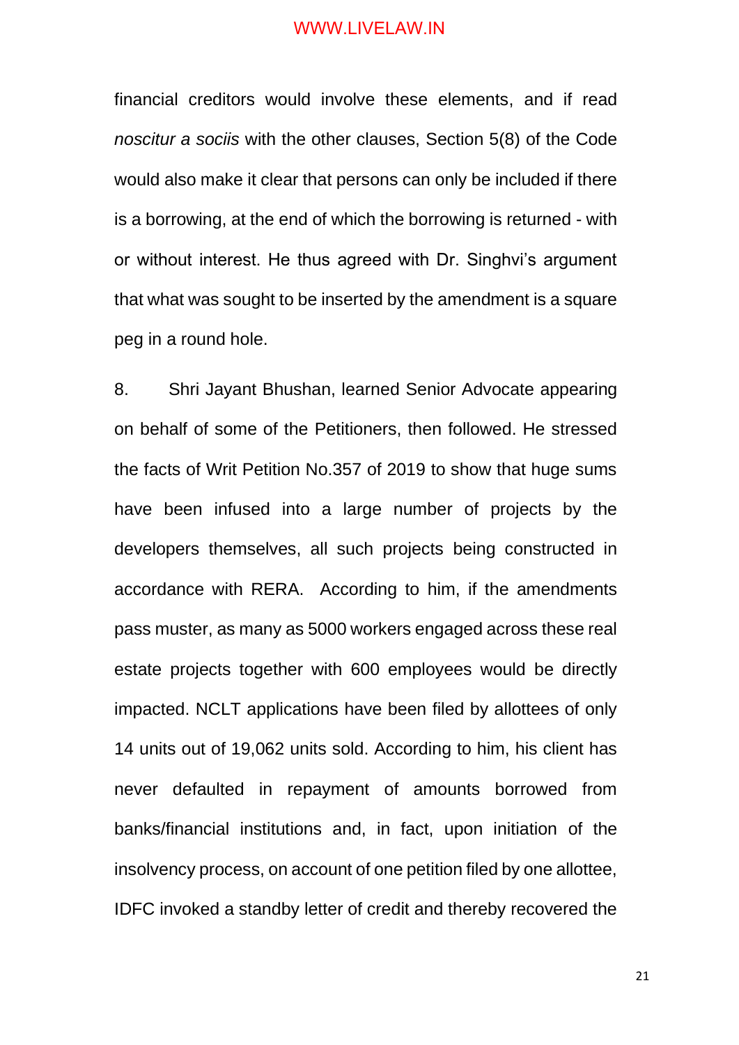financial creditors would involve these elements, and if read *noscitur a sociis* with the other clauses, Section 5(8) of the Code would also make it clear that persons can only be included if there is a borrowing, at the end of which the borrowing is returned - with or without interest. He thus agreed with Dr. Singhvi's argument that what was sought to be inserted by the amendment is a square peg in a round hole.

8. Shri Jayant Bhushan, learned Senior Advocate appearing on behalf of some of the Petitioners, then followed. He stressed the facts of Writ Petition No.357 of 2019 to show that huge sums have been infused into a large number of projects by the developers themselves, all such projects being constructed in accordance with RERA. According to him, if the amendments pass muster, as many as 5000 workers engaged across these real estate projects together with 600 employees would be directly impacted. NCLT applications have been filed by allottees of only 14 units out of 19,062 units sold. According to him, his client has never defaulted in repayment of amounts borrowed from banks/financial institutions and, in fact, upon initiation of the insolvency process, on account of one petition filed by one allottee, IDFC invoked a standby letter of credit and thereby recovered the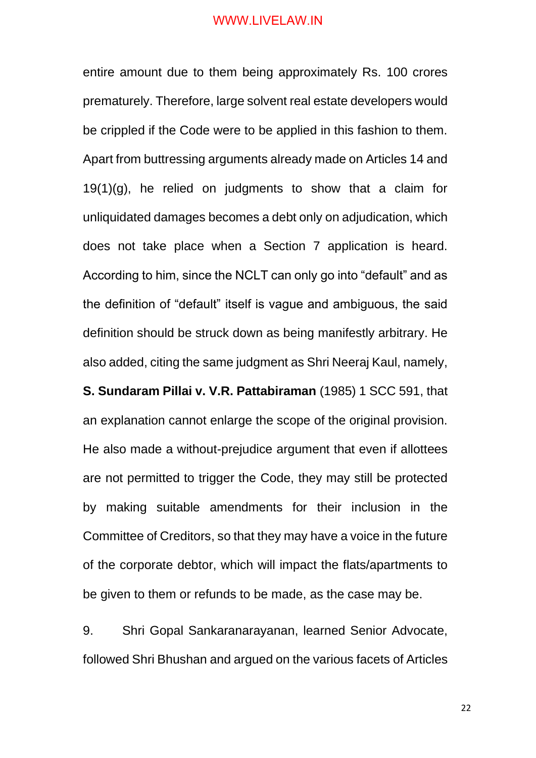entire amount due to them being approximately Rs. 100 crores prematurely. Therefore, large solvent real estate developers would be crippled if the Code were to be applied in this fashion to them. Apart from buttressing arguments already made on Articles 14 and 19(1)(g), he relied on judgments to show that a claim for unliquidated damages becomes a debt only on adjudication, which does not take place when a Section 7 application is heard. According to him, since the NCLT can only go into "default" and as the definition of "default" itself is vague and ambiguous, the said definition should be struck down as being manifestly arbitrary. He also added, citing the same judgment as Shri Neeraj Kaul, namely, **S. Sundaram Pillai v. V.R. Pattabiraman** (1985) 1 SCC 591, that an explanation cannot enlarge the scope of the original provision. He also made a without-prejudice argument that even if allottees are not permitted to trigger the Code, they may still be protected by making suitable amendments for their inclusion in the Committee of Creditors, so that they may have a voice in the future of the corporate debtor, which will impact the flats/apartments to be given to them or refunds to be made, as the case may be.

9. Shri Gopal Sankaranarayanan, learned Senior Advocate, followed Shri Bhushan and argued on the various facets of Articles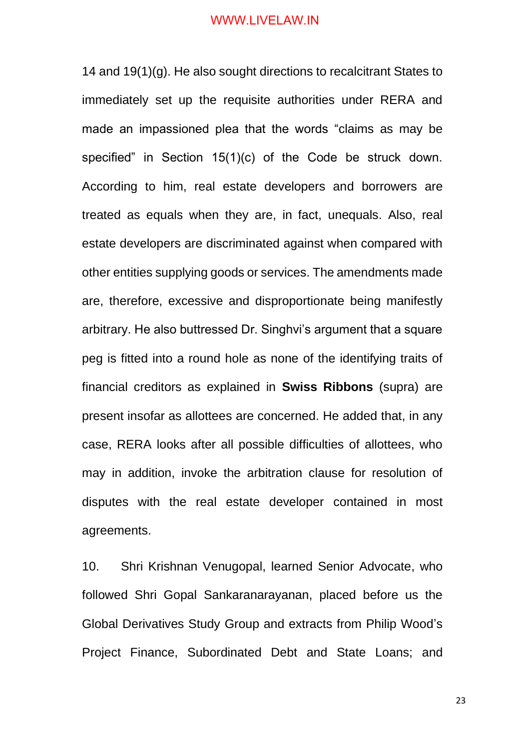14 and 19(1)(g). He also sought directions to recalcitrant States to immediately set up the requisite authorities under RERA and made an impassioned plea that the words "claims as may be specified" in Section 15(1)(c) of the Code be struck down. According to him, real estate developers and borrowers are treated as equals when they are, in fact, unequals. Also, real estate developers are discriminated against when compared with other entities supplying goods or services. The amendments made are, therefore, excessive and disproportionate being manifestly arbitrary. He also buttressed Dr. Singhvi's argument that a square peg is fitted into a round hole as none of the identifying traits of financial creditors as explained in **Swiss Ribbons** (supra) are present insofar as allottees are concerned. He added that, in any case, RERA looks after all possible difficulties of allottees, who may in addition, invoke the arbitration clause for resolution of disputes with the real estate developer contained in most agreements.

10. Shri Krishnan Venugopal, learned Senior Advocate, who followed Shri Gopal Sankaranarayanan, placed before us the Global Derivatives Study Group and extracts from Philip Wood's Project Finance, Subordinated Debt and State Loans; and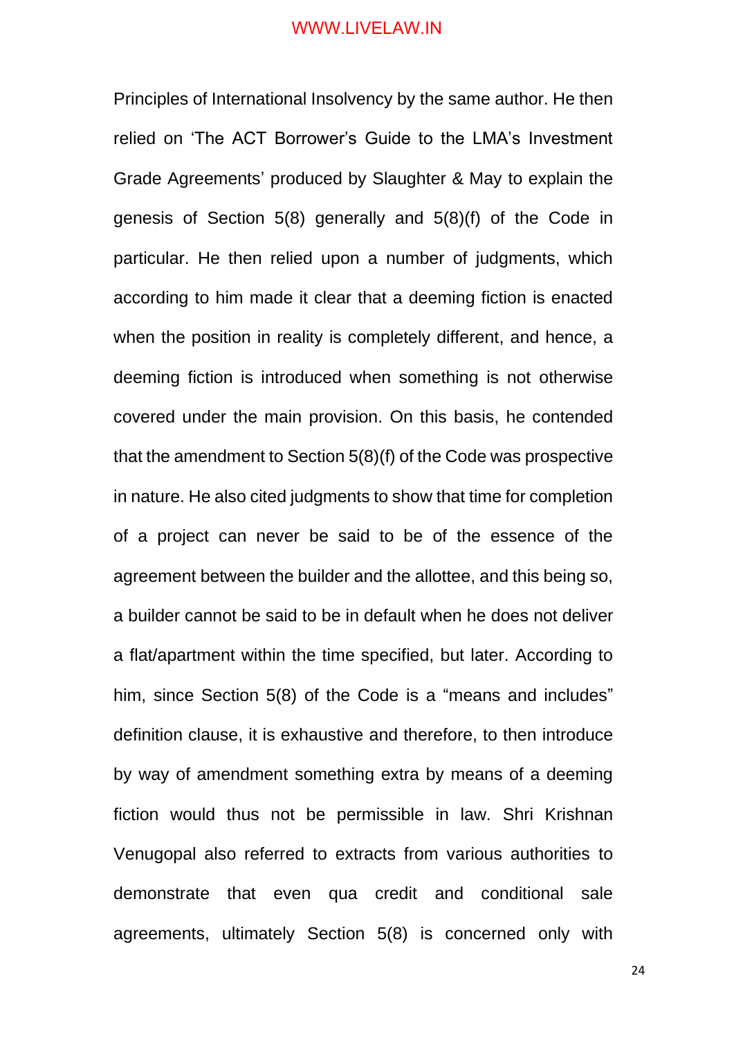Principles of International Insolvency by the same author. He then relied on 'The ACT Borrower's Guide to the LMA's Investment Grade Agreements' produced by Slaughter & May to explain the genesis of Section 5(8) generally and 5(8)(f) of the Code in particular. He then relied upon a number of judgments, which according to him made it clear that a deeming fiction is enacted when the position in reality is completely different, and hence, a deeming fiction is introduced when something is not otherwise covered under the main provision. On this basis, he contended that the amendment to Section 5(8)(f) of the Code was prospective in nature. He also cited judgments to show that time for completion of a project can never be said to be of the essence of the agreement between the builder and the allottee, and this being so, a builder cannot be said to be in default when he does not deliver a flat/apartment within the time specified, but later. According to him, since Section 5(8) of the Code is a "means and includes" definition clause, it is exhaustive and therefore, to then introduce by way of amendment something extra by means of a deeming fiction would thus not be permissible in law. Shri Krishnan Venugopal also referred to extracts from various authorities to demonstrate that even qua credit and conditional sale agreements, ultimately Section 5(8) is concerned only with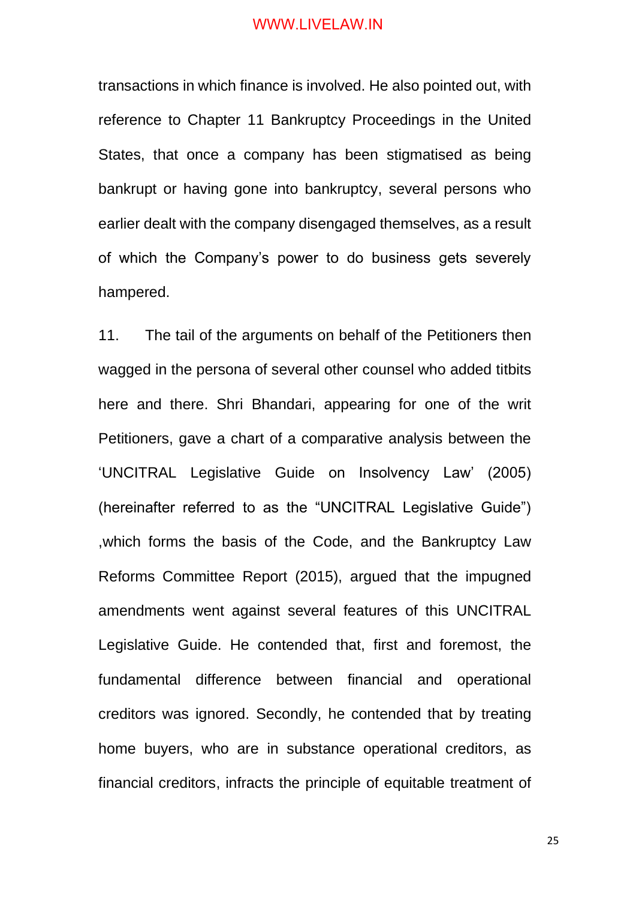transactions in which finance is involved. He also pointed out, with reference to Chapter 11 Bankruptcy Proceedings in the United States, that once a company has been stigmatised as being bankrupt or having gone into bankruptcy, several persons who earlier dealt with the company disengaged themselves, as a result of which the Company's power to do business gets severely hampered.

11. The tail of the arguments on behalf of the Petitioners then wagged in the persona of several other counsel who added titbits here and there. Shri Bhandari, appearing for one of the writ Petitioners, gave a chart of a comparative analysis between the 'UNCITRAL Legislative Guide on Insolvency Law' (2005) (hereinafter referred to as the "UNCITRAL Legislative Guide") ,which forms the basis of the Code, and the Bankruptcy Law Reforms Committee Report (2015), argued that the impugned amendments went against several features of this UNCITRAL Legislative Guide. He contended that, first and foremost, the fundamental difference between financial and operational creditors was ignored. Secondly, he contended that by treating home buyers, who are in substance operational creditors, as financial creditors, infracts the principle of equitable treatment of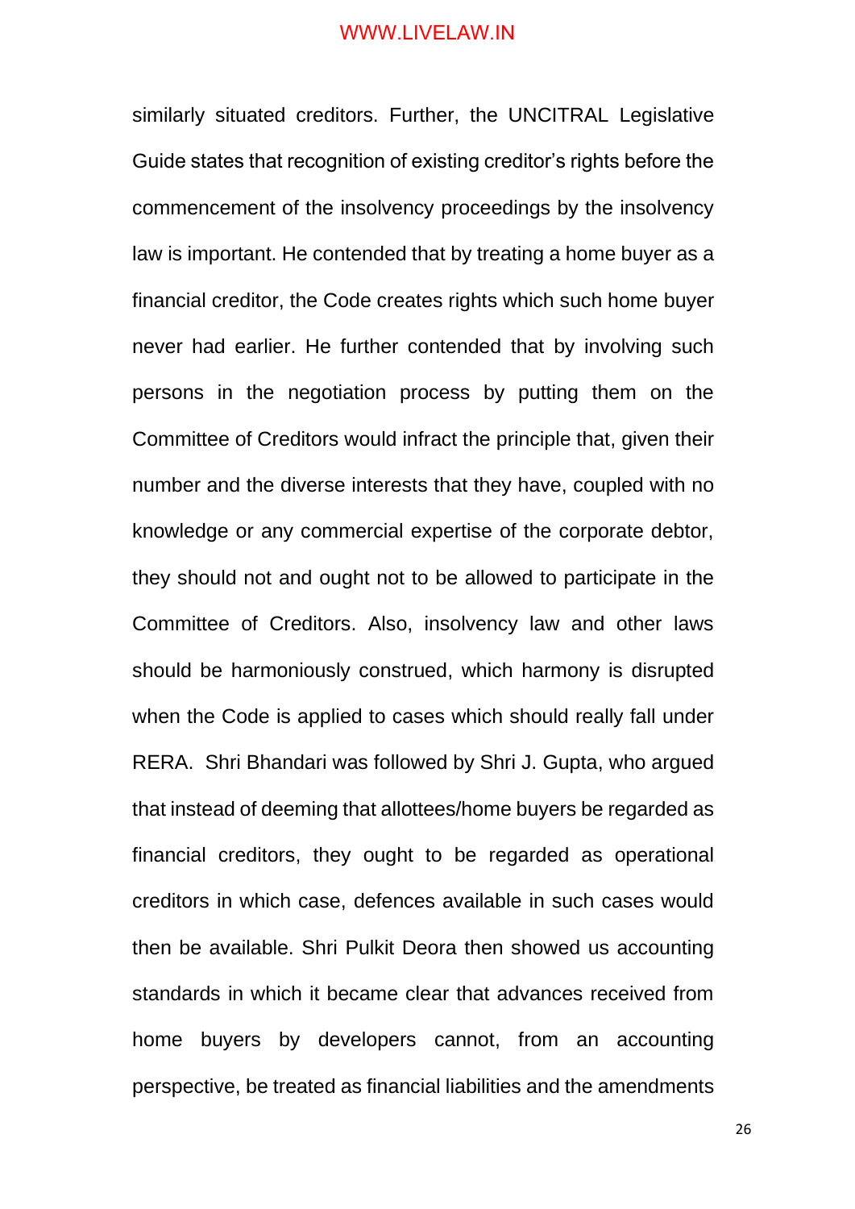similarly situated creditors. Further, the UNCITRAL Legislative Guide states that recognition of existing creditor's rights before the commencement of the insolvency proceedings by the insolvency law is important. He contended that by treating a home buyer as a financial creditor, the Code creates rights which such home buyer never had earlier. He further contended that by involving such persons in the negotiation process by putting them on the Committee of Creditors would infract the principle that, given their number and the diverse interests that they have, coupled with no knowledge or any commercial expertise of the corporate debtor, they should not and ought not to be allowed to participate in the Committee of Creditors. Also, insolvency law and other laws should be harmoniously construed, which harmony is disrupted when the Code is applied to cases which should really fall under RERA. Shri Bhandari was followed by Shri J. Gupta, who argued that instead of deeming that allottees/home buyers be regarded as financial creditors, they ought to be regarded as operational creditors in which case, defences available in such cases would then be available. Shri Pulkit Deora then showed us accounting standards in which it became clear that advances received from home buyers by developers cannot, from an accounting perspective, be treated as financial liabilities and the amendments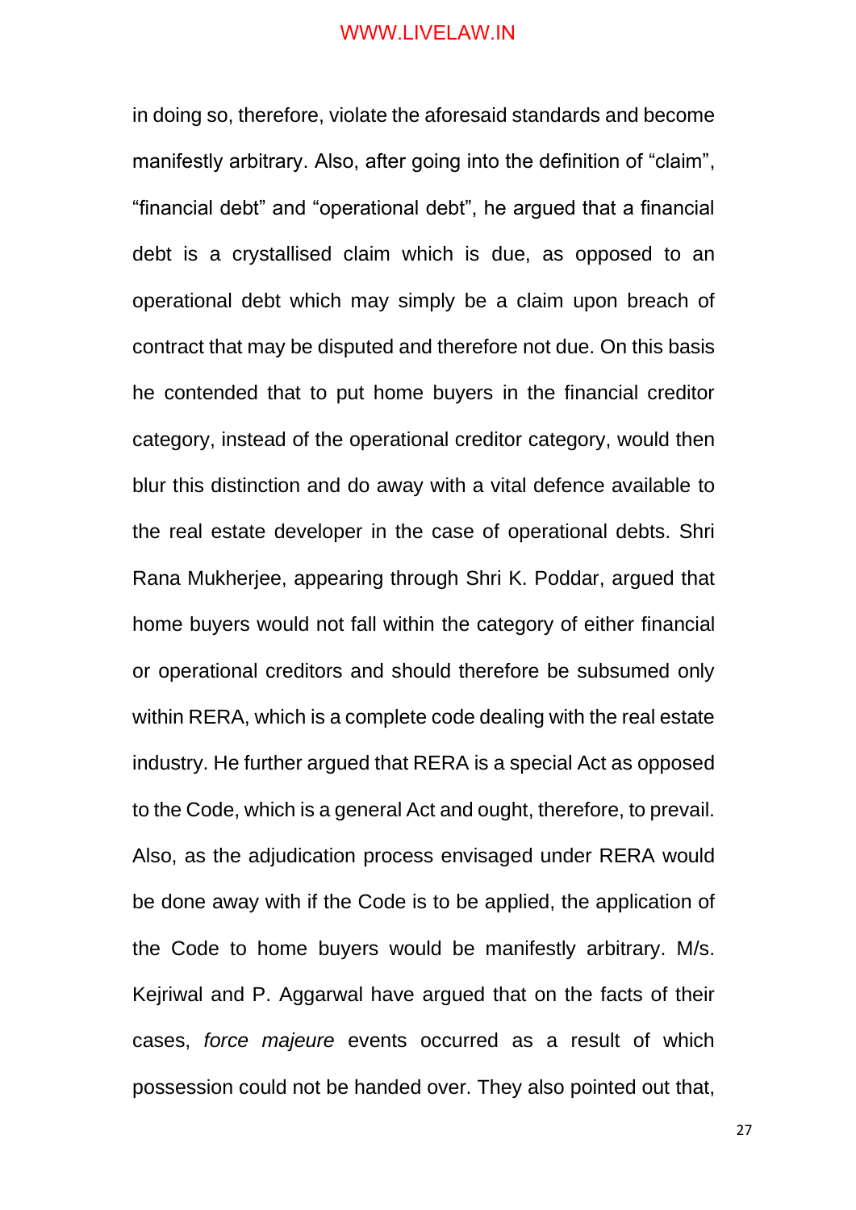in doing so, therefore, violate the aforesaid standards and become manifestly arbitrary. Also, after going into the definition of "claim", "financial debt" and "operational debt", he argued that a financial debt is a crystallised claim which is due, as opposed to an operational debt which may simply be a claim upon breach of contract that may be disputed and therefore not due. On this basis he contended that to put home buyers in the financial creditor category, instead of the operational creditor category, would then blur this distinction and do away with a vital defence available to the real estate developer in the case of operational debts. Shri Rana Mukherjee, appearing through Shri K. Poddar, argued that home buyers would not fall within the category of either financial or operational creditors and should therefore be subsumed only within RERA, which is a complete code dealing with the real estate industry. He further argued that RERA is a special Act as opposed to the Code, which is a general Act and ought, therefore, to prevail. Also, as the adjudication process envisaged under RERA would be done away with if the Code is to be applied, the application of the Code to home buyers would be manifestly arbitrary. M/s. Kejriwal and P. Aggarwal have argued that on the facts of their cases, *force majeure* events occurred as a result of which possession could not be handed over. They also pointed out that,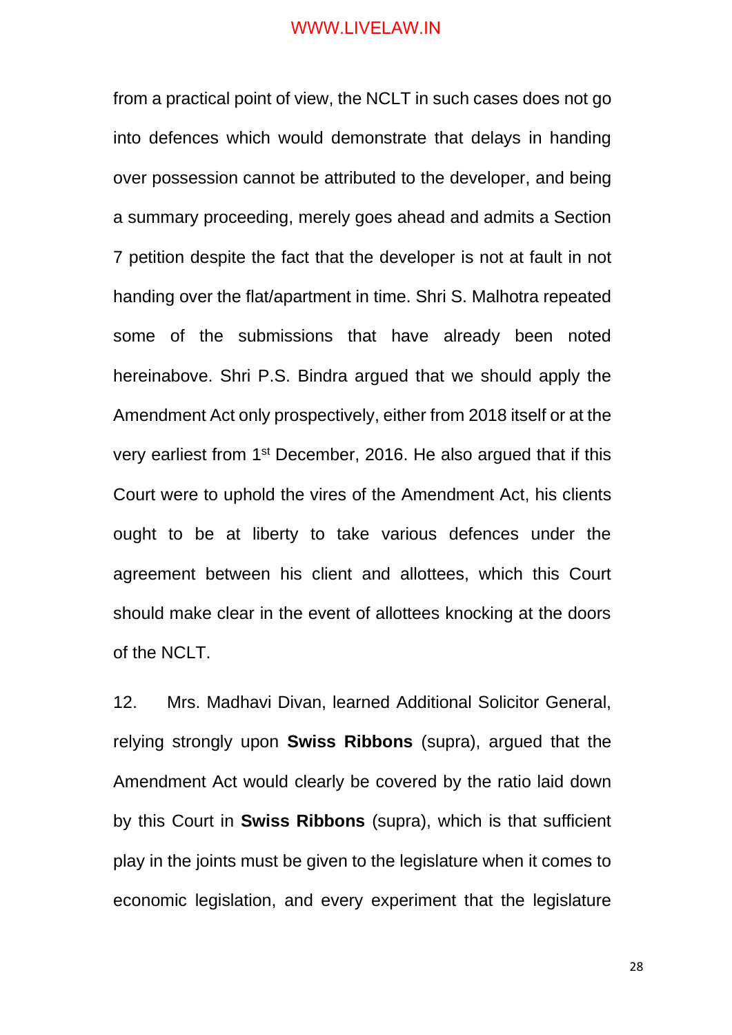from a practical point of view, the NCLT in such cases does not go into defences which would demonstrate that delays in handing over possession cannot be attributed to the developer, and being a summary proceeding, merely goes ahead and admits a Section 7 petition despite the fact that the developer is not at fault in not handing over the flat/apartment in time. Shri S. Malhotra repeated some of the submissions that have already been noted hereinabove. Shri P.S. Bindra argued that we should apply the Amendment Act only prospectively, either from 2018 itself or at the very earliest from 1st December, 2016. He also argued that if this Court were to uphold the vires of the Amendment Act, his clients ought to be at liberty to take various defences under the agreement between his client and allottees, which this Court should make clear in the event of allottees knocking at the doors of the NCLT.

12. Mrs. Madhavi Divan, learned Additional Solicitor General, relying strongly upon **Swiss Ribbons** (supra), argued that the Amendment Act would clearly be covered by the ratio laid down by this Court in **Swiss Ribbons** (supra), which is that sufficient play in the joints must be given to the legislature when it comes to economic legislation, and every experiment that the legislature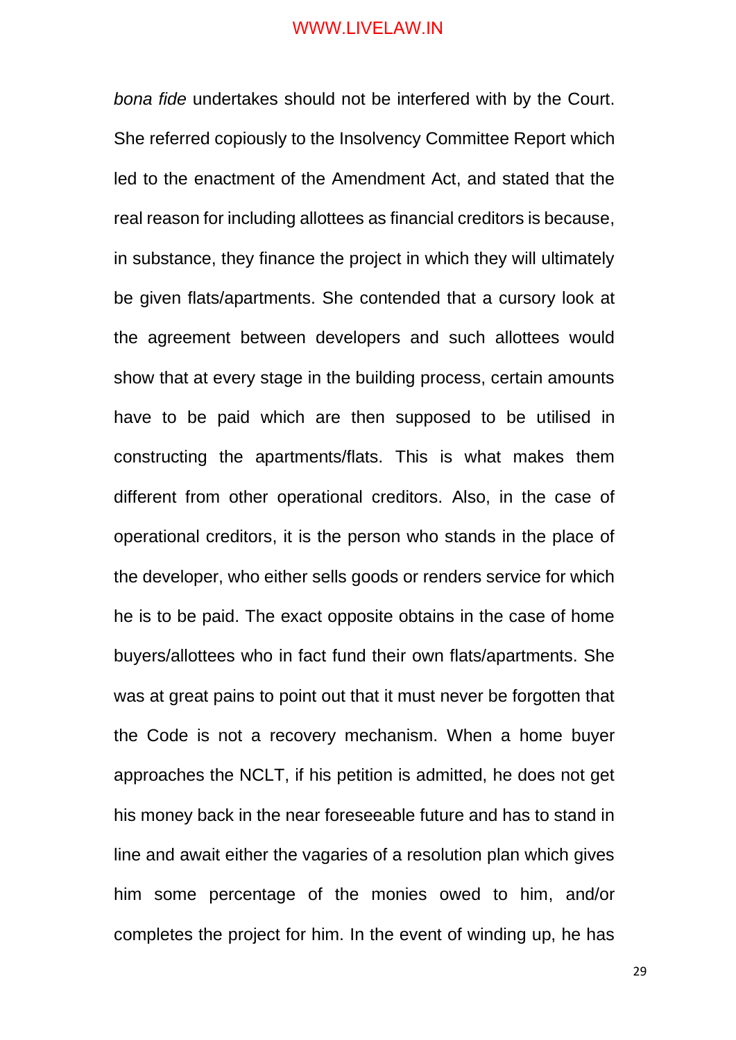*bona fide* undertakes should not be interfered with by the Court. She referred copiously to the Insolvency Committee Report which led to the enactment of the Amendment Act, and stated that the real reason for including allottees as financial creditors is because, in substance, they finance the project in which they will ultimately be given flats/apartments. She contended that a cursory look at the agreement between developers and such allottees would show that at every stage in the building process, certain amounts have to be paid which are then supposed to be utilised in constructing the apartments/flats. This is what makes them different from other operational creditors. Also, in the case of operational creditors, it is the person who stands in the place of the developer, who either sells goods or renders service for which he is to be paid. The exact opposite obtains in the case of home buyers/allottees who in fact fund their own flats/apartments. She was at great pains to point out that it must never be forgotten that the Code is not a recovery mechanism. When a home buyer approaches the NCLT, if his petition is admitted, he does not get his money back in the near foreseeable future and has to stand in line and await either the vagaries of a resolution plan which gives him some percentage of the monies owed to him, and/or completes the project for him. In the event of winding up, he has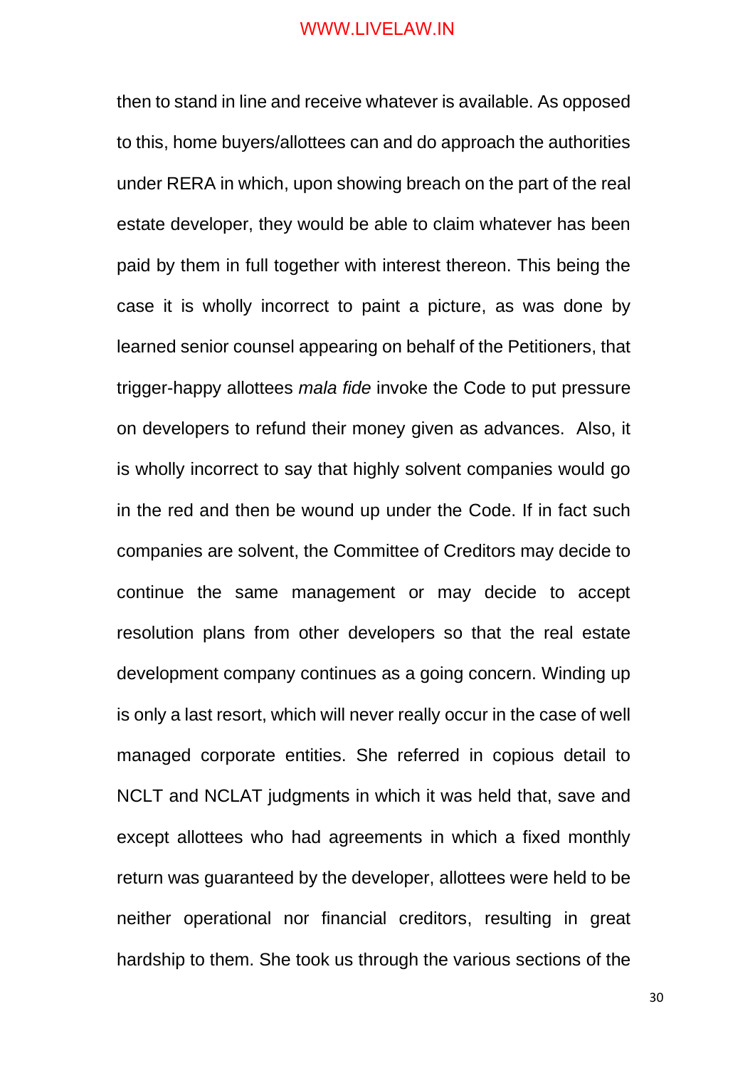then to stand in line and receive whatever is available. As opposed to this, home buyers/allottees can and do approach the authorities under RERA in which, upon showing breach on the part of the real estate developer, they would be able to claim whatever has been paid by them in full together with interest thereon. This being the case it is wholly incorrect to paint a picture, as was done by learned senior counsel appearing on behalf of the Petitioners, that trigger-happy allottees *mala fide* invoke the Code to put pressure on developers to refund their money given as advances. Also, it is wholly incorrect to say that highly solvent companies would go in the red and then be wound up under the Code. If in fact such companies are solvent, the Committee of Creditors may decide to continue the same management or may decide to accept resolution plans from other developers so that the real estate development company continues as a going concern. Winding up is only a last resort, which will never really occur in the case of well managed corporate entities. She referred in copious detail to NCLT and NCLAT judgments in which it was held that, save and except allottees who had agreements in which a fixed monthly return was guaranteed by the developer, allottees were held to be neither operational nor financial creditors, resulting in great hardship to them. She took us through the various sections of the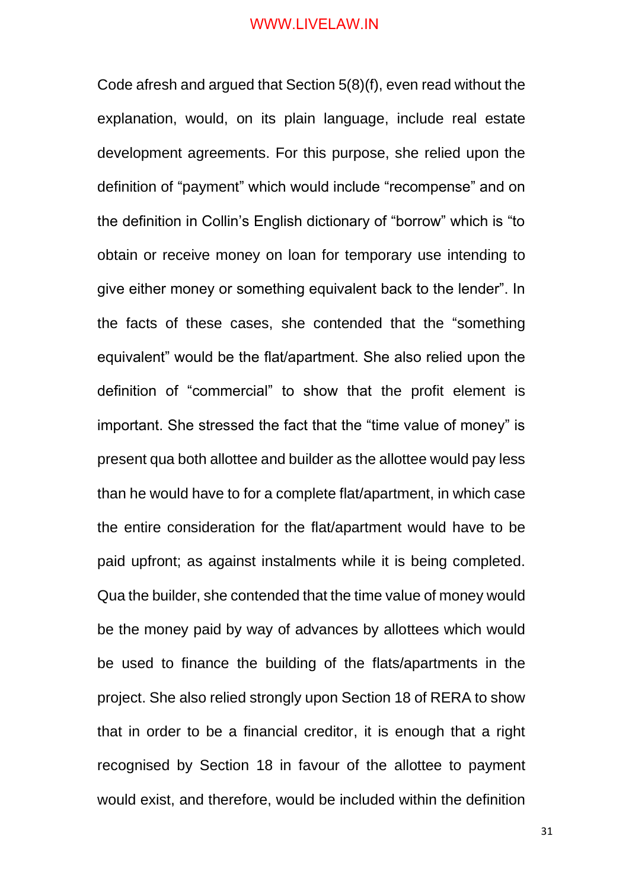Code afresh and argued that Section 5(8)(f), even read without the explanation, would, on its plain language, include real estate development agreements. For this purpose, she relied upon the definition of "payment" which would include "recompense" and on the definition in Collin's English dictionary of "borrow" which is "to obtain or receive money on loan for temporary use intending to give either money or something equivalent back to the lender". In the facts of these cases, she contended that the "something equivalent" would be the flat/apartment. She also relied upon the definition of "commercial" to show that the profit element is important. She stressed the fact that the "time value of money" is present qua both allottee and builder as the allottee would pay less than he would have to for a complete flat/apartment, in which case the entire consideration for the flat/apartment would have to be paid upfront; as against instalments while it is being completed. Qua the builder, she contended that the time value of money would be the money paid by way of advances by allottees which would be used to finance the building of the flats/apartments in the project. She also relied strongly upon Section 18 of RERA to show that in order to be a financial creditor, it is enough that a right recognised by Section 18 in favour of the allottee to payment would exist, and therefore, would be included within the definition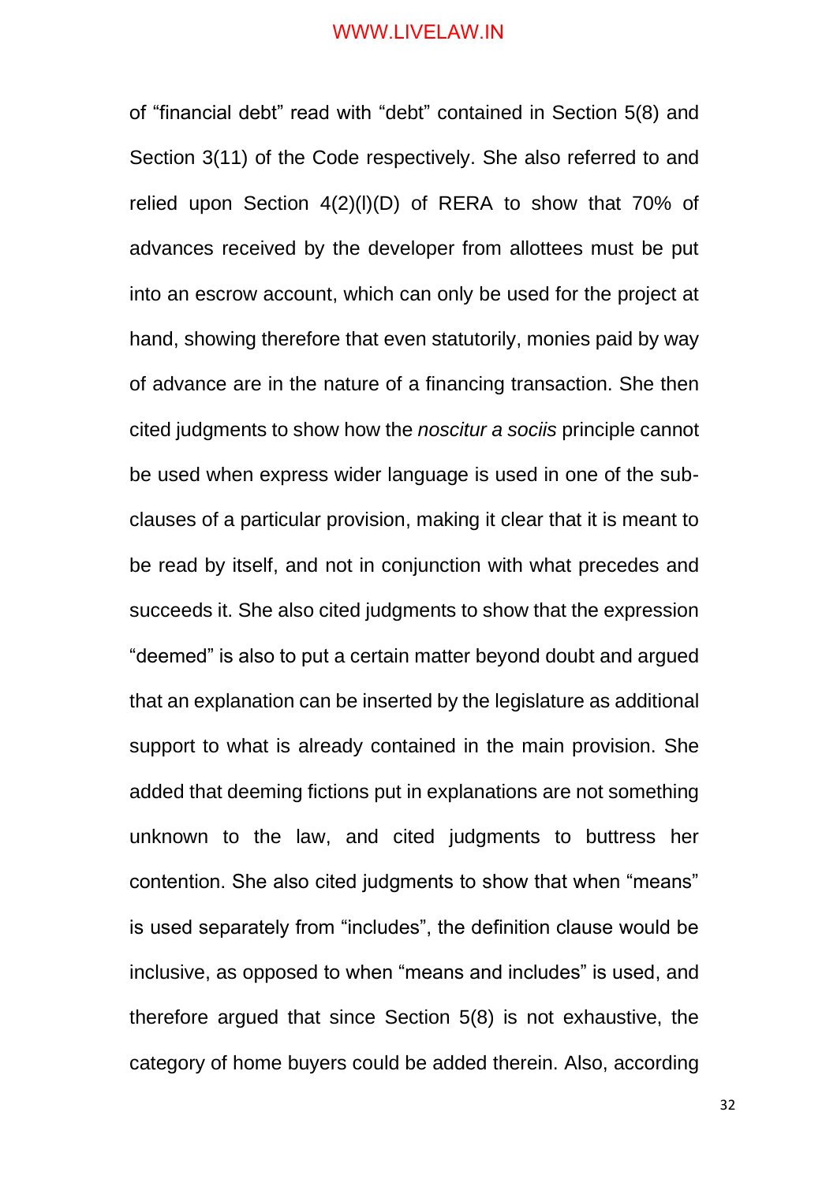of “financial debt” read with “debt” contained in Section 5(8) and Section 3(11) of the Code respectively. She also referred to and relied upon Section 4(2)(l)(D) of RERA to show that 70% of advances received by the developer from allottees must be put into an escrow account, which can only be used for the project at hand, showing therefore that even statutorily, monies paid by way of advance are in the nature of a financing transaction. She then cited judgments to show how the *noscitur a sociis* principle cannot be used when express wider language is used in one of the sub-clauses of a particular provision, making it clear that it is meant to be read by itself, and not in conjunction with what precedes and succeeds it. She also cited judgments to show that the expression “deemed” is also to put a certain matter beyond doubt and argued that an explanation can be inserted by the legislature as additional support to what is already contained in the main provision. She added that deeming fictions put in explanations are not something unknown to the law, and cited judgments to buttress her contention. She also cited judgments to show that when “means” is used separately from “includes”, the definition clause would be inclusive, as opposed to when “means and includes” is used, and therefore argued that since Section 5(8) is not exhaustive, the category of home buyers could be added therein. Also, according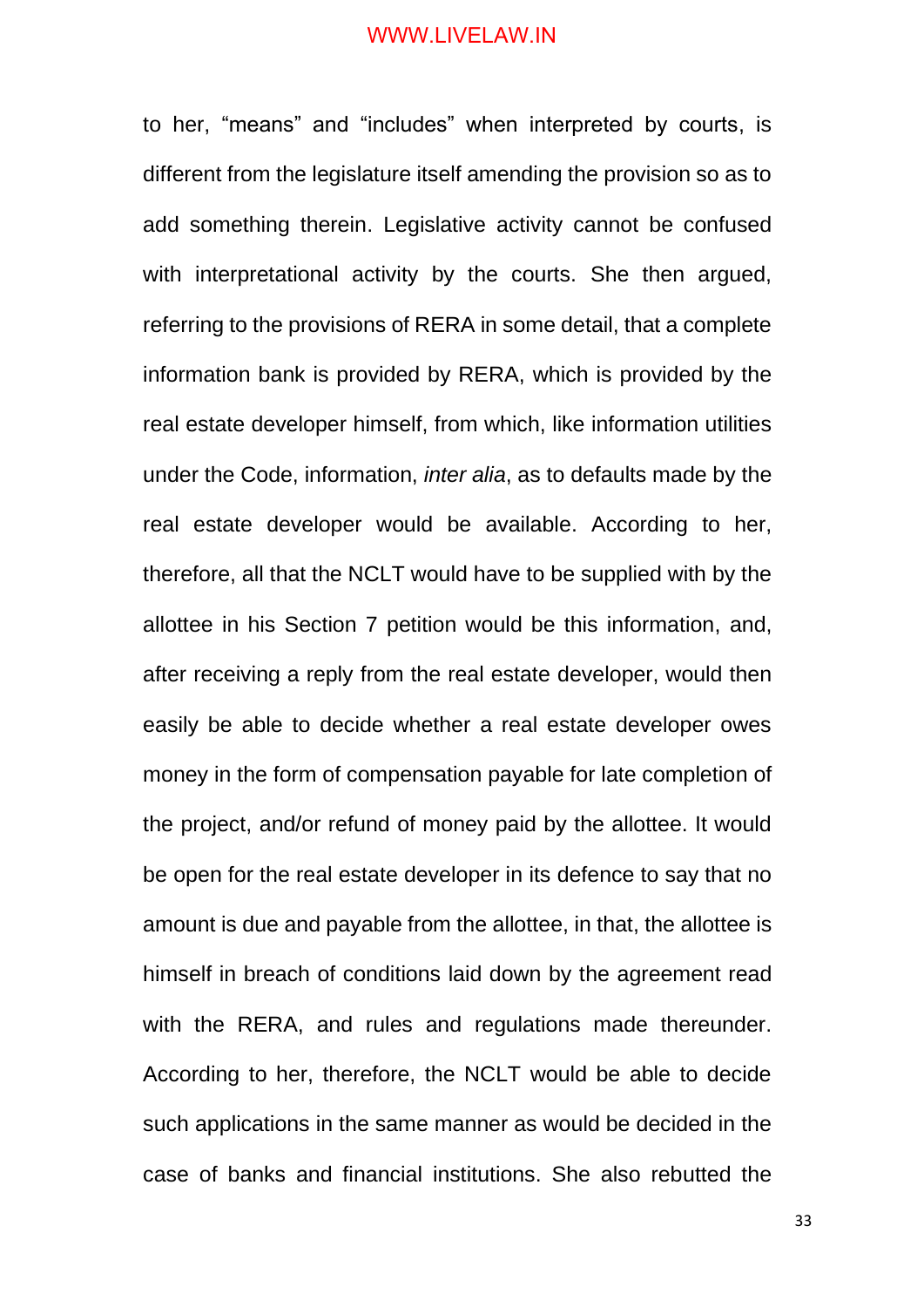to her, "means" and "includes" when interpreted by courts, is different from the legislature itself amending the provision so as to add something therein. Legislative activity cannot be confused with interpretational activity by the courts. She then argued, referring to the provisions of RERA in some detail, that a complete information bank is provided by RERA, which is provided by the real estate developer himself, from which, like information utilities under the Code, information, *inter alia*, as to defaults made by the real estate developer would be available. According to her, therefore, all that the NCLT would have to be supplied with by the allottee in his Section 7 petition would be this information, and, after receiving a reply from the real estate developer, would then easily be able to decide whether a real estate developer owes money in the form of compensation payable for late completion of the project, and/or refund of money paid by the allottee. It would be open for the real estate developer in its defence to say that no amount is due and payable from the allottee, in that, the allottee is himself in breach of conditions laid down by the agreement read with the RERA, and rules and regulations made thereunder. According to her, therefore, the NCLT would be able to decide such applications in the same manner as would be decided in the case of banks and financial institutions. She also rebutted the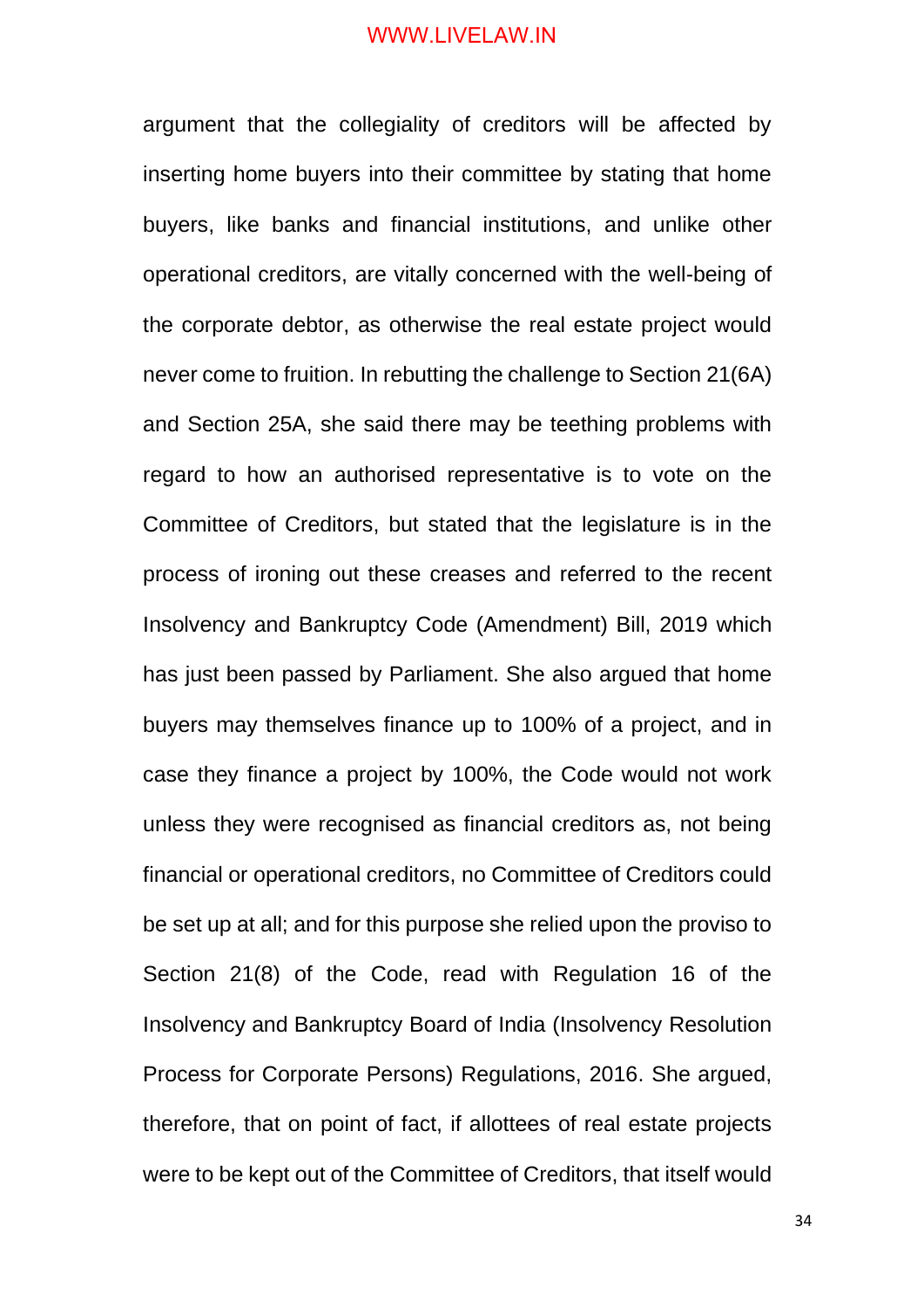argument that the collegiality of creditors will be affected by inserting home buyers into their committee by stating that home buyers, like banks and financial institutions, and unlike other operational creditors, are vitally concerned with the well-being of the corporate debtor, as otherwise the real estate project would never come to fruition. In rebutting the challenge to Section 21(6A) and Section 25A, she said there may be teething problems with regard to how an authorised representative is to vote on the Committee of Creditors, but stated that the legislature is in the process of ironing out these creases and referred to the recent Insolvency and Bankruptcy Code (Amendment) Bill, 2019 which has just been passed by Parliament. She also argued that home buyers may themselves finance up to 100% of a project, and in case they finance a project by 100%, the Code would not work unless they were recognised as financial creditors as, not being financial or operational creditors, no Committee of Creditors could be set up at all; and for this purpose she relied upon the proviso to Section 21(8) of the Code, read with Regulation 16 of the Insolvency and Bankruptcy Board of India (Insolvency Resolution Process for Corporate Persons) Regulations, 2016. She argued, therefore, that on point of fact, if allottees of real estate projects were to be kept out of the Committee of Creditors, that itself would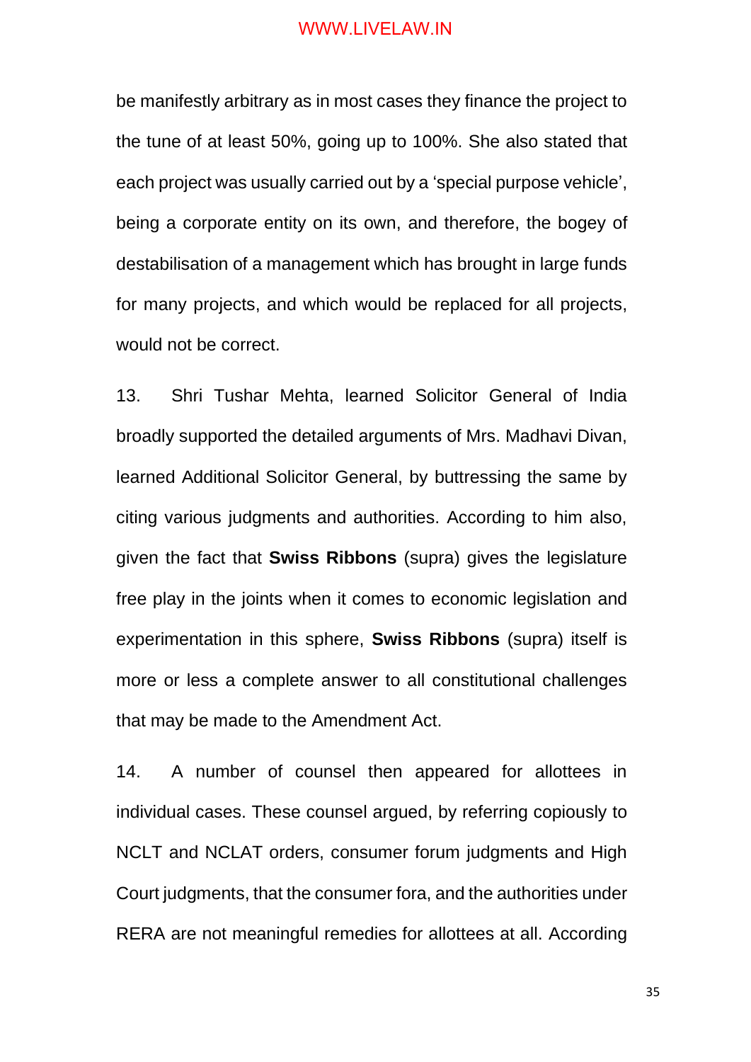be manifestly arbitrary as in most cases they finance the project to the tune of at least 50%, going up to 100%. She also stated that each project was usually carried out by a 'special purpose vehicle', being a corporate entity on its own, and therefore, the bogey of destabilisation of a management which has brought in large funds for many projects, and which would be replaced for all projects, would not be correct.

13. Shri Tushar Mehta, learned Solicitor General of India broadly supported the detailed arguments of Mrs. Madhavi Divan, learned Additional Solicitor General, by buttressing the same by citing various judgments and authorities. According to him also, given the fact that **Swiss Ribbons** (supra) gives the legislature free play in the joints when it comes to economic legislation and experimentation in this sphere, **Swiss Ribbons** (supra) itself is more or less a complete answer to all constitutional challenges that may be made to the Amendment Act.

14. A number of counsel then appeared for allottees in individual cases. These counsel argued, by referring copiously to NCLT and NCLAT orders, consumer forum judgments and High Court judgments, that the consumer fora, and the authorities under RERA are not meaningful remedies for allottees at all. According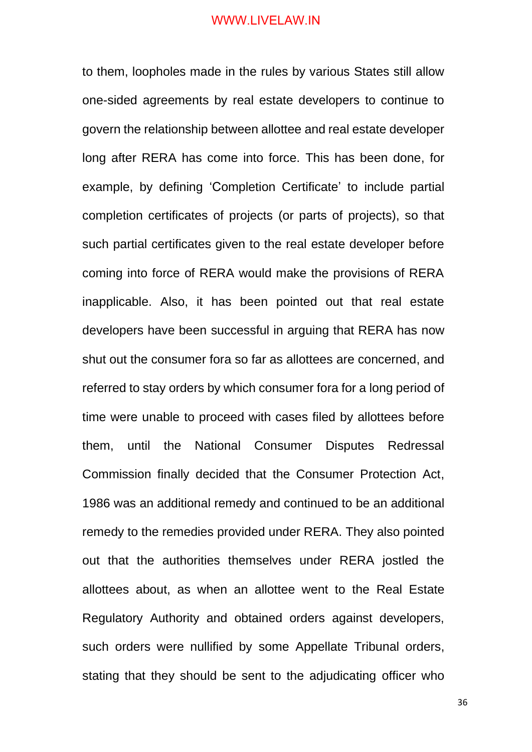to them, loopholes made in the rules by various States still allow one-sided agreements by real estate developers to continue to govern the relationship between allottee and real estate developer long after RERA has come into force. This has been done, for example, by defining 'Completion Certificate' to include partial completion certificates of projects (or parts of projects), so that such partial certificates given to the real estate developer before coming into force of RERA would make the provisions of RERA inapplicable. Also, it has been pointed out that real estate developers have been successful in arguing that RERA has now shut out the consumer fora so far as allottees are concerned, and referred to stay orders by which consumer fora for a long period of time were unable to proceed with cases filed by allottees before them, until the National Consumer Disputes Redressal Commission finally decided that the Consumer Protection Act, 1986 was an additional remedy and continued to be an additional remedy to the remedies provided under RERA. They also pointed out that the authorities themselves under RERA jostled the allottees about, as when an allottee went to the Real Estate Regulatory Authority and obtained orders against developers, such orders were nullified by some Appellate Tribunal orders, stating that they should be sent to the adjudicating officer who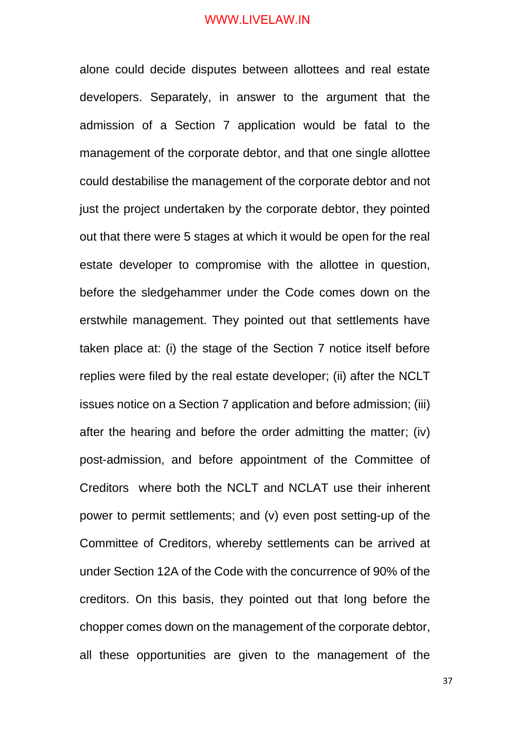alone could decide disputes between allottees and real estate developers. Separately, in answer to the argument that the admission of a Section 7 application would be fatal to the management of the corporate debtor, and that one single allottee could destabilise the management of the corporate debtor and not just the project undertaken by the corporate debtor, they pointed out that there were 5 stages at which it would be open for the real estate developer to compromise with the allottee in question, before the sledgehammer under the Code comes down on the erstwhile management. They pointed out that settlements have taken place at: (i) the stage of the Section 7 notice itself before replies were filed by the real estate developer; (ii) after the NCLT issues notice on a Section 7 application and before admission; (iii) after the hearing and before the order admitting the matter; (iv) post-admission, and before appointment of the Committee of Creditors where both the NCLT and NCLAT use their inherent power to permit settlements; and (v) even post setting-up of the Committee of Creditors, whereby settlements can be arrived at under Section 12A of the Code with the concurrence of 90% of the creditors. On this basis, they pointed out that long before the chopper comes down on the management of the corporate debtor, all these opportunities are given to the management of the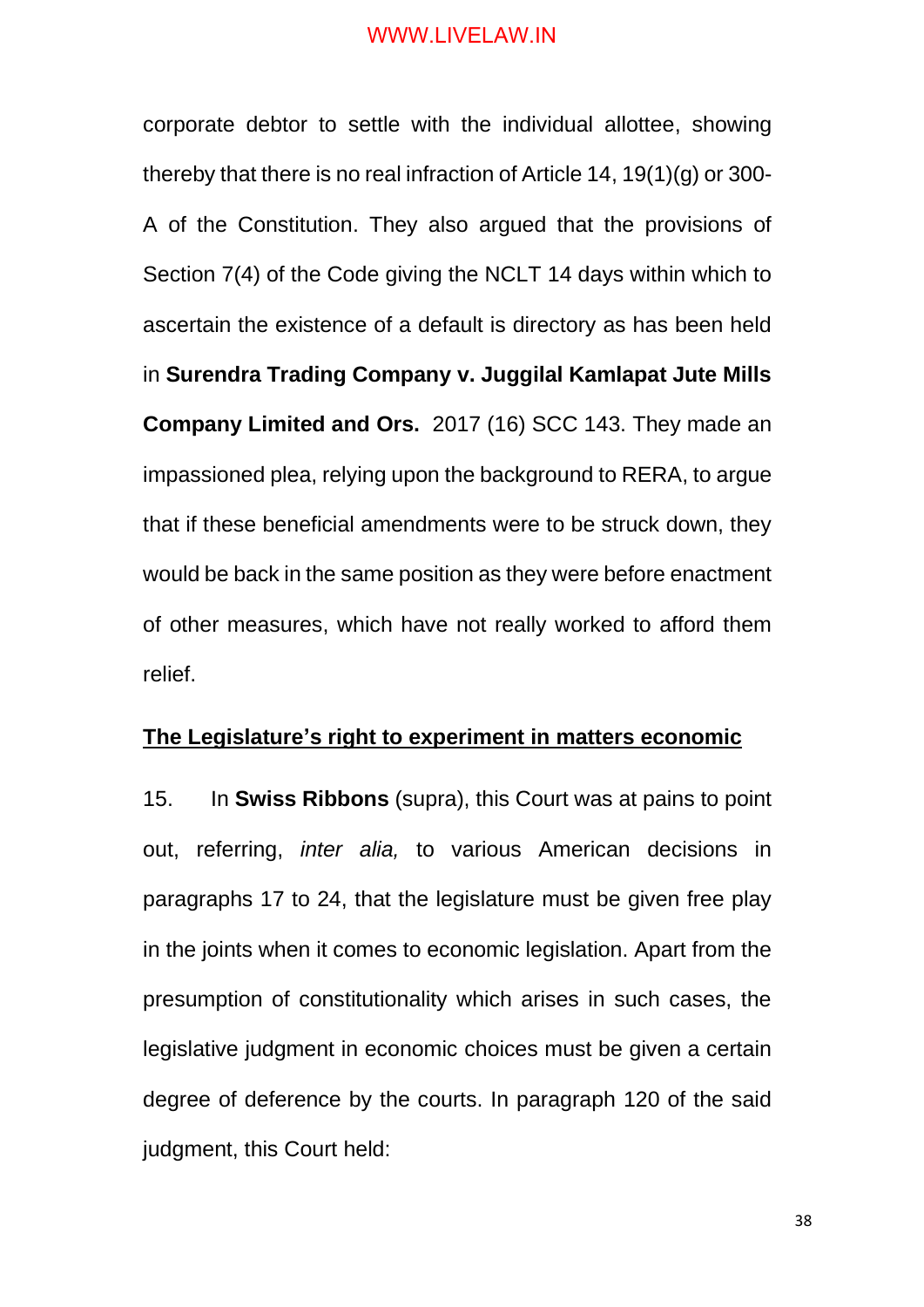corporate debtor to settle with the individual allottee, showing thereby that there is no real infraction of Article 14, 19(1)(g) or 300-A of the Constitution. They also argued that the provisions of Section 7(4) of the Code giving the NCLT 14 days within which to ascertain the existence of a default is directory as has been held in **Surendra Trading Company v. Juggilal Kamlapat Jute Mills Company Limited and Ors.** 2017 (16) SCC 143. They made an impassioned plea, relying upon the background to RERA, to argue that if these beneficial amendments were to be struck down, they would be back in the same position as they were before enactment of other measures, which have not really worked to afford them relief.

**<u>The Legislature's right to experiment in matters economic</u>**

15. In **Swiss Ribbons** (supra), this Court was at pains to point out, referring, *inter alia,* to various American decisions in paragraphs 17 to 24, that the legislature must be given free play in the joints when it comes to economic legislation. Apart from the presumption of constitutionality which arises in such cases, the legislative judgment in economic choices must be given a certain degree of deference by the courts. In paragraph 120 of the said judgment, this Court held: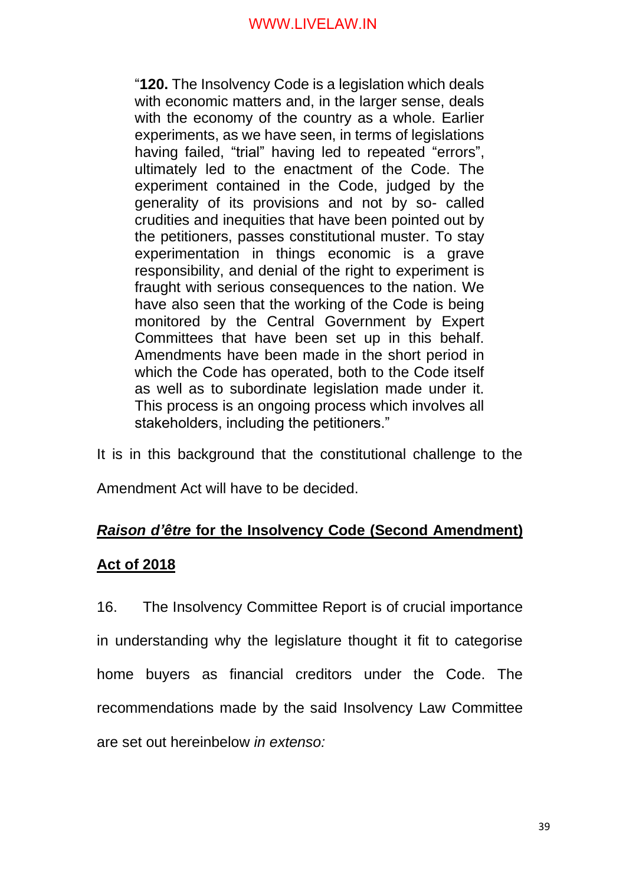> "**120.** The Insolvency Code is a legislation which deals with economic matters and, in the larger sense, deals with the economy of the country as a whole. Earlier experiments, as we have seen, in terms of legislations having failed, "trial" having led to repeated "errors", ultimately led to the enactment of the Code. The experiment contained in the Code, judged by the generality of its provisions and not by so- called crudities and inequities that have been pointed out by the petitioners, passes constitutional muster. To stay experimentation in things economic is a grave responsibility, and denial of the right to experiment is fraught with serious consequences to the nation. We have also seen that the working of the Code is being monitored by the Central Government by Expert Committees that have been set up in this behalf. Amendments have been made in the short period in which the Code has operated, both to the Code itself as well as to subordinate legislation made under it. This process is an ongoing process which involves all stakeholders, including the petitioners."

It is in this background that the constitutional challenge to the Amendment Act will have to be decided.

***<u>Raison d'être</u>* <u>for the Insolvency Code (Second Amendment) Act of 2018</u>**

16. The Insolvency Committee Report is of crucial importance in understanding why the legislature thought it fit to categorise home buyers as financial creditors under the Code. The recommendations made by the said Insolvency Law Committee are set out hereinbelow *in extenso:*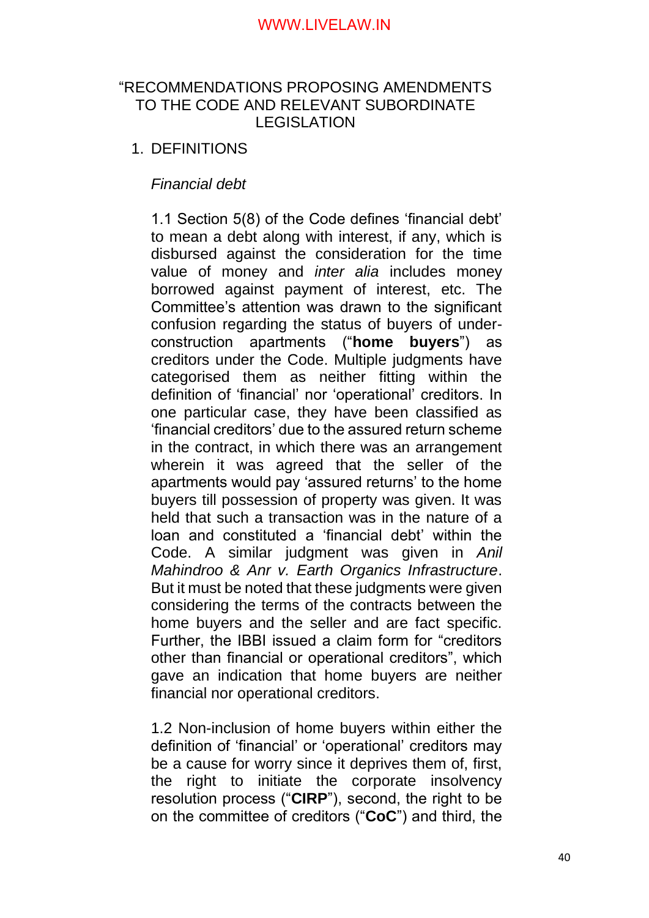"RECOMMENDATIONS PROPOSING AMENDMENTS TO THE CODE AND RELEVANT SUBORDINATE LEGISLATION

1. DEFINITIONS

   *Financial debt*

   1.1 Section 5(8) of the Code defines 'financial debt' to mean a debt along with interest, if any, which is disbursed against the consideration for the time value of money and *inter alia* includes money borrowed against payment of interest, etc. The Committee's attention was drawn to the significant confusion regarding the status of buyers of under-construction apartments ("**home buyers**") as creditors under the Code. Multiple judgments have categorised them as neither fitting within the definition of 'financial' nor 'operational' creditors. In one particular case, they have been classified as 'financial creditors' due to the assured return scheme in the contract, in which there was an arrangement wherein it was agreed that the seller of the apartments would pay 'assured returns' to the home buyers till possession of property was given. It was held that such a transaction was in the nature of a loan and constituted a 'financial debt' within the Code. A similar judgment was given in *Anil Mahindroo & Anr v. Earth Organics Infrastructure*. But it must be noted that these judgments were given considering the terms of the contracts between the home buyers and the seller and are fact specific. Further, the IBBI issued a claim form for "creditors other than financial or operational creditors", which gave an indication that home buyers are neither financial nor operational creditors.

   1.2 Non-inclusion of home buyers within either the definition of 'financial' or 'operational' creditors may be a cause for worry since it deprives them of, first, the right to initiate the corporate insolvency resolution process ("**CIRP**"), second, the right to be on the committee of creditors ("**CoC**") and third, the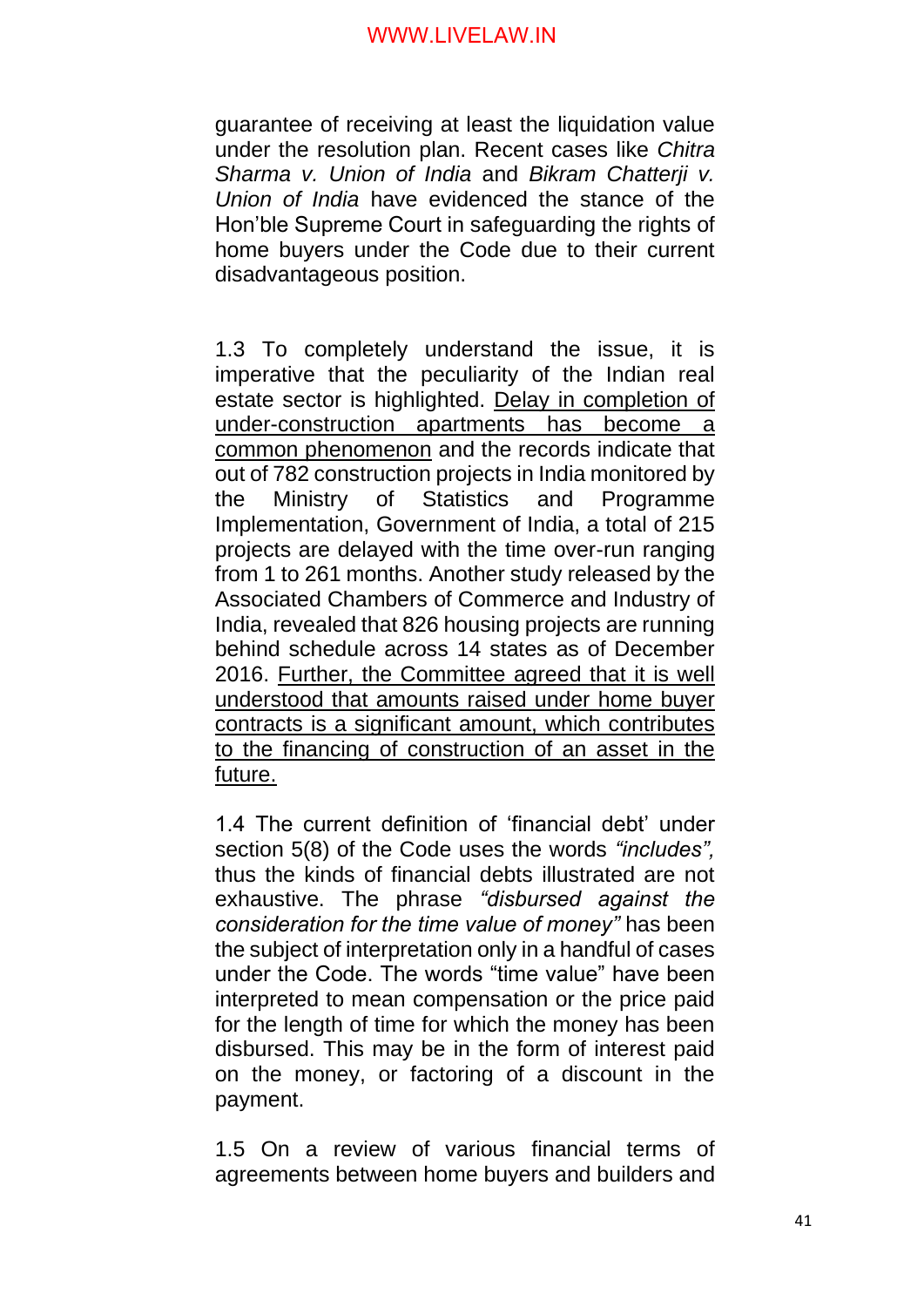guarantee of receiving at least the liquidation value under the resolution plan. Recent cases like *Chitra Sharma v. Union of India* and *Bikram Chatterji v. Union of India* have evidenced the stance of the Hon'ble Supreme Court in safeguarding the rights of home buyers under the Code due to their current disadvantageous position.

1.3 To completely understand the issue, it is imperative that the peculiarity of the Indian real estate sector is highlighted. <u>Delay in completion of under-construction apartments has become a common phenomenon</u> and the records indicate that out of 782 construction projects in India monitored by the Ministry of Statistics and Programme Implementation, Government of India, a total of 215 projects are delayed with the time over-run ranging from 1 to 261 months. Another study released by the Associated Chambers of Commerce and Industry of India, revealed that 826 housing projects are running behind schedule across 14 states as of December 2016. <u>Further, the Committee agreed that it is well understood that amounts raised under home buyer contracts is a significant amount, which contributes to the financing of construction of an asset in the future.</u>

1.4 The current definition of 'financial debt' under section 5(8) of the Code uses the words *"includes",* thus the kinds of financial debts illustrated are not exhaustive. The phrase *"disbursed against the consideration for the time value of money"* has been the subject of interpretation only in a handful of cases under the Code. The words "time value" have been interpreted to mean compensation or the price paid for the length of time for which the money has been disbursed. This may be in the form of interest paid on the money, or factoring of a discount in the payment.

1.5 On a review of various financial terms of agreements between home buyers and builders and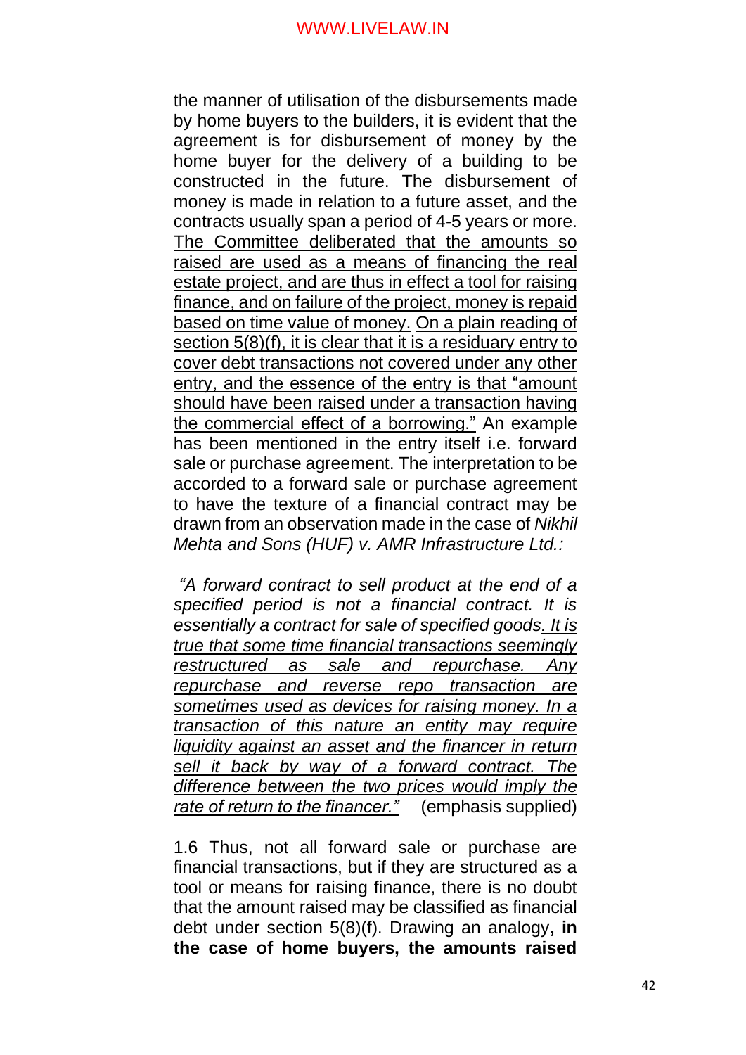the manner of utilisation of the disbursements made by home buyers to the builders, it is evident that the agreement is for disbursement of money by the home buyer for the delivery of a building to be constructed in the future. The disbursement of money is made in relation to a future asset, and the contracts usually span a period of 4-5 years or more. <u>The Committee deliberated that the amounts so raised are used as a means of financing the real estate project, and are thus in effect a tool for raising finance, and on failure of the project, money is repaid based on time value of money.</u> <u>On a plain reading of section 5(8)(f), it is clear that it is a residuary entry to cover debt transactions not covered under any other entry, and the essence of the entry is that "amount should have been raised under a transaction having the commercial effect of a borrowing."</u> An example has been mentioned in the entry itself i.e. forward sale or purchase agreement. The interpretation to be accorded to a forward sale or purchase agreement to have the texture of a financial contract may be drawn from an observation made in the case of *Nikhil Mehta and Sons (HUF) v. AMR Infrastructure Ltd.:*

> *"A forward contract to sell product at the end of a specified period is not a financial contract. It is essentially a contract for sale of specified goods. <u>It is true that some time financial transactions seemingly restructured as sale and repurchase. Any repurchase and reverse repo transaction are sometimes used as devices for raising money. In a transaction of this nature an entity may require liquidity against an asset and the financer in return sell it back by way of a forward contract. The difference between the two prices would imply the rate of return to the financer."</u>* (emphasis supplied)

1.6 Thus, not all forward sale or purchase are financial transactions, but if they are structured as a tool or means for raising finance, there is no doubt that the amount raised may be classified as financial debt under section 5(8)(f). Drawing an analogy**, in the case of home buyers, the amounts raised**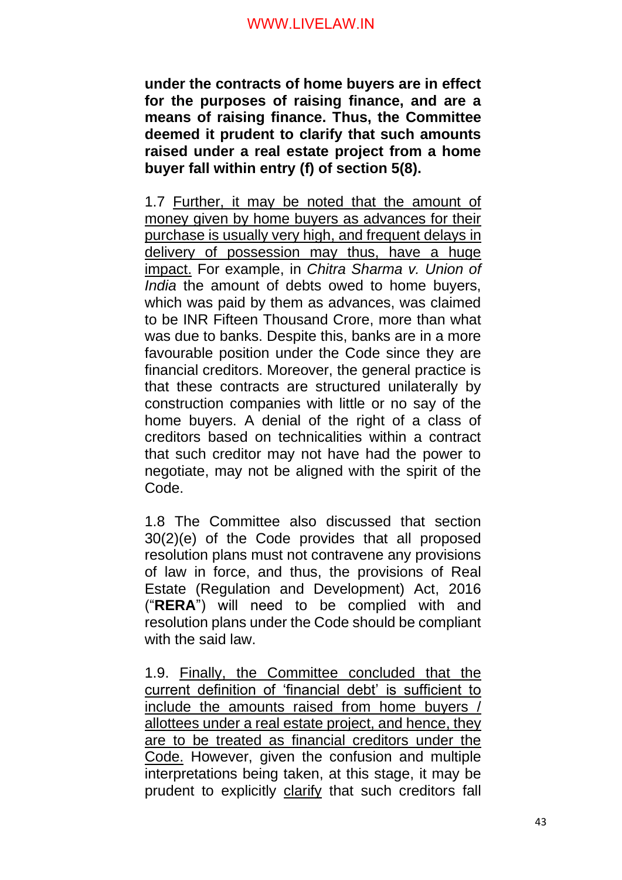**under the contracts of home buyers are in effect for the purposes of raising finance, and are a means of raising finance. Thus, the Committee deemed it prudent to clarify that such amounts raised under a real estate project from a home buyer fall within entry (f) of section 5(8).**

1.7 <u>Further, it may be noted that the amount of money given by home buyers as advances for their purchase is usually very high, and frequent delays in delivery of possession may thus, have a huge impact.</u> For example, in *Chitra Sharma v. Union of India* the amount of debts owed to home buyers, which was paid by them as advances, was claimed to be INR Fifteen Thousand Crore, more than what was due to banks. Despite this, banks are in a more favourable position under the Code since they are financial creditors. Moreover, the general practice is that these contracts are structured unilaterally by construction companies with little or no say of the home buyers. A denial of the right of a class of creditors based on technicalities within a contract that such creditor may not have had the power to negotiate, may not be aligned with the spirit of the Code.

1.8 The Committee also discussed that section 30(2)(e) of the Code provides that all proposed resolution plans must not contravene any provisions of law in force, and thus, the provisions of Real Estate (Regulation and Development) Act, 2016 ("**RERA**") will need to be complied with and resolution plans under the Code should be compliant with the said law.

1.9. <u>Finally, the Committee concluded that the current definition of 'financial debt' is sufficient to include the amounts raised from home buyers / allottees under a real estate project, and hence, they are to be treated as financial creditors under the Code.</u> However, given the confusion and multiple interpretations being taken, at this stage, it may be prudent to explicitly <u>clarify</u> that such creditors fall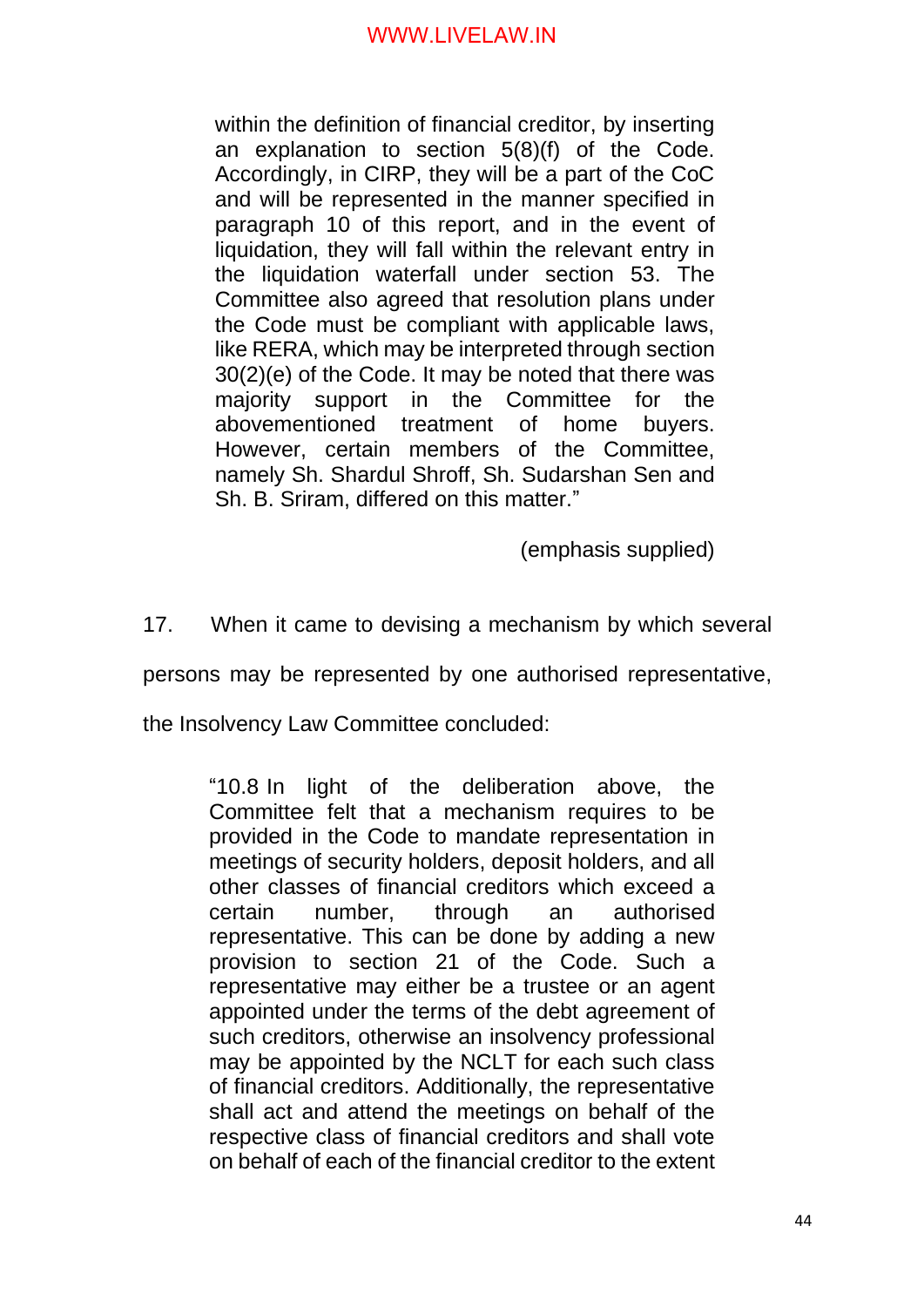> within the definition of financial creditor, by inserting an explanation to section 5(8)(f) of the Code. Accordingly, in CIRP, they will be a part of the CoC and will be represented in the manner specified in paragraph 10 of this report, and in the event of liquidation, they will fall within the relevant entry in the liquidation waterfall under section 53. The Committee also agreed that resolution plans under the Code must be compliant with applicable laws, like RERA, which may be interpreted through section 30(2)(e) of the Code. It may be noted that there was majority support in the Committee for the abovementioned treatment of home buyers. However, certain members of the Committee, namely Sh. Shardul Shroff, Sh. Sudarshan Sen and Sh. B. Sriram, differed on this matter."
>
> (emphasis supplied)

17. When it came to devising a mechanism by which several persons may be represented by one authorised representative, the Insolvency Law Committee concluded:

> "10.8 In light of the deliberation above, the Committee felt that a mechanism requires to be provided in the Code to mandate representation in meetings of security holders, deposit holders, and all other classes of financial creditors which exceed a certain number, through an authorised representative. This can be done by adding a new provision to section 21 of the Code. Such a representative may either be a trustee or an agent appointed under the terms of the debt agreement of such creditors, otherwise an insolvency professional may be appointed by the NCLT for each such class of financial creditors. Additionally, the representative shall act and attend the meetings on behalf of the respective class of financial creditors and shall vote on behalf of each of the financial creditor to the extent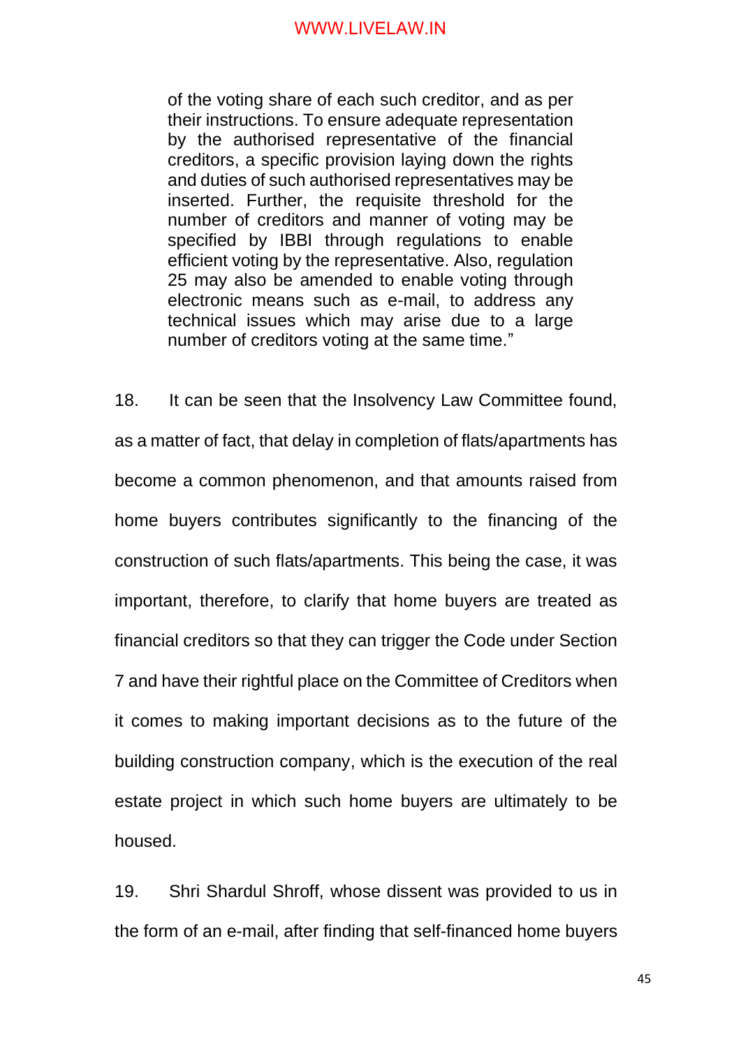> of the voting share of each such creditor, and as per their instructions. To ensure adequate representation by the authorised representative of the financial creditors, a specific provision laying down the rights and duties of such authorised representatives may be inserted. Further, the requisite threshold for the number of creditors and manner of voting may be specified by IBBI through regulations to enable efficient voting by the representative. Also, regulation 25 may also be amended to enable voting through electronic means such as e-mail, to address any technical issues which may arise due to a large number of creditors voting at the same time."

18. It can be seen that the Insolvency Law Committee found, as a matter of fact, that delay in completion of flats/apartments has become a common phenomenon, and that amounts raised from home buyers contributes significantly to the financing of the construction of such flats/apartments. This being the case, it was important, therefore, to clarify that home buyers are treated as financial creditors so that they can trigger the Code under Section 7 and have their rightful place on the Committee of Creditors when it comes to making important decisions as to the future of the building construction company, which is the execution of the real estate project in which such home buyers are ultimately to be housed.

19. Shri Shardul Shroff, whose dissent was provided to us in the form of an e-mail, after finding that self-financed home buyers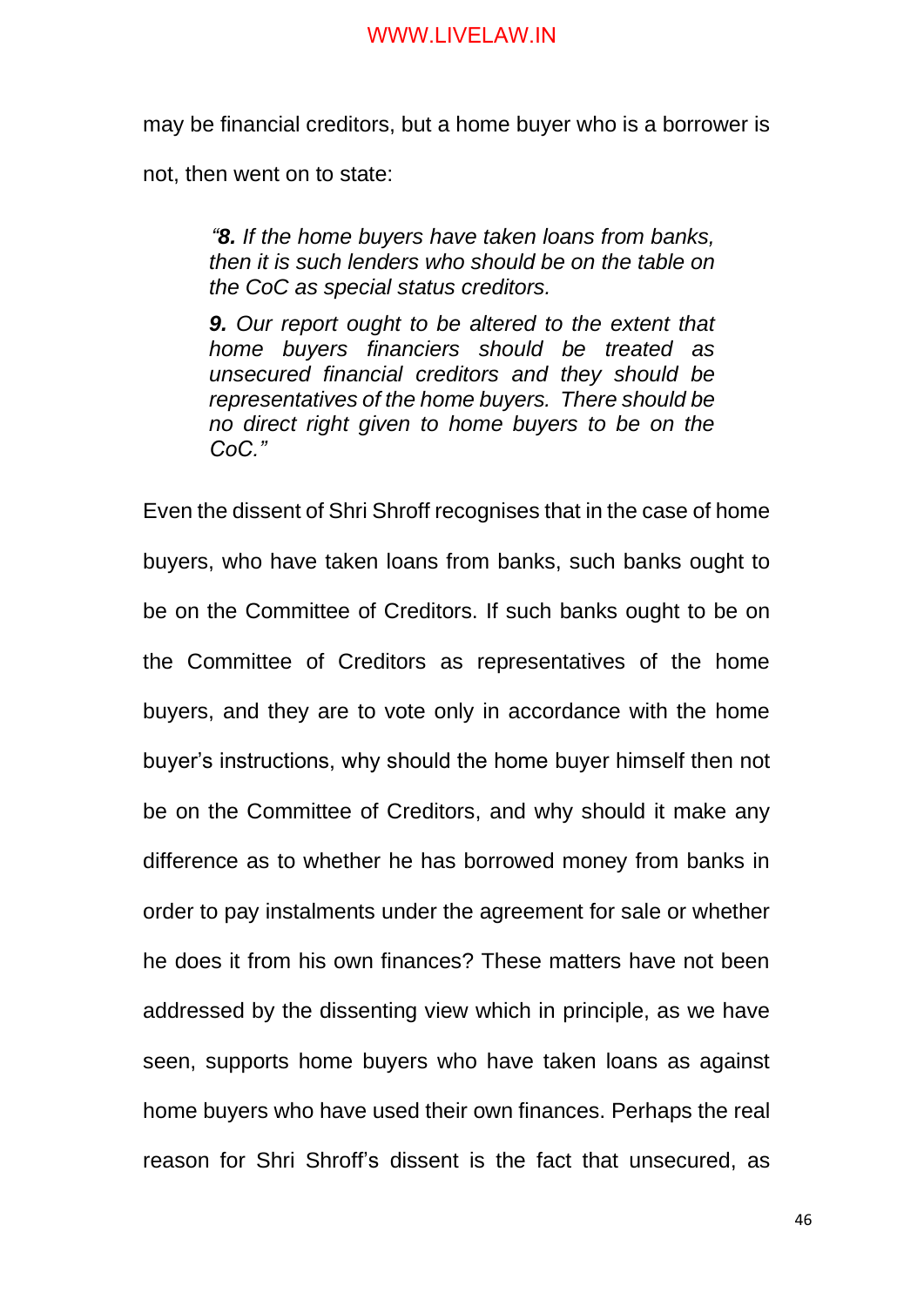may be financial creditors, but a home buyer who is a borrower is not, then went on to state:

> *"**8.** If the home buyers have taken loans from banks, then it is such lenders who should be on the table on the CoC as special status creditors.*
>
> ***9.** Our report ought to be altered to the extent that home buyers financiers should be treated as unsecured financial creditors and they should be representatives of the home buyers. There should be no direct right given to home buyers to be on the CoC."*

Even the dissent of Shri Shroff recognises that in the case of home buyers, who have taken loans from banks, such banks ought to be on the Committee of Creditors. If such banks ought to be on the Committee of Creditors as representatives of the home buyers, and they are to vote only in accordance with the home buyer's instructions, why should the home buyer himself then not be on the Committee of Creditors, and why should it make any difference as to whether he has borrowed money from banks in order to pay instalments under the agreement for sale or whether he does it from his own finances? These matters have not been addressed by the dissenting view which in principle, as we have seen, supports home buyers who have taken loans as against home buyers who have used their own finances. Perhaps the real reason for Shri Shroff's dissent is the fact that unsecured, as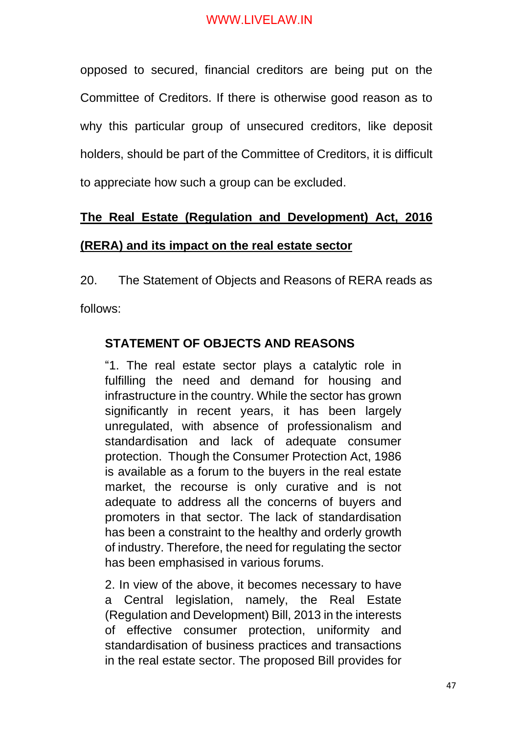opposed to secured, financial creditors are being put on the Committee of Creditors. If there is otherwise good reason as to why this particular group of unsecured creditors, like deposit holders, should be part of the Committee of Creditors, it is difficult to appreciate how such a group can be excluded.

**<u>The Real Estate (Regulation and Development) Act, 2016 (RERA) and its impact on the real estate sector</u>**

20. The Statement of Objects and Reasons of RERA reads as follows:

> **STATEMENT OF OBJECTS AND REASONS**
>
> "1. The real estate sector plays a catalytic role in fulfilling the need and demand for housing and infrastructure in the country. While the sector has grown significantly in recent years, it has been largely unregulated, with absence of professionalism and standardisation and lack of adequate consumer protection. Though the Consumer Protection Act, 1986 is available as a forum to the buyers in the real estate market, the recourse is only curative and is not adequate to address all the concerns of buyers and promoters in that sector. The lack of standardisation has been a constraint to the healthy and orderly growth of industry. Therefore, the need for regulating the sector has been emphasised in various forums.
>
> 2. In view of the above, it becomes necessary to have a Central legislation, namely, the Real Estate (Regulation and Development) Bill, 2013 in the interests of effective consumer protection, uniformity and standardisation of business practices and transactions in the real estate sector. The proposed Bill provides for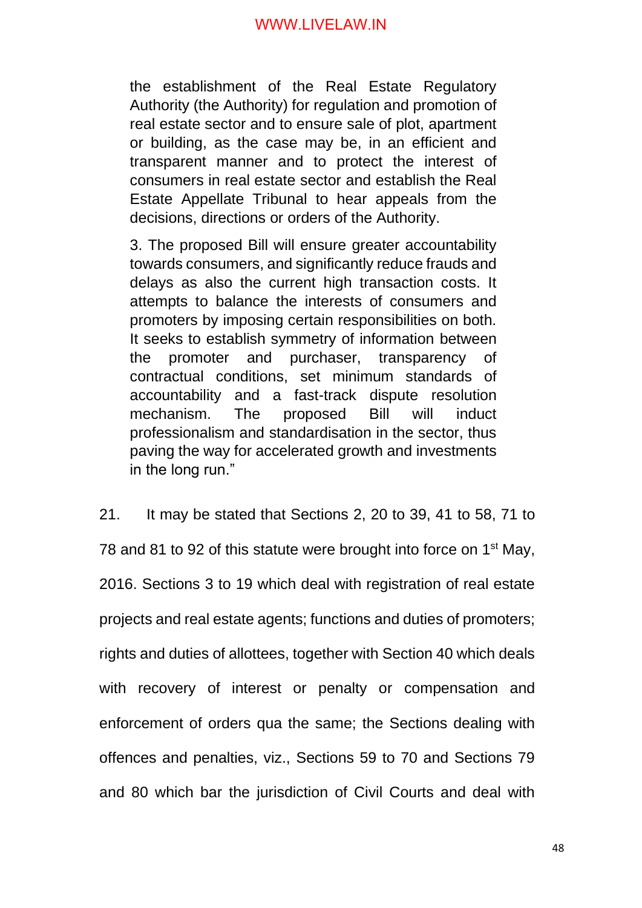> the establishment of the Real Estate Regulatory Authority (the Authority) for regulation and promotion of real estate sector and to ensure sale of plot, apartment or building, as the case may be, in an efficient and transparent manner and to protect the interest of consumers in real estate sector and establish the Real Estate Appellate Tribunal to hear appeals from the decisions, directions or orders of the Authority.
>
> 3. The proposed Bill will ensure greater accountability towards consumers, and significantly reduce frauds and delays as also the current high transaction costs. It attempts to balance the interests of consumers and promoters by imposing certain responsibilities on both. It seeks to establish symmetry of information between the promoter and purchaser, transparency of contractual conditions, set minimum standards of accountability and a fast-track dispute resolution mechanism. The proposed Bill will induct professionalism and standardisation in the sector, thus paving the way for accelerated growth and investments in the long run."

21. It may be stated that Sections 2, 20 to 39, 41 to 58, 71 to 78 and 81 to 92 of this statute were brought into force on 1st May, 2016. Sections 3 to 19 which deal with registration of real estate projects and real estate agents; functions and duties of promoters; rights and duties of allottees, together with Section 40 which deals with recovery of interest or penalty or compensation and enforcement of orders qua the same; the Sections dealing with offences and penalties, viz., Sections 59 to 70 and Sections 79 and 80 which bar the jurisdiction of Civil Courts and deal with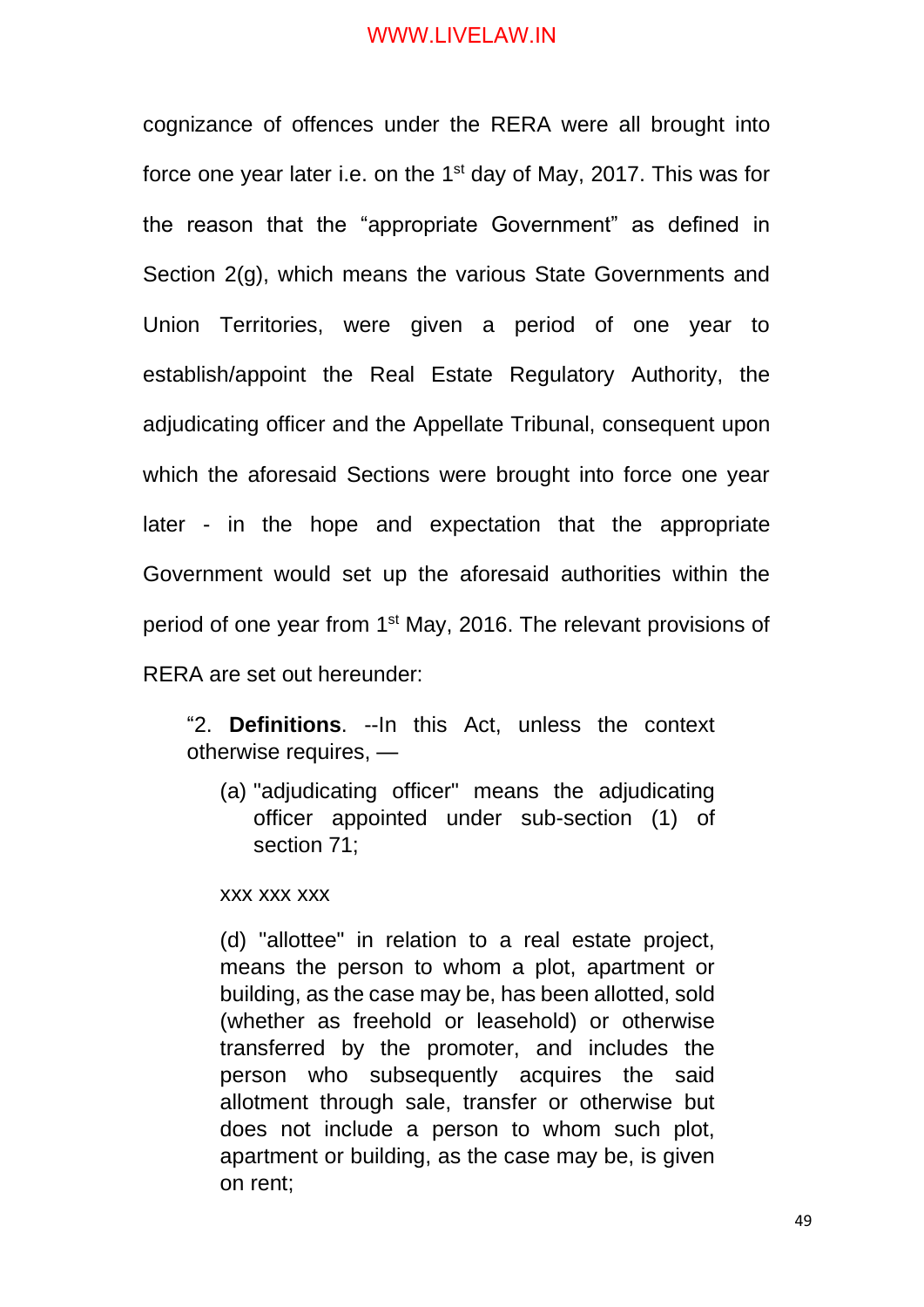cognizance of offences under the RERA were all brought into force one year later i.e. on the 1st day of May, 2017. This was for the reason that the "appropriate Government" as defined in Section 2(g), which means the various State Governments and Union Territories, were given a period of one year to establish/appoint the Real Estate Regulatory Authority, the adjudicating officer and the Appellate Tribunal, consequent upon which the aforesaid Sections were brought into force one year later - in the hope and expectation that the appropriate Government would set up the aforesaid authorities within the period of one year from 1st May, 2016. The relevant provisions of RERA are set out hereunder:

> "2. **Definitions**. --In this Act, unless the context otherwise requires, —
>
> (a) "adjudicating officer" means the adjudicating officer appointed under sub-section (1) of section 71;
>
> xxx xxx xxx
>
> (d) "allottee" in relation to a real estate project, means the person to whom a plot, apartment or building, as the case may be, has been allotted, sold (whether as freehold or leasehold) or otherwise transferred by the promoter, and includes the person who subsequently acquires the said allotment through sale, transfer or otherwise but does not include a person to whom such plot, apartment or building, as the case may be, is given on rent;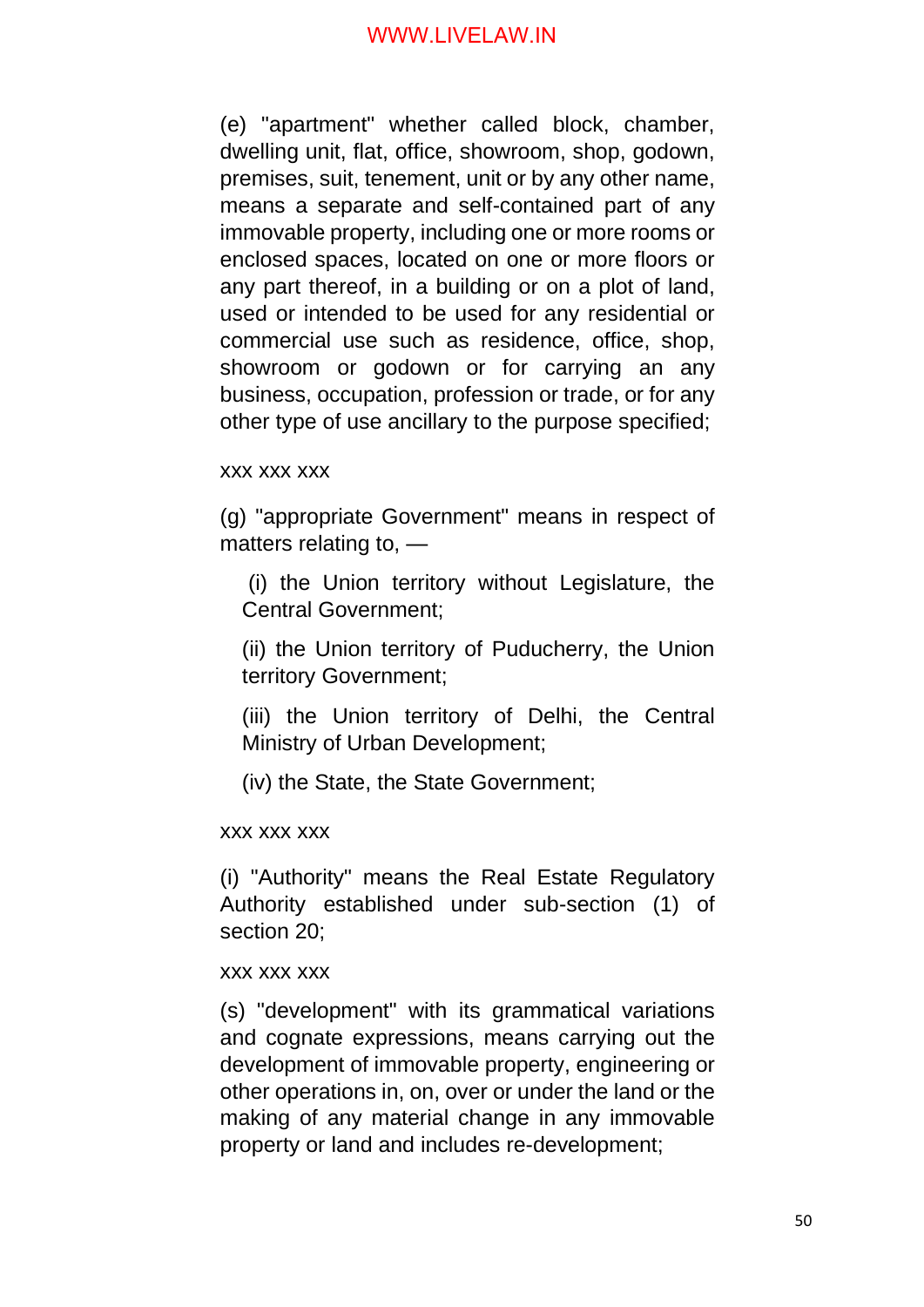(e) "apartment" whether called block, chamber, dwelling unit, flat, office, showroom, shop, godown, premises, suit, tenement, unit or by any other name, means a separate and self-contained part of any immovable property, including one or more rooms or enclosed spaces, located on one or more floors or any part thereof, in a building or on a plot of land, used or intended to be used for any residential or commercial use such as residence, office, shop, showroom or godown or for carrying an any business, occupation, profession or trade, or for any other type of use ancillary to the purpose specified;

xxx xxx xxx

(g) "appropriate Government" means in respect of matters relating to, —

(i) the Union territory without Legislature, the Central Government;

(ii) the Union territory of Puducherry, the Union territory Government;

(iii) the Union territory of Delhi, the Central Ministry of Urban Development;

(iv) the State, the State Government;

xxx xxx xxx

(i) "Authority" means the Real Estate Regulatory Authority established under sub-section (1) of section 20;

xxx xxx xxx

(s) "development" with its grammatical variations and cognate expressions, means carrying out the development of immovable property, engineering or other operations in, on, over or under the land or the making of any material change in any immovable property or land and includes re-development;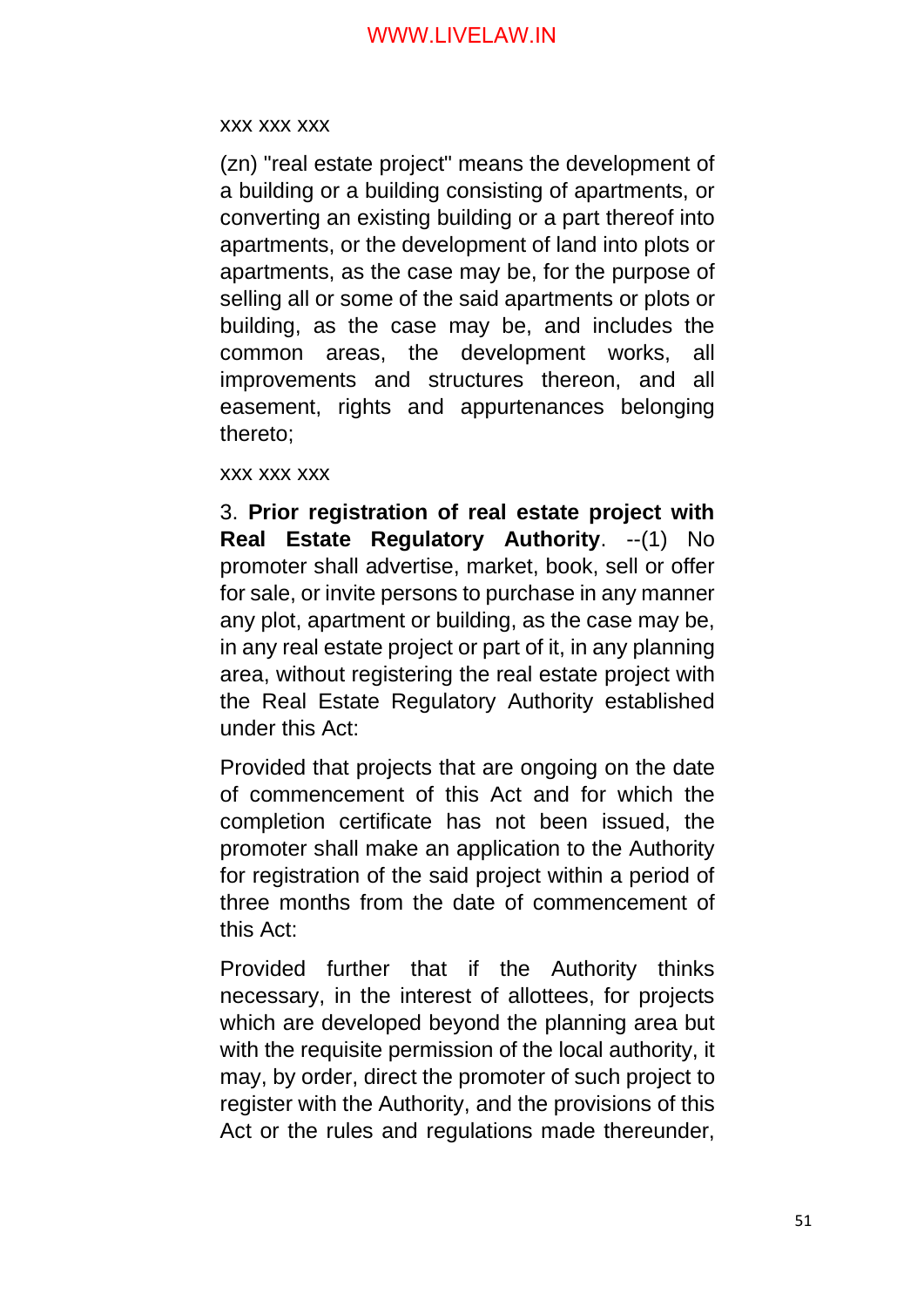xxx xxx xxx

(zn) "real estate project" means the development of a building or a building consisting of apartments, or converting an existing building or a part thereof into apartments, or the development of land into plots or apartments, as the case may be, for the purpose of selling all or some of the said apartments or plots or building, as the case may be, and includes the common areas, the development works, all improvements and structures thereon, and all easement, rights and appurtenances belonging thereto;

xxx xxx xxx

3. **Prior registration of real estate project with Real Estate Regulatory Authority**. --(1) No promoter shall advertise, market, book, sell or offer for sale, or invite persons to purchase in any manner any plot, apartment or building, as the case may be, in any real estate project or part of it, in any planning area, without registering the real estate project with the Real Estate Regulatory Authority established under this Act:

Provided that projects that are ongoing on the date of commencement of this Act and for which the completion certificate has not been issued, the promoter shall make an application to the Authority for registration of the said project within a period of three months from the date of commencement of this Act:

Provided further that if the Authority thinks necessary, in the interest of allottees, for projects which are developed beyond the planning area but with the requisite permission of the local authority, it may, by order, direct the promoter of such project to register with the Authority, and the provisions of this Act or the rules and regulations made thereunder,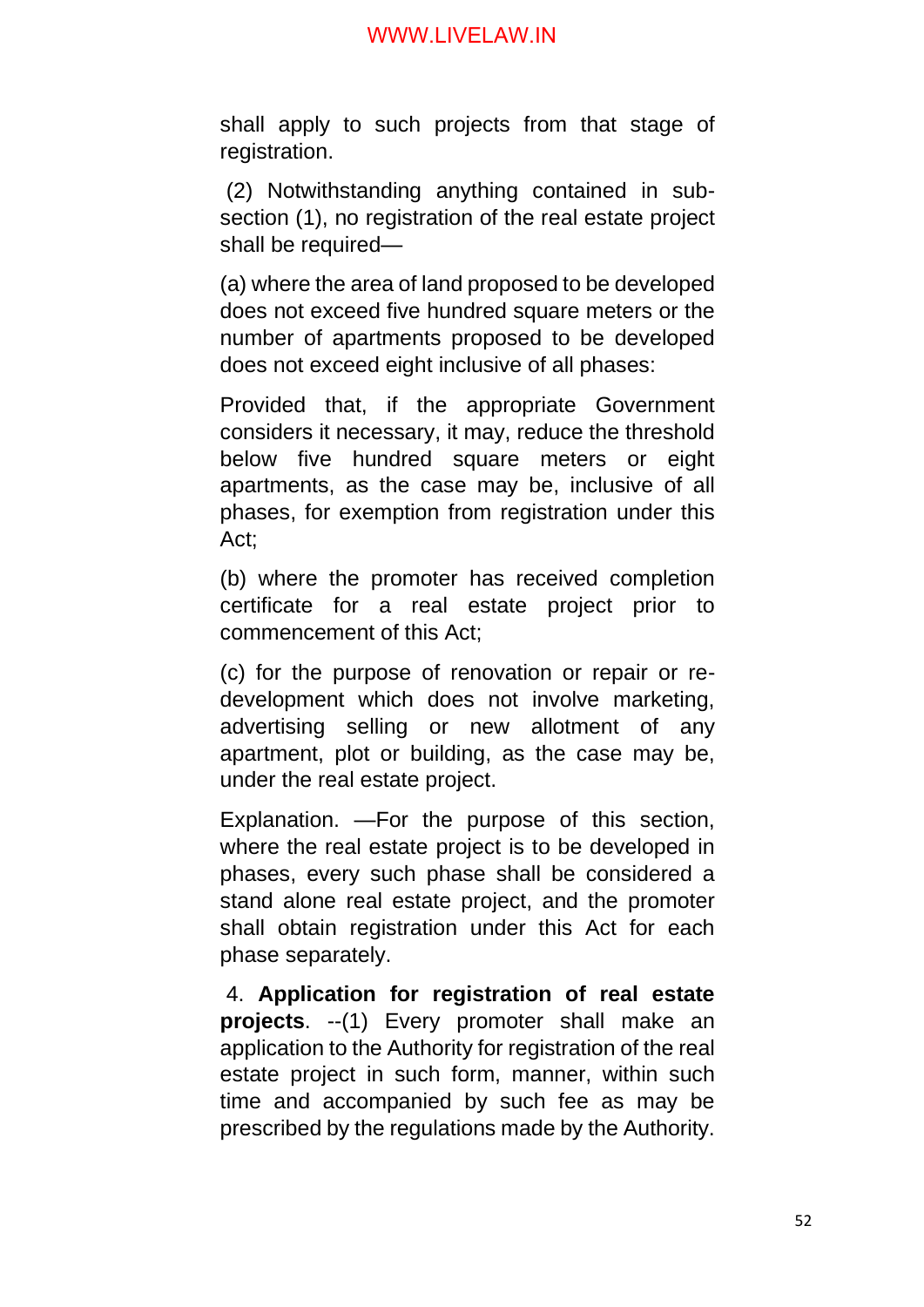shall apply to such projects from that stage of registration.

(2) Notwithstanding anything contained in sub-section (1), no registration of the real estate project shall be required—

(a) where the area of land proposed to be developed does not exceed five hundred square meters or the number of apartments proposed to be developed does not exceed eight inclusive of all phases:

Provided that, if the appropriate Government considers it necessary, it may, reduce the threshold below five hundred square meters or eight apartments, as the case may be, inclusive of all phases, for exemption from registration under this Act;

(b) where the promoter has received completion certificate for a real estate project prior to commencement of this Act;

(c) for the purpose of renovation or repair or re-development which does not involve marketing, advertising selling or new allotment of any apartment, plot or building, as the case may be, under the real estate project.

Explanation. —For the purpose of this section, where the real estate project is to be developed in phases, every such phase shall be considered a stand alone real estate project, and the promoter shall obtain registration under this Act for each phase separately.

4. **Application for registration of real estate projects**. --(1) Every promoter shall make an application to the Authority for registration of the real estate project in such form, manner, within such time and accompanied by such fee as may be prescribed by the regulations made by the Authority.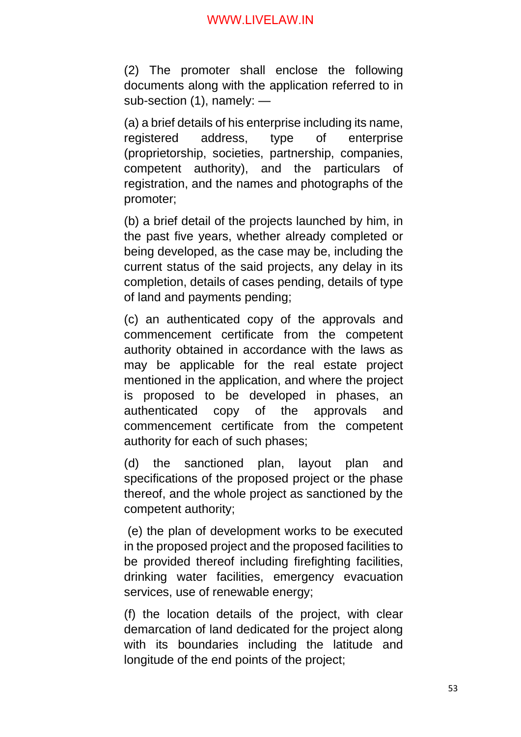(2) The promoter shall enclose the following documents along with the application referred to in sub-section (1), namely: —

(a) a brief details of his enterprise including its name, registered address, type of enterprise (proprietorship, societies, partnership, companies, competent authority), and the particulars of registration, and the names and photographs of the promoter;

(b) a brief detail of the projects launched by him, in the past five years, whether already completed or being developed, as the case may be, including the current status of the said projects, any delay in its completion, details of cases pending, details of type of land and payments pending;

(c) an authenticated copy of the approvals and commencement certificate from the competent authority obtained in accordance with the laws as may be applicable for the real estate project mentioned in the application, and where the project is proposed to be developed in phases, an authenticated copy of the approvals and commencement certificate from the competent authority for each of such phases;

(d) the sanctioned plan, layout plan and specifications of the proposed project or the phase thereof, and the whole project as sanctioned by the competent authority;

(e) the plan of development works to be executed in the proposed project and the proposed facilities to be provided thereof including firefighting facilities, drinking water facilities, emergency evacuation services, use of renewable energy;

(f) the location details of the project, with clear demarcation of land dedicated for the project along with its boundaries including the latitude and longitude of the end points of the project;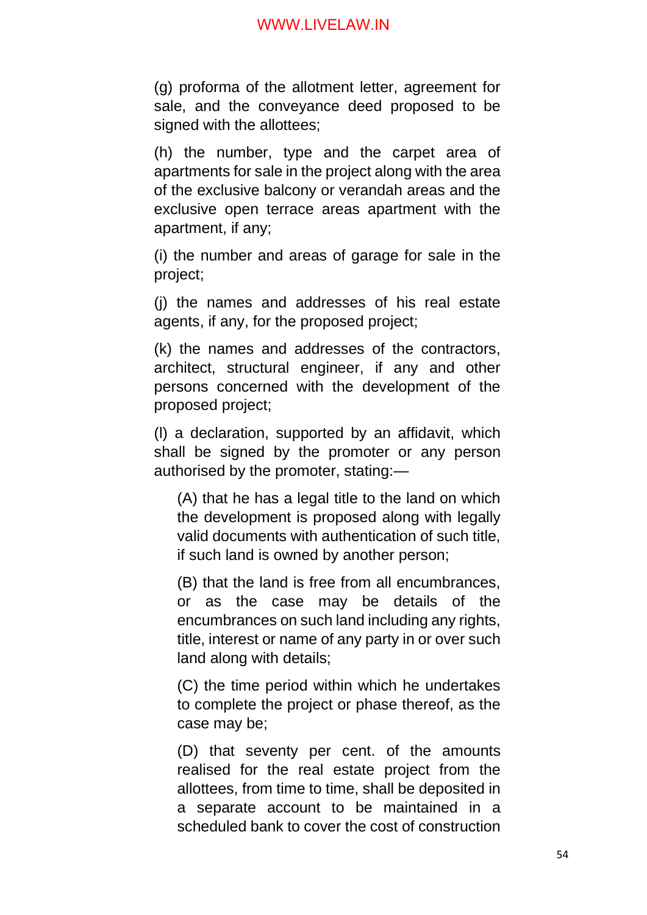(g) proforma of the allotment letter, agreement for sale, and the conveyance deed proposed to be signed with the allottees;

(h) the number, type and the carpet area of apartments for sale in the project along with the area of the exclusive balcony or verandah areas and the exclusive open terrace areas apartment with the apartment, if any;

(i) the number and areas of garage for sale in the project;

(j) the names and addresses of his real estate agents, if any, for the proposed project;

(k) the names and addresses of the contractors, architect, structural engineer, if any and other persons concerned with the development of the proposed project;

(l) a declaration, supported by an affidavit, which shall be signed by the promoter or any person authorised by the promoter, stating:—

> (A) that he has a legal title to the land on which the development is proposed along with legally valid documents with authentication of such title, if such land is owned by another person;
>
> (B) that the land is free from all encumbrances, or as the case may be details of the encumbrances on such land including any rights, title, interest or name of any party in or over such land along with details;
>
> (C) the time period within which he undertakes to complete the project or phase thereof, as the case may be;
>
> (D) that seventy per cent. of the amounts realised for the real estate project from the allottees, from time to time, shall be deposited in a separate account to be maintained in a scheduled bank to cover the cost of construction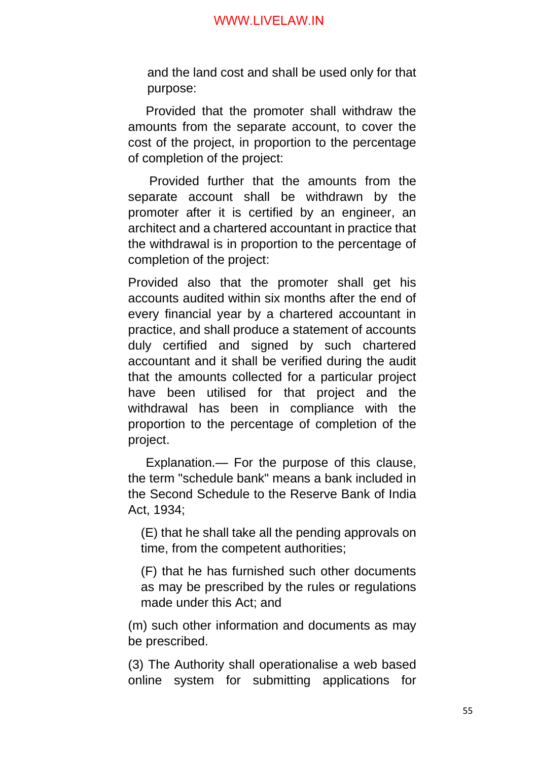and the land cost and shall be used only for that purpose:

Provided that the promoter shall withdraw the amounts from the separate account, to cover the cost of the project, in proportion to the percentage of completion of the project:

Provided further that the amounts from the separate account shall be withdrawn by the promoter after it is certified by an engineer, an architect and a chartered accountant in practice that the withdrawal is in proportion to the percentage of completion of the project:

Provided also that the promoter shall get his accounts audited within six months after the end of every financial year by a chartered accountant in practice, and shall produce a statement of accounts duly certified and signed by such chartered accountant and it shall be verified during the audit that the amounts collected for a particular project have been utilised for that project and the withdrawal has been in compliance with the proportion to the percentage of completion of the project.

Explanation.— For the purpose of this clause, the term "schedule bank" means a bank included in the Second Schedule to the Reserve Bank of India Act, 1934;

(E) that he shall take all the pending approvals on time, from the competent authorities;

(F) that he has furnished such other documents as may be prescribed by the rules or regulations made under this Act; and

(m) such other information and documents as may be prescribed.

(3) The Authority shall operationalise a web based online system for submitting applications for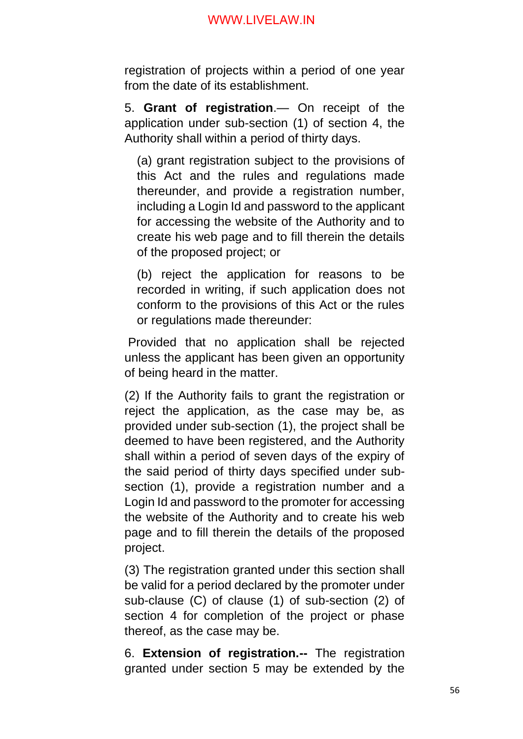registration of projects within a period of one year from the date of its establishment.

5. **Grant of registration**.— On receipt of the application under sub-section (1) of section 4, the Authority shall within a period of thirty days.

(a) grant registration subject to the provisions of this Act and the rules and regulations made thereunder, and provide a registration number, including a Login Id and password to the applicant for accessing the website of the Authority and to create his web page and to fill therein the details of the proposed project; or

(b) reject the application for reasons to be recorded in writing, if such application does not conform to the provisions of this Act or the rules or regulations made thereunder:

Provided that no application shall be rejected unless the applicant has been given an opportunity of being heard in the matter.

(2) If the Authority fails to grant the registration or reject the application, as the case may be, as provided under sub-section (1), the project shall be deemed to have been registered, and the Authority shall within a period of seven days of the expiry of the said period of thirty days specified under sub-section (1), provide a registration number and a Login Id and password to the promoter for accessing the website of the Authority and to create his web page and to fill therein the details of the proposed project.

(3) The registration granted under this section shall be valid for a period declared by the promoter under sub-clause (C) of clause (1) of sub-section (2) of section 4 for completion of the project or phase thereof, as the case may be.

6. **Extension of registration.--** The registration granted under section 5 may be extended by the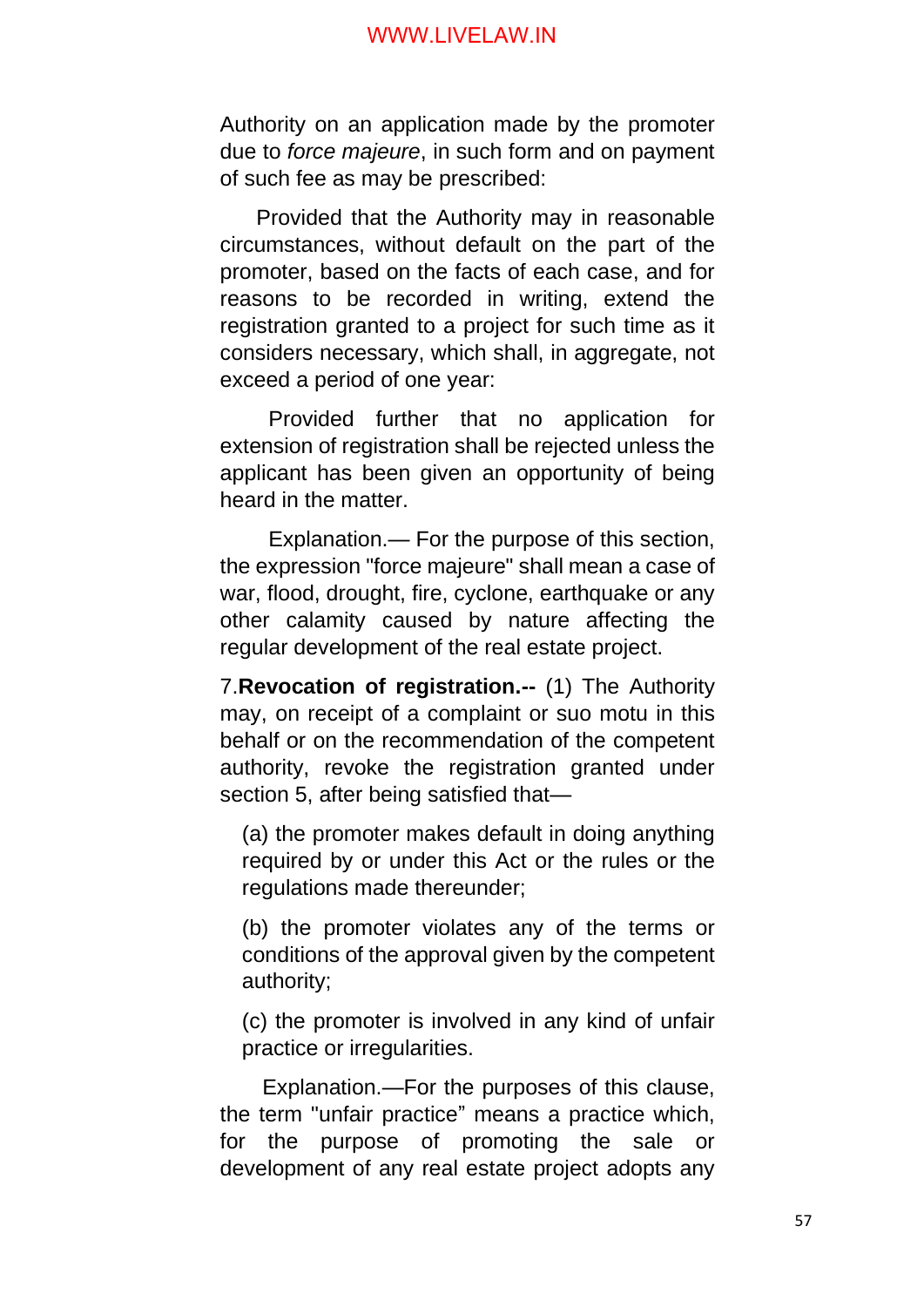Authority on an application made by the promoter due to *force majeure*, in such form and on payment of such fee as may be prescribed:

Provided that the Authority may in reasonable circumstances, without default on the part of the promoter, based on the facts of each case, and for reasons to be recorded in writing, extend the registration granted to a project for such time as it considers necessary, which shall, in aggregate, not exceed a period of one year:

Provided further that no application for extension of registration shall be rejected unless the applicant has been given an opportunity of being heard in the matter.

Explanation.— For the purpose of this section, the expression "force majeure" shall mean a case of war, flood, drought, fire, cyclone, earthquake or any other calamity caused by nature affecting the regular development of the real estate project.

7.**Revocation of registration.--** (1) The Authority may, on receipt of a complaint or suo motu in this behalf or on the recommendation of the competent authority, revoke the registration granted under section 5, after being satisfied that—

(a) the promoter makes default in doing anything required by or under this Act or the rules or the regulations made thereunder;

(b) the promoter violates any of the terms or conditions of the approval given by the competent authority;

(c) the promoter is involved in any kind of unfair practice or irregularities.

Explanation.—For the purposes of this clause, the term "unfair practice" means a practice which, for the purpose of promoting the sale or development of any real estate project adopts any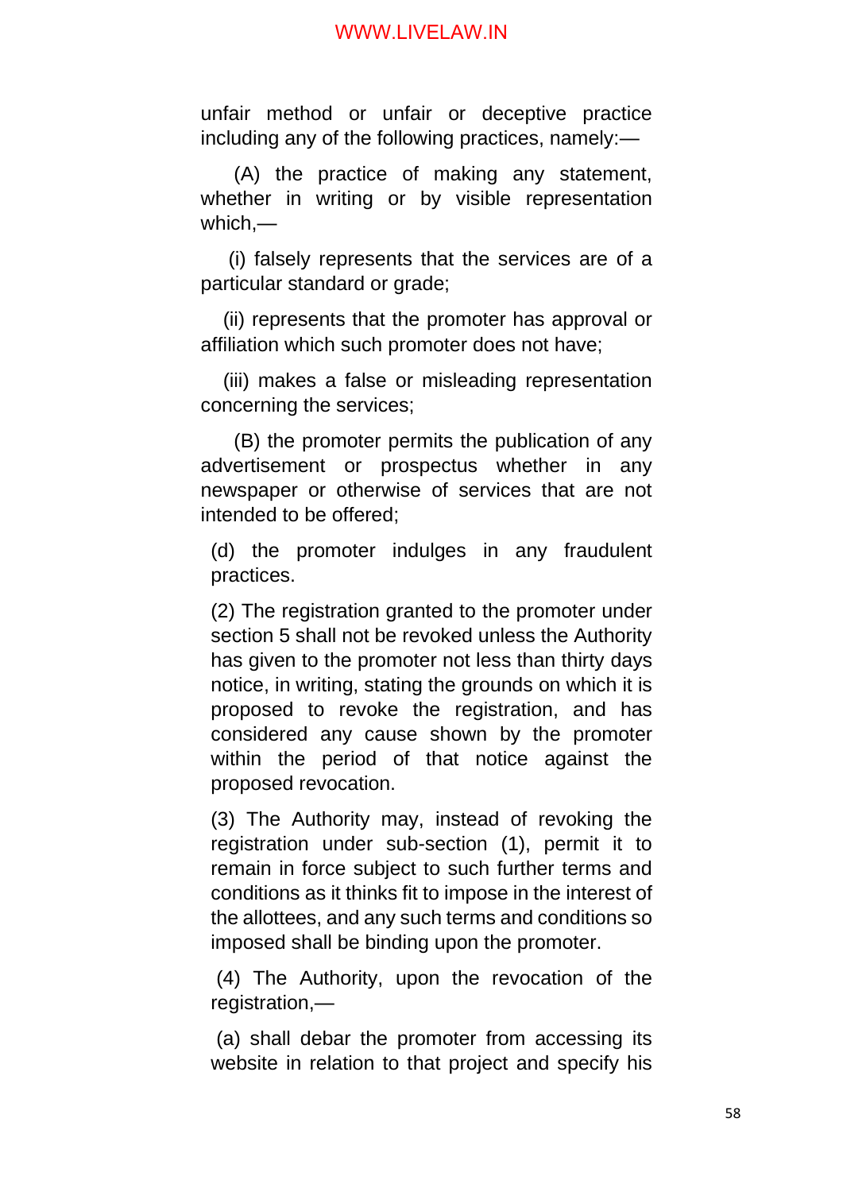unfair method or unfair or deceptive practice including any of the following practices, namely:—

(A) the practice of making any statement, whether in writing or by visible representation which,—

(i) falsely represents that the services are of a particular standard or grade;

(ii) represents that the promoter has approval or affiliation which such promoter does not have;

(iii) makes a false or misleading representation concerning the services;

(B) the promoter permits the publication of any advertisement or prospectus whether in any newspaper or otherwise of services that are not intended to be offered;

(d) the promoter indulges in any fraudulent practices.

(2) The registration granted to the promoter under section 5 shall not be revoked unless the Authority has given to the promoter not less than thirty days notice, in writing, stating the grounds on which it is proposed to revoke the registration, and has considered any cause shown by the promoter within the period of that notice against the proposed revocation.

(3) The Authority may, instead of revoking the registration under sub-section (1), permit it to remain in force subject to such further terms and conditions as it thinks fit to impose in the interest of the allottees, and any such terms and conditions so imposed shall be binding upon the promoter.

(4) The Authority, upon the revocation of the registration,—

(a) shall debar the promoter from accessing its website in relation to that project and specify his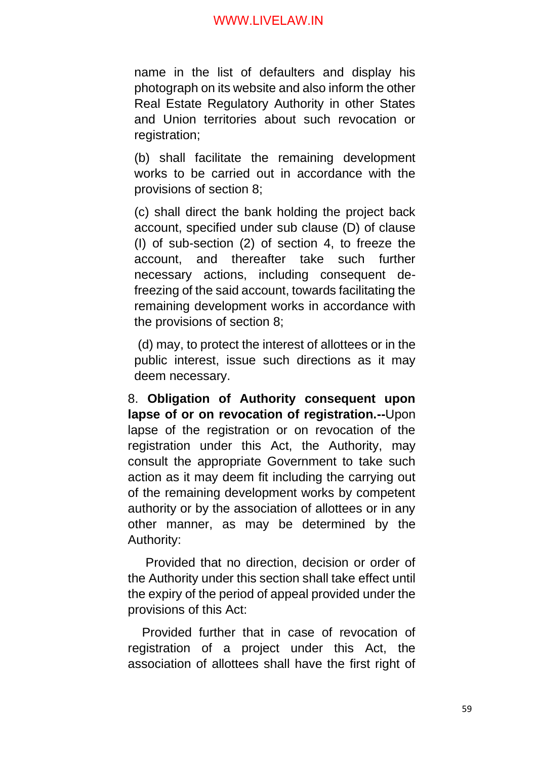name in the list of defaulters and display his photograph on its website and also inform the other Real Estate Regulatory Authority in other States and Union territories about such revocation or registration;

(b) shall facilitate the remaining development works to be carried out in accordance with the provisions of section 8;

(c) shall direct the bank holding the project back account, specified under sub clause (D) of clause (I) of sub-section (2) of section 4, to freeze the account, and thereafter take such further necessary actions, including consequent de-freezing of the said account, towards facilitating the remaining development works in accordance with the provisions of section 8;

(d) may, to protect the interest of allottees or in the public interest, issue such directions as it may deem necessary.

8. **Obligation of Authority consequent upon lapse of or on revocation of registration.--**Upon lapse of the registration or on revocation of the registration under this Act, the Authority, may consult the appropriate Government to take such action as it may deem fit including the carrying out of the remaining development works by competent authority or by the association of allottees or in any other manner, as may be determined by the Authority:

Provided that no direction, decision or order of the Authority under this section shall take effect until the expiry of the period of appeal provided under the provisions of this Act:

Provided further that in case of revocation of registration of a project under this Act, the association of allottees shall have the first right of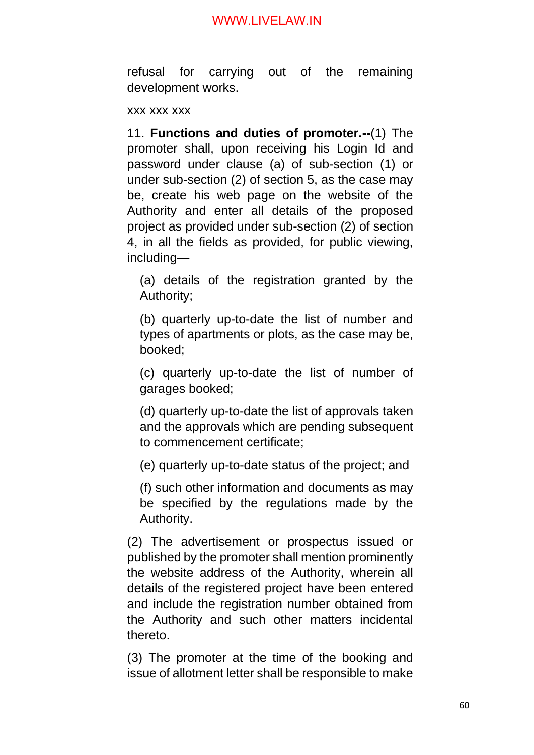refusal for carrying out of the remaining development works.

xxx xxx xxx

11. **Functions and duties of promoter.--**(1) The promoter shall, upon receiving his Login Id and password under clause (a) of sub-section (1) or under sub-section (2) of section 5, as the case may be, create his web page on the website of the Authority and enter all details of the proposed project as provided under sub-section (2) of section 4, in all the fields as provided, for public viewing, including—

(a) details of the registration granted by the Authority;

(b) quarterly up-to-date the list of number and types of apartments or plots, as the case may be, booked;

(c) quarterly up-to-date the list of number of garages booked;

(d) quarterly up-to-date the list of approvals taken and the approvals which are pending subsequent to commencement certificate;

(e) quarterly up-to-date status of the project; and

(f) such other information and documents as may be specified by the regulations made by the Authority.

(2) The advertisement or prospectus issued or published by the promoter shall mention prominently the website address of the Authority, wherein all details of the registered project have been entered and include the registration number obtained from the Authority and such other matters incidental thereto.

(3) The promoter at the time of the booking and issue of allotment letter shall be responsible to make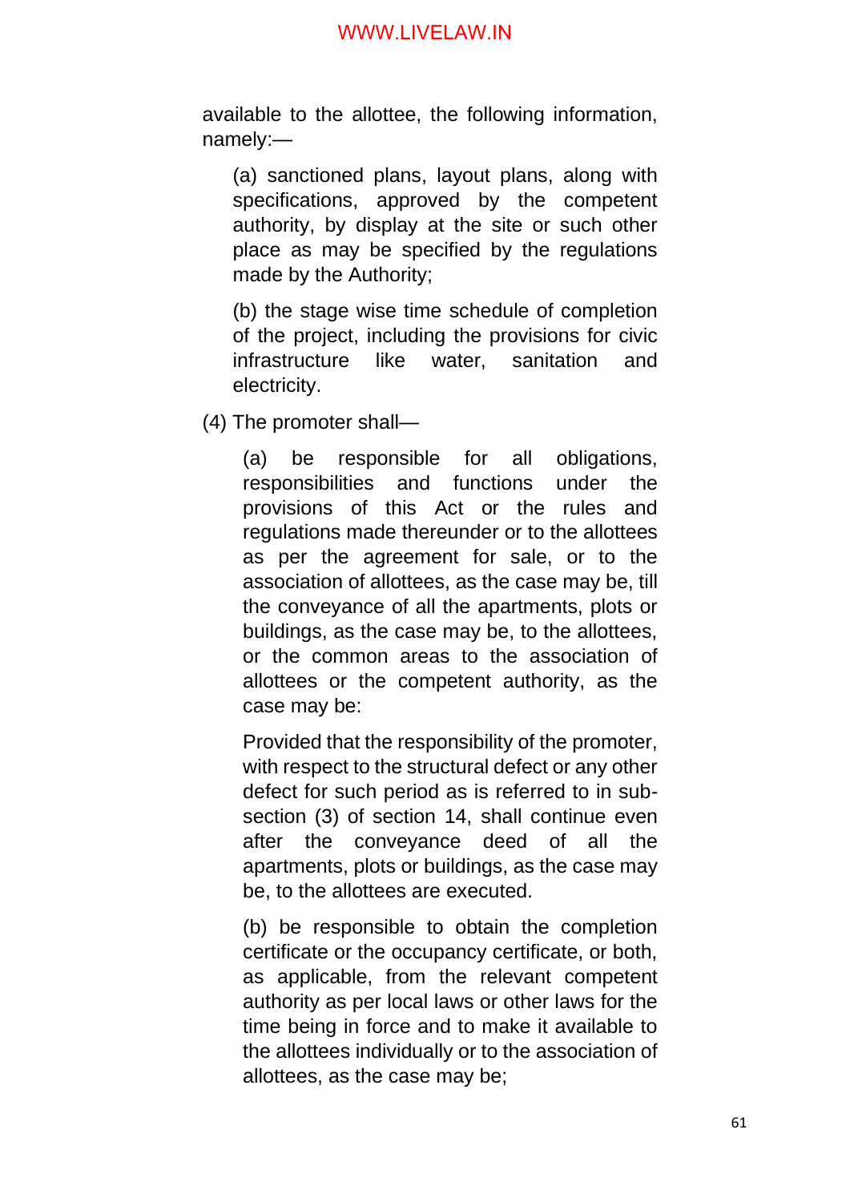available to the allottee, the following information, namely:—

(a) sanctioned plans, layout plans, along with specifications, approved by the competent authority, by display at the site or such other place as may be specified by the regulations made by the Authority;

(b) the stage wise time schedule of completion of the project, including the provisions for civic infrastructure like water, sanitation and electricity.

(4) The promoter shall—

(a) be responsible for all obligations, responsibilities and functions under the provisions of this Act or the rules and regulations made thereunder or to the allottees as per the agreement for sale, or to the association of allottees, as the case may be, till the conveyance of all the apartments, plots or buildings, as the case may be, to the allottees, or the common areas to the association of allottees or the competent authority, as the case may be:

Provided that the responsibility of the promoter, with respect to the structural defect or any other defect for such period as is referred to in sub-section (3) of section 14, shall continue even after the conveyance deed of all the apartments, plots or buildings, as the case may be, to the allottees are executed.

(b) be responsible to obtain the completion certificate or the occupancy certificate, or both, as applicable, from the relevant competent authority as per local laws or other laws for the time being in force and to make it available to the allottees individually or to the association of allottees, as the case may be;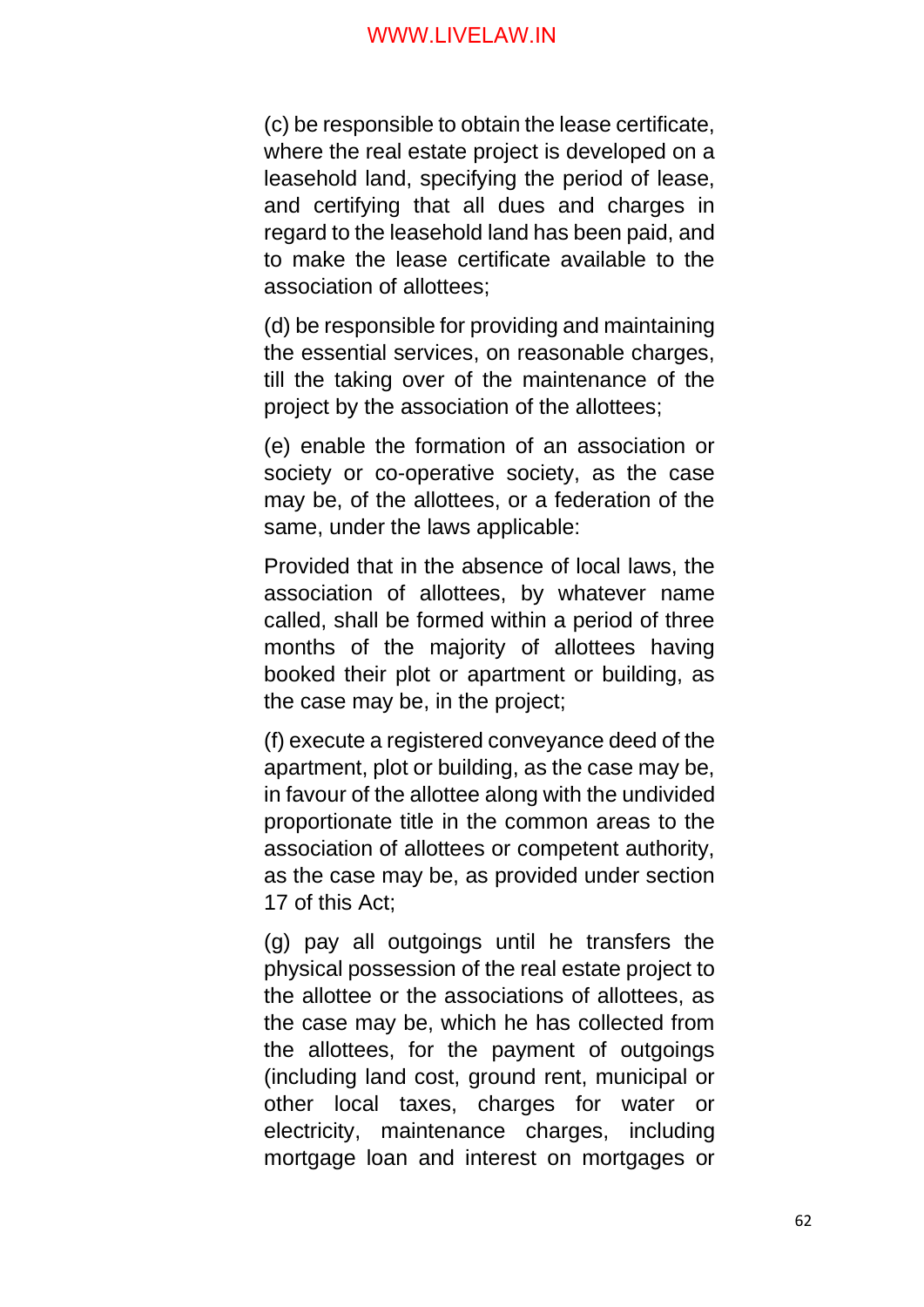(c) be responsible to obtain the lease certificate, where the real estate project is developed on a leasehold land, specifying the period of lease, and certifying that all dues and charges in regard to the leasehold land has been paid, and to make the lease certificate available to the association of allottees;

(d) be responsible for providing and maintaining the essential services, on reasonable charges, till the taking over of the maintenance of the project by the association of the allottees;

(e) enable the formation of an association or society or co-operative society, as the case may be, of the allottees, or a federation of the same, under the laws applicable:

Provided that in the absence of local laws, the association of allottees, by whatever name called, shall be formed within a period of three months of the majority of allottees having booked their plot or apartment or building, as the case may be, in the project;

(f) execute a registered conveyance deed of the apartment, plot or building, as the case may be, in favour of the allottee along with the undivided proportionate title in the common areas to the association of allottees or competent authority, as the case may be, as provided under section 17 of this Act;

(g) pay all outgoings until he transfers the physical possession of the real estate project to the allottee or the associations of allottees, as the case may be, which he has collected from the allottees, for the payment of outgoings (including land cost, ground rent, municipal or other local taxes, charges for water or electricity, maintenance charges, including mortgage loan and interest on mortgages or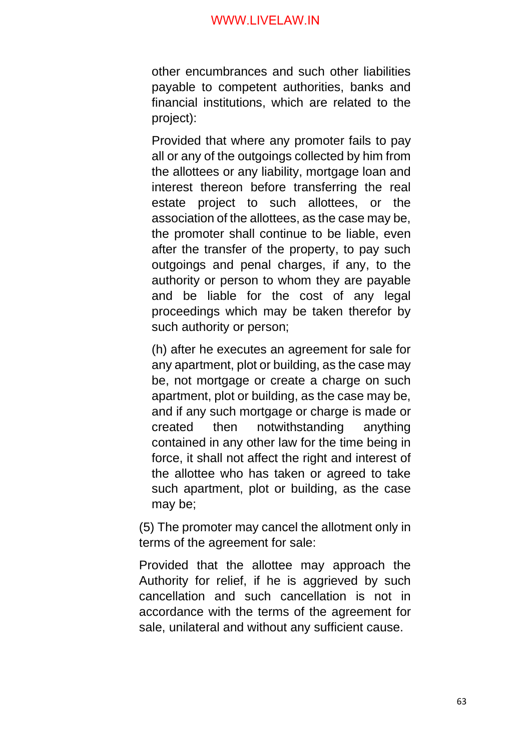other encumbrances and such other liabilities payable to competent authorities, banks and financial institutions, which are related to the project):

Provided that where any promoter fails to pay all or any of the outgoings collected by him from the allottees or any liability, mortgage loan and interest thereon before transferring the real estate project to such allottees, or the association of the allottees, as the case may be, the promoter shall continue to be liable, even after the transfer of the property, to pay such outgoings and penal charges, if any, to the authority or person to whom they are payable and be liable for the cost of any legal proceedings which may be taken therefor by such authority or person;

(h) after he executes an agreement for sale for any apartment, plot or building, as the case may be, not mortgage or create a charge on such apartment, plot or building, as the case may be, and if any such mortgage or charge is made or created then notwithstanding anything contained in any other law for the time being in force, it shall not affect the right and interest of the allottee who has taken or agreed to take such apartment, plot or building, as the case may be;

(5) The promoter may cancel the allotment only in terms of the agreement for sale:

Provided that the allottee may approach the Authority for relief, if he is aggrieved by such cancellation and such cancellation is not in accordance with the terms of the agreement for sale, unilateral and without any sufficient cause.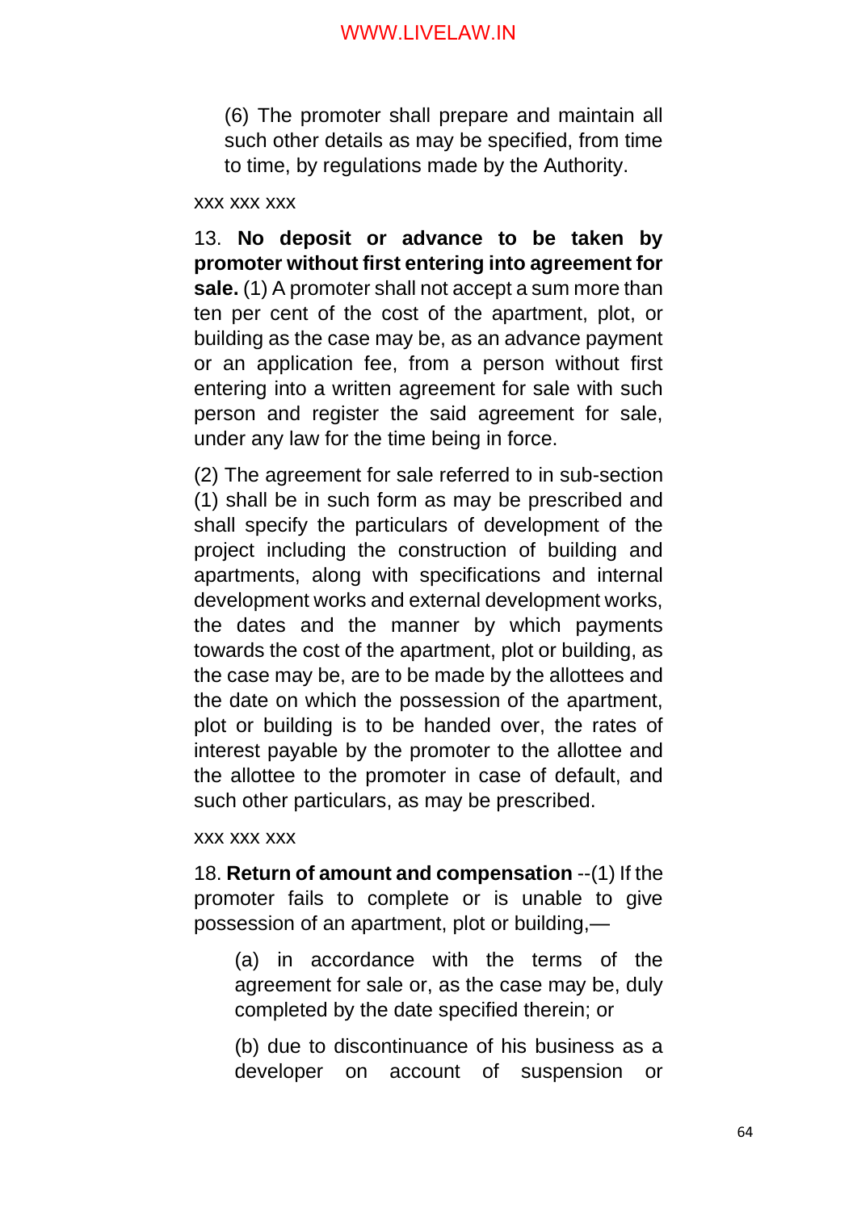(6) The promoter shall prepare and maintain all such other details as may be specified, from time to time, by regulations made by the Authority.

xxx xxx xxx

13. **No deposit or advance to be taken by promoter without first entering into agreement for sale.** (1) A promoter shall not accept a sum more than ten per cent of the cost of the apartment, plot, or building as the case may be, as an advance payment or an application fee, from a person without first entering into a written agreement for sale with such person and register the said agreement for sale, under any law for the time being in force.

(2) The agreement for sale referred to in sub-section (1) shall be in such form as may be prescribed and shall specify the particulars of development of the project including the construction of building and apartments, along with specifications and internal development works and external development works, the dates and the manner by which payments towards the cost of the apartment, plot or building, as the case may be, are to be made by the allottees and the date on which the possession of the apartment, plot or building is to be handed over, the rates of interest payable by the promoter to the allottee and the allottee to the promoter in case of default, and such other particulars, as may be prescribed.

xxx xxx xxx

18. **Return of amount and compensation** --(1) If the promoter fails to complete or is unable to give possession of an apartment, plot or building,—

(a) in accordance with the terms of the agreement for sale or, as the case may be, duly completed by the date specified therein; or

(b) due to discontinuance of his business as a developer on account of suspension or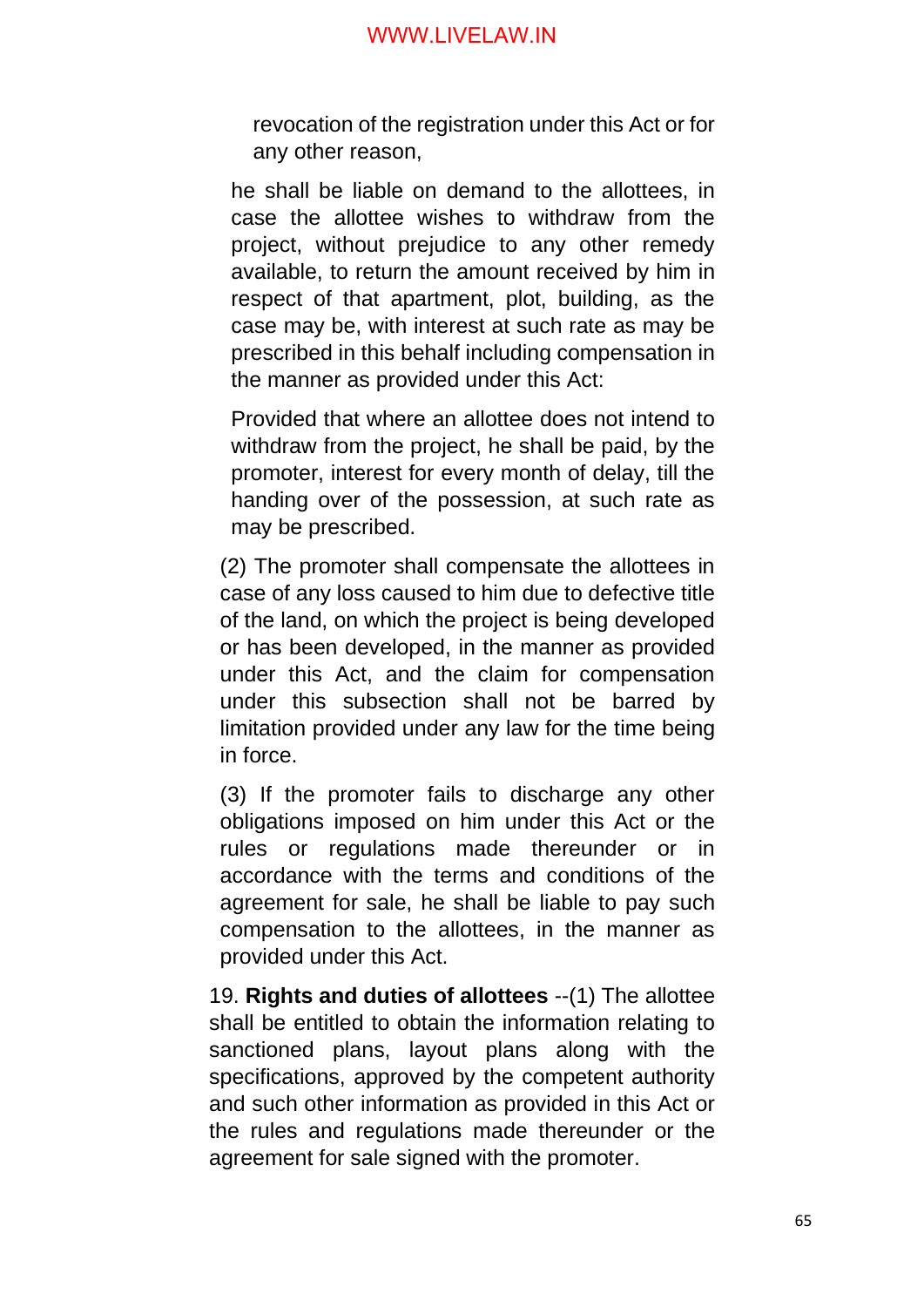revocation of the registration under this Act or for any other reason,

he shall be liable on demand to the allottees, in case the allottee wishes to withdraw from the project, without prejudice to any other remedy available, to return the amount received by him in respect of that apartment, plot, building, as the case may be, with interest at such rate as may be prescribed in this behalf including compensation in the manner as provided under this Act:

Provided that where an allottee does not intend to withdraw from the project, he shall be paid, by the promoter, interest for every month of delay, till the handing over of the possession, at such rate as may be prescribed.

(2) The promoter shall compensate the allottees in case of any loss caused to him due to defective title of the land, on which the project is being developed or has been developed, in the manner as provided under this Act, and the claim for compensation under this subsection shall not be barred by limitation provided under any law for the time being in force.

(3) If the promoter fails to discharge any other obligations imposed on him under this Act or the rules or regulations made thereunder or in accordance with the terms and conditions of the agreement for sale, he shall be liable to pay such compensation to the allottees, in the manner as provided under this Act.

19. **Rights and duties of allottees** --(1) The allottee shall be entitled to obtain the information relating to sanctioned plans, layout plans along with the specifications, approved by the competent authority and such other information as provided in this Act or the rules and regulations made thereunder or the agreement for sale signed with the promoter.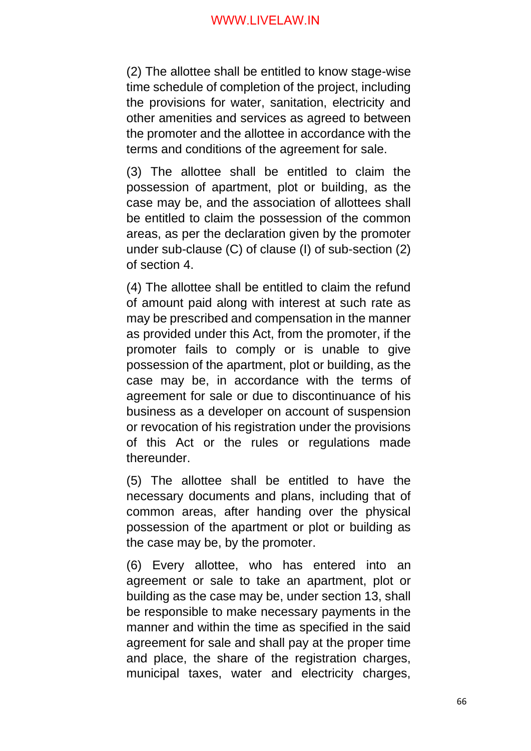(2) The allottee shall be entitled to know stage-wise time schedule of completion of the project, including the provisions for water, sanitation, electricity and other amenities and services as agreed to between the promoter and the allottee in accordance with the terms and conditions of the agreement for sale.

(3) The allottee shall be entitled to claim the possession of apartment, plot or building, as the case may be, and the association of allottees shall be entitled to claim the possession of the common areas, as per the declaration given by the promoter under sub-clause (C) of clause (I) of sub-section (2) of section 4.

(4) The allottee shall be entitled to claim the refund of amount paid along with interest at such rate as may be prescribed and compensation in the manner as provided under this Act, from the promoter, if the promoter fails to comply or is unable to give possession of the apartment, plot or building, as the case may be, in accordance with the terms of agreement for sale or due to discontinuance of his business as a developer on account of suspension or revocation of his registration under the provisions of this Act or the rules or regulations made thereunder.

(5) The allottee shall be entitled to have the necessary documents and plans, including that of common areas, after handing over the physical possession of the apartment or plot or building as the case may be, by the promoter.

(6) Every allottee, who has entered into an agreement or sale to take an apartment, plot or building as the case may be, under section 13, shall be responsible to make necessary payments in the manner and within the time as specified in the said agreement for sale and shall pay at the proper time and place, the share of the registration charges, municipal taxes, water and electricity charges,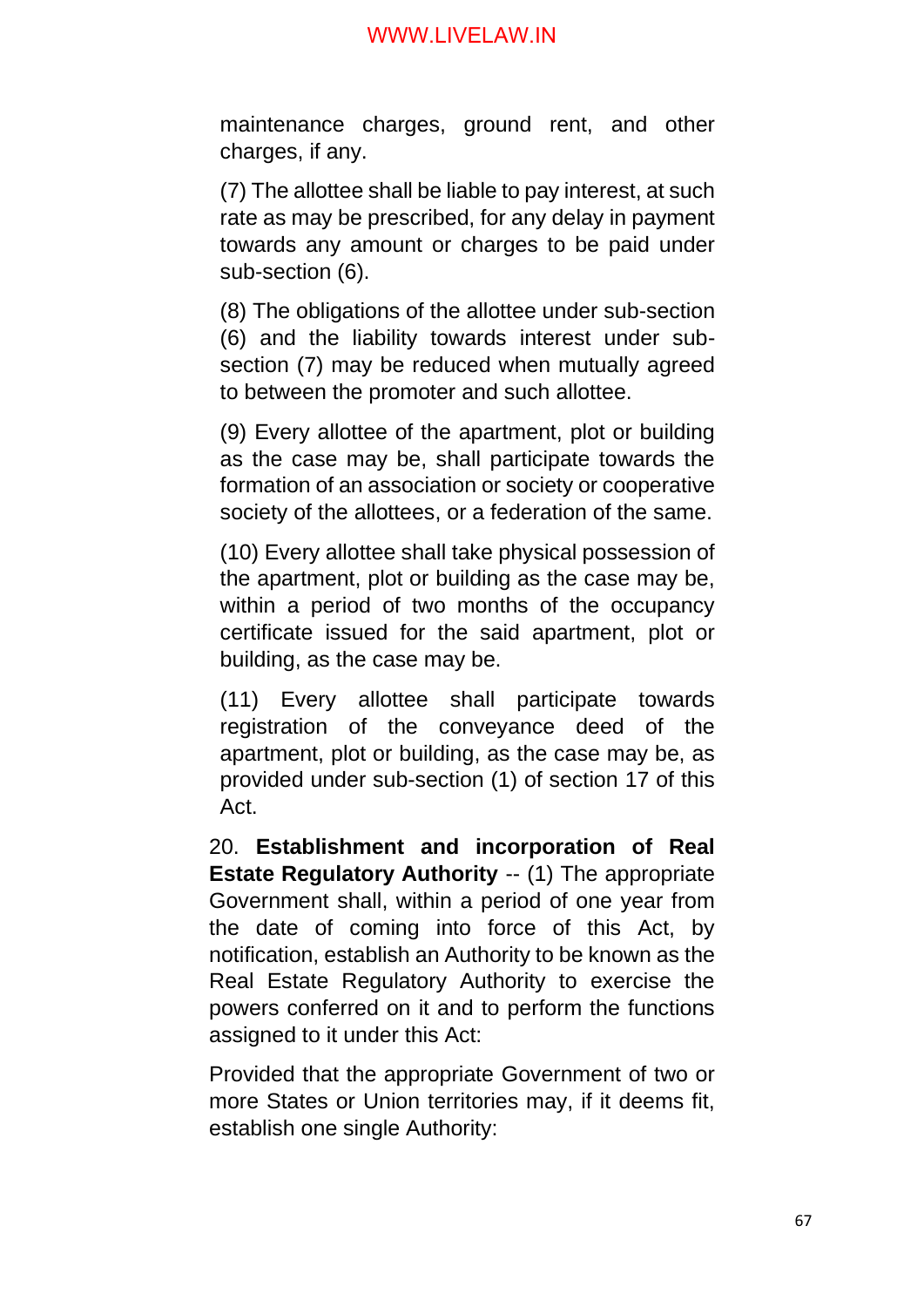maintenance charges, ground rent, and other charges, if any.

(7) The allottee shall be liable to pay interest, at such rate as may be prescribed, for any delay in payment towards any amount or charges to be paid under sub-section (6).

(8) The obligations of the allottee under sub-section (6) and the liability towards interest under sub-section (7) may be reduced when mutually agreed to between the promoter and such allottee.

(9) Every allottee of the apartment, plot or building as the case may be, shall participate towards the formation of an association or society or cooperative society of the allottees, or a federation of the same.

(10) Every allottee shall take physical possession of the apartment, plot or building as the case may be, within a period of two months of the occupancy certificate issued for the said apartment, plot or building, as the case may be.

(11) Every allottee shall participate towards registration of the conveyance deed of the apartment, plot or building, as the case may be, as provided under sub-section (1) of section 17 of this Act.

20. **Establishment and incorporation of Real Estate Regulatory Authority** -- (1) The appropriate Government shall, within a period of one year from the date of coming into force of this Act, by notification, establish an Authority to be known as the Real Estate Regulatory Authority to exercise the powers conferred on it and to perform the functions assigned to it under this Act:

Provided that the appropriate Government of two or more States or Union territories may, if it deems fit, establish one single Authority: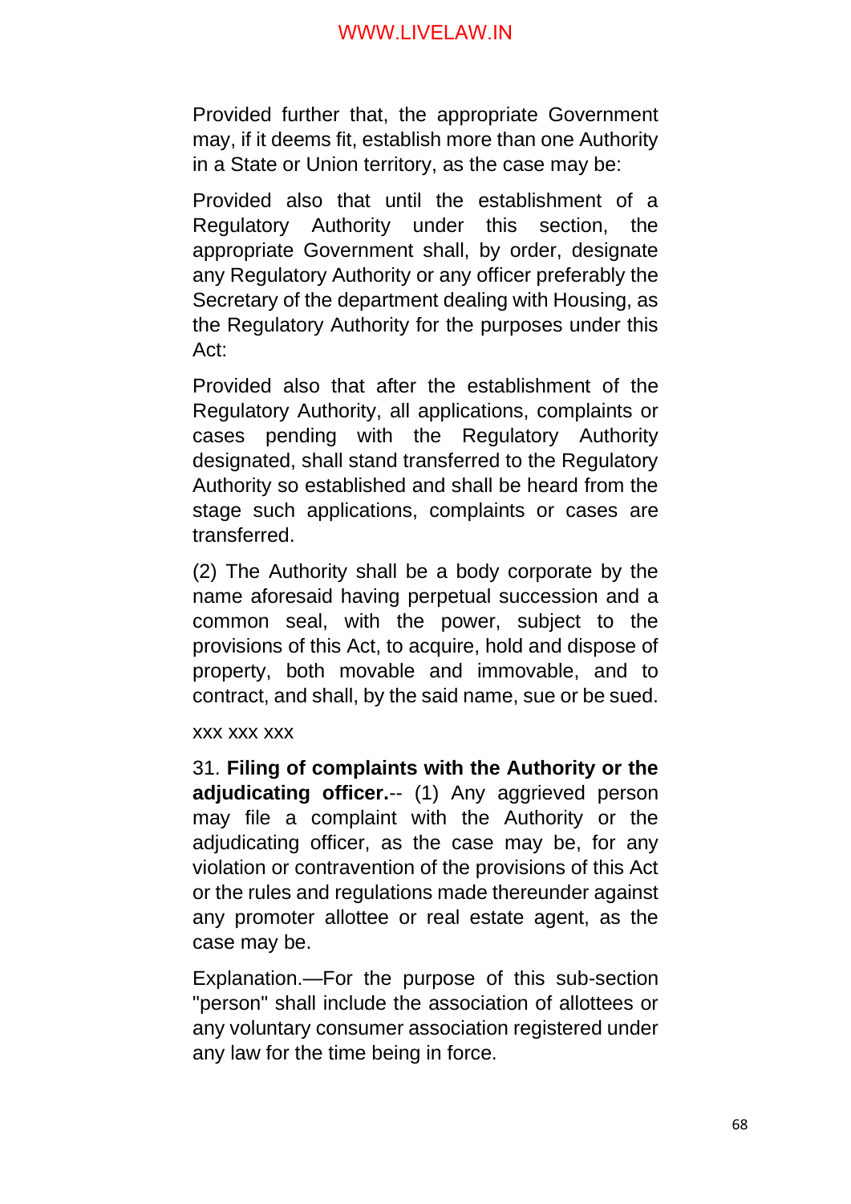Provided further that, the appropriate Government may, if it deems fit, establish more than one Authority in a State or Union territory, as the case may be:

Provided also that until the establishment of a Regulatory Authority under this section, the appropriate Government shall, by order, designate any Regulatory Authority or any officer preferably the Secretary of the department dealing with Housing, as the Regulatory Authority for the purposes under this Act:

Provided also that after the establishment of the Regulatory Authority, all applications, complaints or cases pending with the Regulatory Authority designated, shall stand transferred to the Regulatory Authority so established and shall be heard from the stage such applications, complaints or cases are transferred.

(2) The Authority shall be a body corporate by the name aforesaid having perpetual succession and a common seal, with the power, subject to the provisions of this Act, to acquire, hold and dispose of property, both movable and immovable, and to contract, and shall, by the said name, sue or be sued.

xxx xxx xxx

31. **Filing of complaints with the Authority or the adjudicating officer.**-- (1) Any aggrieved person may file a complaint with the Authority or the adjudicating officer, as the case may be, for any violation or contravention of the provisions of this Act or the rules and regulations made thereunder against any promoter allottee or real estate agent, as the case may be.

Explanation.—For the purpose of this sub-section "person" shall include the association of allottees or any voluntary consumer association registered under any law for the time being in force.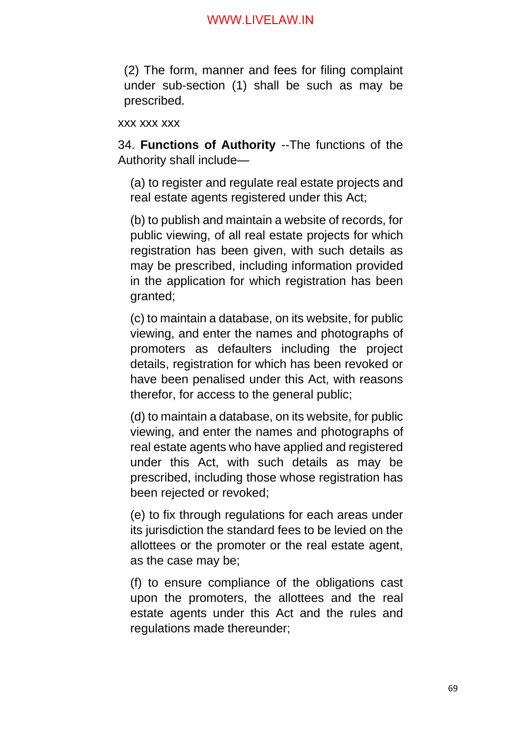(2) The form, manner and fees for filing complaint under sub-section (1) shall be such as may be prescribed.

xxx xxx xxx

34. **Functions of Authority** --The functions of the Authority shall include—

(a) to register and regulate real estate projects and real estate agents registered under this Act;

(b) to publish and maintain a website of records, for public viewing, of all real estate projects for which registration has been given, with such details as may be prescribed, including information provided in the application for which registration has been granted;

(c) to maintain a database, on its website, for public viewing, and enter the names and photographs of promoters as defaulters including the project details, registration for which has been revoked or have been penalised under this Act, with reasons therefor, for access to the general public;

(d) to maintain a database, on its website, for public viewing, and enter the names and photographs of real estate agents who have applied and registered under this Act, with such details as may be prescribed, including those whose registration has been rejected or revoked;

(e) to fix through regulations for each areas under its jurisdiction the standard fees to be levied on the allottees or the promoter or the real estate agent, as the case may be;

(f) to ensure compliance of the obligations cast upon the promoters, the allottees and the real estate agents under this Act and the rules and regulations made thereunder;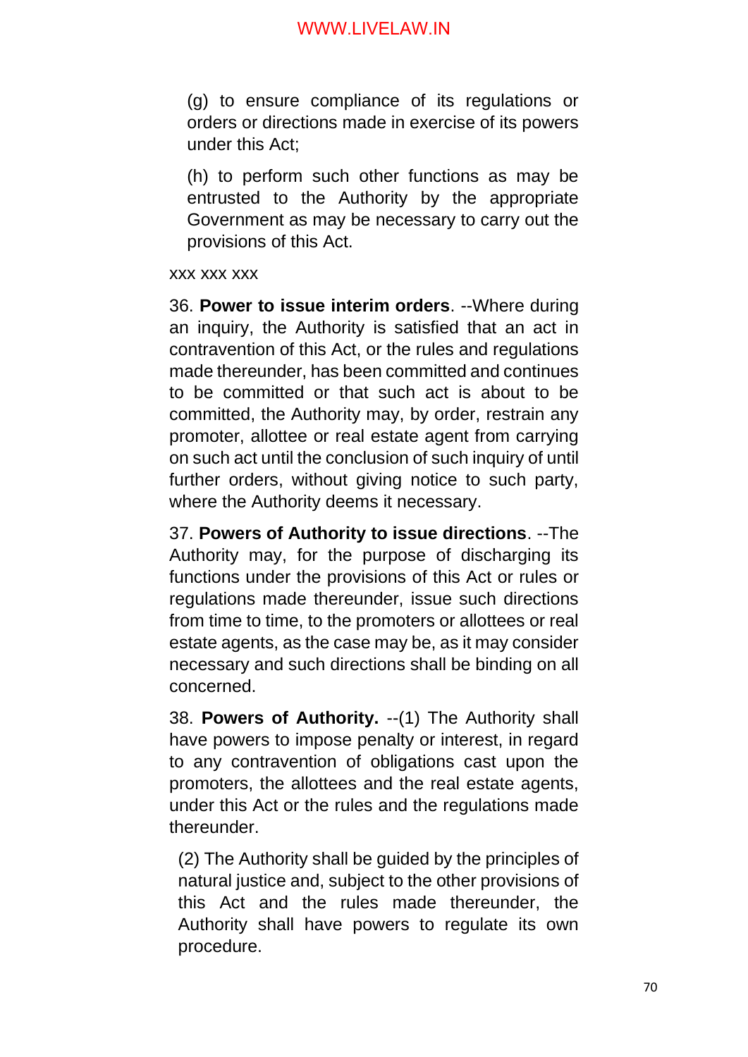(g) to ensure compliance of its regulations or orders or directions made in exercise of its powers under this Act;

(h) to perform such other functions as may be entrusted to the Authority by the appropriate Government as may be necessary to carry out the provisions of this Act.

xxx xxx xxx

36. **Power to issue interim orders**. --Where during an inquiry, the Authority is satisfied that an act in contravention of this Act, or the rules and regulations made thereunder, has been committed and continues to be committed or that such act is about to be committed, the Authority may, by order, restrain any promoter, allottee or real estate agent from carrying on such act until the conclusion of such inquiry of until further orders, without giving notice to such party, where the Authority deems it necessary.

37. **Powers of Authority to issue directions**. --The Authority may, for the purpose of discharging its functions under the provisions of this Act or rules or regulations made thereunder, issue such directions from time to time, to the promoters or allottees or real estate agents, as the case may be, as it may consider necessary and such directions shall be binding on all concerned.

38. **Powers of Authority.** --(1) The Authority shall have powers to impose penalty or interest, in regard to any contravention of obligations cast upon the promoters, the allottees and the real estate agents, under this Act or the rules and the regulations made thereunder.

(2) The Authority shall be guided by the principles of natural justice and, subject to the other provisions of this Act and the rules made thereunder, the Authority shall have powers to regulate its own procedure.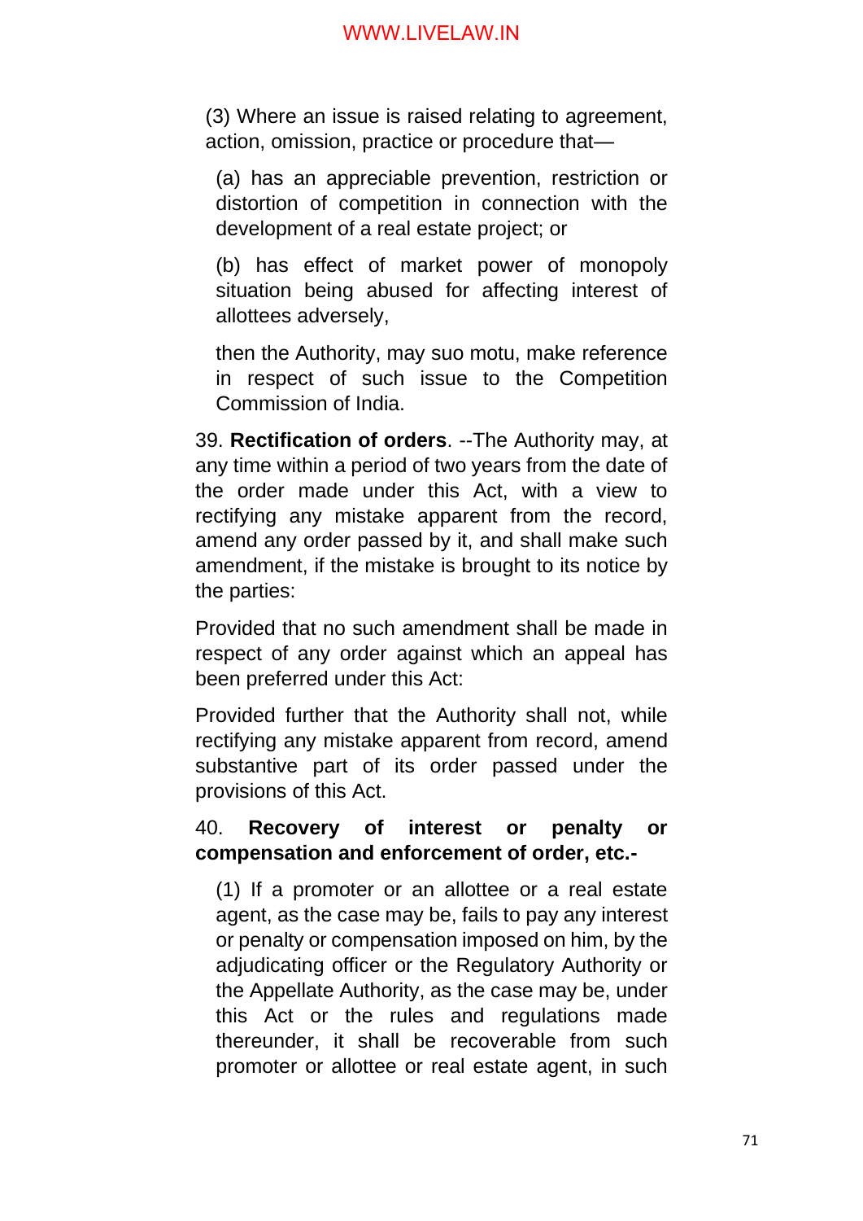(3) Where an issue is raised relating to agreement, action, omission, practice or procedure that—

(a) has an appreciable prevention, restriction or distortion of competition in connection with the development of a real estate project; or

(b) has effect of market power of monopoly situation being abused for affecting interest of allottees adversely,

then the Authority, may suo motu, make reference in respect of such issue to the Competition Commission of India.

39. **Rectification of orders**. --The Authority may, at any time within a period of two years from the date of the order made under this Act, with a view to rectifying any mistake apparent from the record, amend any order passed by it, and shall make such amendment, if the mistake is brought to its notice by the parties:

Provided that no such amendment shall be made in respect of any order against which an appeal has been preferred under this Act:

Provided further that the Authority shall not, while rectifying any mistake apparent from record, amend substantive part of its order passed under the provisions of this Act.

40. **Recovery of interest or penalty or compensation and enforcement of order, etc.-**

(1) If a promoter or an allottee or a real estate agent, as the case may be, fails to pay any interest or penalty or compensation imposed on him, by the adjudicating officer or the Regulatory Authority or the Appellate Authority, as the case may be, under this Act or the rules and regulations made thereunder, it shall be recoverable from such promoter or allottee or real estate agent, in such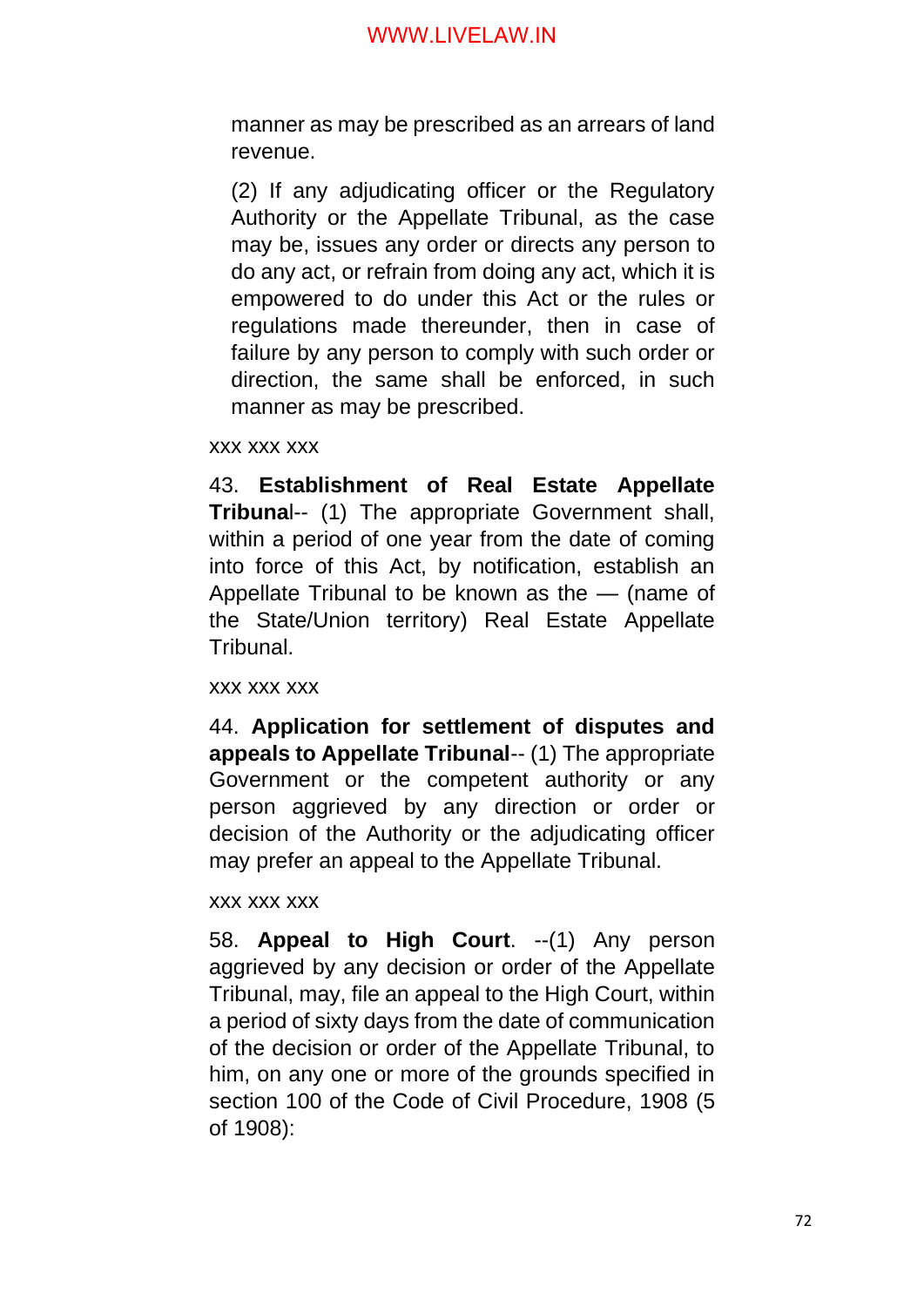manner as may be prescribed as an arrears of land revenue.

(2) If any adjudicating officer or the Regulatory Authority or the Appellate Tribunal, as the case may be, issues any order or directs any person to do any act, or refrain from doing any act, which it is empowered to do under this Act or the rules or regulations made thereunder, then in case of failure by any person to comply with such order or direction, the same shall be enforced, in such manner as may be prescribed.

xxx xxx xxx

43. **Establishment of Real Estate Appellate Tribuna**l-- (1) The appropriate Government shall, within a period of one year from the date of coming into force of this Act, by notification, establish an Appellate Tribunal to be known as the — (name of the State/Union territory) Real Estate Appellate Tribunal.

xxx xxx xxx

44. **Application for settlement of disputes and appeals to Appellate Tribunal**-- (1) The appropriate Government or the competent authority or any person aggrieved by any direction or order or decision of the Authority or the adjudicating officer may prefer an appeal to the Appellate Tribunal.

xxx xxx xxx

58. **Appeal to High Court**. --(1) Any person aggrieved by any decision or order of the Appellate Tribunal, may, file an appeal to the High Court, within a period of sixty days from the date of communication of the decision or order of the Appellate Tribunal, to him, on any one or more of the grounds specified in section 100 of the Code of Civil Procedure, 1908 (5 of 1908):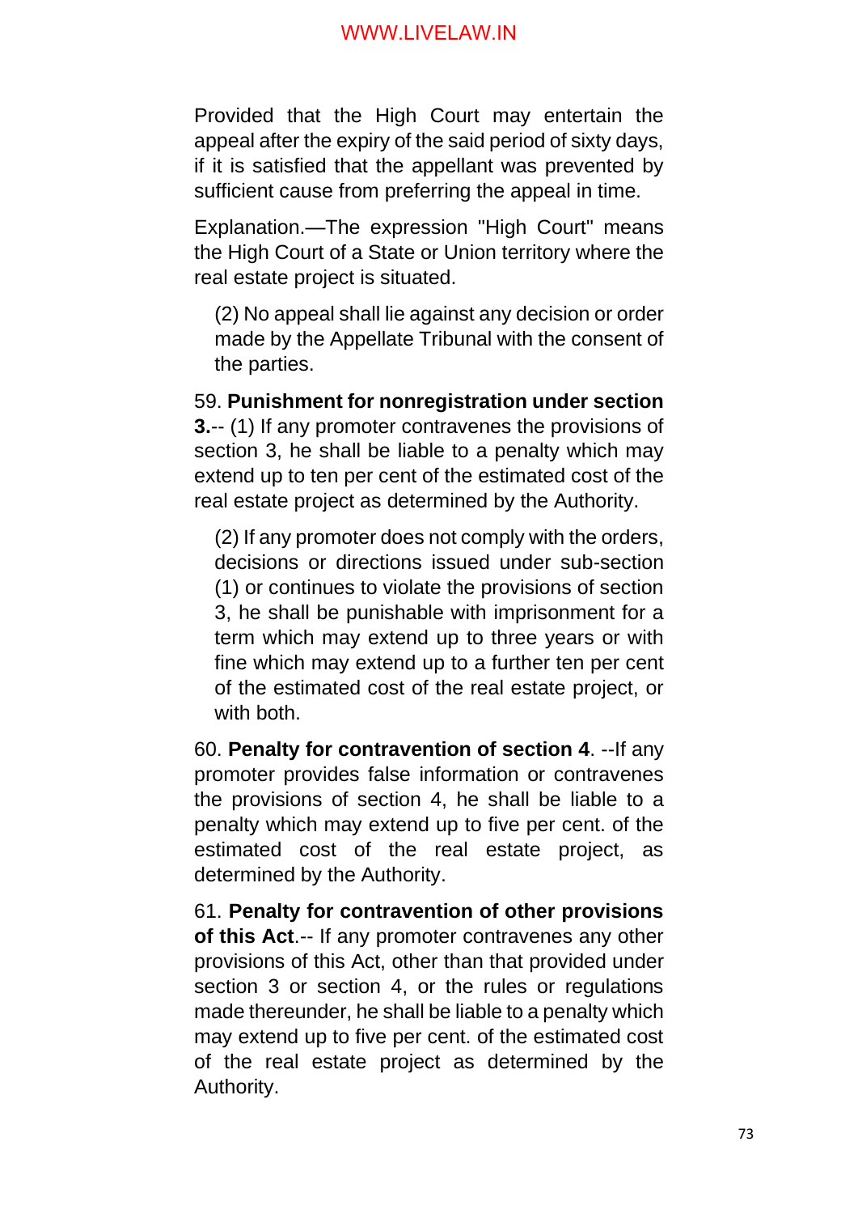Provided that the High Court may entertain the appeal after the expiry of the said period of sixty days, if it is satisfied that the appellant was prevented by sufficient cause from preferring the appeal in time.

Explanation.—The expression "High Court" means the High Court of a State or Union territory where the real estate project is situated.

(2) No appeal shall lie against any decision or order made by the Appellate Tribunal with the consent of the parties.

59. **Punishment for nonregistration under section 3.**-- (1) If any promoter contravenes the provisions of section 3, he shall be liable to a penalty which may extend up to ten per cent of the estimated cost of the real estate project as determined by the Authority.

(2) If any promoter does not comply with the orders, decisions or directions issued under sub-section (1) or continues to violate the provisions of section 3, he shall be punishable with imprisonment for a term which may extend up to three years or with fine which may extend up to a further ten per cent of the estimated cost of the real estate project, or with both.

60. **Penalty for contravention of section 4**. --If any promoter provides false information or contravenes the provisions of section 4, he shall be liable to a penalty which may extend up to five per cent. of the estimated cost of the real estate project, as determined by the Authority.

61. **Penalty for contravention of other provisions of this Act**.-- If any promoter contravenes any other provisions of this Act, other than that provided under section 3 or section 4, or the rules or regulations made thereunder, he shall be liable to a penalty which may extend up to five per cent. of the estimated cost of the real estate project as determined by the Authority.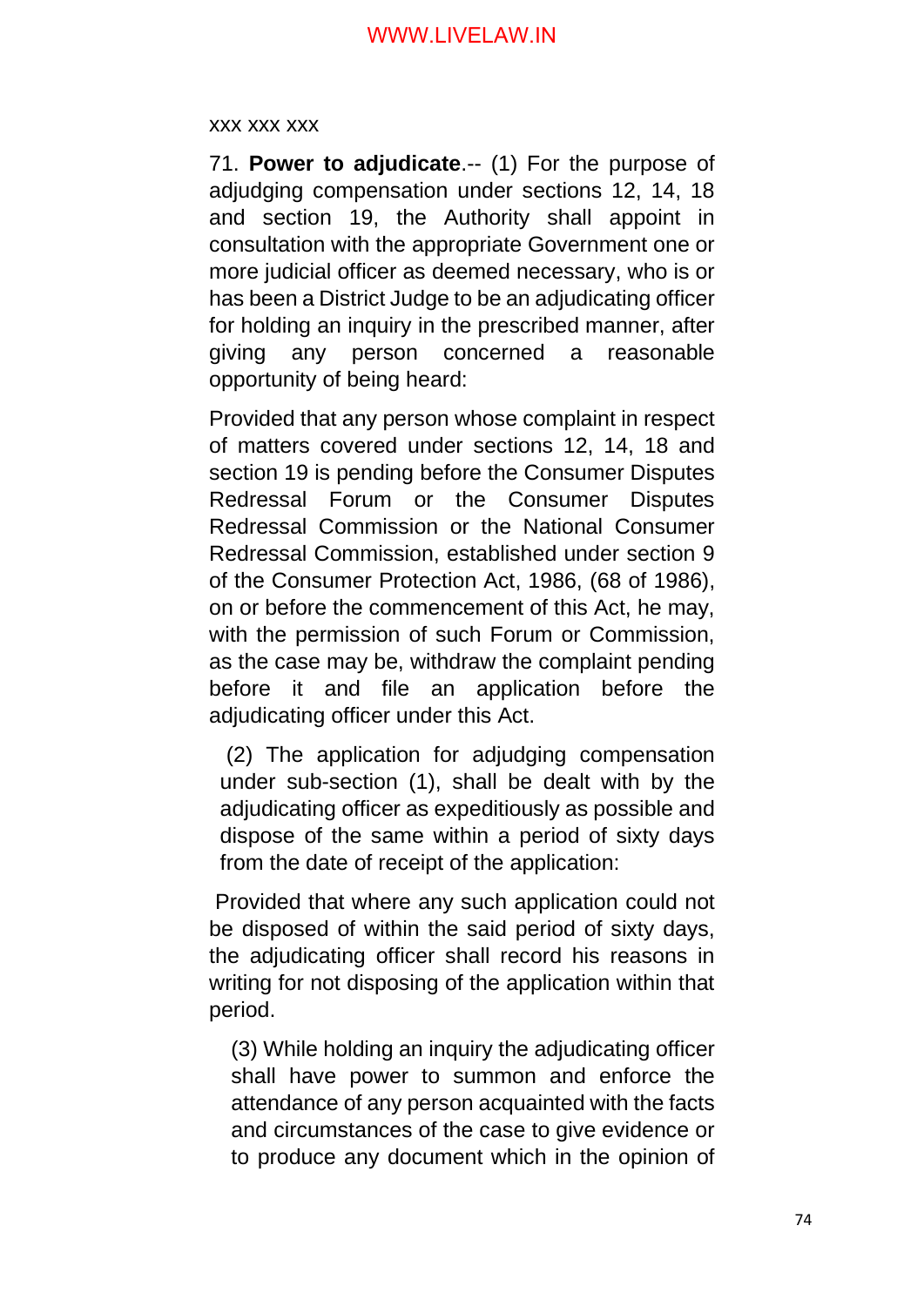xxx xxx xxx

71. **Power to adjudicate**.-- (1) For the purpose of adjudging compensation under sections 12, 14, 18 and section 19, the Authority shall appoint in consultation with the appropriate Government one or more judicial officer as deemed necessary, who is or has been a District Judge to be an adjudicating officer for holding an inquiry in the prescribed manner, after giving any person concerned a reasonable opportunity of being heard:

Provided that any person whose complaint in respect of matters covered under sections 12, 14, 18 and section 19 is pending before the Consumer Disputes Redressal Forum or the Consumer Disputes Redressal Commission or the National Consumer Redressal Commission, established under section 9 of the Consumer Protection Act, 1986, (68 of 1986), on or before the commencement of this Act, he may, with the permission of such Forum or Commission, as the case may be, withdraw the complaint pending before it and file an application before the adjudicating officer under this Act.

(2) The application for adjudging compensation under sub-section (1), shall be dealt with by the adjudicating officer as expeditiously as possible and dispose of the same within a period of sixty days from the date of receipt of the application:

Provided that where any such application could not be disposed of within the said period of sixty days, the adjudicating officer shall record his reasons in writing for not disposing of the application within that period.

(3) While holding an inquiry the adjudicating officer shall have power to summon and enforce the attendance of any person acquainted with the facts and circumstances of the case to give evidence or to produce any document which in the opinion of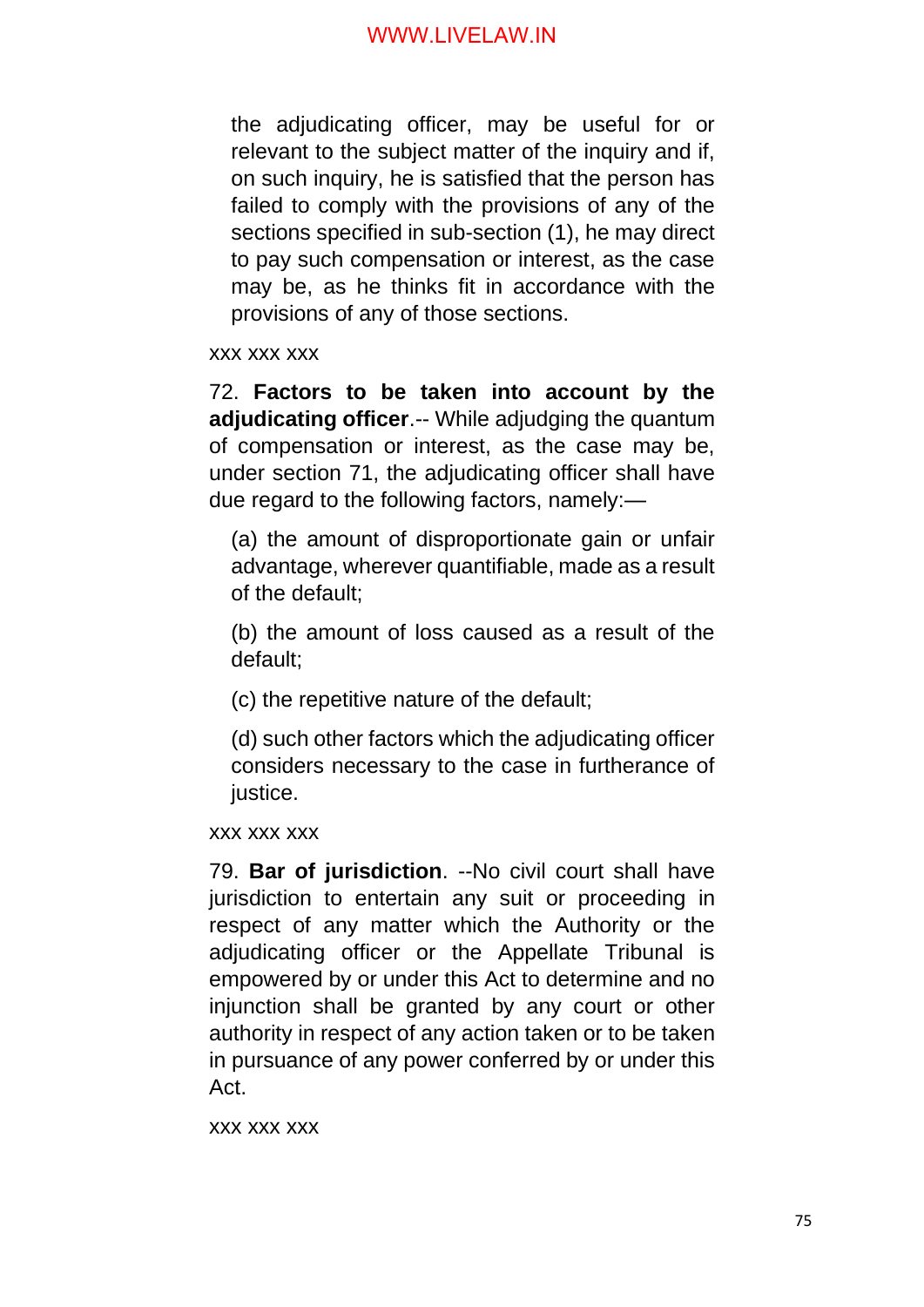the adjudicating officer, may be useful for or relevant to the subject matter of the inquiry and if, on such inquiry, he is satisfied that the person has failed to comply with the provisions of any of the sections specified in sub-section (1), he may direct to pay such compensation or interest, as the case may be, as he thinks fit in accordance with the provisions of any of those sections.

xxx xxx xxx

72. **Factors to be taken into account by the adjudicating officer**.-- While adjudging the quantum of compensation or interest, as the case may be, under section 71, the adjudicating officer shall have due regard to the following factors, namely:—

(a) the amount of disproportionate gain or unfair advantage, wherever quantifiable, made as a result of the default;

(b) the amount of loss caused as a result of the default;

(c) the repetitive nature of the default;

(d) such other factors which the adjudicating officer considers necessary to the case in furtherance of justice.

xxx xxx xxx

79. **Bar of jurisdiction**. --No civil court shall have jurisdiction to entertain any suit or proceeding in respect of any matter which the Authority or the adjudicating officer or the Appellate Tribunal is empowered by or under this Act to determine and no injunction shall be granted by any court or other authority in respect of any action taken or to be taken in pursuance of any power conferred by or under this Act.

xxx xxx xxx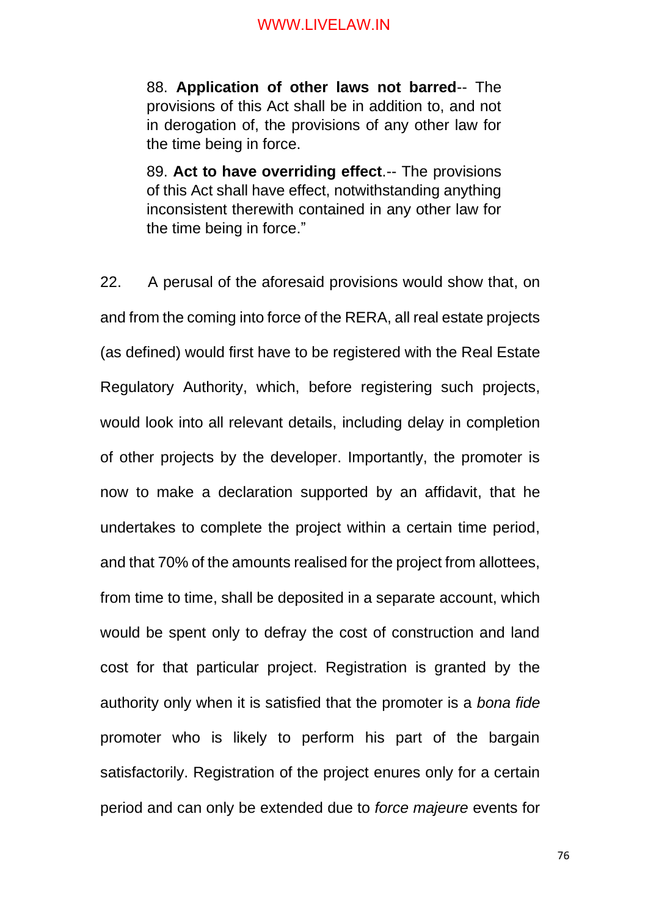88. **Application of other laws not barred**-- The provisions of this Act shall be in addition to, and not in derogation of, the provisions of any other law for the time being in force.

89. **Act to have overriding effect**.-- The provisions of this Act shall have effect, notwithstanding anything inconsistent therewith contained in any other law for the time being in force."

22. A perusal of the aforesaid provisions would show that, on and from the coming into force of the RERA, all real estate projects (as defined) would first have to be registered with the Real Estate Regulatory Authority, which, before registering such projects, would look into all relevant details, including delay in completion of other projects by the developer. Importantly, the promoter is now to make a declaration supported by an affidavit, that he undertakes to complete the project within a certain time period, and that 70% of the amounts realised for the project from allottees, from time to time, shall be deposited in a separate account, which would be spent only to defray the cost of construction and land cost for that particular project. Registration is granted by the authority only when it is satisfied that the promoter is a *bona fide* promoter who is likely to perform his part of the bargain satisfactorily. Registration of the project enures only for a certain period and can only be extended due to *force majeure* events for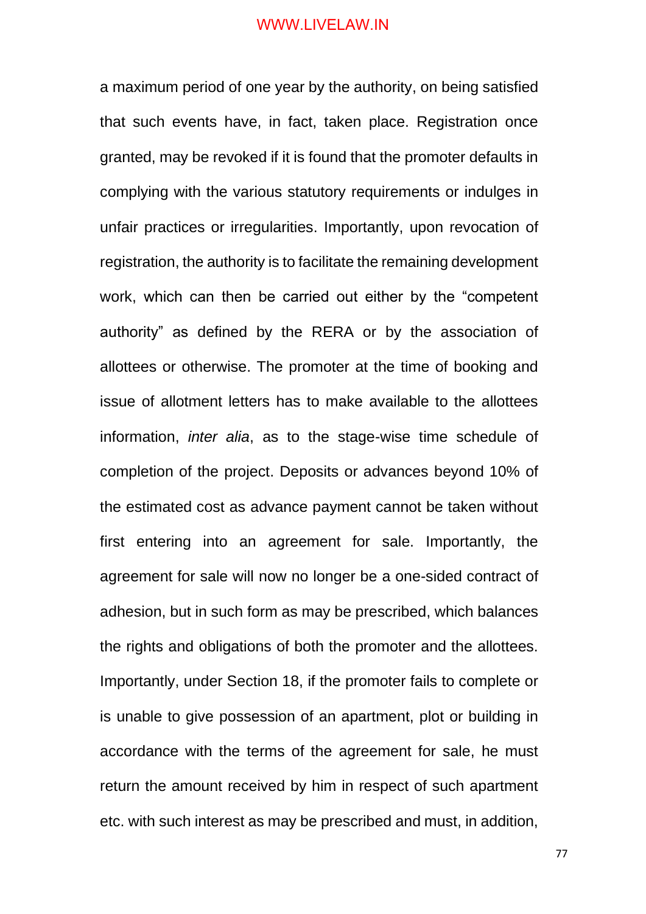a maximum period of one year by the authority, on being satisfied that such events have, in fact, taken place. Registration once granted, may be revoked if it is found that the promoter defaults in complying with the various statutory requirements or indulges in unfair practices or irregularities. Importantly, upon revocation of registration, the authority is to facilitate the remaining development work, which can then be carried out either by the "competent authority" as defined by the RERA or by the association of allottees or otherwise. The promoter at the time of booking and issue of allotment letters has to make available to the allottees information, *inter alia*, as to the stage-wise time schedule of completion of the project. Deposits or advances beyond 10% of the estimated cost as advance payment cannot be taken without first entering into an agreement for sale. Importantly, the agreement for sale will now no longer be a one-sided contract of adhesion, but in such form as may be prescribed, which balances the rights and obligations of both the promoter and the allottees. Importantly, under Section 18, if the promoter fails to complete or is unable to give possession of an apartment, plot or building in accordance with the terms of the agreement for sale, he must return the amount received by him in respect of such apartment etc. with such interest as may be prescribed and must, in addition,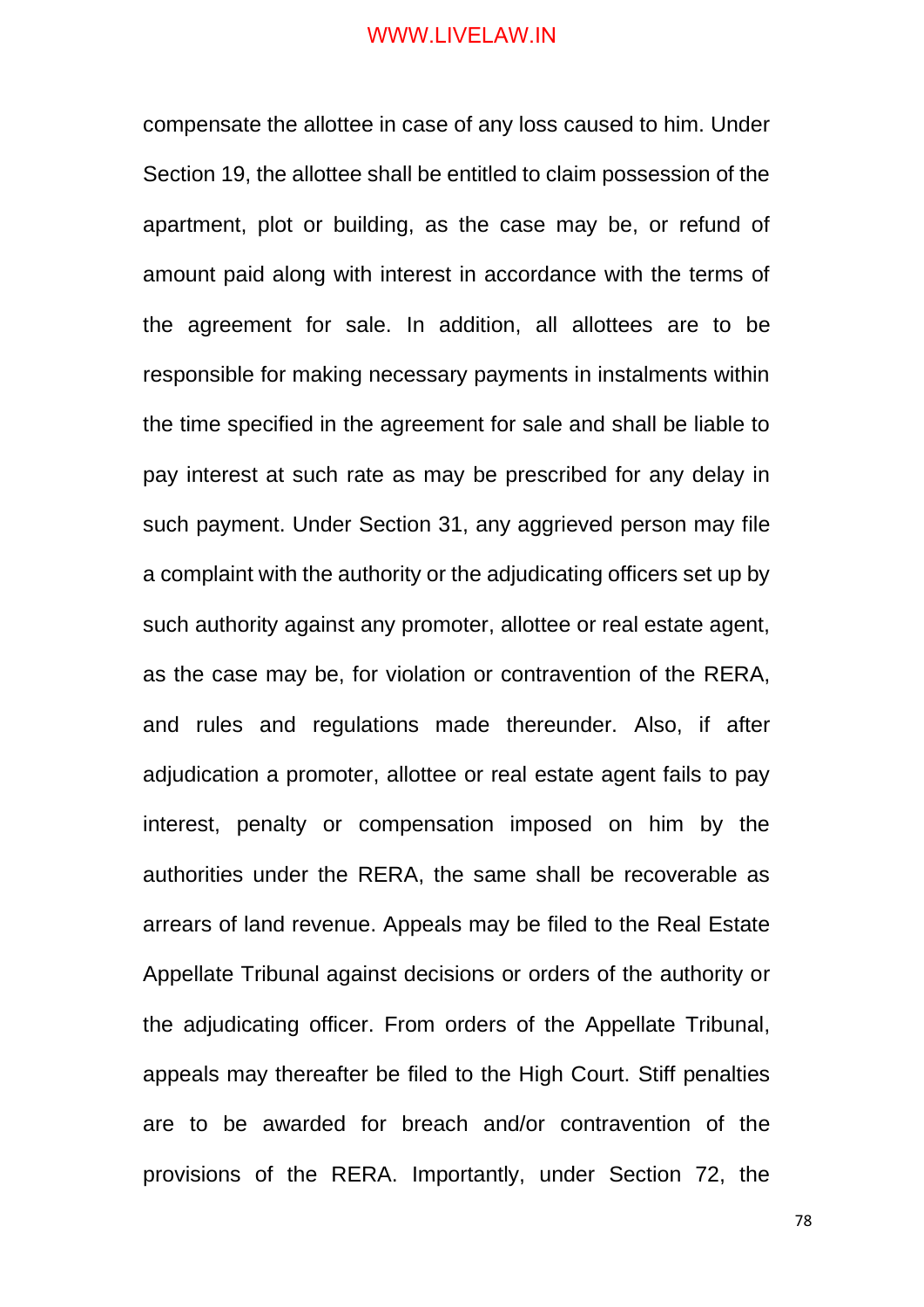compensate the allottee in case of any loss caused to him. Under Section 19, the allottee shall be entitled to claim possession of the apartment, plot or building, as the case may be, or refund of amount paid along with interest in accordance with the terms of the agreement for sale. In addition, all allottees are to be responsible for making necessary payments in instalments within the time specified in the agreement for sale and shall be liable to pay interest at such rate as may be prescribed for any delay in such payment. Under Section 31, any aggrieved person may file a complaint with the authority or the adjudicating officers set up by such authority against any promoter, allottee or real estate agent, as the case may be, for violation or contravention of the RERA, and rules and regulations made thereunder. Also, if after adjudication a promoter, allottee or real estate agent fails to pay interest, penalty or compensation imposed on him by the authorities under the RERA, the same shall be recoverable as arrears of land revenue. Appeals may be filed to the Real Estate Appellate Tribunal against decisions or orders of the authority or the adjudicating officer. From orders of the Appellate Tribunal, appeals may thereafter be filed to the High Court. Stiff penalties are to be awarded for breach and/or contravention of the provisions of the RERA. Importantly, under Section 72, the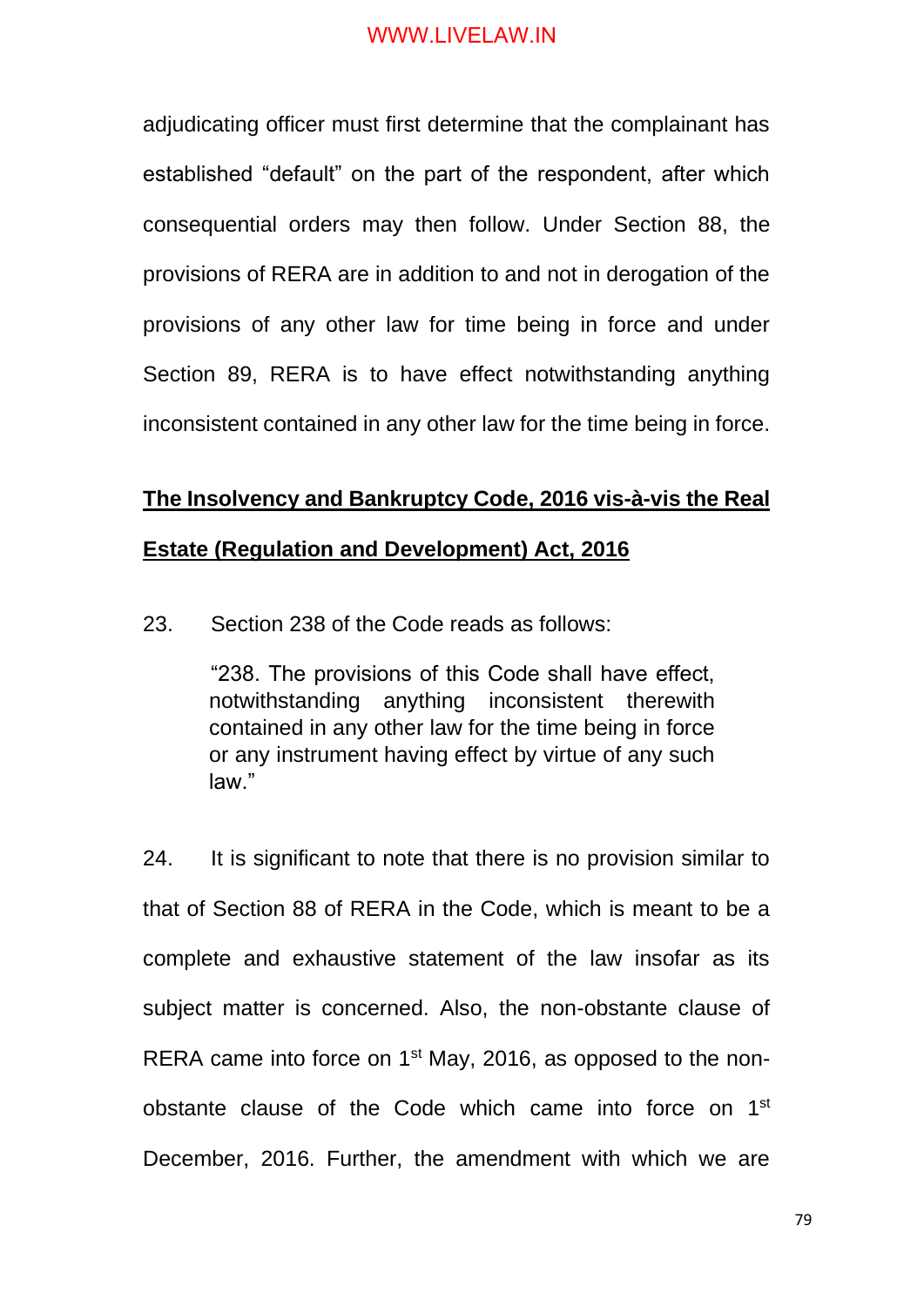adjudicating officer must first determine that the complainant has established "default" on the part of the respondent, after which consequential orders may then follow. Under Section 88, the provisions of RERA are in addition to and not in derogation of the provisions of any other law for time being in force and under Section 89, RERA is to have effect notwithstanding anything inconsistent contained in any other law for the time being in force.

**The Insolvency and Bankruptcy Code, 2016 vis-à-vis the Real Estate (Regulation and Development) Act, 2016**

23. Section 238 of the Code reads as follows:

> "238. The provisions of this Code shall have effect, notwithstanding anything inconsistent therewith contained in any other law for the time being in force or any instrument having effect by virtue of any such law."

24. It is significant to note that there is no provision similar to that of Section 88 of RERA in the Code, which is meant to be a complete and exhaustive statement of the law insofar as its subject matter is concerned. Also, the non-obstante clause of RERA came into force on 1st May, 2016, as opposed to the non-obstante clause of the Code which came into force on 1st December, 2016. Further, the amendment with which we are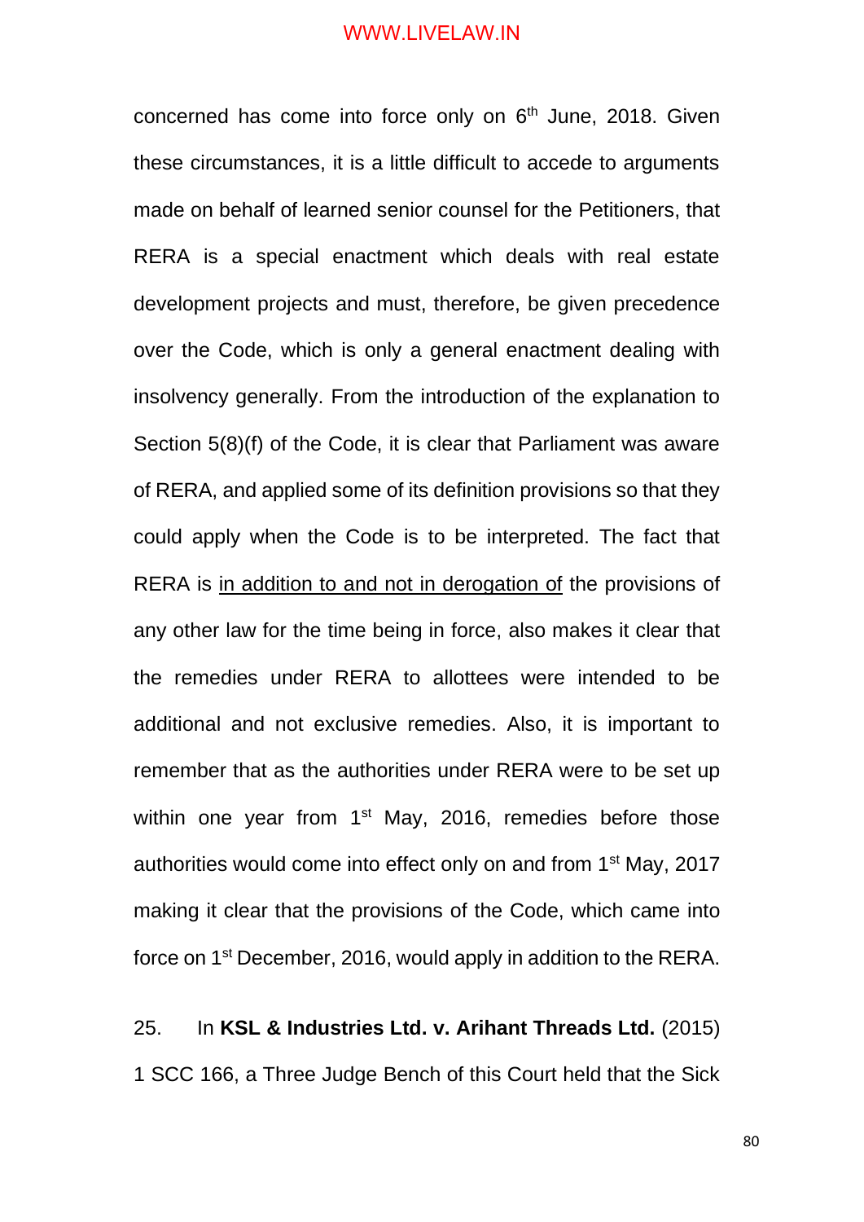concerned has come into force only on 6th June, 2018. Given these circumstances, it is a little difficult to accede to arguments made on behalf of learned senior counsel for the Petitioners, that RERA is a special enactment which deals with real estate development projects and must, therefore, be given precedence over the Code, which is only a general enactment dealing with insolvency generally. From the introduction of the explanation to Section 5(8)(f) of the Code, it is clear that Parliament was aware of RERA, and applied some of its definition provisions so that they could apply when the Code is to be interpreted. The fact that RERA is <u>in addition to and not in derogation of</u> the provisions of any other law for the time being in force, also makes it clear that the remedies under RERA to allottees were intended to be additional and not exclusive remedies. Also, it is important to remember that as the authorities under RERA were to be set up within one year from 1st May, 2016, remedies before those authorities would come into effect only on and from 1st May, 2017 making it clear that the provisions of the Code, which came into force on 1st December, 2016, would apply in addition to the RERA.

25. In **KSL & Industries Ltd. v. Arihant Threads Ltd.** (2015) 1 SCC 166, a Three Judge Bench of this Court held that the Sick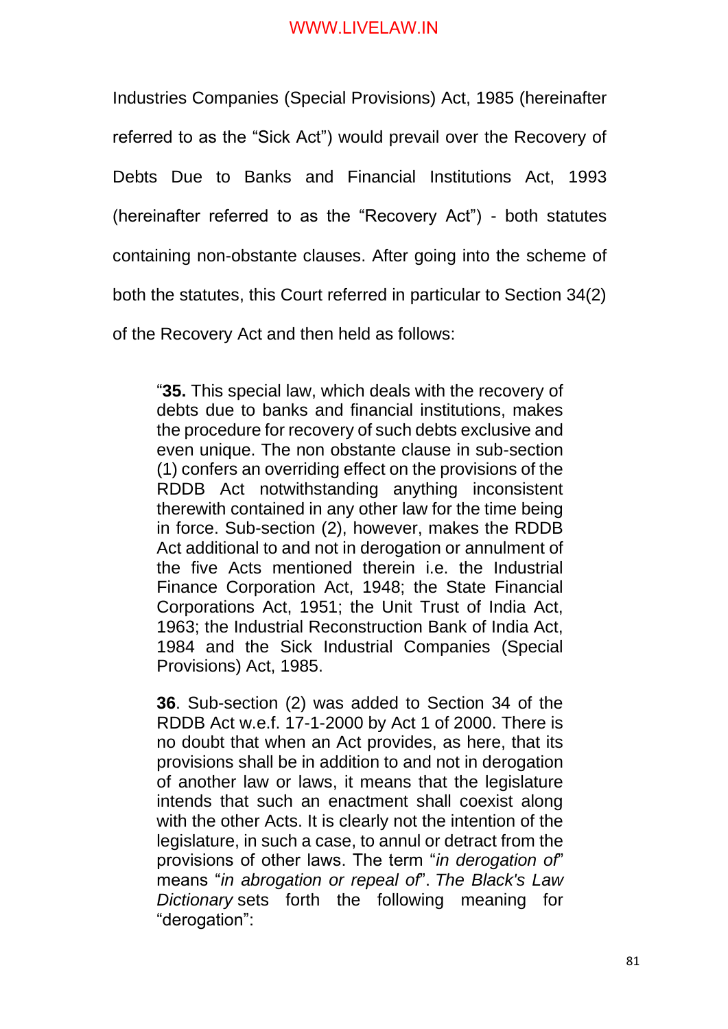Industries Companies (Special Provisions) Act, 1985 (hereinafter referred to as the "Sick Act") would prevail over the Recovery of Debts Due to Banks and Financial Institutions Act, 1993 (hereinafter referred to as the "Recovery Act") - both statutes containing non-obstante clauses. After going into the scheme of both the statutes, this Court referred in particular to Section 34(2) of the Recovery Act and then held as follows:

> "**35.** This special law, which deals with the recovery of debts due to banks and financial institutions, makes the procedure for recovery of such debts exclusive and even unique. The non obstante clause in sub-section (1) confers an overriding effect on the provisions of the RDDB Act notwithstanding anything inconsistent therewith contained in any other law for the time being in force. Sub-section (2), however, makes the RDDB Act additional to and not in derogation or annulment of the five Acts mentioned therein i.e. the Industrial Finance Corporation Act, 1948; the State Financial Corporations Act, 1951; the Unit Trust of India Act, 1963; the Industrial Reconstruction Bank of India Act, 1984 and the Sick Industrial Companies (Special Provisions) Act, 1985.
>
> **36**. Sub-section (2) was added to Section 34 of the RDDB Act w.e.f. 17-1-2000 by Act 1 of 2000. There is no doubt that when an Act provides, as here, that its provisions shall be in addition to and not in derogation of another law or laws, it means that the legislature intends that such an enactment shall coexist along with the other Acts. It is clearly not the intention of the legislature, in such a case, to annul or detract from the provisions of other laws. The term "*in derogation of*" means "*in abrogation or repeal of*". *The Black's Law Dictionary* sets forth the following meaning for "derogation":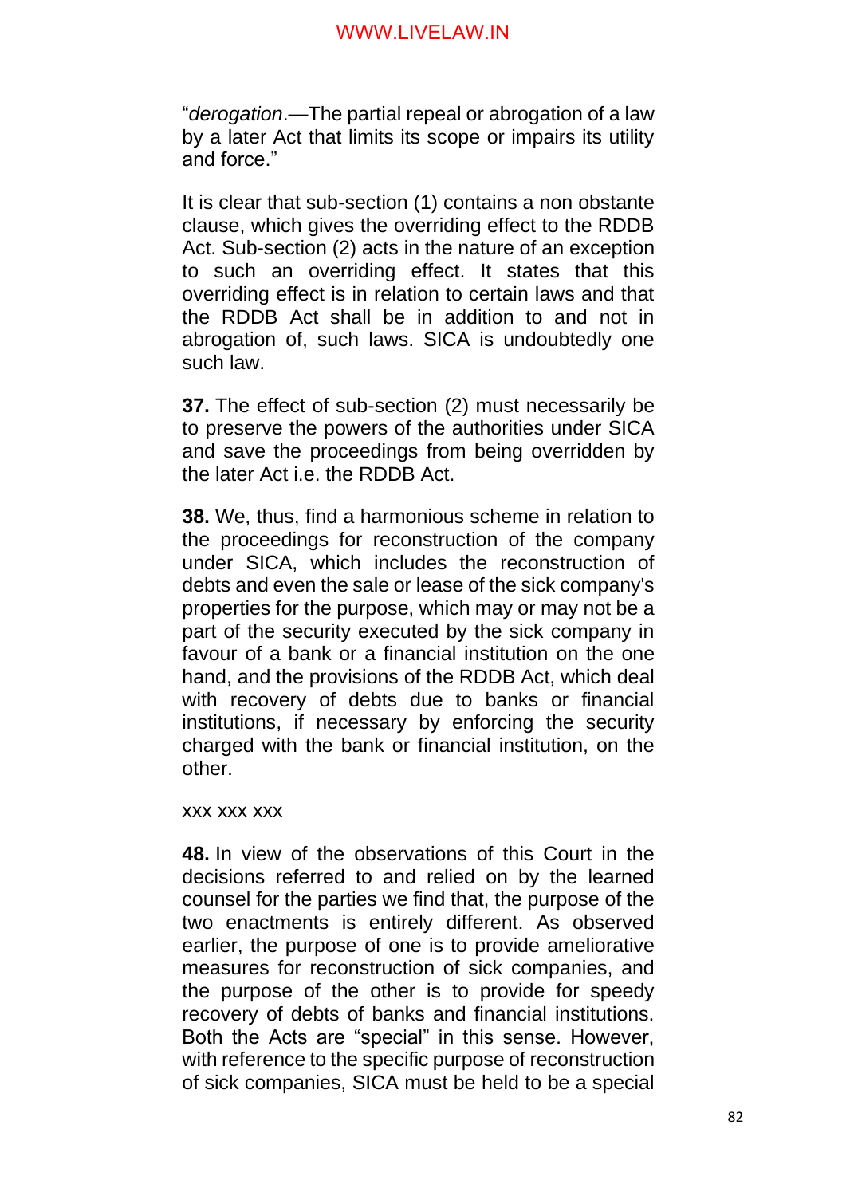"*derogation*.—The partial repeal or abrogation of a law by a later Act that limits its scope or impairs its utility and force."

It is clear that sub-section (1) contains a non obstante clause, which gives the overriding effect to the RDDB Act. Sub-section (2) acts in the nature of an exception to such an overriding effect. It states that this overriding effect is in relation to certain laws and that the RDDB Act shall be in addition to and not in abrogation of, such laws. SICA is undoubtedly one such law.

**37.** The effect of sub-section (2) must necessarily be to preserve the powers of the authorities under SICA and save the proceedings from being overridden by the later Act i.e. the RDDB Act.

**38.** We, thus, find a harmonious scheme in relation to the proceedings for reconstruction of the company under SICA, which includes the reconstruction of debts and even the sale or lease of the sick company's properties for the purpose, which may or may not be a part of the security executed by the sick company in favour of a bank or a financial institution on the one hand, and the provisions of the RDDB Act, which deal with recovery of debts due to banks or financial institutions, if necessary by enforcing the security charged with the bank or financial institution, on the other.

xxx xxx xxx

**48.** In view of the observations of this Court in the decisions referred to and relied on by the learned counsel for the parties we find that, the purpose of the two enactments is entirely different. As observed earlier, the purpose of one is to provide ameliorative measures for reconstruction of sick companies, and the purpose of the other is to provide for speedy recovery of debts of banks and financial institutions. Both the Acts are "special" in this sense. However, with reference to the specific purpose of reconstruction of sick companies, SICA must be held to be a special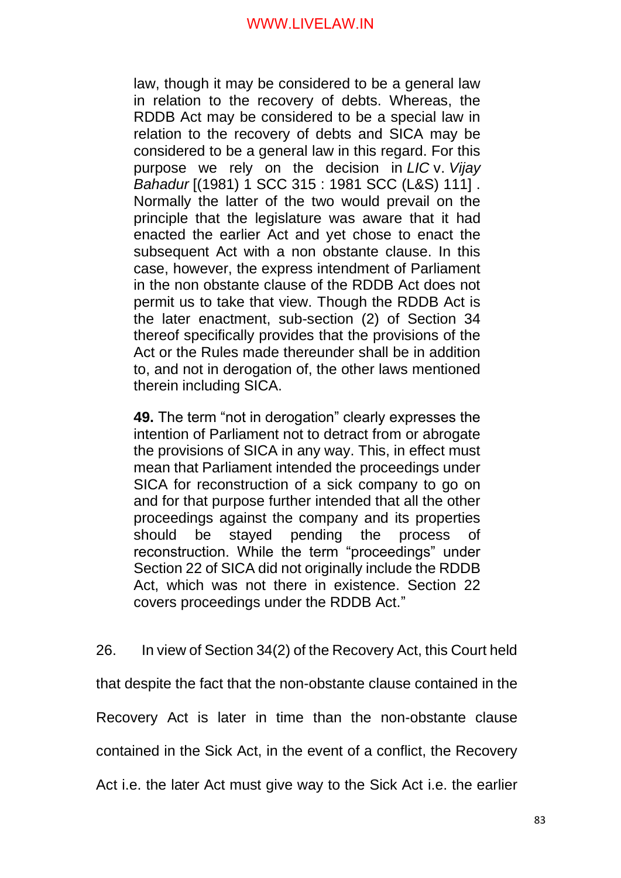> law, though it may be considered to be a general law in relation to the recovery of debts. Whereas, the RDDB Act may be considered to be a special law in relation to the recovery of debts and SICA may be considered to be a general law in this regard. For this purpose we rely on the decision in *LIC* v. *Vijay Bahadur* [(1981) 1 SCC 315 : 1981 SCC (L&S) 111] . Normally the latter of the two would prevail on the principle that the legislature was aware that it had enacted the earlier Act and yet chose to enact the subsequent Act with a non obstante clause. In this case, however, the express intendment of Parliament in the non obstante clause of the RDDB Act does not permit us to take that view. Though the RDDB Act is the later enactment, sub-section (2) of Section 34 thereof specifically provides that the provisions of the Act or the Rules made thereunder shall be in addition to, and not in derogation of, the other laws mentioned therein including SICA.
>
> **49.** The term "not in derogation" clearly expresses the intention of Parliament not to detract from or abrogate the provisions of SICA in any way. This, in effect must mean that Parliament intended the proceedings under SICA for reconstruction of a sick company to go on and for that purpose further intended that all the other proceedings against the company and its properties should be stayed pending the process of reconstruction. While the term "proceedings" under Section 22 of SICA did not originally include the RDDB Act, which was not there in existence. Section 22 covers proceedings under the RDDB Act."

26. In view of Section 34(2) of the Recovery Act, this Court held that despite the fact that the non-obstante clause contained in the Recovery Act is later in time than the non-obstante clause contained in the Sick Act, in the event of a conflict, the Recovery Act i.e. the later Act must give way to the Sick Act i.e. the earlier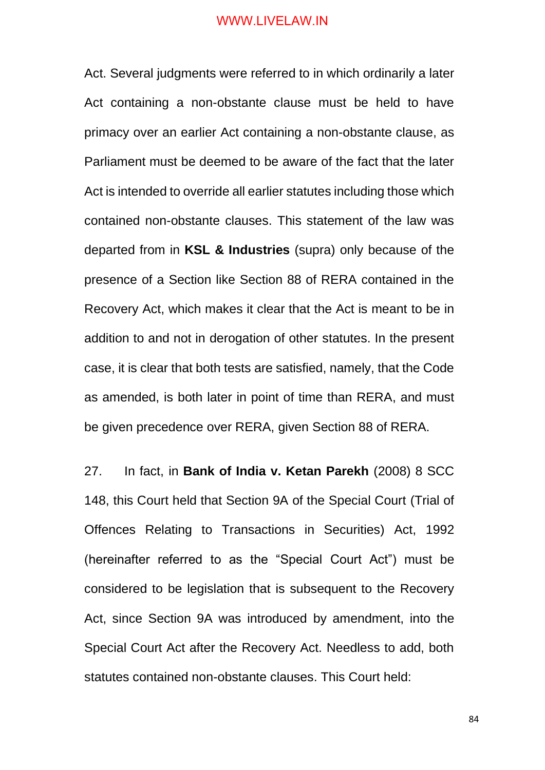Act. Several judgments were referred to in which ordinarily a later Act containing a non-obstante clause must be held to have primacy over an earlier Act containing a non-obstante clause, as Parliament must be deemed to be aware of the fact that the later Act is intended to override all earlier statutes including those which contained non-obstante clauses. This statement of the law was departed from in **KSL & Industries** (supra) only because of the presence of a Section like Section 88 of RERA contained in the Recovery Act, which makes it clear that the Act is meant to be in addition to and not in derogation of other statutes. In the present case, it is clear that both tests are satisfied, namely, that the Code as amended, is both later in point of time than RERA, and must be given precedence over RERA, given Section 88 of RERA.

27. In fact, in **Bank of India v. Ketan Parekh** (2008) 8 SCC 148, this Court held that Section 9A of the Special Court (Trial of Offences Relating to Transactions in Securities) Act, 1992 (hereinafter referred to as the "Special Court Act") must be considered to be legislation that is subsequent to the Recovery Act, since Section 9A was introduced by amendment, into the Special Court Act after the Recovery Act. Needless to add, both statutes contained non-obstante clauses. This Court held: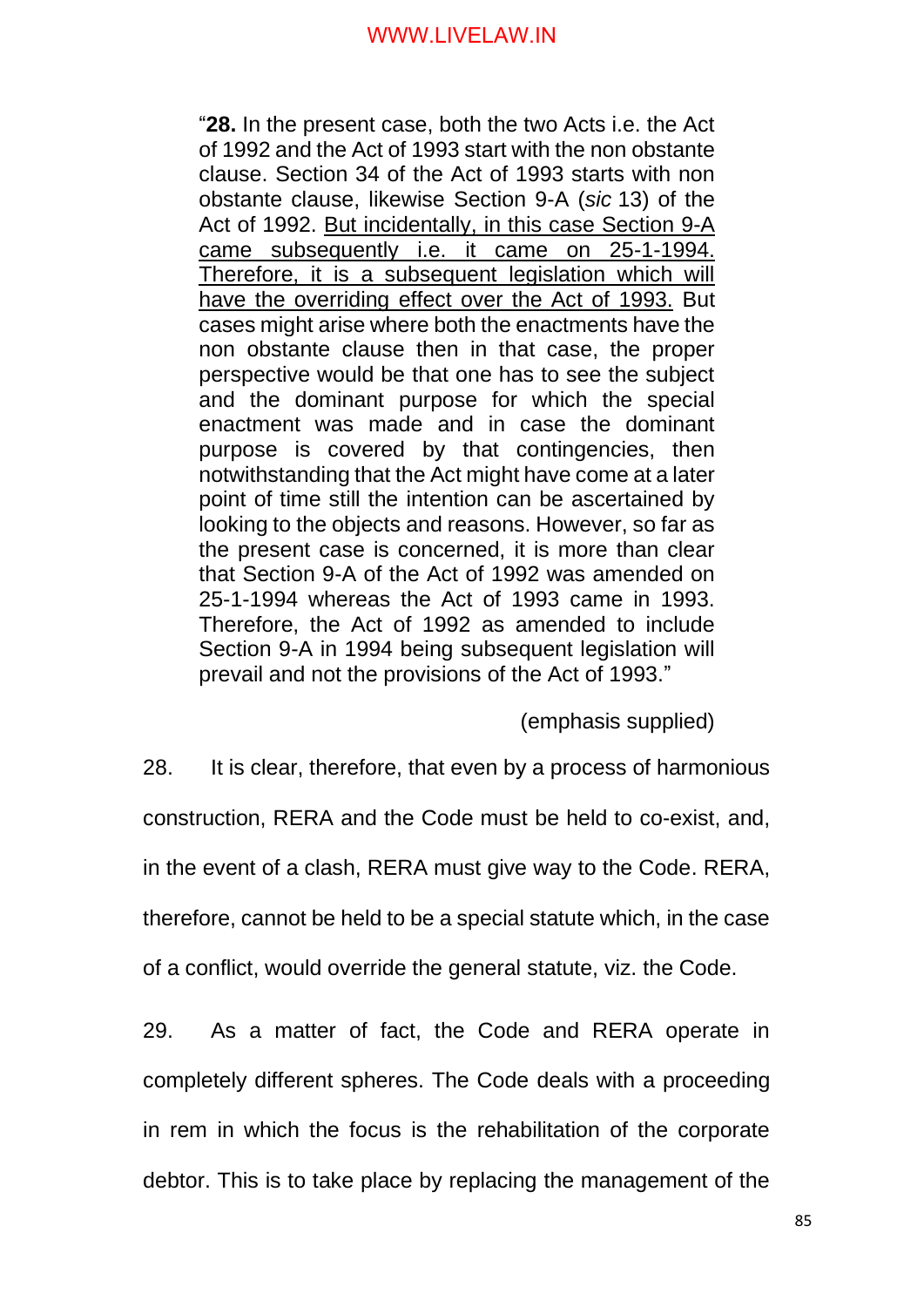> "**28.** In the present case, both the two Acts i.e. the Act of 1992 and the Act of 1993 start with the non obstante clause. Section 34 of the Act of 1993 starts with non obstante clause, likewise Section 9-A (*sic* 13) of the Act of 1992. <u>But incidentally, in this case Section 9-A came subsequently i.e. it came on 25-1-1994. Therefore, it is a subsequent legislation which will have the overriding effect over the Act of 1993.</u> But cases might arise where both the enactments have the non obstante clause then in that case, the proper perspective would be that one has to see the subject and the dominant purpose for which the special enactment was made and in case the dominant purpose is covered by that contingencies, then notwithstanding that the Act might have come at a later point of time still the intention can be ascertained by looking to the objects and reasons. However, so far as the present case is concerned, it is more than clear that Section 9-A of the Act of 1992 was amended on 25-1-1994 whereas the Act of 1993 came in 1993. Therefore, the Act of 1992 as amended to include Section 9-A in 1994 being subsequent legislation will prevail and not the provisions of the Act of 1993."
>
> (emphasis supplied)

28. It is clear, therefore, that even by a process of harmonious construction, RERA and the Code must be held to co-exist, and, in the event of a clash, RERA must give way to the Code. RERA, therefore, cannot be held to be a special statute which, in the case of a conflict, would override the general statute, viz. the Code.

29. As a matter of fact, the Code and RERA operate in completely different spheres. The Code deals with a proceeding in rem in which the focus is the rehabilitation of the corporate debtor. This is to take place by replacing the management of the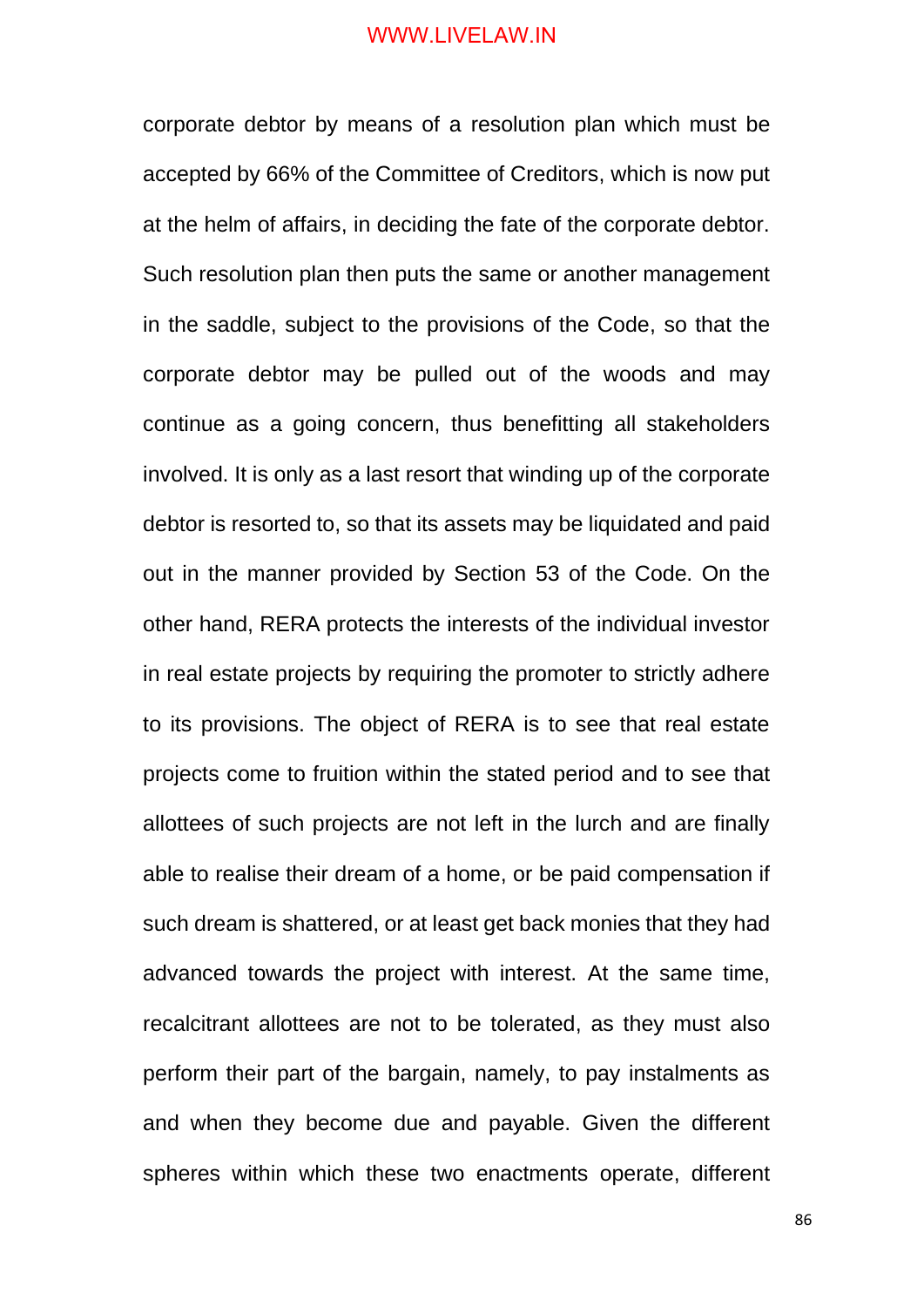corporate debtor by means of a resolution plan which must be accepted by 66% of the Committee of Creditors, which is now put at the helm of affairs, in deciding the fate of the corporate debtor. Such resolution plan then puts the same or another management in the saddle, subject to the provisions of the Code, so that the corporate debtor may be pulled out of the woods and may continue as a going concern, thus benefitting all stakeholders involved. It is only as a last resort that winding up of the corporate debtor is resorted to, so that its assets may be liquidated and paid out in the manner provided by Section 53 of the Code. On the other hand, RERA protects the interests of the individual investor in real estate projects by requiring the promoter to strictly adhere to its provisions. The object of RERA is to see that real estate projects come to fruition within the stated period and to see that allottees of such projects are not left in the lurch and are finally able to realise their dream of a home, or be paid compensation if such dream is shattered, or at least get back monies that they had advanced towards the project with interest. At the same time, recalcitrant allottees are not to be tolerated, as they must also perform their part of the bargain, namely, to pay instalments as and when they become due and payable. Given the different spheres within which these two enactments operate, different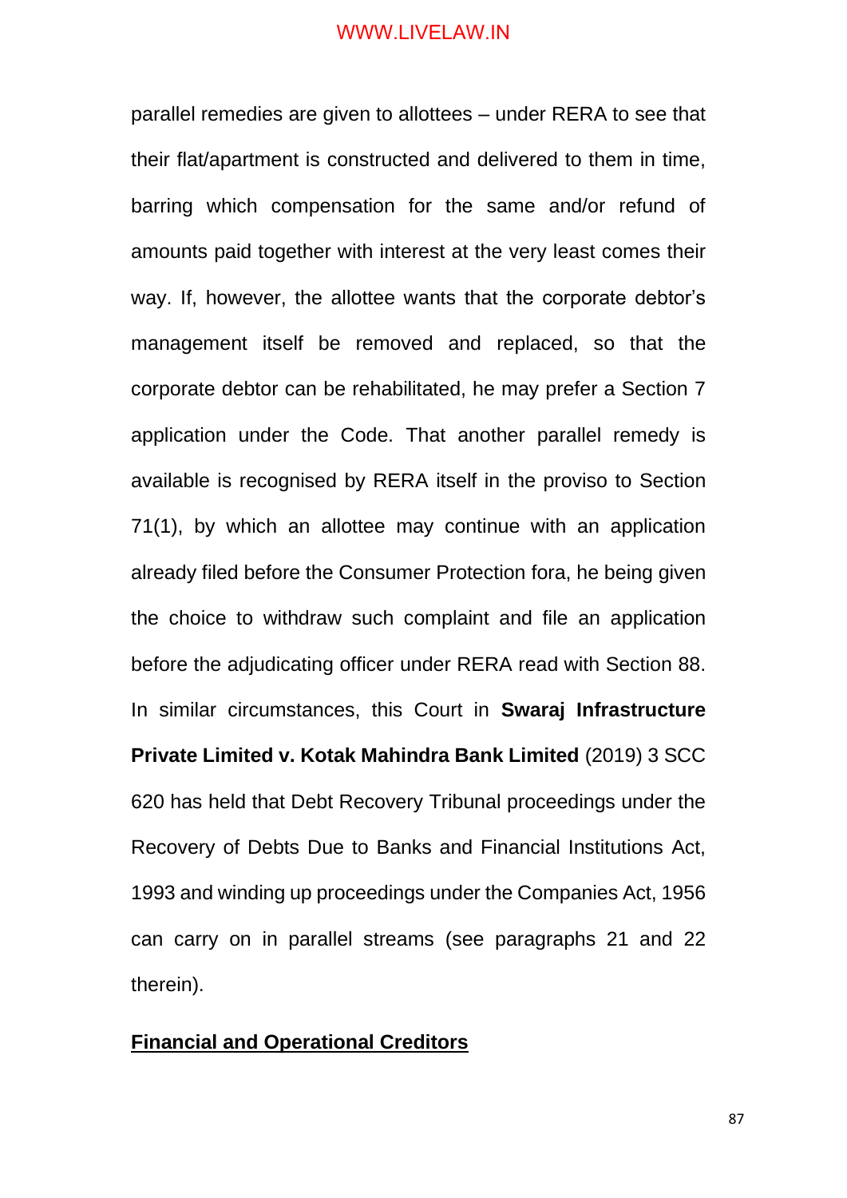parallel remedies are given to allottees – under RERA to see that their flat/apartment is constructed and delivered to them in time, barring which compensation for the same and/or refund of amounts paid together with interest at the very least comes their way. If, however, the allottee wants that the corporate debtor's management itself be removed and replaced, so that the corporate debtor can be rehabilitated, he may prefer a Section 7 application under the Code. That another parallel remedy is available is recognised by RERA itself in the proviso to Section 71(1), by which an allottee may continue with an application already filed before the Consumer Protection fora, he being given the choice to withdraw such complaint and file an application before the adjudicating officer under RERA read with Section 88. In similar circumstances, this Court in **Swaraj Infrastructure Private Limited v. Kotak Mahindra Bank Limited** (2019) 3 SCC 620 has held that Debt Recovery Tribunal proceedings under the Recovery of Debts Due to Banks and Financial Institutions Act, 1993 and winding up proceedings under the Companies Act, 1956 can carry on in parallel streams (see paragraphs 21 and 22 therein).

**<u>Financial and Operational Creditors</u>**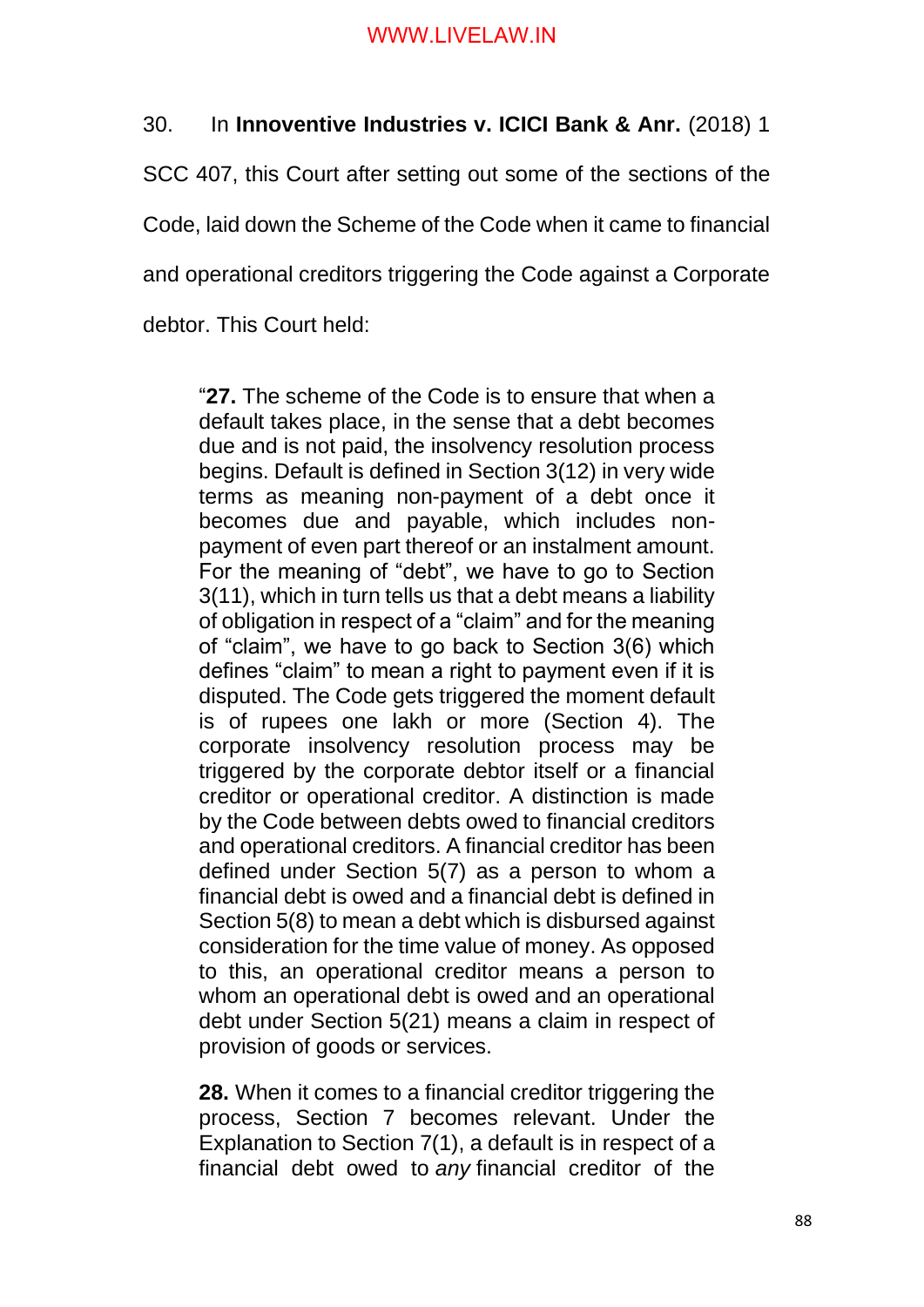30. In **Innoventive Industries v. ICICI Bank & Anr.** (2018) 1 SCC 407, this Court after setting out some of the sections of the Code, laid down the Scheme of the Code when it came to financial and operational creditors triggering the Code against a Corporate debtor. This Court held:

> "**27.** The scheme of the Code is to ensure that when a default takes place, in the sense that a debt becomes due and is not paid, the insolvency resolution process begins. Default is defined in Section 3(12) in very wide terms as meaning non-payment of a debt once it becomes due and payable, which includes non-payment of even part thereof or an instalment amount. For the meaning of "debt", we have to go to Section 3(11), which in turn tells us that a debt means a liability of obligation in respect of a "claim" and for the meaning of "claim", we have to go back to Section 3(6) which defines "claim" to mean a right to payment even if it is disputed. The Code gets triggered the moment default is of rupees one lakh or more (Section 4). The corporate insolvency resolution process may be triggered by the corporate debtor itself or a financial creditor or operational creditor. A distinction is made by the Code between debts owed to financial creditors and operational creditors. A financial creditor has been defined under Section 5(7) as a person to whom a financial debt is owed and a financial debt is defined in Section 5(8) to mean a debt which is disbursed against consideration for the time value of money. As opposed to this, an operational creditor means a person to whom an operational debt is owed and an operational debt under Section 5(21) means a claim in respect of provision of goods or services.
>
> **28.** When it comes to a financial creditor triggering the process, Section 7 becomes relevant. Under the Explanation to Section 7(1), a default is in respect of a financial debt owed to *any* financial creditor of the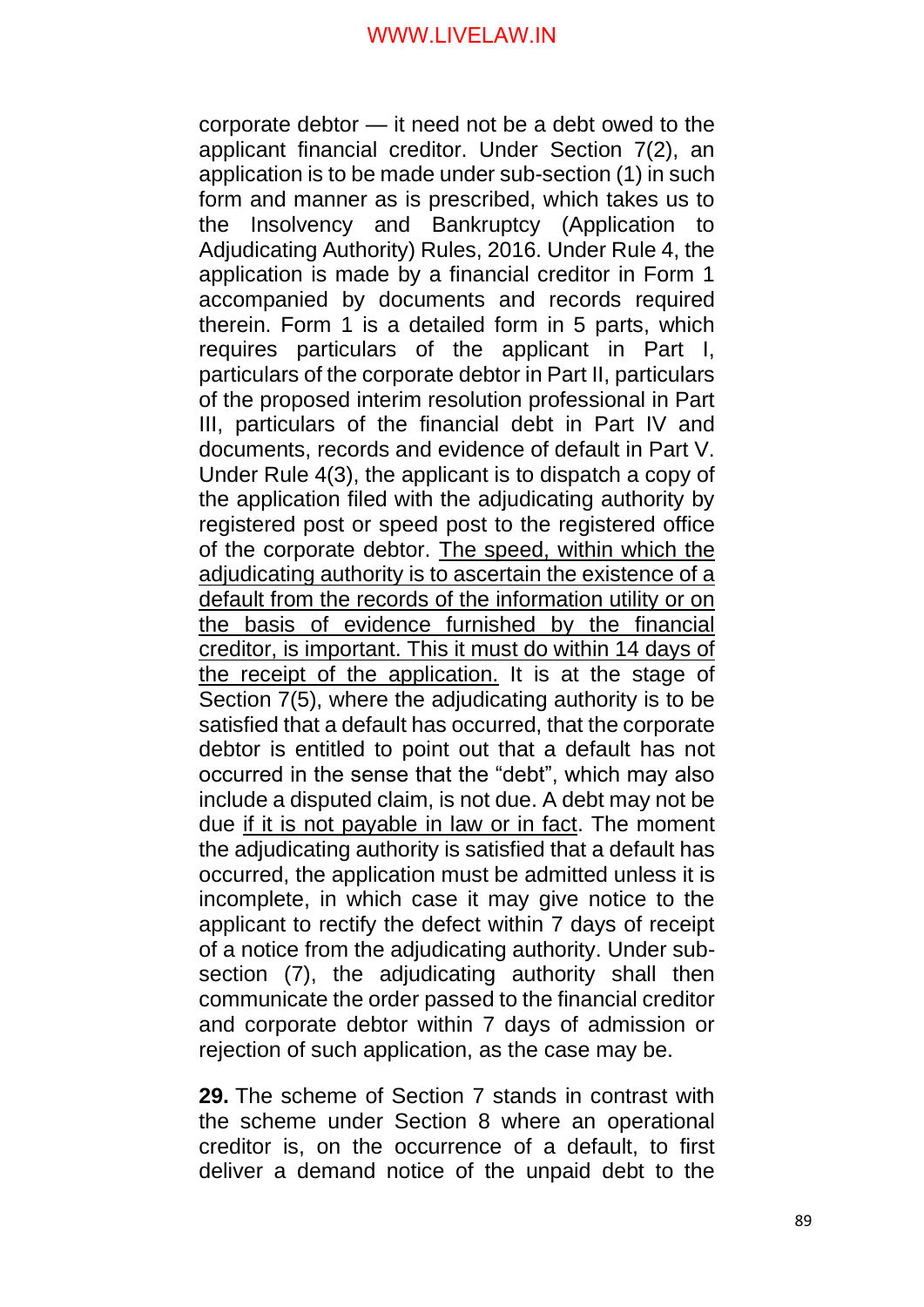corporate debtor — it need not be a debt owed to the applicant financial creditor. Under Section 7(2), an application is to be made under sub-section (1) in such form and manner as is prescribed, which takes us to the Insolvency and Bankruptcy (Application to Adjudicating Authority) Rules, 2016. Under Rule 4, the application is made by a financial creditor in Form 1 accompanied by documents and records required therein. Form 1 is a detailed form in 5 parts, which requires particulars of the applicant in Part I, particulars of the corporate debtor in Part II, particulars of the proposed interim resolution professional in Part III, particulars of the financial debt in Part IV and documents, records and evidence of default in Part V. Under Rule 4(3), the applicant is to dispatch a copy of the application filed with the adjudicating authority by registered post or speed post to the registered office of the corporate debtor. <u>The speed, within which the adjudicating authority is to ascertain the existence of a default from the records of the information utility or on the basis of evidence furnished by the financial creditor, is important. This it must do within 14 days of the receipt of the application.</u> It is at the stage of Section 7(5), where the adjudicating authority is to be satisfied that a default has occurred, that the corporate debtor is entitled to point out that a default has not occurred in the sense that the "debt", which may also include a disputed claim, is not due. A debt may not be due <u>if it is not payable in law or in fact</u>. The moment the adjudicating authority is satisfied that a default has occurred, the application must be admitted unless it is incomplete, in which case it may give notice to the applicant to rectify the defect within 7 days of receipt of a notice from the adjudicating authority. Under sub-section (7), the adjudicating authority shall then communicate the order passed to the financial creditor and corporate debtor within 7 days of admission or rejection of such application, as the case may be.

**29.** The scheme of Section 7 stands in contrast with the scheme under Section 8 where an operational creditor is, on the occurrence of a default, to first deliver a demand notice of the unpaid debt to the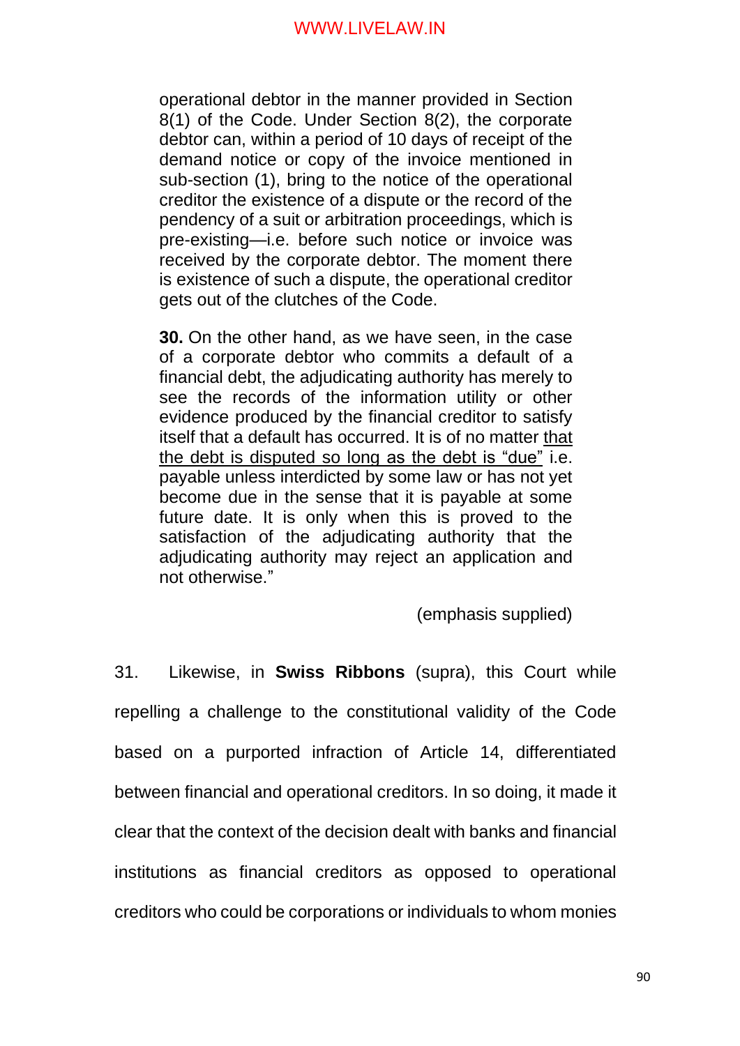> operational debtor in the manner provided in Section 8(1) of the Code. Under Section 8(2), the corporate debtor can, within a period of 10 days of receipt of the demand notice or copy of the invoice mentioned in sub-section (1), bring to the notice of the operational creditor the existence of a dispute or the record of the pendency of a suit or arbitration proceedings, which is pre-existing—i.e. before such notice or invoice was received by the corporate debtor. The moment there is existence of such a dispute, the operational creditor gets out of the clutches of the Code.
>
> **30.** On the other hand, as we have seen, in the case of a corporate debtor who commits a default of a financial debt, the adjudicating authority has merely to see the records of the information utility or other evidence produced by the financial creditor to satisfy itself that a default has occurred. It is of no matter <u>that the debt is disputed so long as the debt is "due"</u> i.e. payable unless interdicted by some law or has not yet become due in the sense that it is payable at some future date. It is only when this is proved to the satisfaction of the adjudicating authority that the adjudicating authority may reject an application and not otherwise."
>
> (emphasis supplied)

31. Likewise, in **Swiss Ribbons** (supra), this Court while repelling a challenge to the constitutional validity of the Code based on a purported infraction of Article 14, differentiated between financial and operational creditors. In so doing, it made it clear that the context of the decision dealt with banks and financial institutions as financial creditors as opposed to operational creditors who could be corporations or individuals to whom monies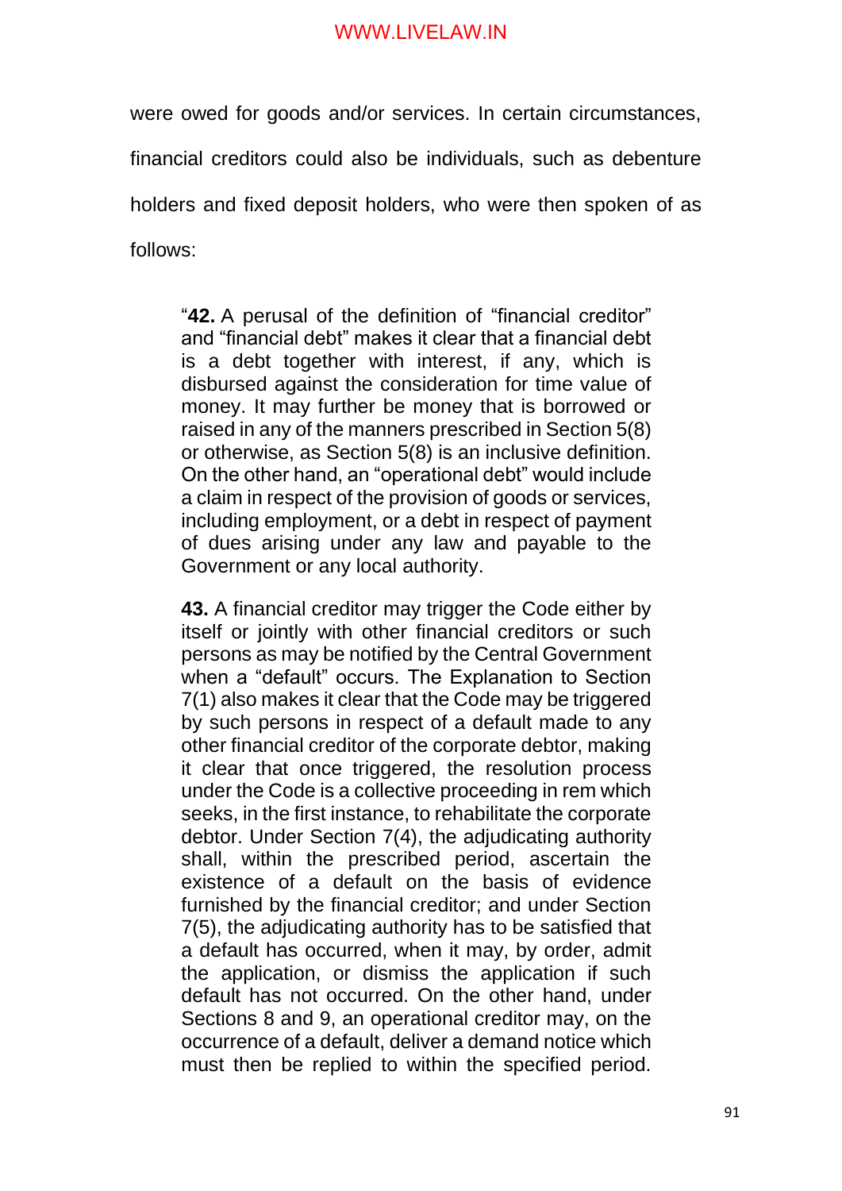were owed for goods and/or services. In certain circumstances, financial creditors could also be individuals, such as debenture holders and fixed deposit holders, who were then spoken of as follows:

> "**42.** A perusal of the definition of "financial creditor" and "financial debt" makes it clear that a financial debt is a debt together with interest, if any, which is disbursed against the consideration for time value of money. It may further be money that is borrowed or raised in any of the manners prescribed in Section 5(8) or otherwise, as Section 5(8) is an inclusive definition. On the other hand, an "operational debt" would include a claim in respect of the provision of goods or services, including employment, or a debt in respect of payment of dues arising under any law and payable to the Government or any local authority.
>
> **43.** A financial creditor may trigger the Code either by itself or jointly with other financial creditors or such persons as may be notified by the Central Government when a "default" occurs. The Explanation to Section 7(1) also makes it clear that the Code may be triggered by such persons in respect of a default made to any other financial creditor of the corporate debtor, making it clear that once triggered, the resolution process under the Code is a collective proceeding in rem which seeks, in the first instance, to rehabilitate the corporate debtor. Under Section 7(4), the adjudicating authority shall, within the prescribed period, ascertain the existence of a default on the basis of evidence furnished by the financial creditor; and under Section 7(5), the adjudicating authority has to be satisfied that a default has occurred, when it may, by order, admit the application, or dismiss the application if such default has not occurred. On the other hand, under Sections 8 and 9, an operational creditor may, on the occurrence of a default, deliver a demand notice which must then be replied to within the specified period.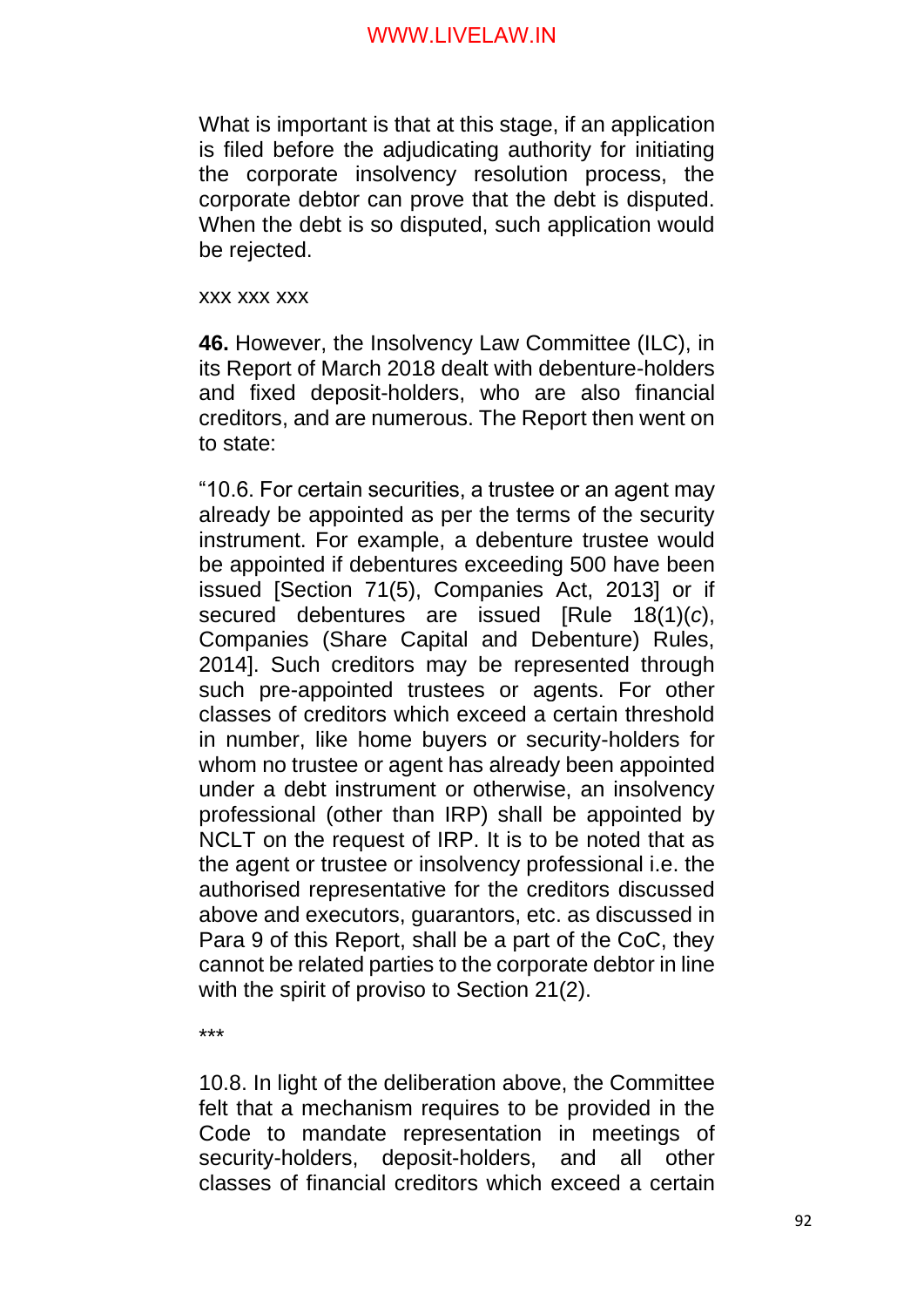What is important is that at this stage, if an application is filed before the adjudicating authority for initiating the corporate insolvency resolution process, the corporate debtor can prove that the debt is disputed. When the debt is so disputed, such application would be rejected.

xxx xxx xxx

**46.** However, the Insolvency Law Committee (ILC), in its Report of March 2018 dealt with debenture-holders and fixed deposit-holders, who are also financial creditors, and are numerous. The Report then went on to state:

"10.6. For certain securities, a trustee or an agent may already be appointed as per the terms of the security instrument. For example, a debenture trustee would be appointed if debentures exceeding 500 have been issued [Section 71(5), Companies Act, 2013] or if secured debentures are issued [Rule 18(1)(*c*), Companies (Share Capital and Debenture) Rules, 2014]. Such creditors may be represented through such pre-appointed trustees or agents. For other classes of creditors which exceed a certain threshold in number, like home buyers or security-holders for whom no trustee or agent has already been appointed under a debt instrument or otherwise, an insolvency professional (other than IRP) shall be appointed by NCLT on the request of IRP. It is to be noted that as the agent or trustee or insolvency professional i.e. the authorised representative for the creditors discussed above and executors, guarantors, etc. as discussed in Para 9 of this Report, shall be a part of the CoC, they cannot be related parties to the corporate debtor in line with the spirit of proviso to Section 21(2).

***

10.8. In light of the deliberation above, the Committee felt that a mechanism requires to be provided in the Code to mandate representation in meetings of security-holders, deposit-holders, and all other classes of financial creditors which exceed a certain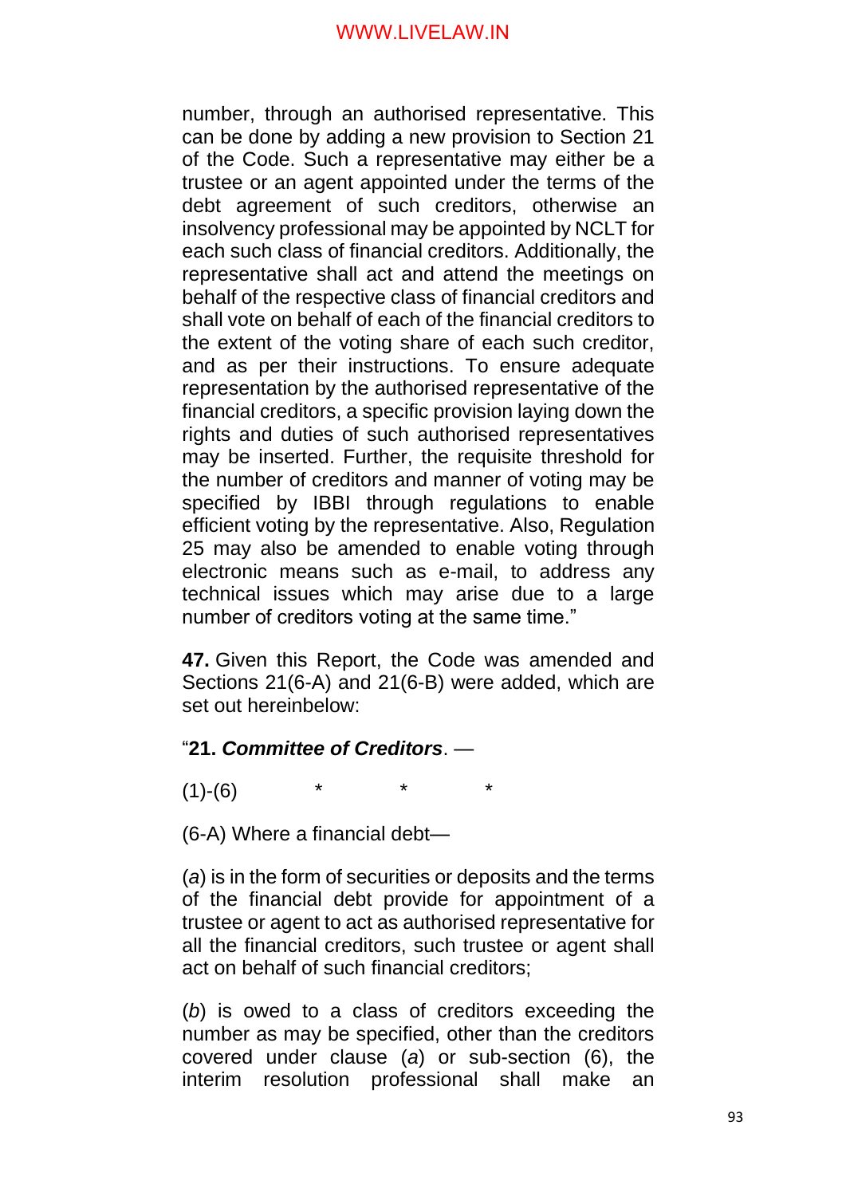number, through an authorised representative. This can be done by adding a new provision to Section 21 of the Code. Such a representative may either be a trustee or an agent appointed under the terms of the debt agreement of such creditors, otherwise an insolvency professional may be appointed by NCLT for each such class of financial creditors. Additionally, the representative shall act and attend the meetings on behalf of the respective class of financial creditors and shall vote on behalf of each of the financial creditors to the extent of the voting share of each such creditor, and as per their instructions. To ensure adequate representation by the authorised representative of the financial creditors, a specific provision laying down the rights and duties of such authorised representatives may be inserted. Further, the requisite threshold for the number of creditors and manner of voting may be specified by IBBI through regulations to enable efficient voting by the representative. Also, Regulation 25 may also be amended to enable voting through electronic means such as e-mail, to address any technical issues which may arise due to a large number of creditors voting at the same time."

**47.** Given this Report, the Code was amended and Sections 21(6-A) and 21(6-B) were added, which are set out hereinbelow:

"**21. *Committee of Creditors***. —

(1)-(6) * * *

(6-A) Where a financial debt—

(*a*) is in the form of securities or deposits and the terms of the financial debt provide for appointment of a trustee or agent to act as authorised representative for all the financial creditors, such trustee or agent shall act on behalf of such financial creditors;

(*b*) is owed to a class of creditors exceeding the number as may be specified, other than the creditors covered under clause (*a*) or sub-section (6), the interim resolution professional shall make an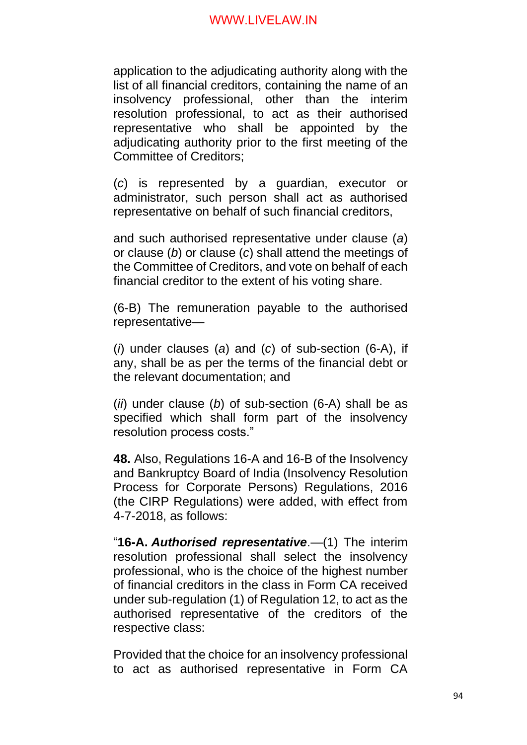application to the adjudicating authority along with the list of all financial creditors, containing the name of an insolvency professional, other than the interim resolution professional, to act as their authorised representative who shall be appointed by the adjudicating authority prior to the first meeting of the Committee of Creditors;

(*c*) is represented by a guardian, executor or administrator, such person shall act as authorised representative on behalf of such financial creditors,

and such authorised representative under clause (*a*) or clause (*b*) or clause (*c*) shall attend the meetings of the Committee of Creditors, and vote on behalf of each financial creditor to the extent of his voting share.

(6-B) The remuneration payable to the authorised representative—

(*i*) under clauses (*a*) and (*c*) of sub-section (6-A), if any, shall be as per the terms of the financial debt or the relevant documentation; and

(*ii*) under clause (*b*) of sub-section (6-A) shall be as specified which shall form part of the insolvency resolution process costs."

**48.** Also, Regulations 16-A and 16-B of the Insolvency and Bankruptcy Board of India (Insolvency Resolution Process for Corporate Persons) Regulations, 2016 (the CIRP Regulations) were added, with effect from 4-7-2018, as follows:

"**16-A. *Authorised representative*.**—(1) The interim resolution professional shall select the insolvency professional, who is the choice of the highest number of financial creditors in the class in Form CA received under sub-regulation (1) of Regulation 12, to act as the authorised representative of the creditors of the respective class:

Provided that the choice for an insolvency professional to act as authorised representative in Form CA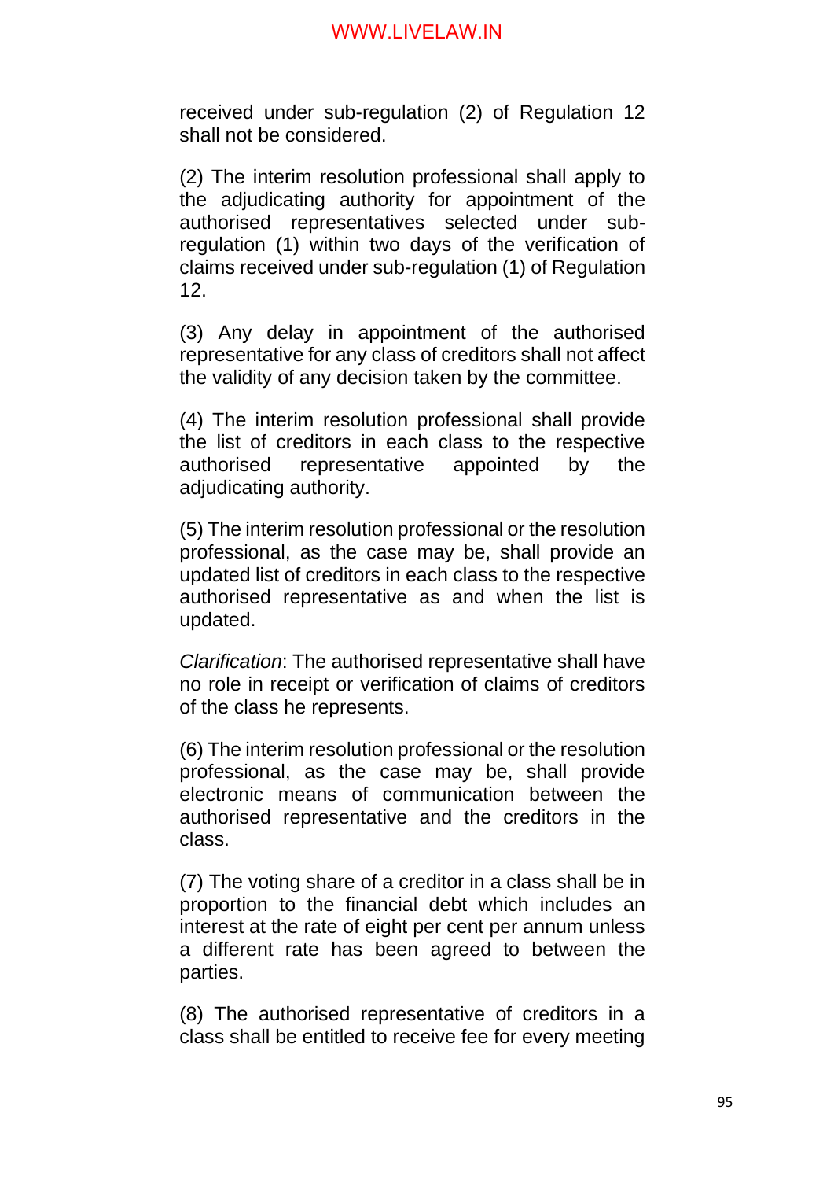received under sub-regulation (2) of Regulation 12 shall not be considered.

(2) The interim resolution professional shall apply to the adjudicating authority for appointment of the authorised representatives selected under sub-regulation (1) within two days of the verification of claims received under sub-regulation (1) of Regulation 12.

(3) Any delay in appointment of the authorised representative for any class of creditors shall not affect the validity of any decision taken by the committee.

(4) The interim resolution professional shall provide the list of creditors in each class to the respective authorised representative appointed by the adjudicating authority.

(5) The interim resolution professional or the resolution professional, as the case may be, shall provide an updated list of creditors in each class to the respective authorised representative as and when the list is updated.

*Clarification*: The authorised representative shall have no role in receipt or verification of claims of creditors of the class he represents.

(6) The interim resolution professional or the resolution professional, as the case may be, shall provide electronic means of communication between the authorised representative and the creditors in the class.

(7) The voting share of a creditor in a class shall be in proportion to the financial debt which includes an interest at the rate of eight per cent per annum unless a different rate has been agreed to between the parties.

(8) The authorised representative of creditors in a class shall be entitled to receive fee for every meeting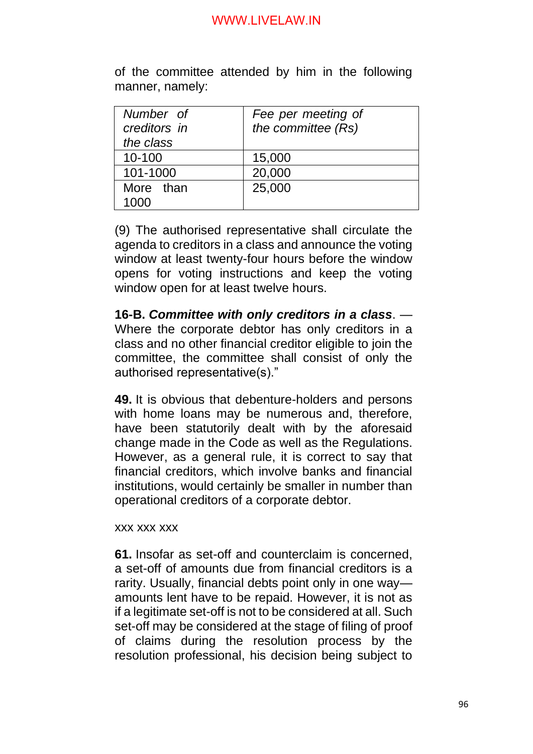of the committee attended by him in the following manner, namely:

| *Number of creditors in the class* | *Fee per meeting of the committee (Rs)* |
|---|---|
| 10-100 | 15,000 |
| 101-1000 | 20,000 |
| More than 1000 | 25,000 |

(9) The authorised representative shall circulate the agenda to creditors in a class and announce the voting window at least twenty-four hours before the window opens for voting instructions and keep the voting window open for at least twelve hours.

**16-B. *Committee with only creditors in a class*.** — Where the corporate debtor has only creditors in a class and no other financial creditor eligible to join the committee, the committee shall consist of only the authorised representative(s)."

**49.** It is obvious that debenture-holders and persons with home loans may be numerous and, therefore, have been statutorily dealt with by the aforesaid change made in the Code as well as the Regulations. However, as a general rule, it is correct to say that financial creditors, which involve banks and financial institutions, would certainly be smaller in number than operational creditors of a corporate debtor.

xxx xxx xxx

**61.** Insofar as set-off and counterclaim is concerned, a set-off of amounts due from financial creditors is a rarity. Usually, financial debts point only in one way—amounts lent have to be repaid. However, it is not as if a legitimate set-off is not to be considered at all. Such set-off may be considered at the stage of filing of proof of claims during the resolution process by the resolution professional, his decision being subject to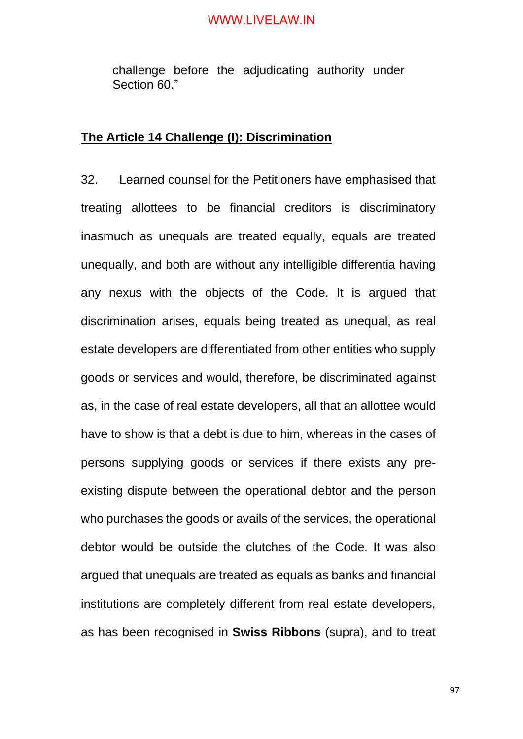challenge before the adjudicating authority under Section 60."

**The Article 14 Challenge (I): Discrimination**

32. Learned counsel for the Petitioners have emphasised that treating allottees to be financial creditors is discriminatory inasmuch as unequals are treated equally, equals are treated unequally, and both are without any intelligible differentia having any nexus with the objects of the Code. It is argued that discrimination arises, equals being treated as unequal, as real estate developers are differentiated from other entities who supply goods or services and would, therefore, be discriminated against as, in the case of real estate developers, all that an allottee would have to show is that a debt is due to him, whereas in the cases of persons supplying goods or services if there exists any pre-existing dispute between the operational debtor and the person who purchases the goods or avails of the services, the operational debtor would be outside the clutches of the Code. It was also argued that unequals are treated as equals as banks and financial institutions are completely different from real estate developers, as has been recognised in **Swiss Ribbons** (supra), and to treat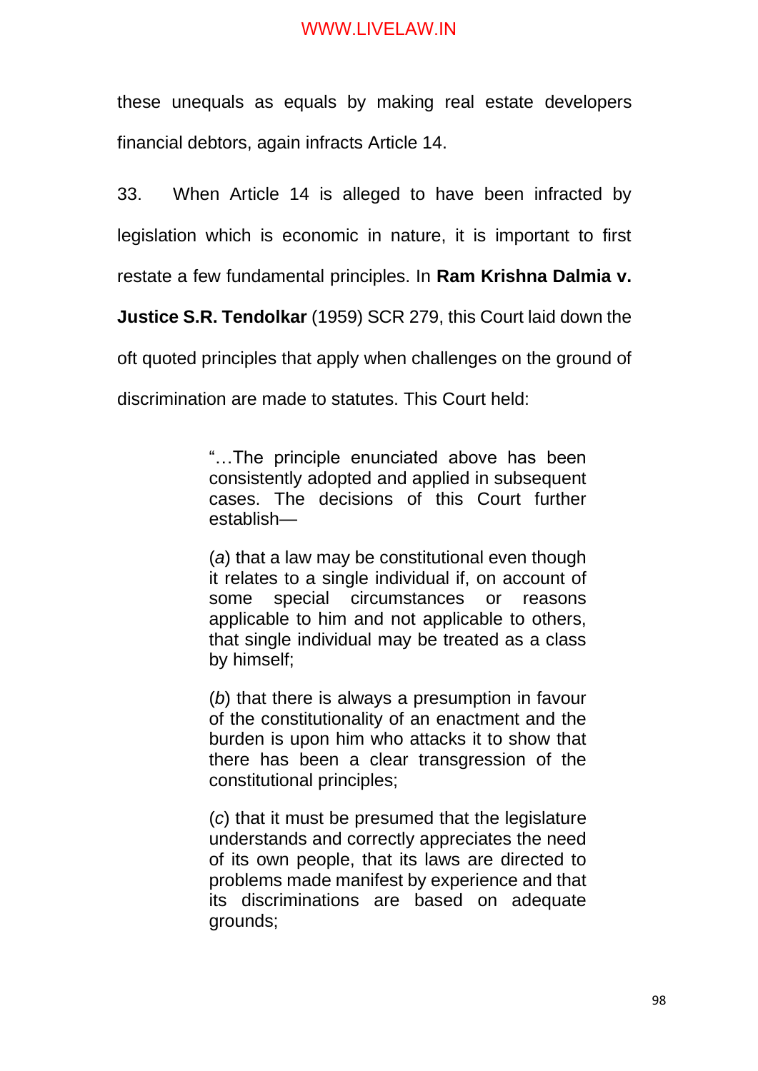these unequals as equals by making real estate developers financial debtors, again infracts Article 14.

33. When Article 14 is alleged to have been infracted by legislation which is economic in nature, it is important to first restate a few fundamental principles. In **Ram Krishna Dalmia v. Justice S.R. Tendolkar** (1959) SCR 279, this Court laid down the oft quoted principles that apply when challenges on the ground of discrimination are made to statutes. This Court held:

> "…The principle enunciated above has been consistently adopted and applied in subsequent cases. The decisions of this Court further establish—
>
> (*a*) that a law may be constitutional even though it relates to a single individual if, on account of some special circumstances or reasons applicable to him and not applicable to others, that single individual may be treated as a class by himself;
>
> (*b*) that there is always a presumption in favour of the constitutionality of an enactment and the burden is upon him who attacks it to show that there has been a clear transgression of the constitutional principles;
>
> (*c*) that it must be presumed that the legislature understands and correctly appreciates the need of its own people, that its laws are directed to problems made manifest by experience and that its discriminations are based on adequate grounds;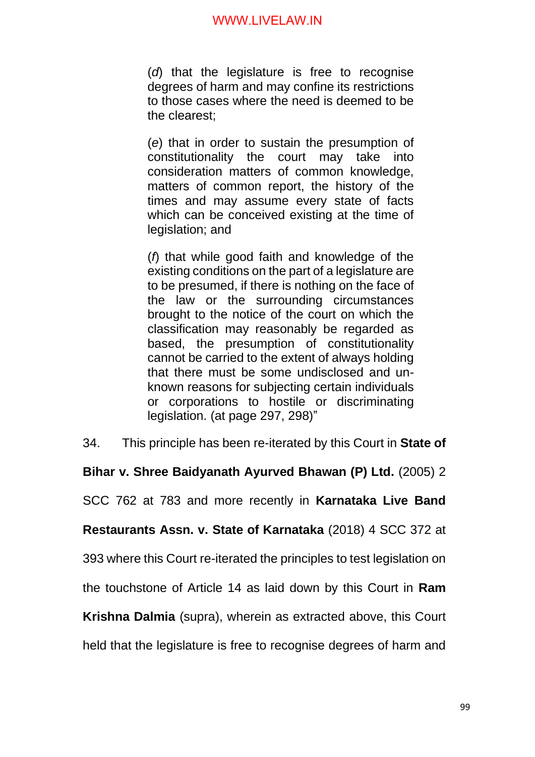> (*d*) that the legislature is free to recognise degrees of harm and may confine its restrictions to those cases where the need is deemed to be the clearest;
>
> (*e*) that in order to sustain the presumption of constitutionality the court may take into consideration matters of common knowledge, matters of common report, the history of the times and may assume every state of facts which can be conceived existing at the time of legislation; and
>
> (*f*) that while good faith and knowledge of the existing conditions on the part of a legislature are to be presumed, if there is nothing on the face of the law or the surrounding circumstances brought to the notice of the court on which the classification may reasonably be regarded as based, the presumption of constitutionality cannot be carried to the extent of always holding that there must be some undisclosed and unknown reasons for subjecting certain individuals or corporations to hostile or discriminating legislation. (at page 297, 298)"

34. This principle has been re-iterated by this Court in **State of Bihar v. Shree Baidyanath Ayurved Bhawan (P) Ltd.** (2005) 2 SCC 762 at 783 and more recently in **Karnataka Live Band Restaurants Assn. v. State of Karnataka** (2018) 4 SCC 372 at 393 where this Court re-iterated the principles to test legislation on the touchstone of Article 14 as laid down by this Court in **Ram Krishna Dalmia** (supra), wherein as extracted above, this Court held that the legislature is free to recognise degrees of harm and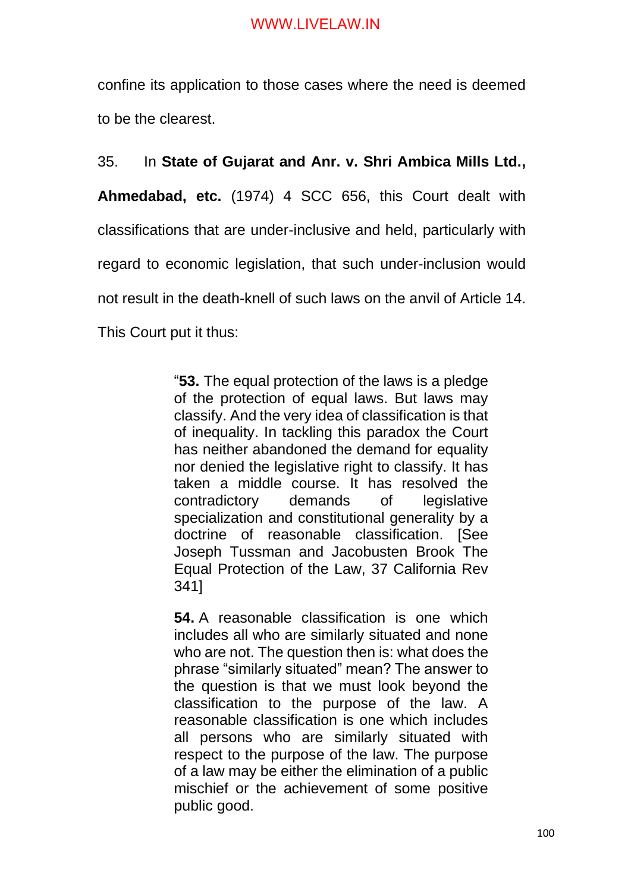confine its application to those cases where the need is deemed to be the clearest.

35. In **State of Gujarat and Anr. v. Shri Ambica Mills Ltd., Ahmedabad, etc.** (1974) 4 SCC 656, this Court dealt with classifications that are under-inclusive and held, particularly with regard to economic legislation, that such under-inclusion would not result in the death-knell of such laws on the anvil of Article 14. This Court put it thus:

> "**53.** The equal protection of the laws is a pledge of the protection of equal laws. But laws may classify. And the very idea of classification is that of inequality. In tackling this paradox the Court has neither abandoned the demand for equality nor denied the legislative right to classify. It has taken a middle course. It has resolved the contradictory demands of legislative specialization and constitutional generality by a doctrine of reasonable classification. [See Joseph Tussman and Jacobusten Brook The Equal Protection of the Law, 37 California Rev 341]
>
> **54.** A reasonable classification is one which includes all who are similarly situated and none who are not. The question then is: what does the phrase "similarly situated" mean? The answer to the question is that we must look beyond the classification to the purpose of the law. A reasonable classification is one which includes all persons who are similarly situated with respect to the purpose of the law. The purpose of a law may be either the elimination of a public mischief or the achievement of some positive public good.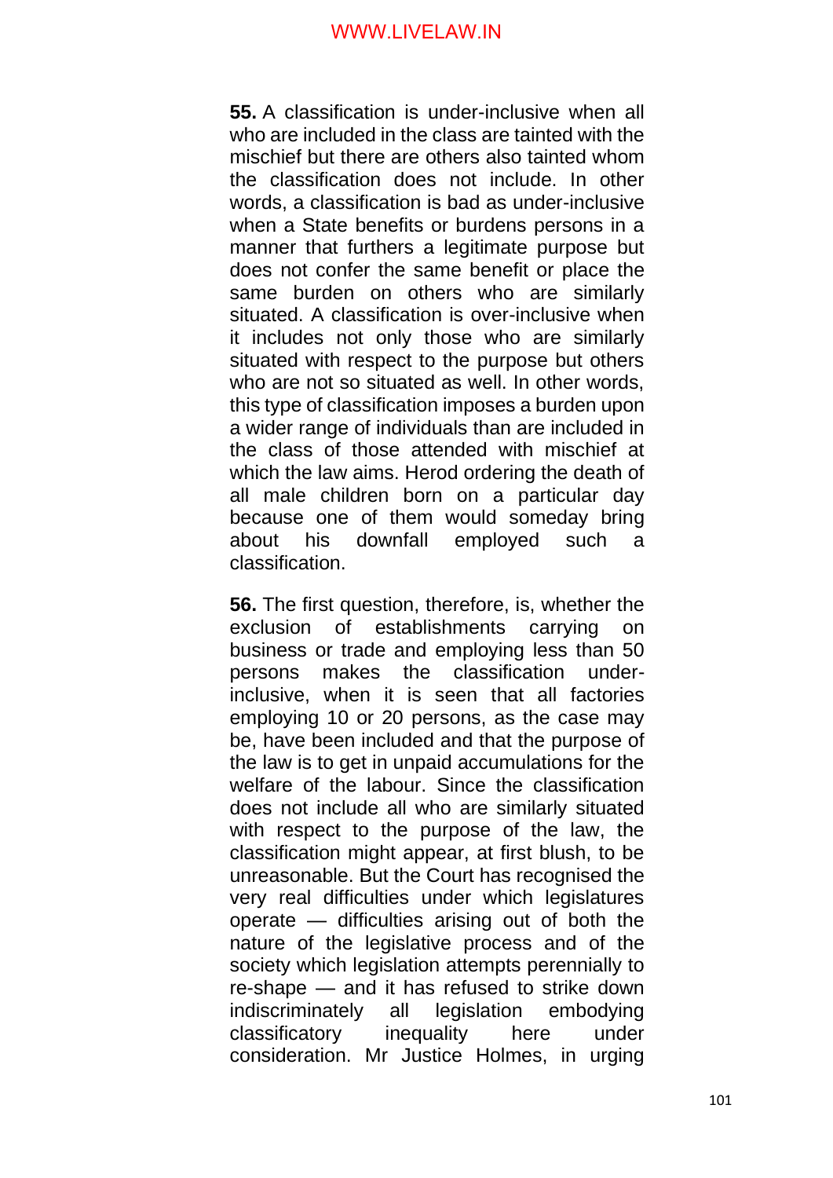**55.** A classification is under-inclusive when all who are included in the class are tainted with the mischief but there are others also tainted whom the classification does not include. In other words, a classification is bad as under-inclusive when a State benefits or burdens persons in a manner that furthers a legitimate purpose but does not confer the same benefit or place the same burden on others who are similarly situated. A classification is over-inclusive when it includes not only those who are similarly situated with respect to the purpose but others who are not so situated as well. In other words, this type of classification imposes a burden upon a wider range of individuals than are included in the class of those attended with mischief at which the law aims. Herod ordering the death of all male children born on a particular day because one of them would someday bring about his downfall employed such a classification.

**56.** The first question, therefore, is, whether the exclusion of establishments carrying on business or trade and employing less than 50 persons makes the classification under-inclusive, when it is seen that all factories employing 10 or 20 persons, as the case may be, have been included and that the purpose of the law is to get in unpaid accumulations for the welfare of the labour. Since the classification does not include all who are similarly situated with respect to the purpose of the law, the classification might appear, at first blush, to be unreasonable. But the Court has recognised the very real difficulties under which legislatures operate — difficulties arising out of both the nature of the legislative process and of the society which legislation attempts perennially to re-shape — and it has refused to strike down indiscriminately all legislation embodying classificatory inequality here under consideration. Mr Justice Holmes, in urging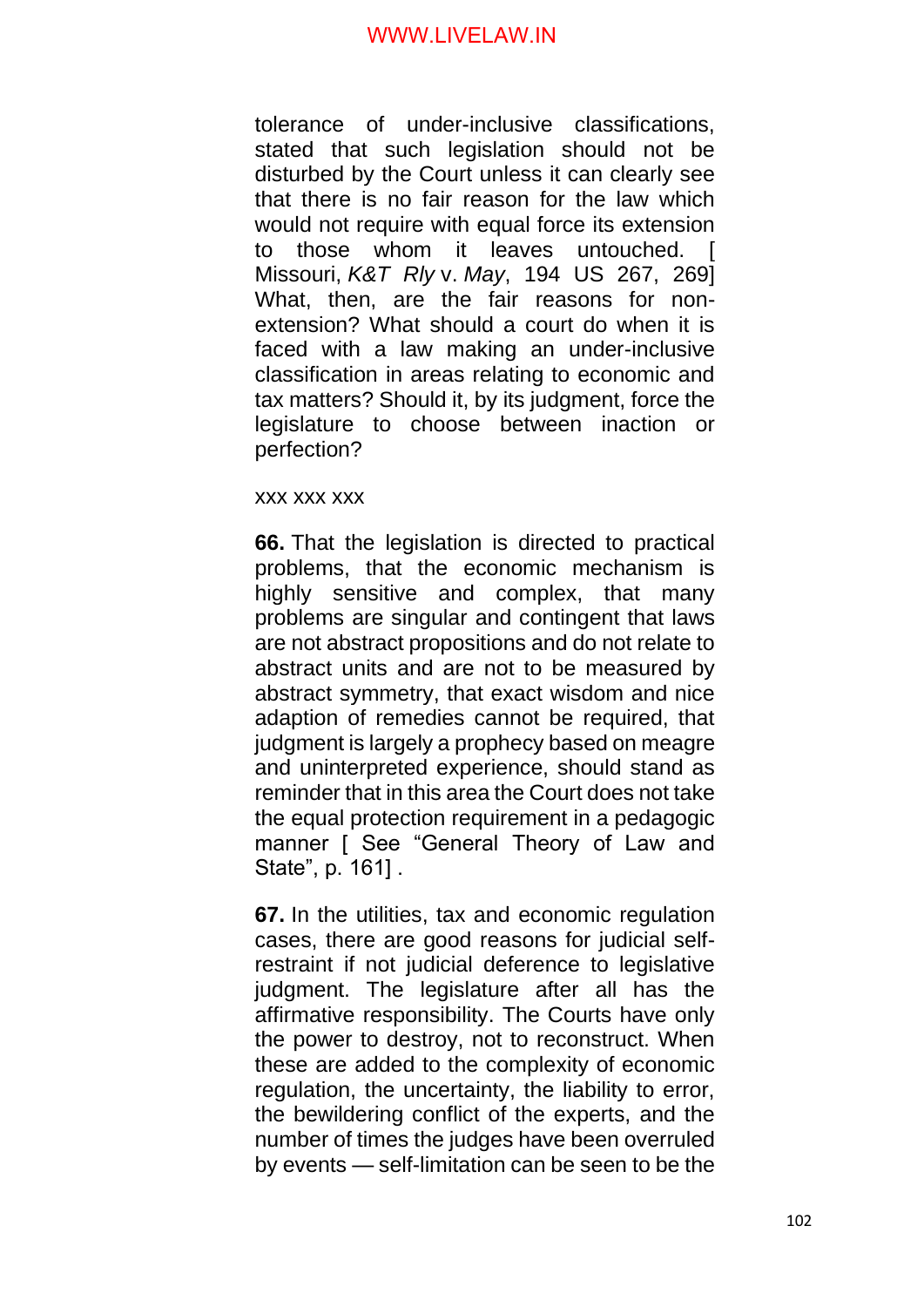tolerance of under-inclusive classifications, stated that such legislation should not be disturbed by the Court unless it can clearly see that there is no fair reason for the law which would not require with equal force its extension to those whom it leaves untouched. [ Missouri, *K&T Rly* v. *May*, 194 US 267, 269] What, then, are the fair reasons for non-extension? What should a court do when it is faced with a law making an under-inclusive classification in areas relating to economic and tax matters? Should it, by its judgment, force the legislature to choose between inaction or perfection?

xxx xxx xxx

**66.** That the legislation is directed to practical problems, that the economic mechanism is highly sensitive and complex, that many problems are singular and contingent that laws are not abstract propositions and do not relate to abstract units and are not to be measured by abstract symmetry, that exact wisdom and nice adaption of remedies cannot be required, that judgment is largely a prophecy based on meagre and uninterpreted experience, should stand as reminder that in this area the Court does not take the equal protection requirement in a pedagogic manner [ See "General Theory of Law and State", p. 161] .

**67.** In the utilities, tax and economic regulation cases, there are good reasons for judicial self-restraint if not judicial deference to legislative judgment. The legislature after all has the affirmative responsibility. The Courts have only the power to destroy, not to reconstruct. When these are added to the complexity of economic regulation, the uncertainty, the liability to error, the bewildering conflict of the experts, and the number of times the judges have been overruled by events — self-limitation can be seen to be the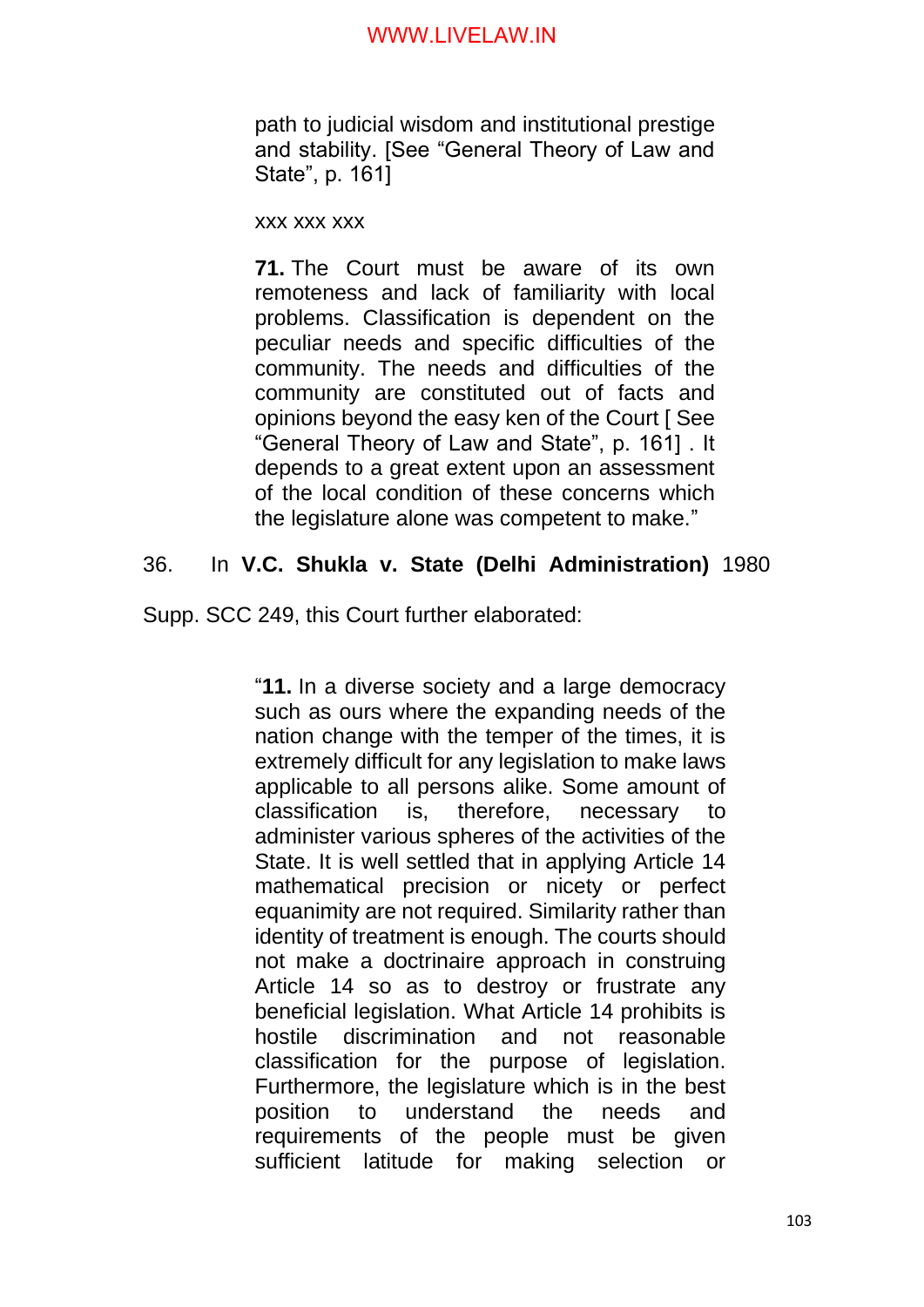> path to judicial wisdom and institutional prestige and stability. [See "General Theory of Law and State", p. 161]
>
> xxx xxx xxx
>
> **71.** The Court must be aware of its own remoteness and lack of familiarity with local problems. Classification is dependent on the peculiar needs and specific difficulties of the community. The needs and difficulties of the community are constituted out of facts and opinions beyond the easy ken of the Court [ See "General Theory of Law and State", p. 161] . It depends to a great extent upon an assessment of the local condition of these concerns which the legislature alone was competent to make."

36. In **V.C. Shukla v. State (Delhi Administration)** 1980 Supp. SCC 249, this Court further elaborated:

> "**11.** In a diverse society and a large democracy such as ours where the expanding needs of the nation change with the temper of the times, it is extremely difficult for any legislation to make laws applicable to all persons alike. Some amount of classification is, therefore, necessary to administer various spheres of the activities of the State. It is well settled that in applying Article 14 mathematical precision or nicety or perfect equanimity are not required. Similarity rather than identity of treatment is enough. The courts should not make a doctrinaire approach in construing Article 14 so as to destroy or frustrate any beneficial legislation. What Article 14 prohibits is hostile discrimination and not reasonable classification for the purpose of legislation. Furthermore, the legislature which is in the best position to understand the needs and requirements of the people must be given sufficient latitude for making selection or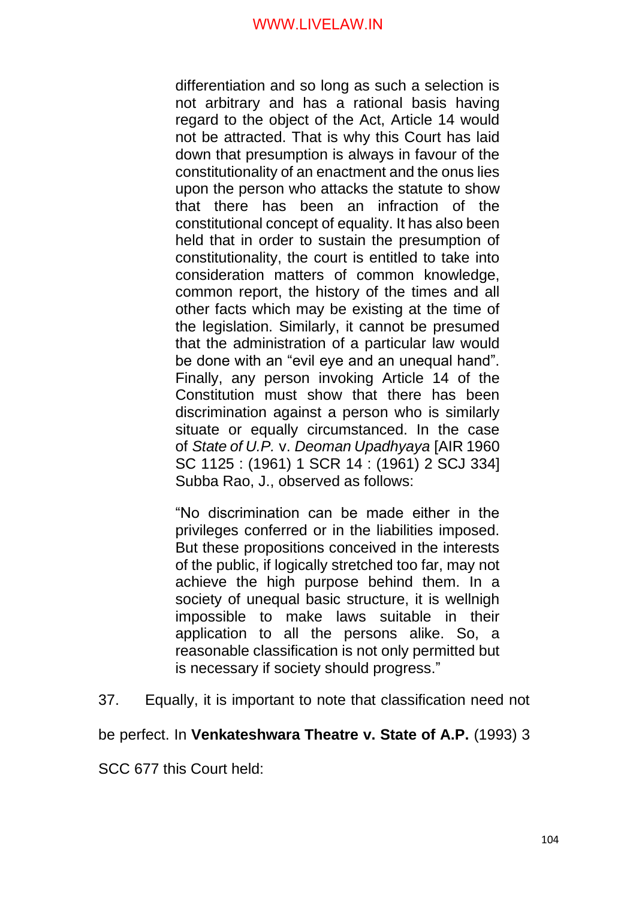> differentiation and so long as such a selection is not arbitrary and has a rational basis having regard to the object of the Act, Article 14 would not be attracted. That is why this Court has laid down that presumption is always in favour of the constitutionality of an enactment and the onus lies upon the person who attacks the statute to show that there has been an infraction of the constitutional concept of equality. It has also been held that in order to sustain the presumption of constitutionality, the court is entitled to take into consideration matters of common knowledge, common report, the history of the times and all other facts which may be existing at the time of the legislation. Similarly, it cannot be presumed that the administration of a particular law would be done with an "evil eye and an unequal hand". Finally, any person invoking Article 14 of the Constitution must show that there has been discrimination against a person who is similarly situate or equally circumstanced. In the case of *State of U.P.* v. *Deoman Upadhyaya* [AIR 1960 SC 1125 : (1961) 1 SCR 14 : (1961) 2 SCJ 334] Subba Rao, J., observed as follows:
>
> "No discrimination can be made either in the privileges conferred or in the liabilities imposed. But these propositions conceived in the interests of the public, if logically stretched too far, may not achieve the high purpose behind them. In a society of unequal basic structure, it is wellnigh impossible to make laws suitable in their application to all the persons alike. So, a reasonable classification is not only permitted but is necessary if society should progress."

37. Equally, it is important to note that classification need not be perfect. In **Venkateshwara Theatre v. State of A.P.** (1993) 3 SCC 677 this Court held: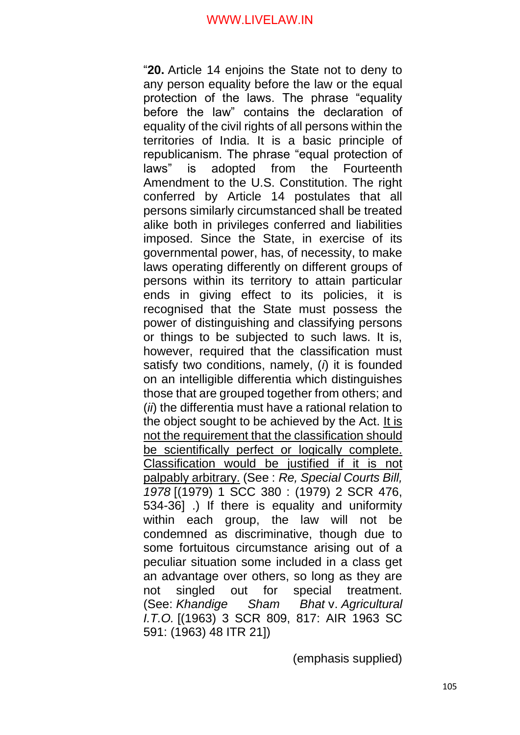"**20.** Article 14 enjoins the State not to deny to any person equality before the law or the equal protection of the laws. The phrase "equality before the law" contains the declaration of equality of the civil rights of all persons within the territories of India. It is a basic principle of republicanism. The phrase "equal protection of laws" is adopted from the Fourteenth Amendment to the U.S. Constitution. The right conferred by Article 14 postulates that all persons similarly circumstanced shall be treated alike both in privileges conferred and liabilities imposed. Since the State, in exercise of its governmental power, has, of necessity, to make laws operating differently on different groups of persons within its territory to attain particular ends in giving effect to its policies, it is recognised that the State must possess the power of distinguishing and classifying persons or things to be subjected to such laws. It is, however, required that the classification must satisfy two conditions, namely, (*i*) it is founded on an intelligible differentia which distinguishes those that are grouped together from others; and (*ii*) the differentia must have a rational relation to the object sought to be achieved by the Act. <u>It is not the requirement that the classification should be scientifically perfect or logically complete. Classification would be justified if it is not palpably arbitrary.</u> (See : *Re, Special Courts Bill, 1978* [(1979) 1 SCC 380 : (1979) 2 SCR 476, 534-36] .) If there is equality and uniformity within each group, the law will not be condemned as discriminative, though due to some fortuitous circumstance arising out of a peculiar situation some included in a class get an advantage over others, so long as they are not singled out for special treatment. (See: *Khandige Sham Bhat* v. *Agricultural I.T.O.* [(1963) 3 SCR 809, 817: AIR 1963 SC 591: (1963) 48 ITR 21])

(emphasis supplied)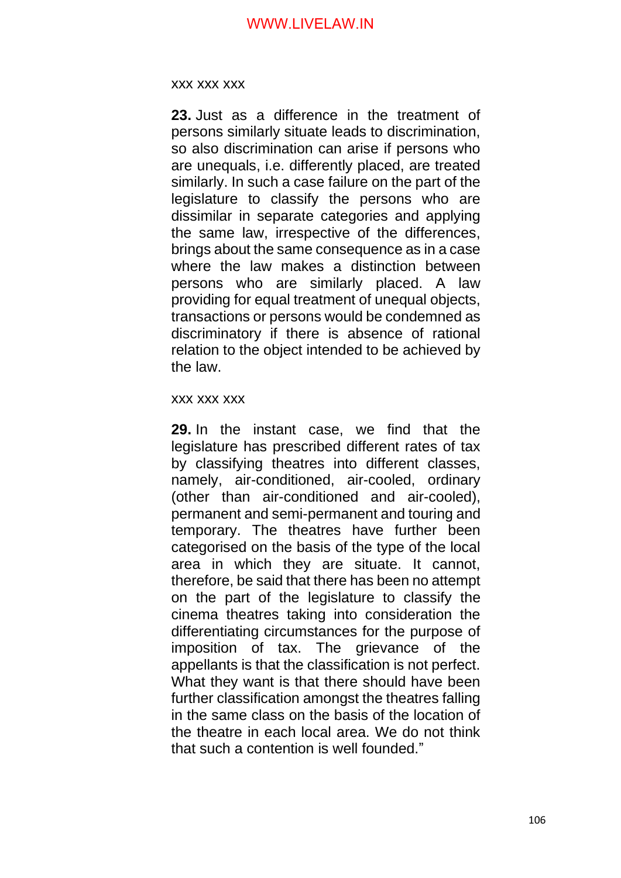xxx xxx xxx

**23.** Just as a difference in the treatment of persons similarly situate leads to discrimination, so also discrimination can arise if persons who are unequals, i.e. differently placed, are treated similarly. In such a case failure on the part of the legislature to classify the persons who are dissimilar in separate categories and applying the same law, irrespective of the differences, brings about the same consequence as in a case where the law makes a distinction between persons who are similarly placed. A law providing for equal treatment of unequal objects, transactions or persons would be condemned as discriminatory if there is absence of rational relation to the object intended to be achieved by the law.

xxx xxx xxx

**29.** In the instant case, we find that the legislature has prescribed different rates of tax by classifying theatres into different classes, namely, air-conditioned, air-cooled, ordinary (other than air-conditioned and air-cooled), permanent and semi-permanent and touring and temporary. The theatres have further been categorised on the basis of the type of the local area in which they are situate. It cannot, therefore, be said that there has been no attempt on the part of the legislature to classify the cinema theatres taking into consideration the differentiating circumstances for the purpose of imposition of tax. The grievance of the appellants is that the classification is not perfect. What they want is that there should have been further classification amongst the theatres falling in the same class on the basis of the location of the theatre in each local area. We do not think that such a contention is well founded."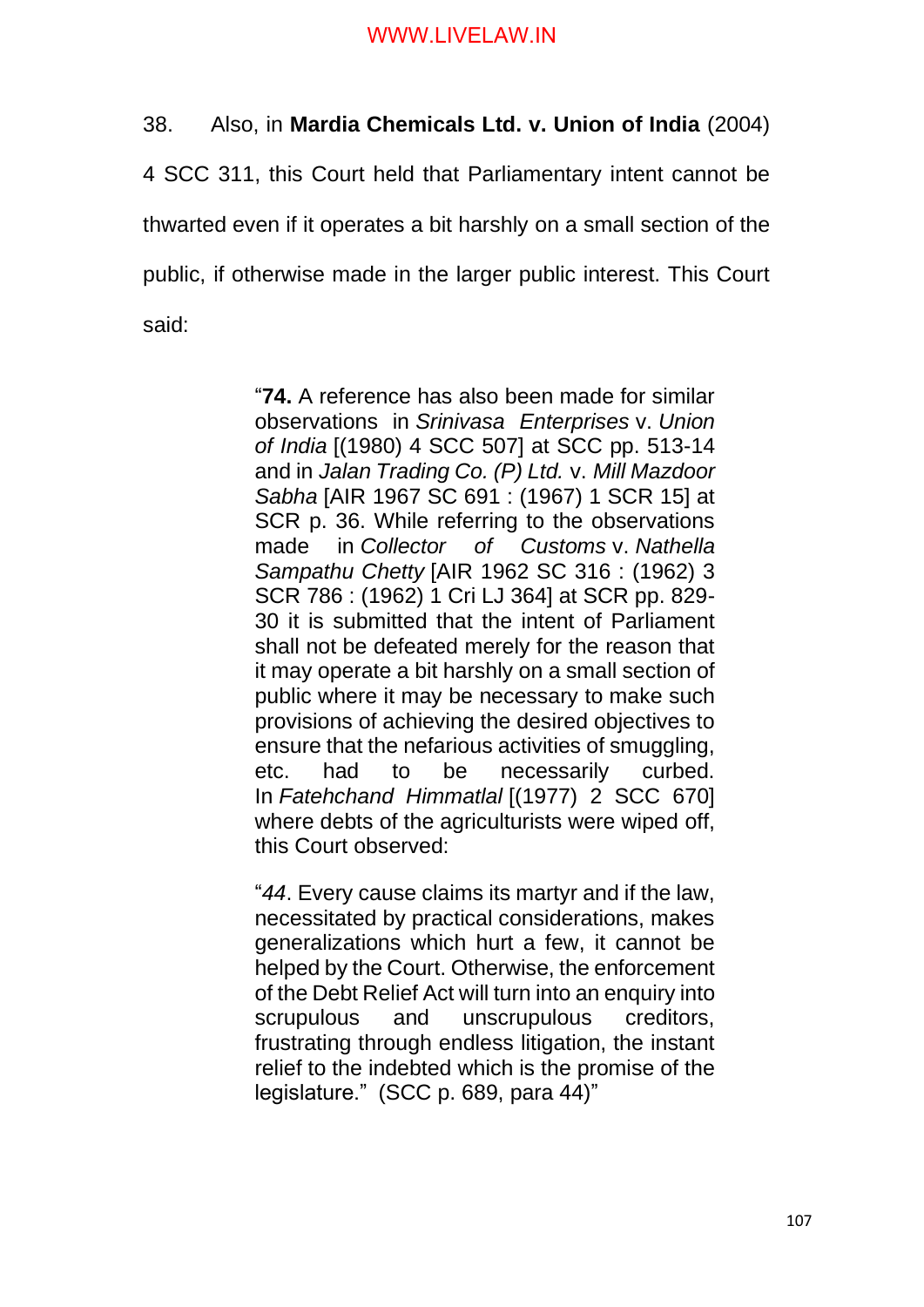38. Also, in **Mardia Chemicals Ltd. v. Union of India** (2004) 4 SCC 311, this Court held that Parliamentary intent cannot be thwarted even if it operates a bit harshly on a small section of the public, if otherwise made in the larger public interest. This Court said:

> "**74.** A reference has also been made for similar observations in *Srinivasa Enterprises* v. *Union of India* [(1980) 4 SCC 507] at SCC pp. 513-14 and in *Jalan Trading Co. (P) Ltd.* v. *Mill Mazdoor Sabha* [AIR 1967 SC 691 : (1967) 1 SCR 15] at SCR p. 36. While referring to the observations made in *Collector of Customs* v. *Nathella Sampathu Chetty* [AIR 1962 SC 316 : (1962) 3 SCR 786 : (1962) 1 Cri LJ 364] at SCR pp. 829-30 it is submitted that the intent of Parliament shall not be defeated merely for the reason that it may operate a bit harshly on a small section of public where it may be necessary to make such provisions of achieving the desired objectives to ensure that the nefarious activities of smuggling, etc. had to be necessarily curbed. In *Fatehchand Himmatlal* [(1977) 2 SCC 670] where debts of the agriculturists were wiped off, this Court observed:
>
> "*44*. Every cause claims its martyr and if the law, necessitated by practical considerations, makes generalizations which hurt a few, it cannot be helped by the Court. Otherwise, the enforcement of the Debt Relief Act will turn into an enquiry into scrupulous and unscrupulous creditors, frustrating through endless litigation, the instant relief to the indebted which is the promise of the legislature." (SCC p. 689, para 44)"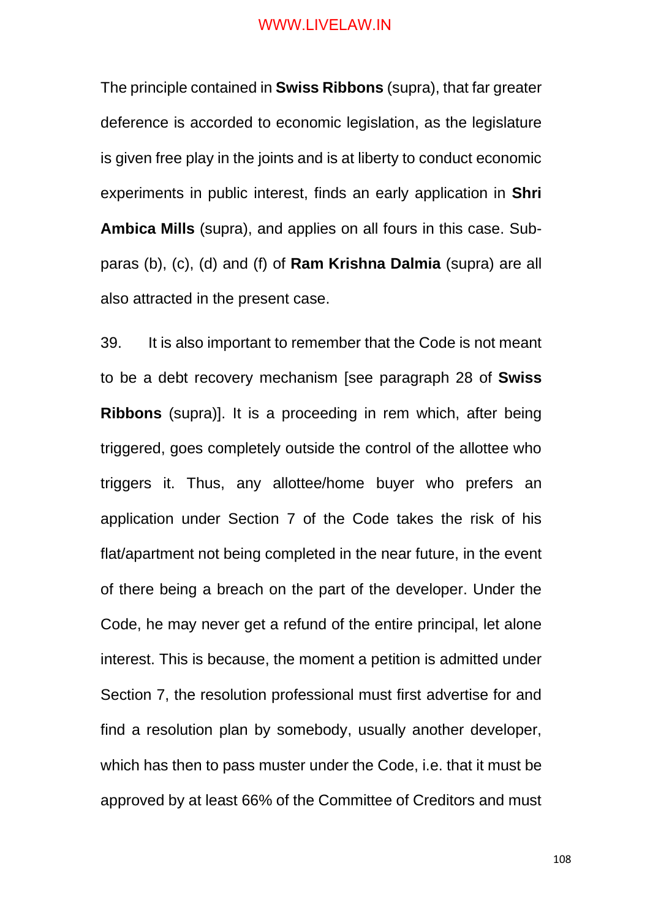The principle contained in **Swiss Ribbons** (supra), that far greater deference is accorded to economic legislation, as the legislature is given free play in the joints and is at liberty to conduct economic experiments in public interest, finds an early application in **Shri Ambica Mills** (supra), and applies on all fours in this case. Sub-paras (b), (c), (d) and (f) of **Ram Krishna Dalmia** (supra) are all also attracted in the present case.

39. It is also important to remember that the Code is not meant to be a debt recovery mechanism [see paragraph 28 of **Swiss Ribbons** (supra)]. It is a proceeding in rem which, after being triggered, goes completely outside the control of the allottee who triggers it. Thus, any allottee/home buyer who prefers an application under Section 7 of the Code takes the risk of his flat/apartment not being completed in the near future, in the event of there being a breach on the part of the developer. Under the Code, he may never get a refund of the entire principal, let alone interest. This is because, the moment a petition is admitted under Section 7, the resolution professional must first advertise for and find a resolution plan by somebody, usually another developer, which has then to pass muster under the Code, i.e. that it must be approved by at least 66% of the Committee of Creditors and must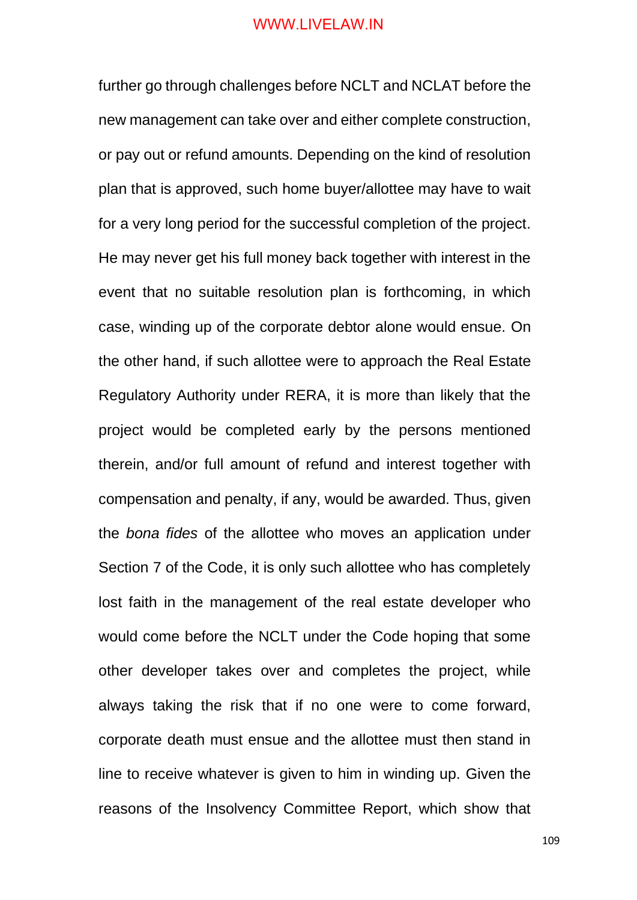further go through challenges before NCLT and NCLAT before the new management can take over and either complete construction, or pay out or refund amounts. Depending on the kind of resolution plan that is approved, such home buyer/allottee may have to wait for a very long period for the successful completion of the project. He may never get his full money back together with interest in the event that no suitable resolution plan is forthcoming, in which case, winding up of the corporate debtor alone would ensue. On the other hand, if such allottee were to approach the Real Estate Regulatory Authority under RERA, it is more than likely that the project would be completed early by the persons mentioned therein, and/or full amount of refund and interest together with compensation and penalty, if any, would be awarded. Thus, given the *bona fides* of the allottee who moves an application under Section 7 of the Code, it is only such allottee who has completely lost faith in the management of the real estate developer who would come before the NCLT under the Code hoping that some other developer takes over and completes the project, while always taking the risk that if no one were to come forward, corporate death must ensue and the allottee must then stand in line to receive whatever is given to him in winding up. Given the reasons of the Insolvency Committee Report, which show that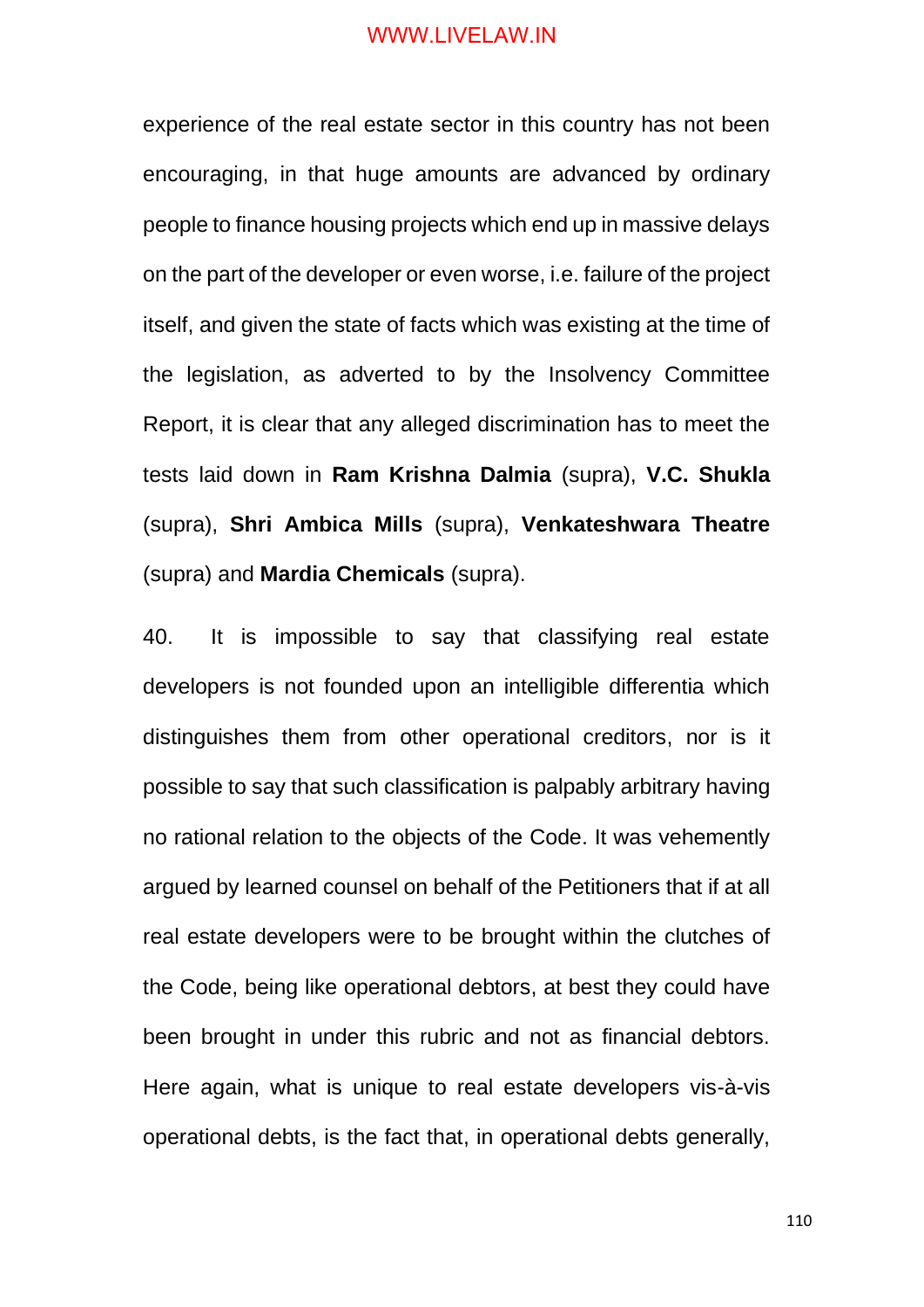experience of the real estate sector in this country has not been encouraging, in that huge amounts are advanced by ordinary people to finance housing projects which end up in massive delays on the part of the developer or even worse, i.e. failure of the project itself, and given the state of facts which was existing at the time of the legislation, as adverted to by the Insolvency Committee Report, it is clear that any alleged discrimination has to meet the tests laid down in **Ram Krishna Dalmia** (supra), **V.C. Shukla** (supra), **Shri Ambica Mills** (supra), **Venkateshwara Theatre** (supra) and **Mardia Chemicals** (supra).

40. It is impossible to say that classifying real estate developers is not founded upon an intelligible differentia which distinguishes them from other operational creditors, nor is it possible to say that such classification is palpably arbitrary having no rational relation to the objects of the Code. It was vehemently argued by learned counsel on behalf of the Petitioners that if at all real estate developers were to be brought within the clutches of the Code, being like operational debtors, at best they could have been brought in under this rubric and not as financial debtors. Here again, what is unique to real estate developers vis-à-vis operational debts, is the fact that, in operational debts generally,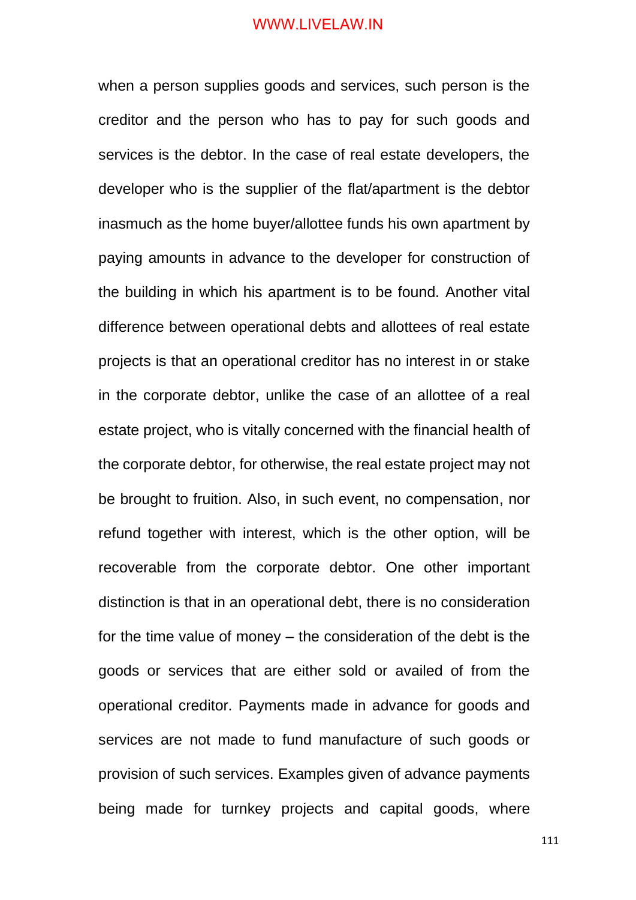when a person supplies goods and services, such person is the creditor and the person who has to pay for such goods and services is the debtor. In the case of real estate developers, the developer who is the supplier of the flat/apartment is the debtor inasmuch as the home buyer/allottee funds his own apartment by paying amounts in advance to the developer for construction of the building in which his apartment is to be found. Another vital difference between operational debts and allottees of real estate projects is that an operational creditor has no interest in or stake in the corporate debtor, unlike the case of an allottee of a real estate project, who is vitally concerned with the financial health of the corporate debtor, for otherwise, the real estate project may not be brought to fruition. Also, in such event, no compensation, nor refund together with interest, which is the other option, will be recoverable from the corporate debtor. One other important distinction is that in an operational debt, there is no consideration for the time value of money – the consideration of the debt is the goods or services that are either sold or availed of from the operational creditor. Payments made in advance for goods and services are not made to fund manufacture of such goods or provision of such services. Examples given of advance payments being made for turnkey projects and capital goods, where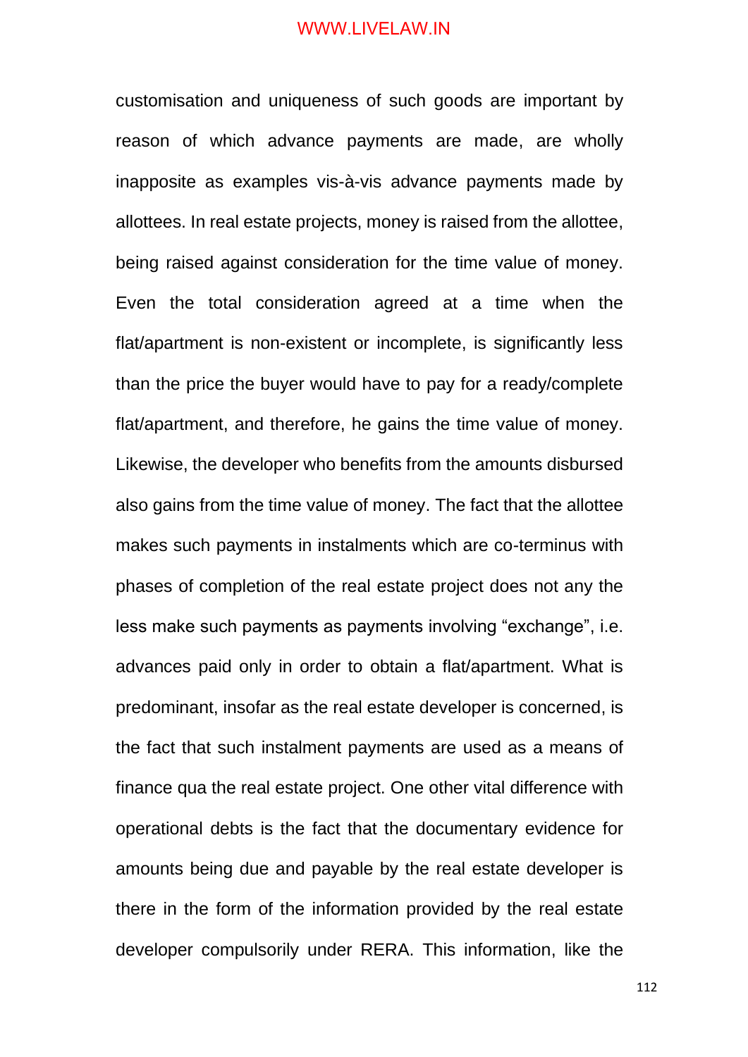customisation and uniqueness of such goods are important by reason of which advance payments are made, are wholly inapposite as examples vis-à-vis advance payments made by allottees. In real estate projects, money is raised from the allottee, being raised against consideration for the time value of money. Even the total consideration agreed at a time when the flat/apartment is non-existent or incomplete, is significantly less than the price the buyer would have to pay for a ready/complete flat/apartment, and therefore, he gains the time value of money. Likewise, the developer who benefits from the amounts disbursed also gains from the time value of money. The fact that the allottee makes such payments in instalments which are co-terminus with phases of completion of the real estate project does not any the less make such payments as payments involving "exchange", i.e. advances paid only in order to obtain a flat/apartment. What is predominant, insofar as the real estate developer is concerned, is the fact that such instalment payments are used as a means of finance qua the real estate project. One other vital difference with operational debts is the fact that the documentary evidence for amounts being due and payable by the real estate developer is there in the form of the information provided by the real estate developer compulsorily under RERA. This information, like the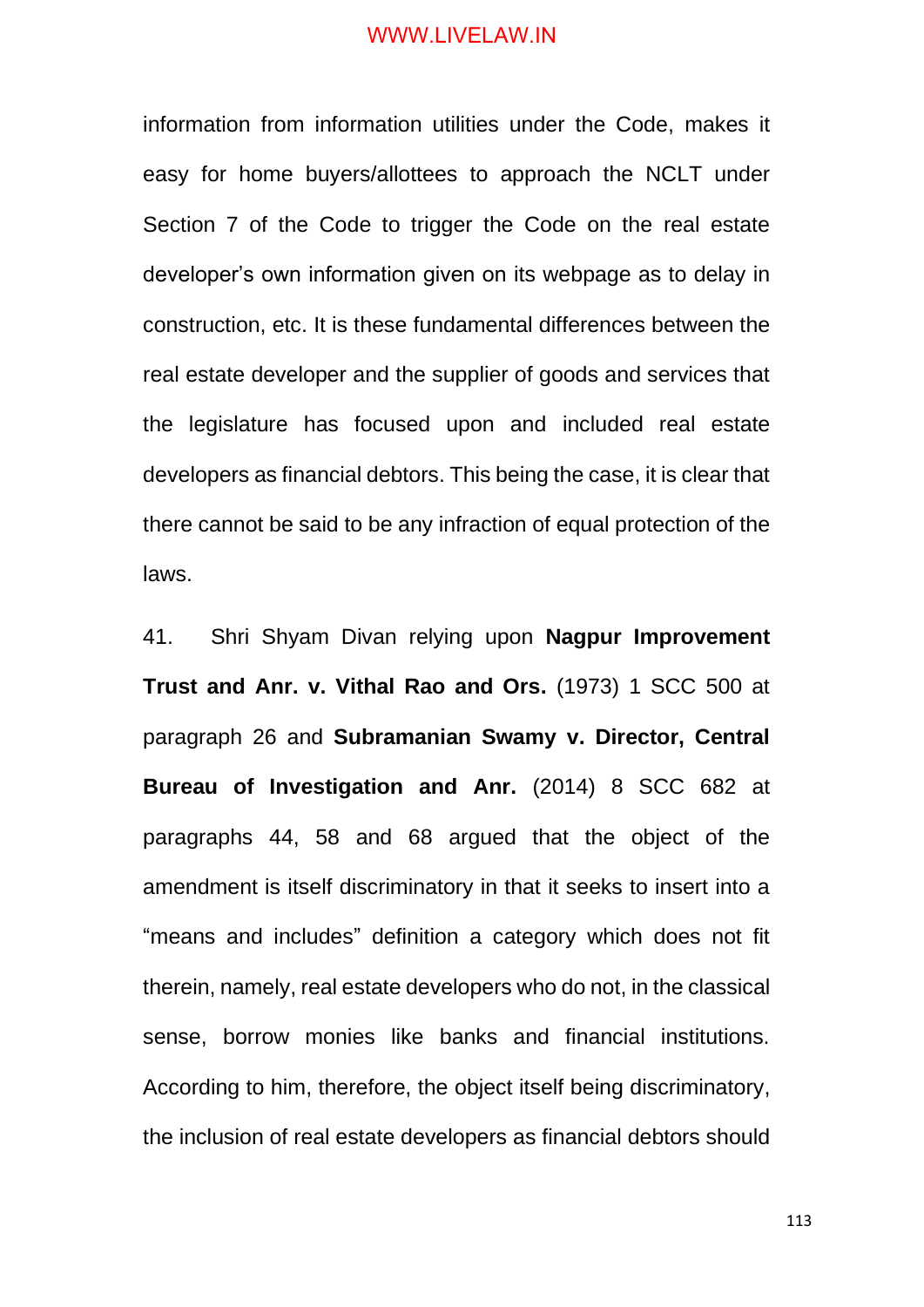information from information utilities under the Code, makes it easy for home buyers/allottees to approach the NCLT under Section 7 of the Code to trigger the Code on the real estate developer's own information given on its webpage as to delay in construction, etc. It is these fundamental differences between the real estate developer and the supplier of goods and services that the legislature has focused upon and included real estate developers as financial debtors. This being the case, it is clear that there cannot be said to be any infraction of equal protection of the laws.

41. Shri Shyam Divan relying upon **Nagpur Improvement Trust and Anr. v. Vithal Rao and Ors.** (1973) 1 SCC 500 at paragraph 26 and **Subramanian Swamy v. Director, Central Bureau of Investigation and Anr.** (2014) 8 SCC 682 at paragraphs 44, 58 and 68 argued that the object of the amendment is itself discriminatory in that it seeks to insert into a "means and includes" definition a category which does not fit therein, namely, real estate developers who do not, in the classical sense, borrow monies like banks and financial institutions. According to him, therefore, the object itself being discriminatory, the inclusion of real estate developers as financial debtors should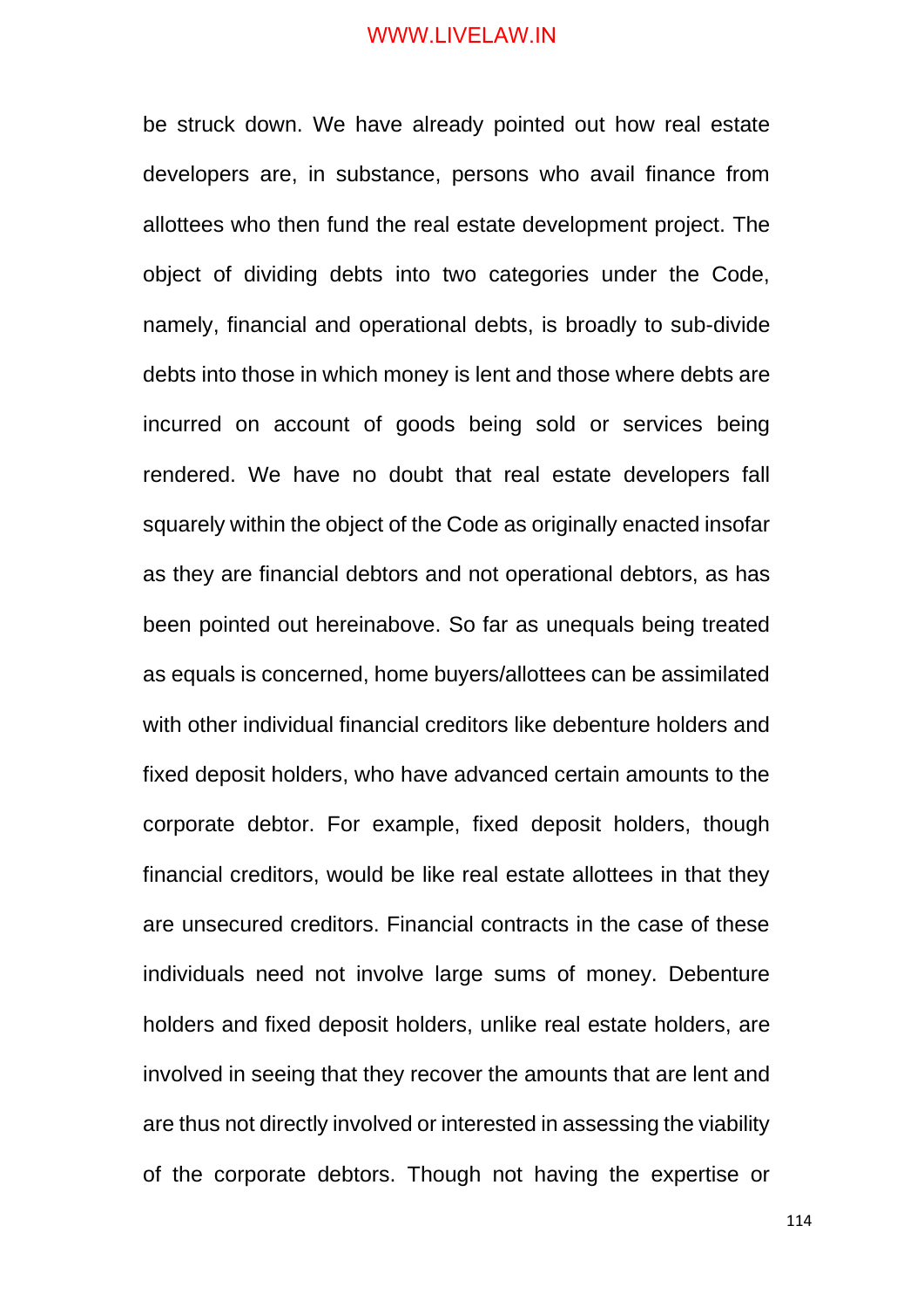be struck down. We have already pointed out how real estate developers are, in substance, persons who avail finance from allottees who then fund the real estate development project. The object of dividing debts into two categories under the Code, namely, financial and operational debts, is broadly to sub-divide debts into those in which money is lent and those where debts are incurred on account of goods being sold or services being rendered. We have no doubt that real estate developers fall squarely within the object of the Code as originally enacted insofar as they are financial debtors and not operational debtors, as has been pointed out hereinabove. So far as unequals being treated as equals is concerned, home buyers/allottees can be assimilated with other individual financial creditors like debenture holders and fixed deposit holders, who have advanced certain amounts to the corporate debtor. For example, fixed deposit holders, though financial creditors, would be like real estate allottees in that they are unsecured creditors. Financial contracts in the case of these individuals need not involve large sums of money. Debenture holders and fixed deposit holders, unlike real estate holders, are involved in seeing that they recover the amounts that are lent and are thus not directly involved or interested in assessing the viability of the corporate debtors. Though not having the expertise or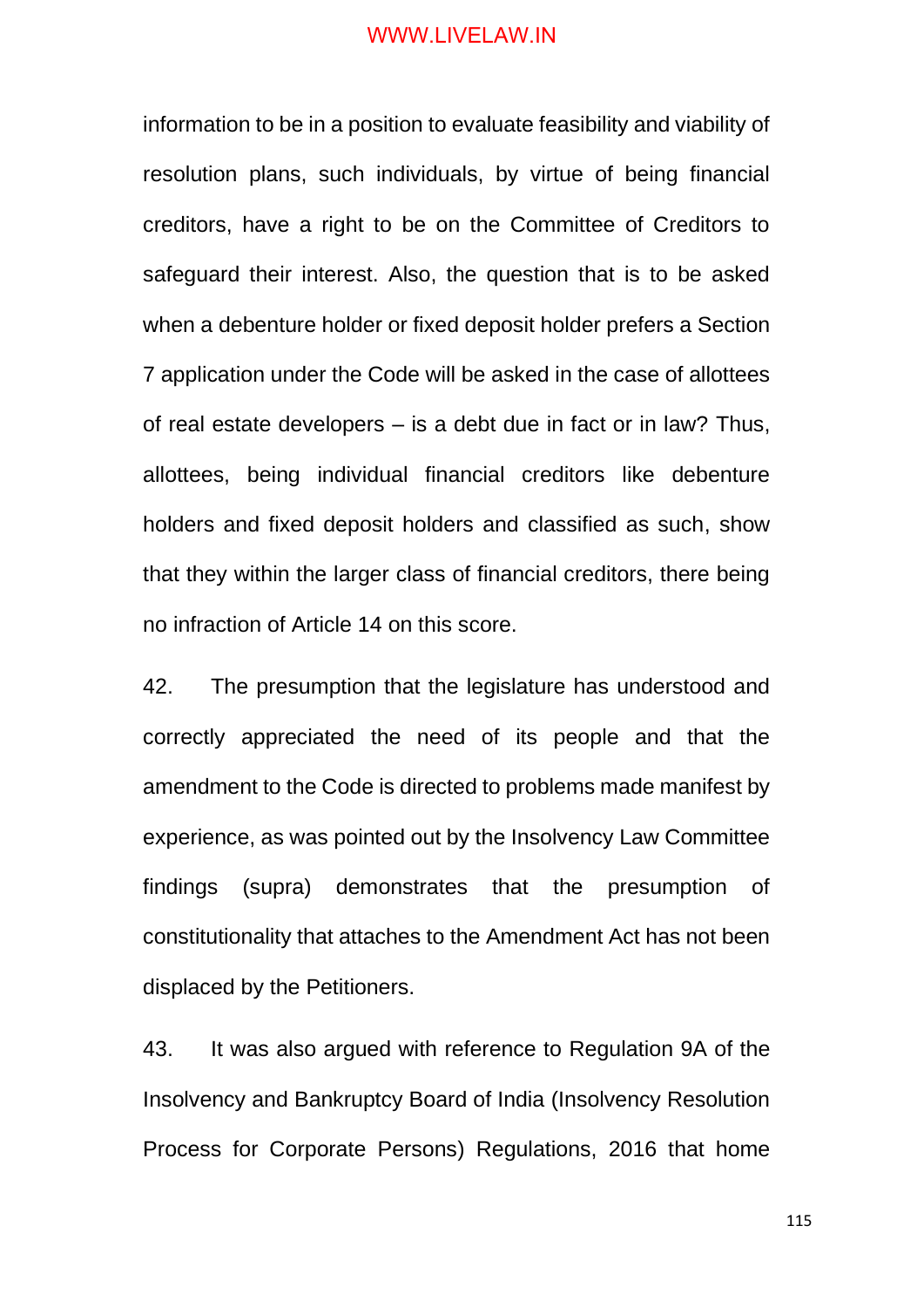information to be in a position to evaluate feasibility and viability of resolution plans, such individuals, by virtue of being financial creditors, have a right to be on the Committee of Creditors to safeguard their interest. Also, the question that is to be asked when a debenture holder or fixed deposit holder prefers a Section 7 application under the Code will be asked in the case of allottees of real estate developers – is a debt due in fact or in law? Thus, allottees, being individual financial creditors like debenture holders and fixed deposit holders and classified as such, show that they within the larger class of financial creditors, there being no infraction of Article 14 on this score.

42. The presumption that the legislature has understood and correctly appreciated the need of its people and that the amendment to the Code is directed to problems made manifest by experience, as was pointed out by the Insolvency Law Committee findings (supra) demonstrates that the presumption of constitutionality that attaches to the Amendment Act has not been displaced by the Petitioners.

43. It was also argued with reference to Regulation 9A of the Insolvency and Bankruptcy Board of India (Insolvency Resolution Process for Corporate Persons) Regulations, 2016 that home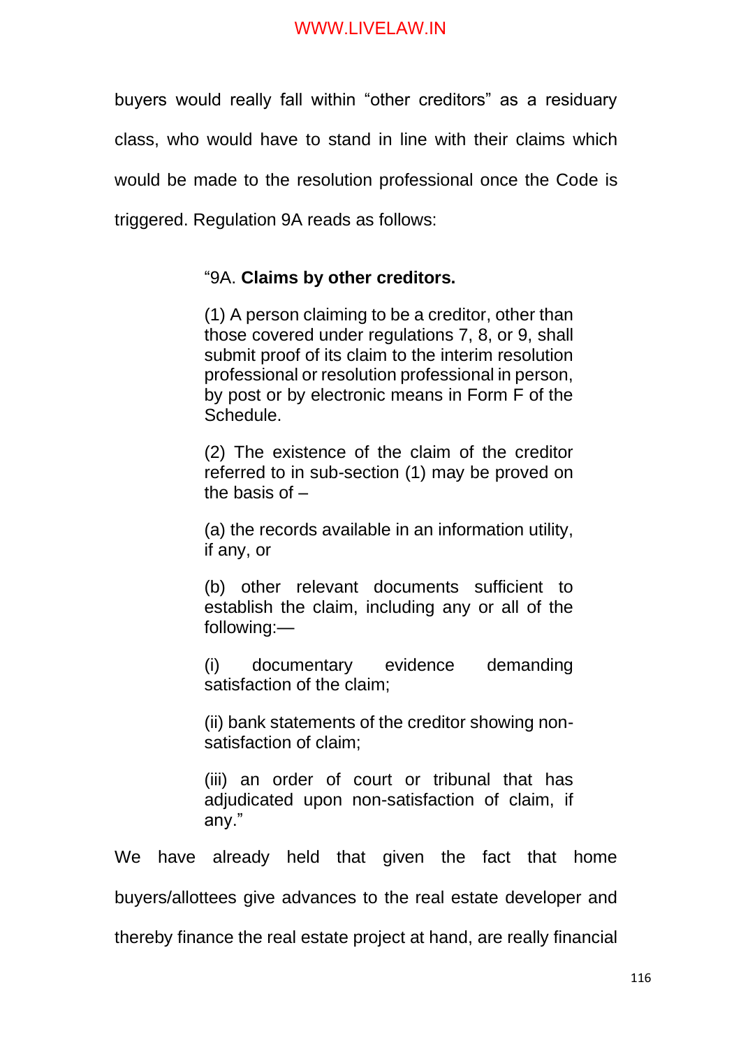buyers would really fall within “other creditors” as a residuary class, who would have to stand in line with their claims which would be made to the resolution professional once the Code is triggered. Regulation 9A reads as follows:

> “9A. **Claims by other creditors.**
>
> (1) A person claiming to be a creditor, other than those covered under regulations 7, 8, or 9, shall submit proof of its claim to the interim resolution professional or resolution professional in person, by post or by electronic means in Form F of the Schedule.
>
> (2) The existence of the claim of the creditor referred to in sub-section (1) may be proved on the basis of –
>
> (a) the records available in an information utility, if any, or
>
> (b) other relevant documents sufficient to establish the claim, including any or all of the following:—
>
> (i) documentary evidence demanding satisfaction of the claim;
>
> (ii) bank statements of the creditor showing non-satisfaction of claim;
>
> (iii) an order of court or tribunal that has adjudicated upon non-satisfaction of claim, if any.”

We have already held that given the fact that home buyers/allottees give advances to the real estate developer and thereby finance the real estate project at hand, are really financial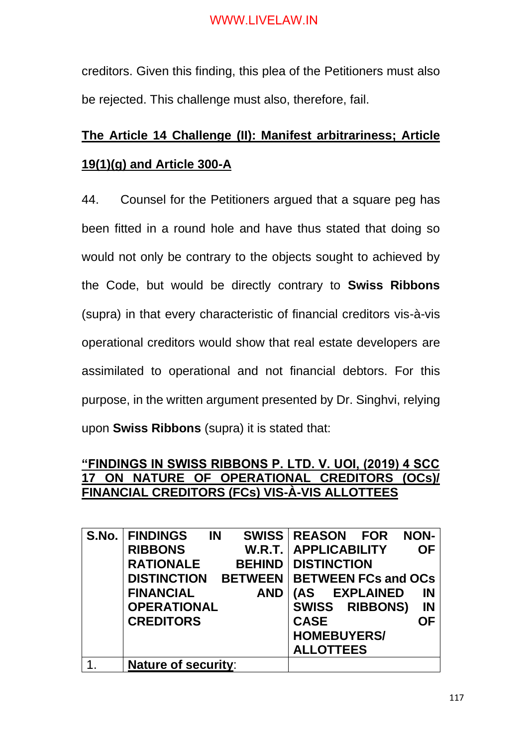creditors. Given this finding, this plea of the Petitioners must also be rejected. This challenge must also, therefore, fail.

**The Article 14 Challenge (II): Manifest arbitrariness; Article 19(1)(g) and Article 300-A**

44. Counsel for the Petitioners argued that a square peg has been fitted in a round hole and have thus stated that doing so would not only be contrary to the objects sought to achieved by the Code, but would be directly contrary to **Swiss Ribbons** (supra) in that every characteristic of financial creditors vis-à-vis operational creditors would show that real estate developers are assimilated to operational and not financial debtors. For this purpose, in the written argument presented by Dr. Singhvi, relying upon **Swiss Ribbons** (supra) it is stated that:

**"FINDINGS IN SWISS RIBBONS P. LTD. V. UOI, (2019) 4 SCC 17 ON NATURE OF OPERATIONAL CREDITORS (OCs)/ FINANCIAL CREDITORS (FCs) VIS-À-VIS ALLOTTEES**

| S.No. | FINDINGS IN SWISS RIBBONS W.R.T. RATIONALE BEHIND DISTINCTION BETWEEN FINANCIAL AND OPERATIONAL CREDITORS | REASON FOR NON-APPLICABILITY OF DISTINCTION BETWEEN FCs and OCs (AS EXPLAINED IN SWISS RIBBONS) IN CASE OF HOMEBUYERS/ ALLOTTEES |
|---|---|---|
| 1. | **Nature of security**: | |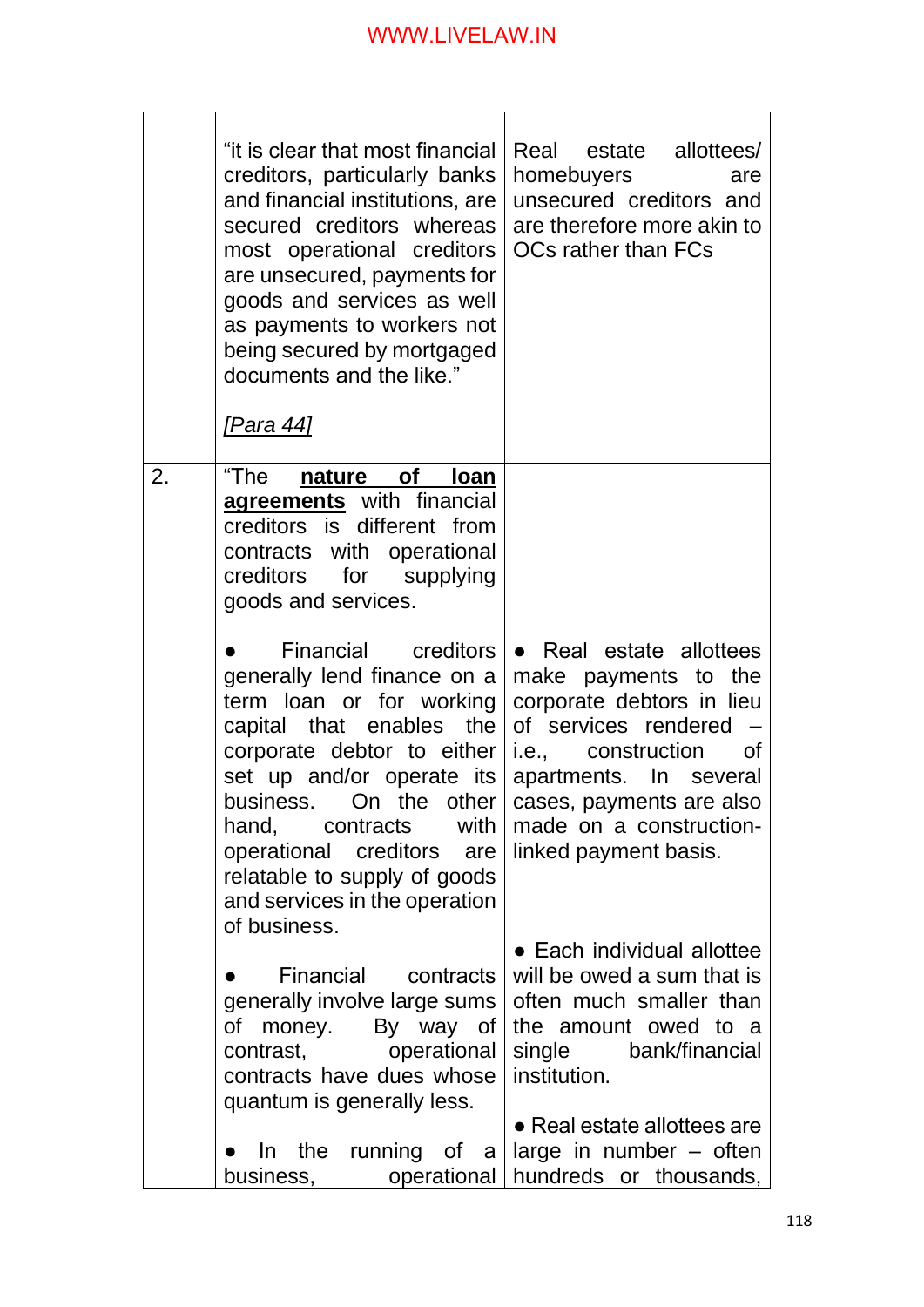| | | |
|---|---|---|
| | "it is clear that most financial creditors, particularly banks and financial institutions, are secured creditors whereas most operational creditors are unsecured, payments for goods and services as well as payments to workers not being secured by mortgaged documents and the like."<br><br>*[Para 44]* | Real estate allottees/ homebuyers are unsecured creditors and are therefore more akin to OCs rather than FCs |
| 2. | "The **nature of loan agreements** with financial creditors is different from contracts with operational creditors for supplying goods and services. | |
| | ● Financial creditors generally lend finance on a term loan or for working capital that enables the corporate debtor to either set up and/or operate its business. On the other hand, contracts with operational creditors are relatable to supply of goods and services in the operation of business. | ● Real estate allottees make payments to the corporate debtors in lieu of services rendered – i.e., construction of apartments. In several cases, payments are also made on a construction-linked payment basis. |
| | ● Financial contracts generally involve large sums of money. By way of contrast, operational contracts have dues whose quantum is generally less. | ● Each individual allottee will be owed a sum that is often much smaller than the amount owed to a single bank/financial institution. |
| | ● In the running of a business, operational | ● Real estate allottees are large in number – often hundreds or thousands, |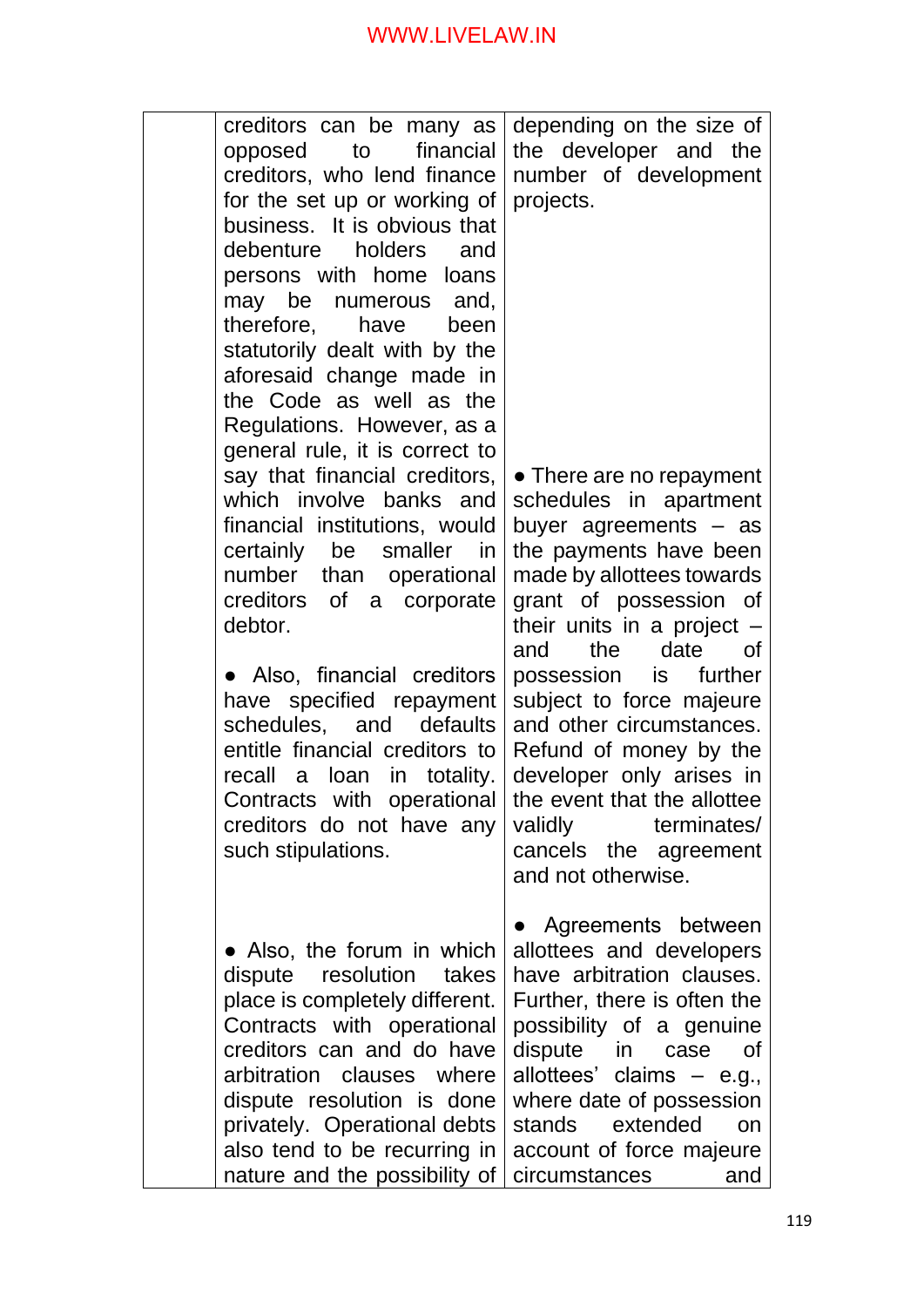| | | |
|---|---|---|
| | creditors can be many as opposed to financial creditors, who lend finance for the set up or working of business. It is obvious that debenture holders and persons with home loans may be numerous and, therefore, have been statutorily dealt with by the aforesaid change made in the Code as well as the Regulations. However, as a general rule, it is correct to say that financial creditors, which involve banks and financial institutions, would certainly be smaller in number than operational creditors of a corporate debtor.<br><br>● Also, financial creditors have specified repayment schedules, and defaults entitle financial creditors to recall a loan in totality. Contracts with operational creditors do not have any such stipulations.<br><br>● Also, the forum in which dispute resolution takes place is completely different. Contracts with operational creditors can and do have arbitration clauses where dispute resolution is done privately. Operational debts also tend to be recurring in nature and the possibility of | depending on the size of the developer and the number of development projects.<br><br>● There are no repayment schedules in apartment buyer agreements – as the payments have been made by allottees towards grant of possession of their units in a project – and the date of possession is further subject to force majeure and other circumstances. Refund of money by the developer only arises in the event that the allottee validly terminates/ cancels the agreement and not otherwise.<br><br>● Agreements between allottees and developers have arbitration clauses. Further, there is often the possibility of a genuine dispute in case of allottees' claims – e.g., where date of possession stands extended on account of force majeure circumstances and |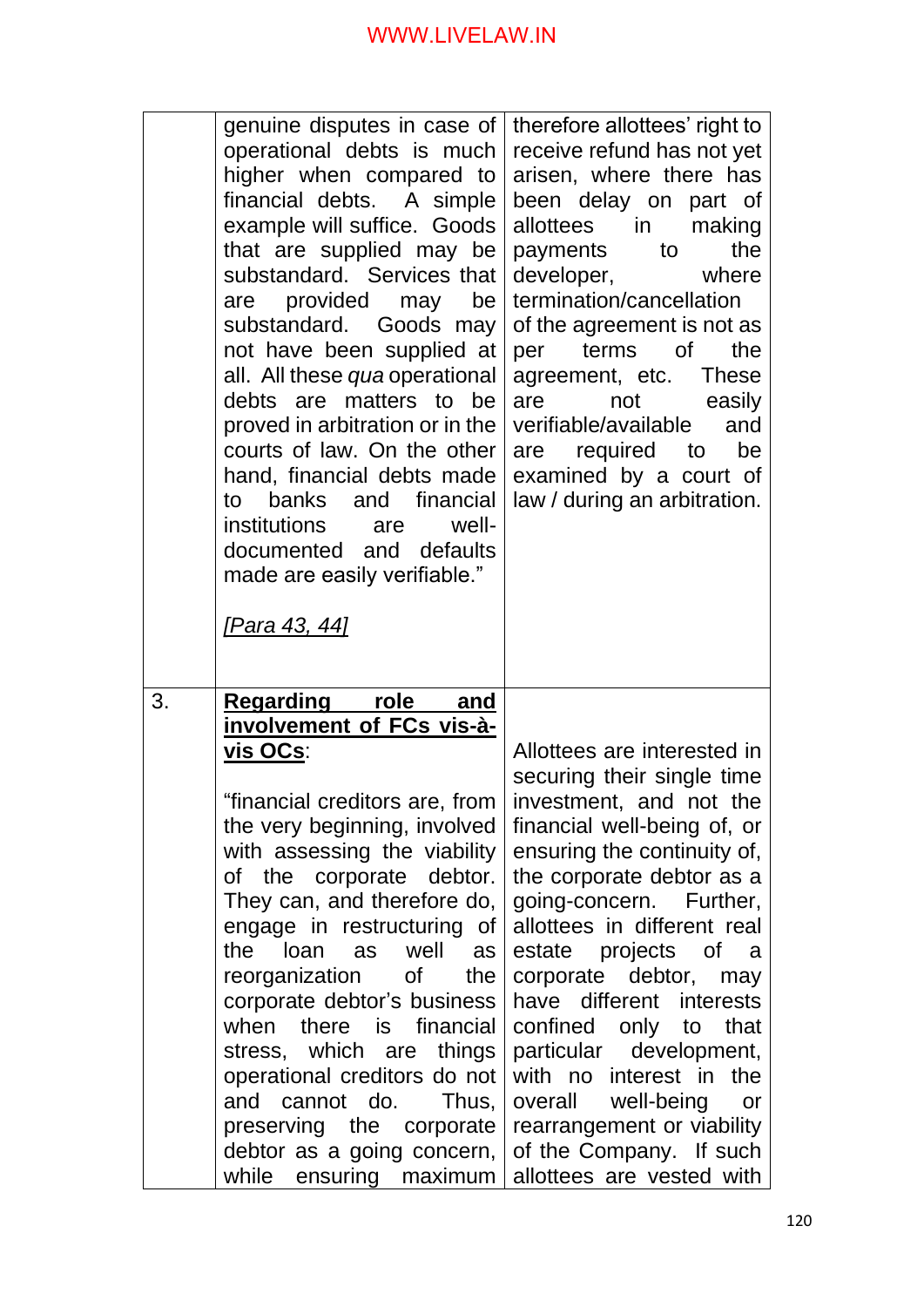| | | |
|---|---|---|
| | genuine disputes in case of operational debts is much higher when compared to financial debts. A simple example will suffice. Goods that are supplied may be substandard. Services that are provided may be substandard. Goods may not have been supplied at all. All these *qua* operational debts are matters to be proved in arbitration or in the courts of law. On the other hand, financial debts made to banks and financial institutions are well-documented and defaults made are easily verifiable."<br><br>*[Para 43, 44]* | therefore allottees' right to receive refund has not yet arisen, where there has been delay on part of allottees in making payments to the developer, where termination/cancellation of the agreement is not as per terms of the agreement, etc. These are not easily verifiable/available and are required to be examined by a court of law / during an arbitration. |
| 3. | **Regarding role and involvement of FCs vis-à-vis OCs**:<br><br>"financial creditors are, from the very beginning, involved with assessing the viability of the corporate debtor. They can, and therefore do, engage in restructuring of the loan as well as reorganization of the corporate debtor's business when there is financial stress, which are things operational creditors do not and cannot do. Thus, preserving the corporate debtor as a going concern, while ensuring maximum | Allottees are interested in securing their single time investment, and not the financial well-being of, or ensuring the continuity of, the corporate debtor as a going-concern. Further, allottees in different real estate projects of a corporate debtor, may have different interests confined only to that particular development, with no interest in the overall well-being or rearrangement or viability of the Company. If such allottees are vested with |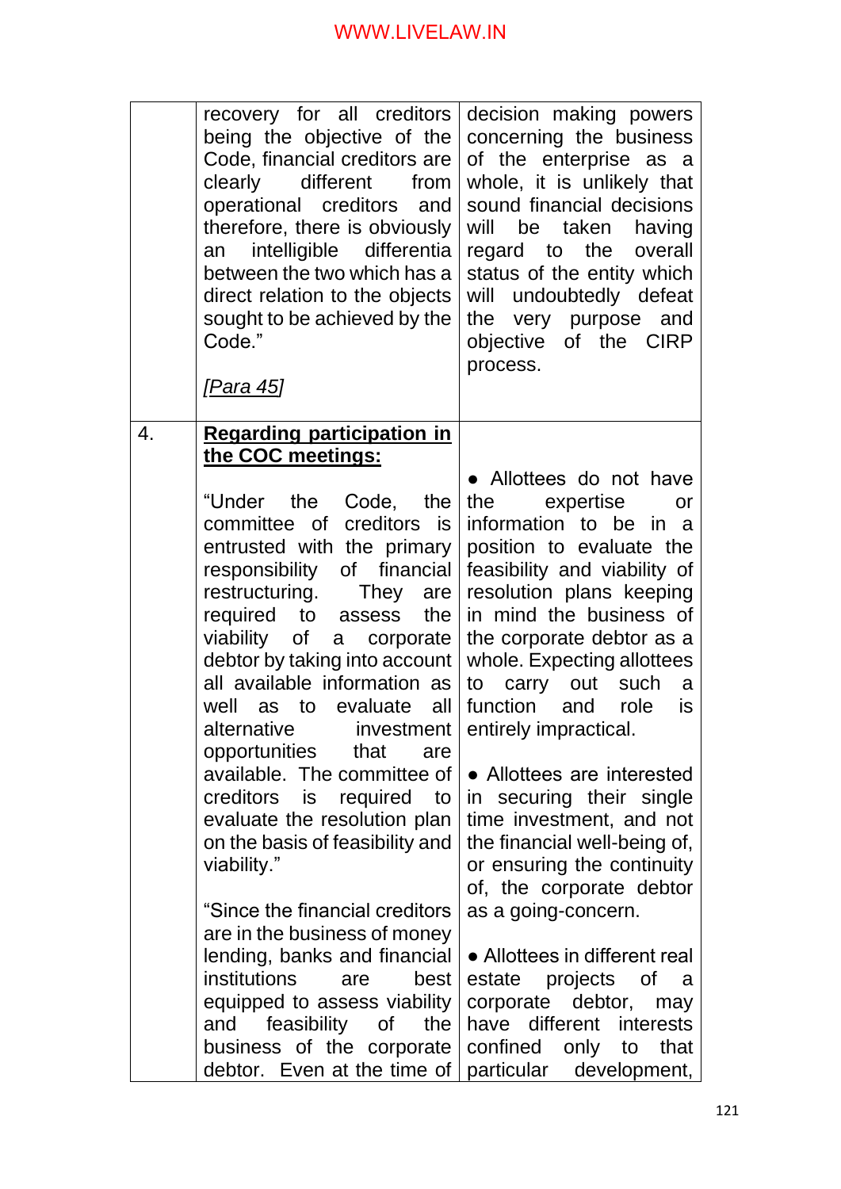| | | |
|---|---|---|
| | recovery for all creditors being the objective of the Code, financial creditors are clearly different from operational creditors and therefore, there is obviously an intelligible differentia between the two which has a direct relation to the objects sought to be achieved by the Code."<br><br>*[Para 45]* | decision making powers concerning the business of the enterprise as a whole, it is unlikely that sound financial decisions will be taken having regard to the overall status of the entity which will undoubtedly defeat the very purpose and objective of the CIRP process. |
| 4. | **Regarding participation in the COC meetings:**<br><br>"Under the Code, the committee of creditors is entrusted with the primary responsibility of financial restructuring. They are required to assess the viability of a corporate debtor by taking into account all available information as well as to evaluate all alternative investment opportunities that are available. The committee of creditors is required to evaluate the resolution plan on the basis of feasibility and viability."<br><br>"Since the financial creditors are in the business of money lending, banks and financial institutions are best equipped to assess viability and feasibility of the business of the corporate debtor. Even at the time of | • Allottees do not have the expertise or information to be in a position to evaluate the feasibility and viability of resolution plans keeping in mind the business of the corporate debtor as a whole. Expecting allottees to carry out such a function and role is entirely impractical.<br><br>• Allottees are interested in securing their single time investment, and not the financial well-being of, or ensuring the continuity of, the corporate debtor as a going-concern.<br><br>• Allottees in different real estate projects of a corporate debtor, may have different interests confined only to that particular development, |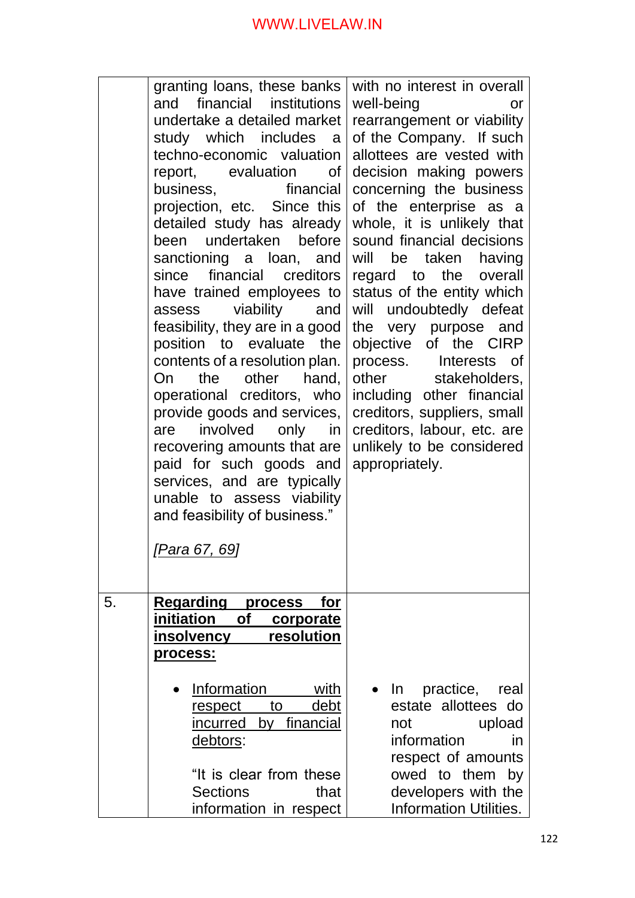| | | |
|---|---|---|
| | granting loans, these banks and financial institutions undertake a detailed market study which includes a techno-economic valuation report, evaluation of business, financial projection, etc. Since this detailed study has already been undertaken before sanctioning a loan, and since financial creditors have trained employees to assess viability and feasibility, they are in a good position to evaluate the contents of a resolution plan. On the other hand, operational creditors, who provide goods and services, are involved only in recovering amounts that are paid for such goods and services, and are typically unable to assess viability and feasibility of business."<br><br>*[Para 67, 69]* | with no interest in overall well-being or rearrangement or viability of the Company. If such allottees are vested with decision making powers concerning the business of the enterprise as a whole, it is unlikely that sound financial decisions will be taken having regard to the overall status of the entity which will undoubtedly defeat the very purpose and objective of the CIRP process. Interests of other stakeholders, including other financial creditors, suppliers, small creditors, labour, etc. are unlikely to be considered appropriately. |
| 5. | **Regarding process for initiation of corporate insolvency resolution process:**<br><br>• Information with respect to debt incurred by financial debtors:<br><br>"It is clear from these Sections that information in respect | • In practice, real estate allottees do not upload information in respect of amounts owed to them by developers with the Information Utilities. |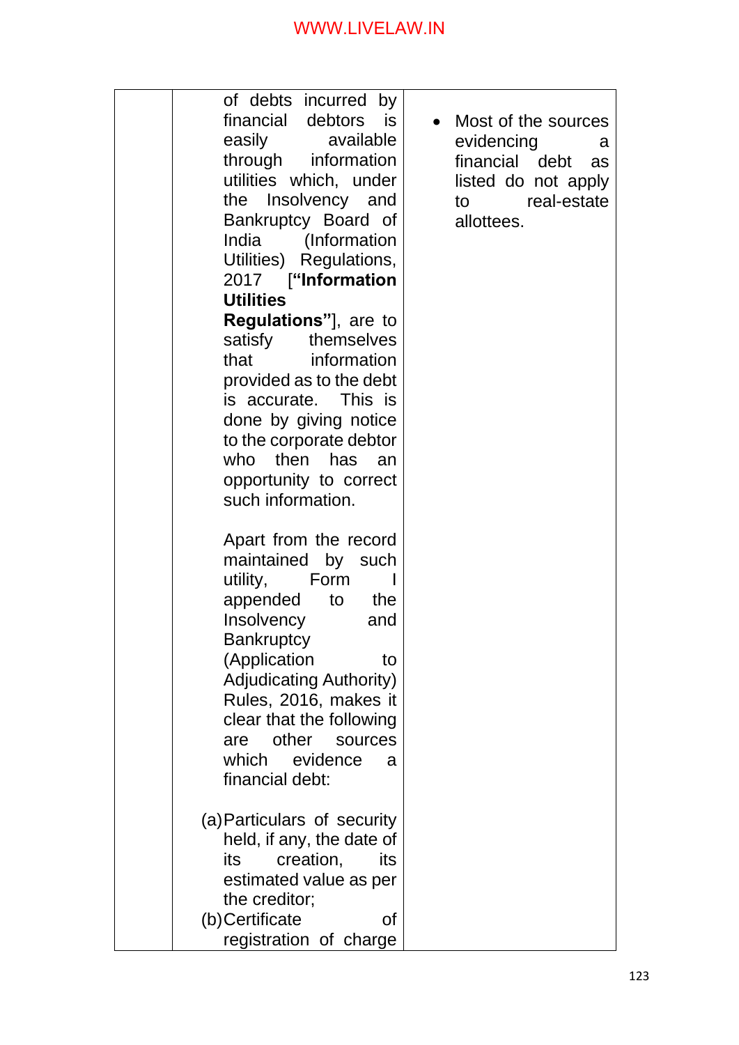| | | |
|---|---|---|
| | of debts incurred by financial debtors is easily available through information utilities which, under the Insolvency and Bankruptcy Board of India (Information Utilities) Regulations, 2017 [**"Information Utilities Regulations"**], are to satisfy themselves that information provided as to the debt is accurate. This is done by giving notice to the corporate debtor who then has an opportunity to correct such information.<br><br>Apart from the record maintained by such utility, Form I appended to the Insolvency and Bankruptcy (Application to Adjudicating Authority) Rules, 2016, makes it clear that the following are other sources which evidence a financial debt:<br><br>(a) Particulars of security held, if any, the date of its creation, its estimated value as per the creditor;<br>(b) Certificate of registration of charge | • Most of the sources evidencing a financial debt as listed do not apply to real-estate allottees. |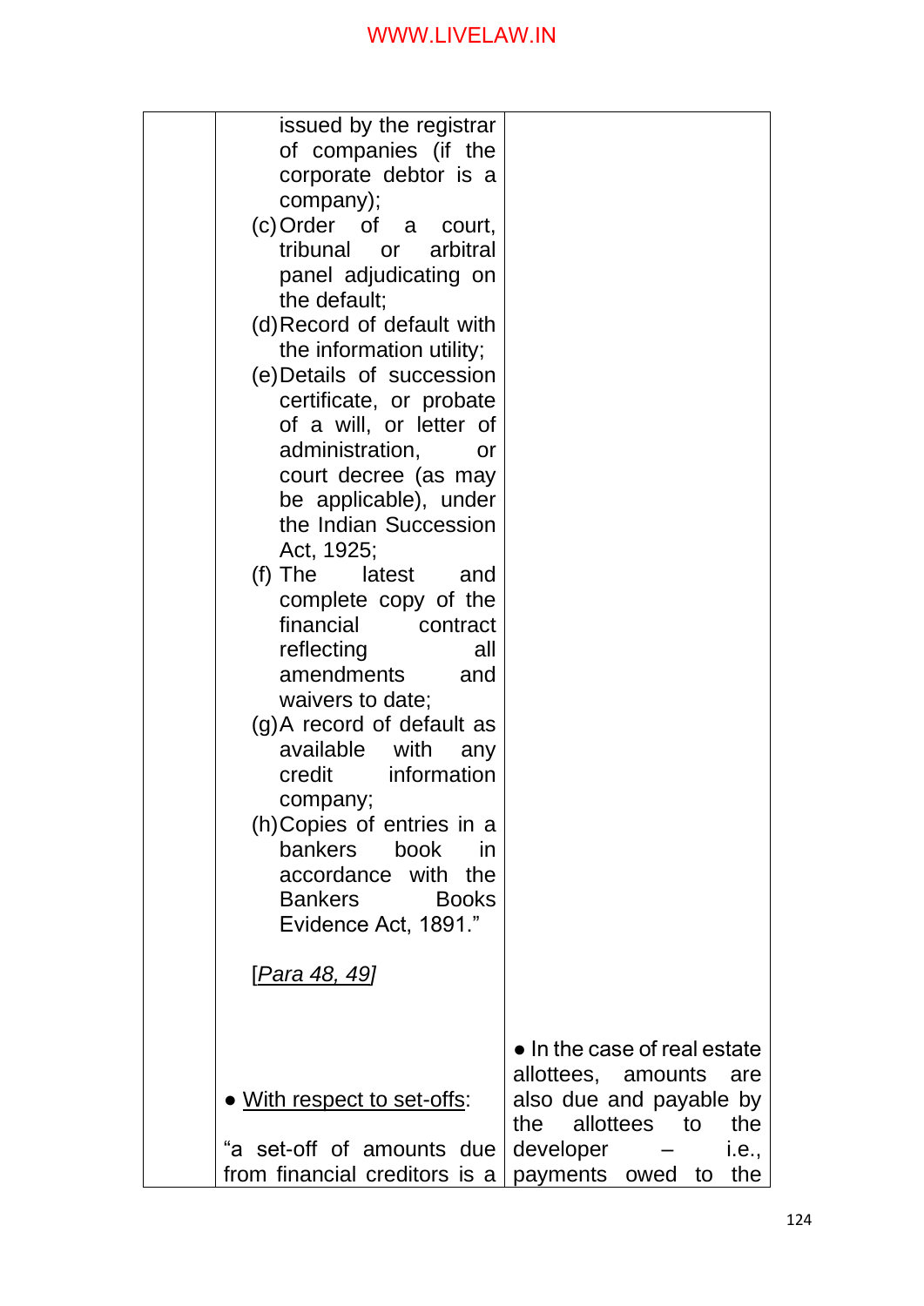| | | |
|---|---|---|
| | issued by the registrar of companies (if the corporate debtor is a company);<br>(c) Order of a court, tribunal or arbitral panel adjudicating on the default;<br>(d) Record of default with the information utility;<br>(e) Details of succession certificate, or probate of a will, or letter of administration, or court decree (as may be applicable), under the Indian Succession Act, 1925;<br>(f) The latest and complete copy of the financial contract reflecting all amendments and waivers to date;<br>(g) A record of default as available with any credit information company;<br>(h) Copies of entries in a bankers book in accordance with the Bankers Books Evidence Act, 1891."<br><br>[Para 48, 49] | |
| | • With respect to set-offs:<br><br>"a set-off of amounts due from financial creditors is a | • In the case of real estate allottees, amounts are also due and payable by the allottees to the developer – i.e., payments owed to the |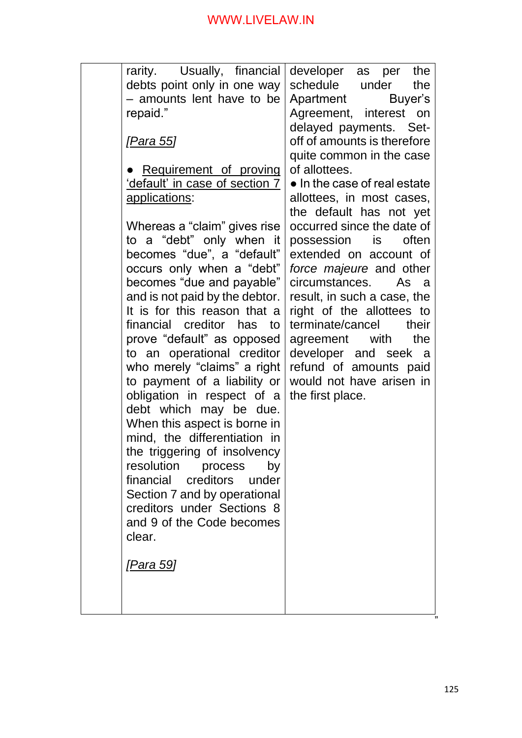| | rarity. Usually, financial debts point only in one way – amounts lent have to be repaid."<br><br>*[Para 55]*<br><br>● Requirement of proving 'default' in case of section 7 applications:<br><br>Whereas a "claim" gives rise to a "debt" only when it becomes "due", a "default" occurs only when a "debt" becomes "due and payable" and is not paid by the debtor. It is for this reason that a financial creditor has to prove "default" as opposed to an operational creditor who merely "claims" a right to payment of a liability or obligation in respect of a debt which may be due. When this aspect is borne in mind, the differentiation in the triggering of insolvency resolution process by financial creditors under Section 7 and by operational creditors under Sections 8 and 9 of the Code becomes clear.<br><br>*[Para 59]* | developer as per the schedule under the Apartment Buyer's Agreement, interest on delayed payments. Set-off of amounts is therefore quite common in the case of allottees.<br>● In the case of real estate allottees, in most cases, the default has not yet occurred since the date of possession is often extended on account of *force majeure* and other circumstances. As a result, in such a case, the right of the allottees to terminate/cancel their agreement with the developer and seek a refund of amounts paid would not have arisen in the first place. |
|---|---|---|

"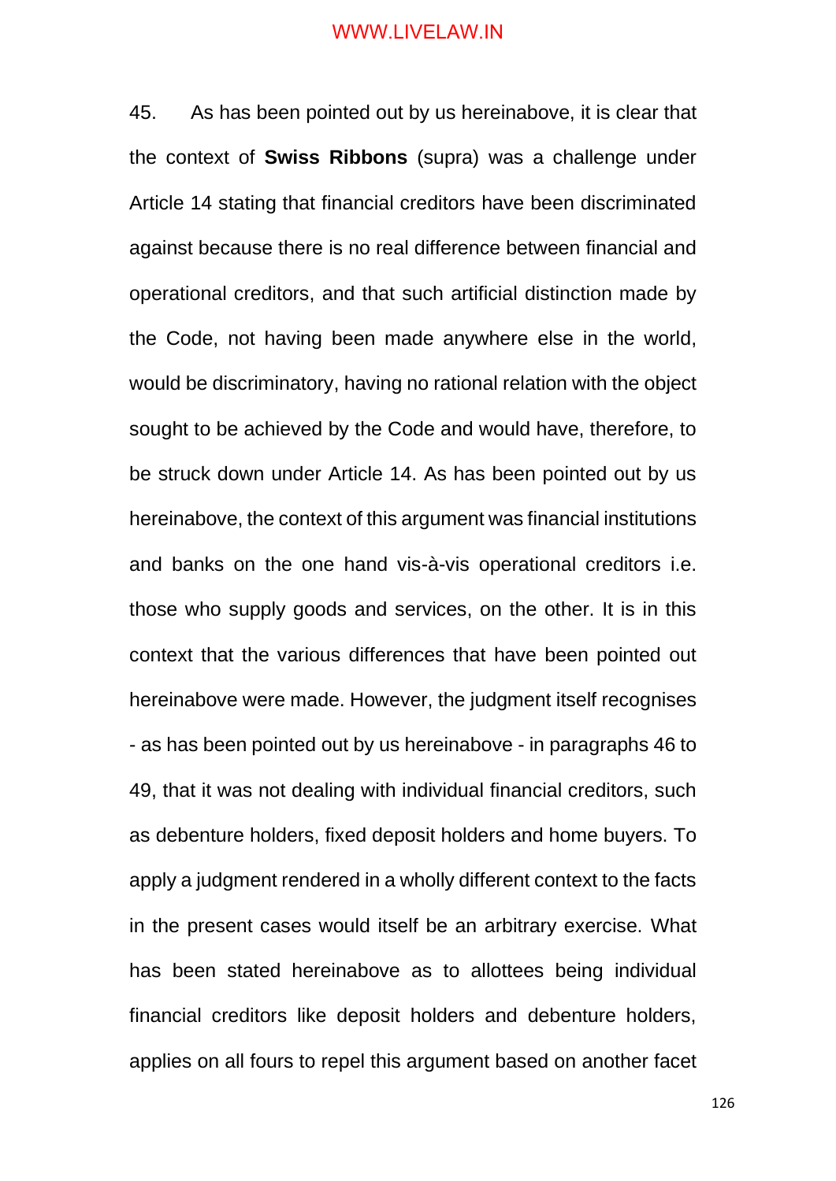45. As has been pointed out by us hereinabove, it is clear that the context of **Swiss Ribbons** (supra) was a challenge under Article 14 stating that financial creditors have been discriminated against because there is no real difference between financial and operational creditors, and that such artificial distinction made by the Code, not having been made anywhere else in the world, would be discriminatory, having no rational relation with the object sought to be achieved by the Code and would have, therefore, to be struck down under Article 14. As has been pointed out by us hereinabove, the context of this argument was financial institutions and banks on the one hand vis-à-vis operational creditors i.e. those who supply goods and services, on the other. It is in this context that the various differences that have been pointed out hereinabove were made. However, the judgment itself recognises - as has been pointed out by us hereinabove - in paragraphs 46 to 49, that it was not dealing with individual financial creditors, such as debenture holders, fixed deposit holders and home buyers. To apply a judgment rendered in a wholly different context to the facts in the present cases would itself be an arbitrary exercise. What has been stated hereinabove as to allottees being individual financial creditors like deposit holders and debenture holders, applies on all fours to repel this argument based on another facet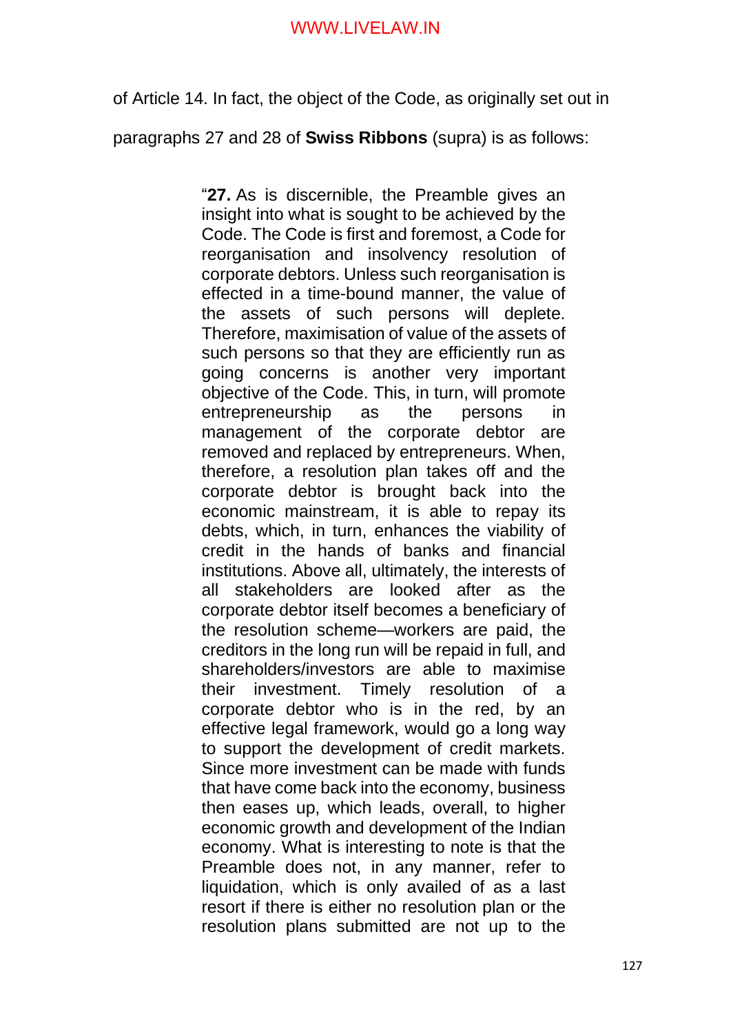of Article 14. In fact, the object of the Code, as originally set out in paragraphs 27 and 28 of **Swiss Ribbons** (supra) is as follows:

> "**27.** As is discernible, the Preamble gives an insight into what is sought to be achieved by the Code. The Code is first and foremost, a Code for reorganisation and insolvency resolution of corporate debtors. Unless such reorganisation is effected in a time-bound manner, the value of the assets of such persons will deplete. Therefore, maximisation of value of the assets of such persons so that they are efficiently run as going concerns is another very important objective of the Code. This, in turn, will promote entrepreneurship as the persons in management of the corporate debtor are removed and replaced by entrepreneurs. When, therefore, a resolution plan takes off and the corporate debtor is brought back into the economic mainstream, it is able to repay its debts, which, in turn, enhances the viability of credit in the hands of banks and financial institutions. Above all, ultimately, the interests of all stakeholders are looked after as the corporate debtor itself becomes a beneficiary of the resolution scheme—workers are paid, the creditors in the long run will be repaid in full, and shareholders/investors are able to maximise their investment. Timely resolution of a corporate debtor who is in the red, by an effective legal framework, would go a long way to support the development of credit markets. Since more investment can be made with funds that have come back into the economy, business then eases up, which leads, overall, to higher economic growth and development of the Indian economy. What is interesting to note is that the Preamble does not, in any manner, refer to liquidation, which is only availed of as a last resort if there is either no resolution plan or the resolution plans submitted are not up to the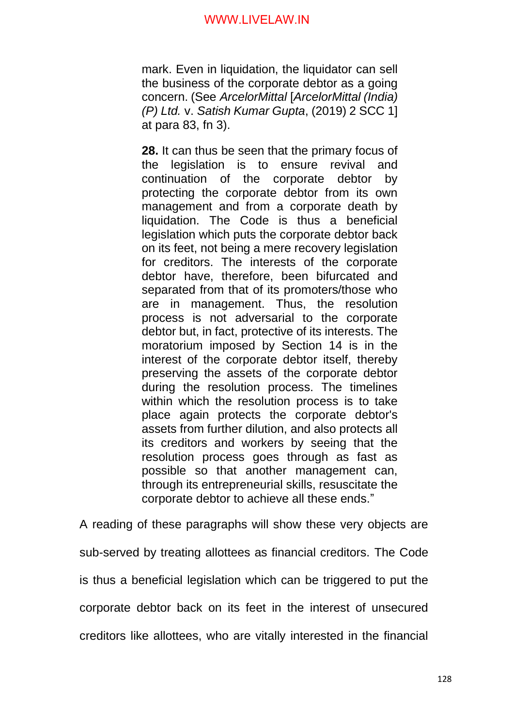> mark. Even in liquidation, the liquidator can sell the business of the corporate debtor as a going concern. (See *ArcelorMittal* [*ArcelorMittal (India) (P) Ltd.* v. *Satish Kumar Gupta*, (2019) 2 SCC 1] at para 83, fn 3).
>
> **28.** It can thus be seen that the primary focus of the legislation is to ensure revival and continuation of the corporate debtor by protecting the corporate debtor from its own management and from a corporate death by liquidation. The Code is thus a beneficial legislation which puts the corporate debtor back on its feet, not being a mere recovery legislation for creditors. The interests of the corporate debtor have, therefore, been bifurcated and separated from that of its promoters/those who are in management. Thus, the resolution process is not adversarial to the corporate debtor but, in fact, protective of its interests. The moratorium imposed by Section 14 is in the interest of the corporate debtor itself, thereby preserving the assets of the corporate debtor during the resolution process. The timelines within which the resolution process is to take place again protects the corporate debtor's assets from further dilution, and also protects all its creditors and workers by seeing that the resolution process goes through as fast as possible so that another management can, through its entrepreneurial skills, resuscitate the corporate debtor to achieve all these ends."

A reading of these paragraphs will show these very objects are sub-served by treating allottees as financial creditors. The Code is thus a beneficial legislation which can be triggered to put the corporate debtor back on its feet in the interest of unsecured creditors like allottees, who are vitally interested in the financial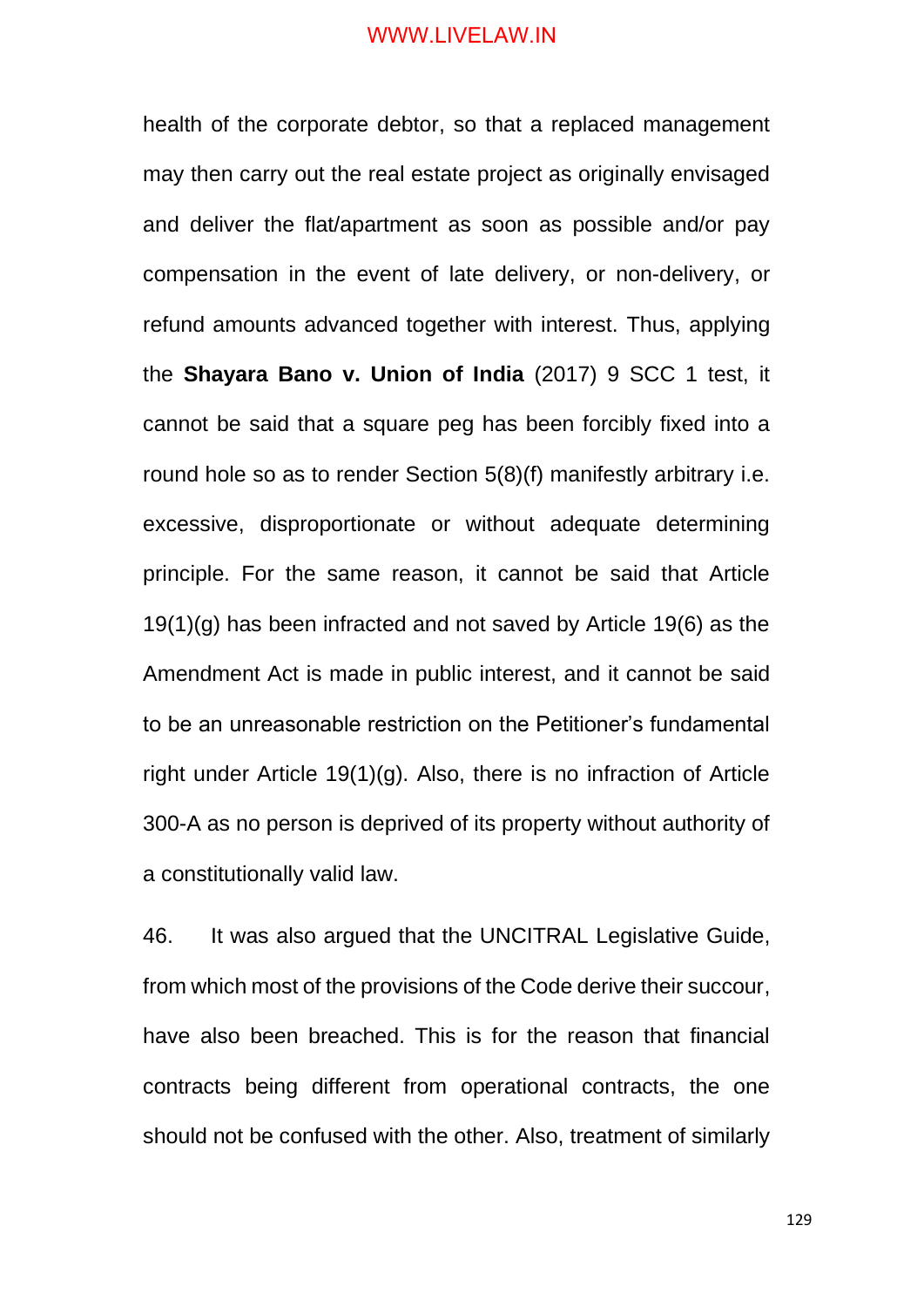health of the corporate debtor, so that a replaced management may then carry out the real estate project as originally envisaged and deliver the flat/apartment as soon as possible and/or pay compensation in the event of late delivery, or non-delivery, or refund amounts advanced together with interest. Thus, applying the **Shayara Bano v. Union of India** (2017) 9 SCC 1 test, it cannot be said that a square peg has been forcibly fixed into a round hole so as to render Section 5(8)(f) manifestly arbitrary i.e. excessive, disproportionate or without adequate determining principle. For the same reason, it cannot be said that Article 19(1)(g) has been infracted and not saved by Article 19(6) as the Amendment Act is made in public interest, and it cannot be said to be an unreasonable restriction on the Petitioner's fundamental right under Article 19(1)(g). Also, there is no infraction of Article 300-A as no person is deprived of its property without authority of a constitutionally valid law.

46. It was also argued that the UNCITRAL Legislative Guide, from which most of the provisions of the Code derive their succour, have also been breached. This is for the reason that financial contracts being different from operational contracts, the one should not be confused with the other. Also, treatment of similarly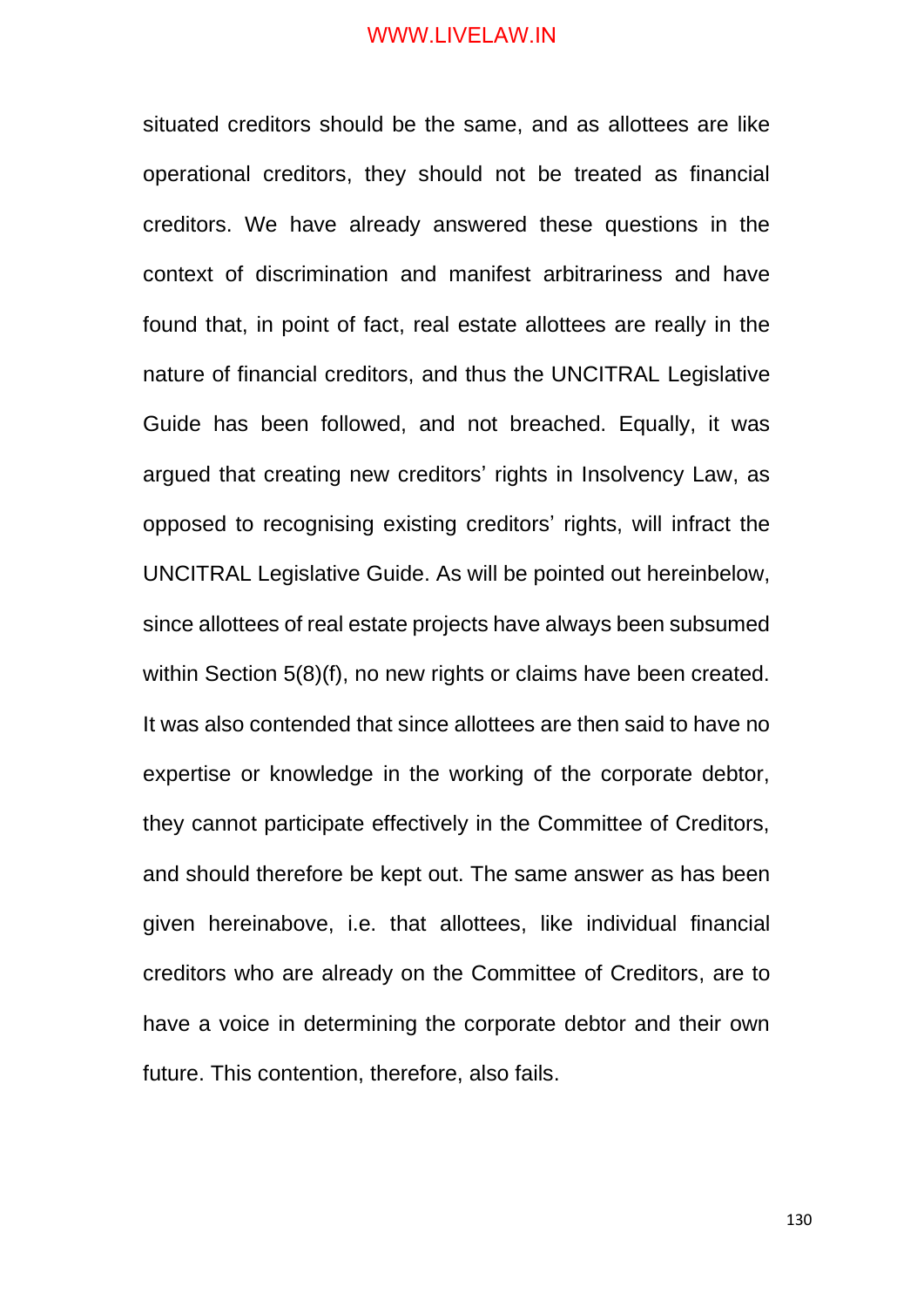situated creditors should be the same, and as allottees are like operational creditors, they should not be treated as financial creditors. We have already answered these questions in the context of discrimination and manifest arbitrariness and have found that, in point of fact, real estate allottees are really in the nature of financial creditors, and thus the UNCITRAL Legislative Guide has been followed, and not breached. Equally, it was argued that creating new creditors' rights in Insolvency Law, as opposed to recognising existing creditors' rights, will infract the UNCITRAL Legislative Guide. As will be pointed out hereinbelow, since allottees of real estate projects have always been subsumed within Section 5(8)(f), no new rights or claims have been created. It was also contended that since allottees are then said to have no expertise or knowledge in the working of the corporate debtor, they cannot participate effectively in the Committee of Creditors, and should therefore be kept out. The same answer as has been given hereinabove, i.e. that allottees, like individual financial creditors who are already on the Committee of Creditors, are to have a voice in determining the corporate debtor and their own future. This contention, therefore, also fails.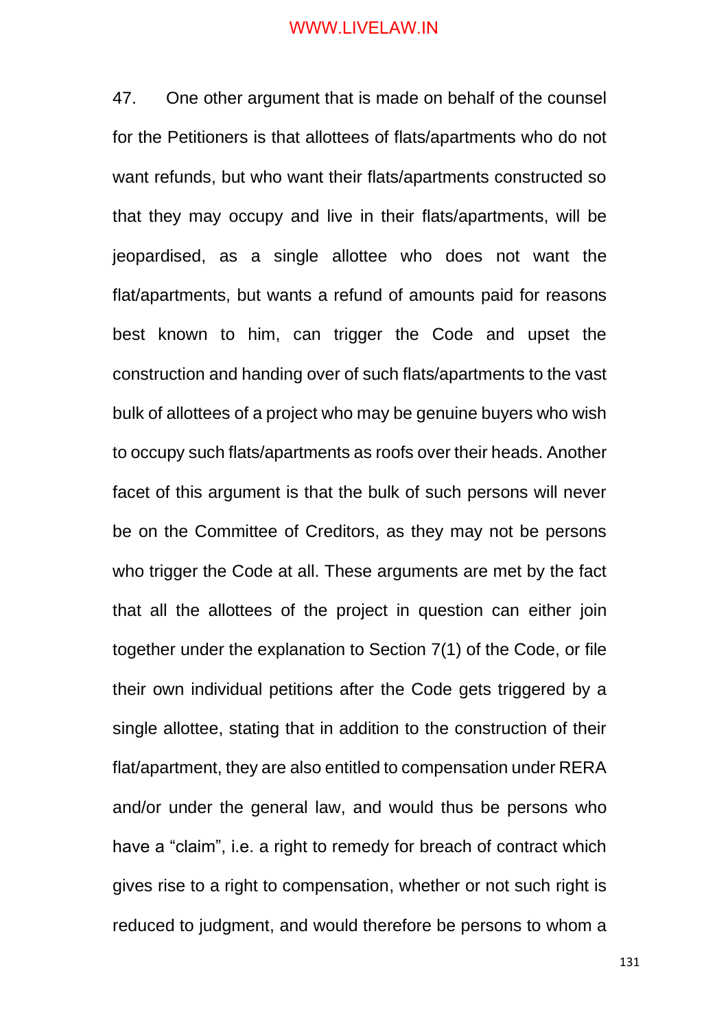47. One other argument that is made on behalf of the counsel for the Petitioners is that allottees of flats/apartments who do not want refunds, but who want their flats/apartments constructed so that they may occupy and live in their flats/apartments, will be jeopardised, as a single allottee who does not want the flat/apartments, but wants a refund of amounts paid for reasons best known to him, can trigger the Code and upset the construction and handing over of such flats/apartments to the vast bulk of allottees of a project who may be genuine buyers who wish to occupy such flats/apartments as roofs over their heads. Another facet of this argument is that the bulk of such persons will never be on the Committee of Creditors, as they may not be persons who trigger the Code at all. These arguments are met by the fact that all the allottees of the project in question can either join together under the explanation to Section 7(1) of the Code, or file their own individual petitions after the Code gets triggered by a single allottee, stating that in addition to the construction of their flat/apartment, they are also entitled to compensation under RERA and/or under the general law, and would thus be persons who have a “claim”, i.e. a right to remedy for breach of contract which gives rise to a right to compensation, whether or not such right is reduced to judgment, and would therefore be persons to whom a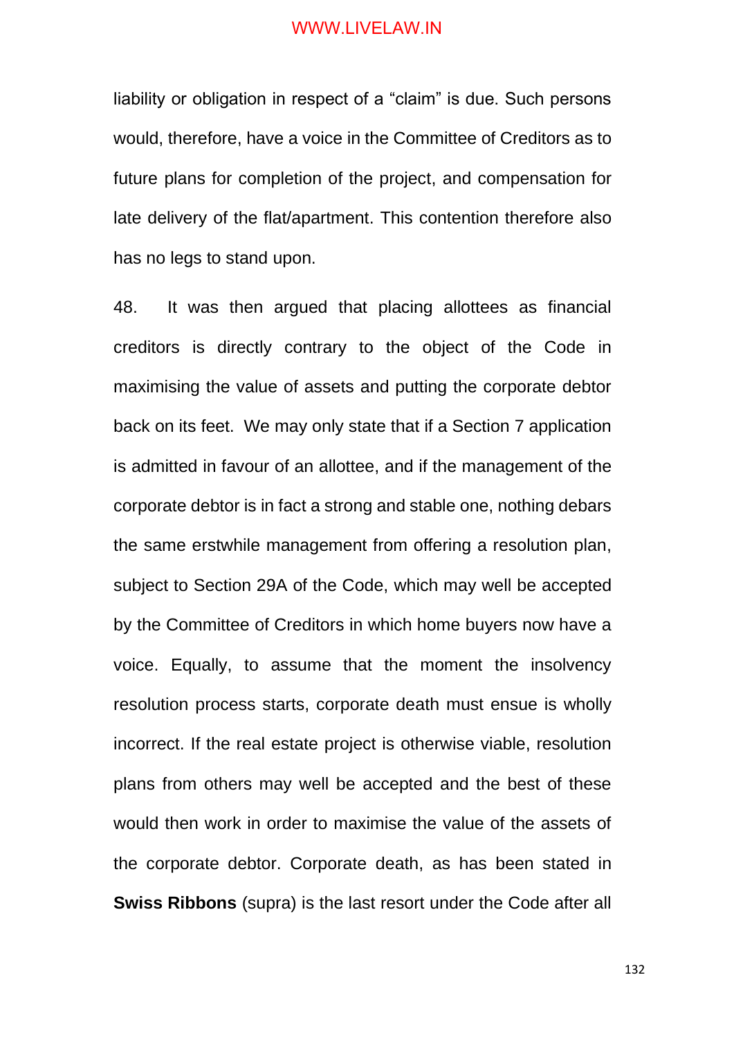liability or obligation in respect of a "claim" is due. Such persons would, therefore, have a voice in the Committee of Creditors as to future plans for completion of the project, and compensation for late delivery of the flat/apartment. This contention therefore also has no legs to stand upon.

48. It was then argued that placing allottees as financial creditors is directly contrary to the object of the Code in maximising the value of assets and putting the corporate debtor back on its feet. We may only state that if a Section 7 application is admitted in favour of an allottee, and if the management of the corporate debtor is in fact a strong and stable one, nothing debars the same erstwhile management from offering a resolution plan, subject to Section 29A of the Code, which may well be accepted by the Committee of Creditors in which home buyers now have a voice. Equally, to assume that the moment the insolvency resolution process starts, corporate death must ensue is wholly incorrect. If the real estate project is otherwise viable, resolution plans from others may well be accepted and the best of these would then work in order to maximise the value of the assets of the corporate debtor. Corporate death, as has been stated in **Swiss Ribbons** (supra) is the last resort under the Code after all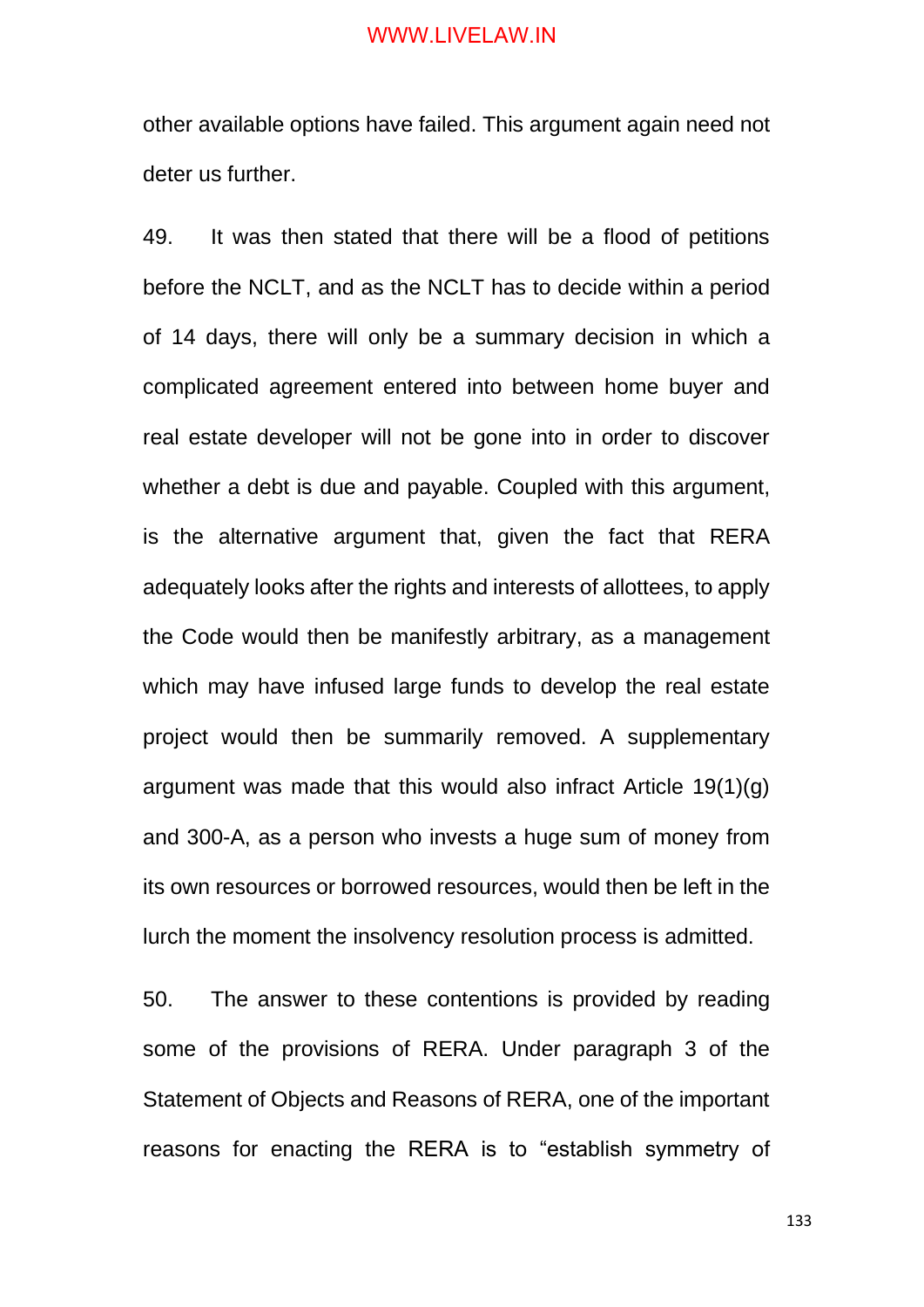other available options have failed. This argument again need not deter us further.

49. It was then stated that there will be a flood of petitions before the NCLT, and as the NCLT has to decide within a period of 14 days, there will only be a summary decision in which a complicated agreement entered into between home buyer and real estate developer will not be gone into in order to discover whether a debt is due and payable. Coupled with this argument, is the alternative argument that, given the fact that RERA adequately looks after the rights and interests of allottees, to apply the Code would then be manifestly arbitrary, as a management which may have infused large funds to develop the real estate project would then be summarily removed. A supplementary argument was made that this would also infract Article 19(1)(g) and 300-A, as a person who invests a huge sum of money from its own resources or borrowed resources, would then be left in the lurch the moment the insolvency resolution process is admitted.

50. The answer to these contentions is provided by reading some of the provisions of RERA. Under paragraph 3 of the Statement of Objects and Reasons of RERA, one of the important reasons for enacting the RERA is to "establish symmetry of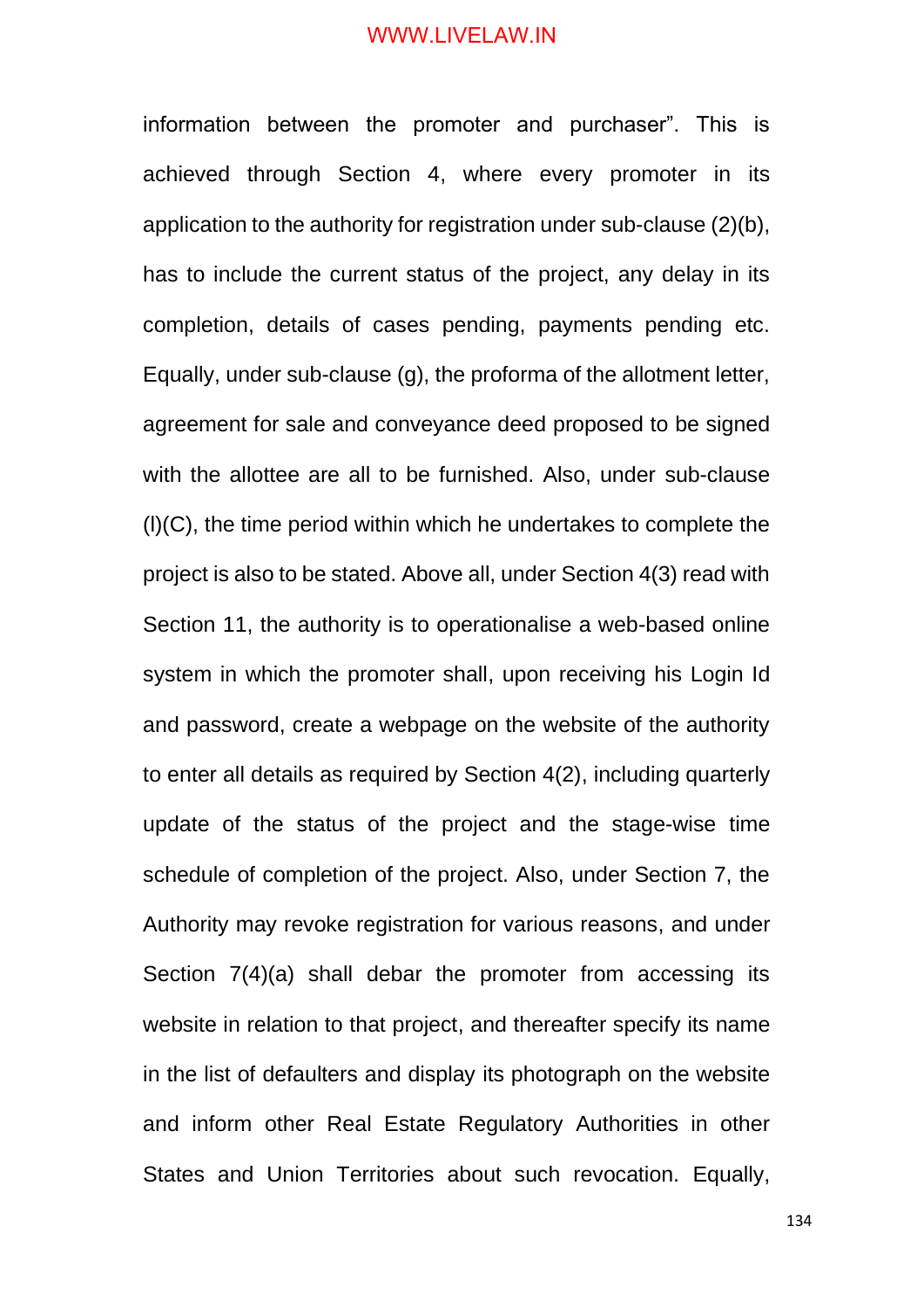information between the promoter and purchaser". This is achieved through Section 4, where every promoter in its application to the authority for registration under sub-clause (2)(b), has to include the current status of the project, any delay in its completion, details of cases pending, payments pending etc. Equally, under sub-clause (g), the proforma of the allotment letter, agreement for sale and conveyance deed proposed to be signed with the allottee are all to be furnished. Also, under sub-clause (l)(C), the time period within which he undertakes to complete the project is also to be stated. Above all, under Section 4(3) read with Section 11, the authority is to operationalise a web-based online system in which the promoter shall, upon receiving his Login Id and password, create a webpage on the website of the authority to enter all details as required by Section 4(2), including quarterly update of the status of the project and the stage-wise time schedule of completion of the project. Also, under Section 7, the Authority may revoke registration for various reasons, and under Section 7(4)(a) shall debar the promoter from accessing its website in relation to that project, and thereafter specify its name in the list of defaulters and display its photograph on the website and inform other Real Estate Regulatory Authorities in other States and Union Territories about such revocation. Equally,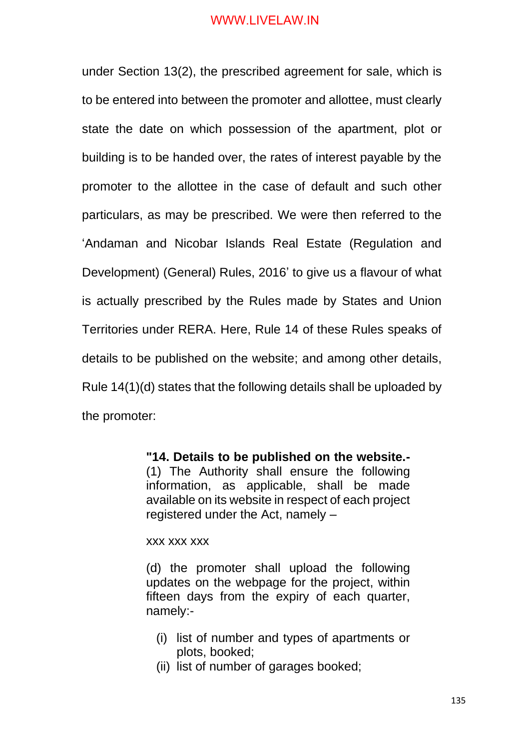under Section 13(2), the prescribed agreement for sale, which is to be entered into between the promoter and allottee, must clearly state the date on which possession of the apartment, plot or building is to be handed over, the rates of interest payable by the promoter to the allottee in the case of default and such other particulars, as may be prescribed. We were then referred to the 'Andaman and Nicobar Islands Real Estate (Regulation and Development) (General) Rules, 2016' to give us a flavour of what is actually prescribed by the Rules made by States and Union Territories under RERA. Here, Rule 14 of these Rules speaks of details to be published on the website; and among other details, Rule 14(1)(d) states that the following details shall be uploaded by the promoter:

> **"14. Details to be published on the website.-** (1) The Authority shall ensure the following information, as applicable, shall be made available on its website in respect of each project registered under the Act, namely –
>
> xxx xxx xxx
>
> (d) the promoter shall upload the following updates on the webpage for the project, within fifteen days from the expiry of each quarter, namely:-
>
> (i) list of number and types of apartments or plots, booked;
> (ii) list of number of garages booked;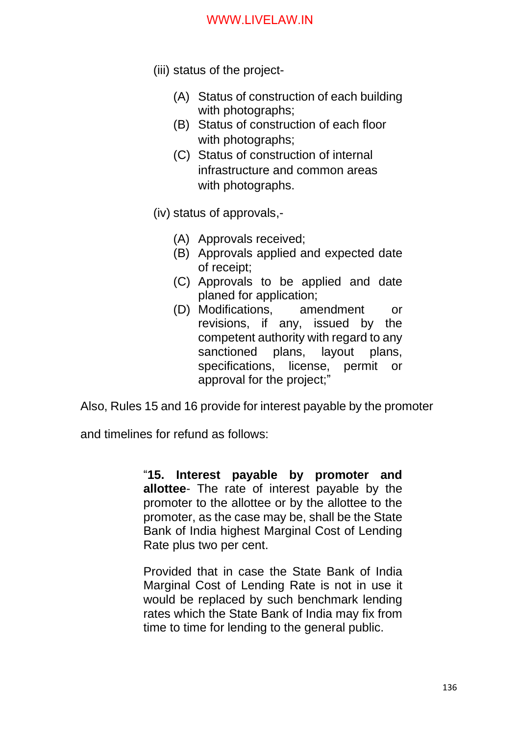(iii) status of the project-

- (A) Status of construction of each building with photographs;
- (B) Status of construction of each floor with photographs;
- (C) Status of construction of internal infrastructure and common areas with photographs.

(iv) status of approvals,-

- (A) Approvals received;
- (B) Approvals applied and expected date of receipt;
- (C) Approvals to be applied and date planed for application;
- (D) Modifications, amendment or revisions, if any, issued by the competent authority with regard to any sanctioned plans, layout plans, specifications, license, permit or approval for the project;"

Also, Rules 15 and 16 provide for interest payable by the promoter and timelines for refund as follows:

> "**15. Interest payable by promoter and allottee**- The rate of interest payable by the promoter to the allottee or by the allottee to the promoter, as the case may be, shall be the State Bank of India highest Marginal Cost of Lending Rate plus two per cent.
>
> Provided that in case the State Bank of India Marginal Cost of Lending Rate is not in use it would be replaced by such benchmark lending rates which the State Bank of India may fix from time to time for lending to the general public.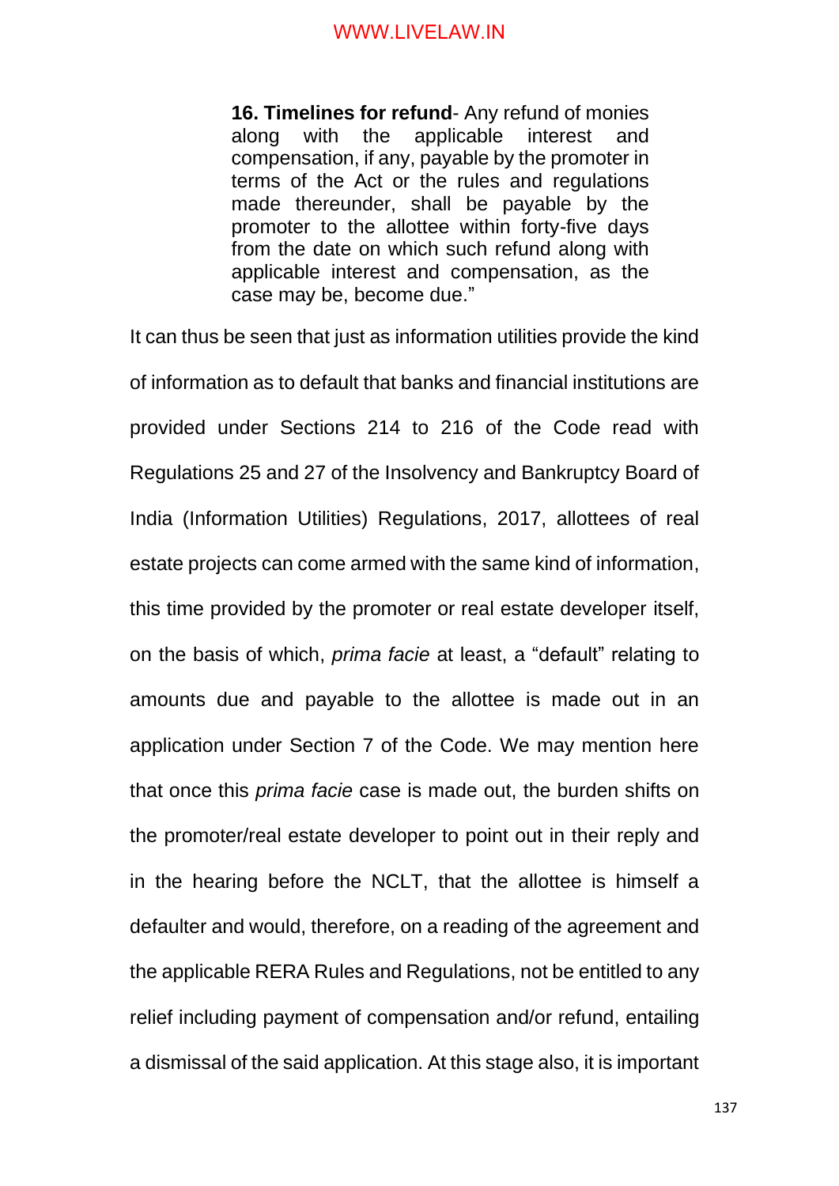> **16. Timelines for refund**- Any refund of monies along with the applicable interest and compensation, if any, payable by the promoter in terms of the Act or the rules and regulations made thereunder, shall be payable by the promoter to the allottee within forty-five days from the date on which such refund along with applicable interest and compensation, as the case may be, become due."

It can thus be seen that just as information utilities provide the kind of information as to default that banks and financial institutions are provided under Sections 214 to 216 of the Code read with Regulations 25 and 27 of the Insolvency and Bankruptcy Board of India (Information Utilities) Regulations, 2017, allottees of real estate projects can come armed with the same kind of information, this time provided by the promoter or real estate developer itself, on the basis of which, *prima facie* at least, a "default" relating to amounts due and payable to the allottee is made out in an application under Section 7 of the Code. We may mention here that once this *prima facie* case is made out, the burden shifts on the promoter/real estate developer to point out in their reply and in the hearing before the NCLT, that the allottee is himself a defaulter and would, therefore, on a reading of the agreement and the applicable RERA Rules and Regulations, not be entitled to any relief including payment of compensation and/or refund, entailing a dismissal of the said application. At this stage also, it is important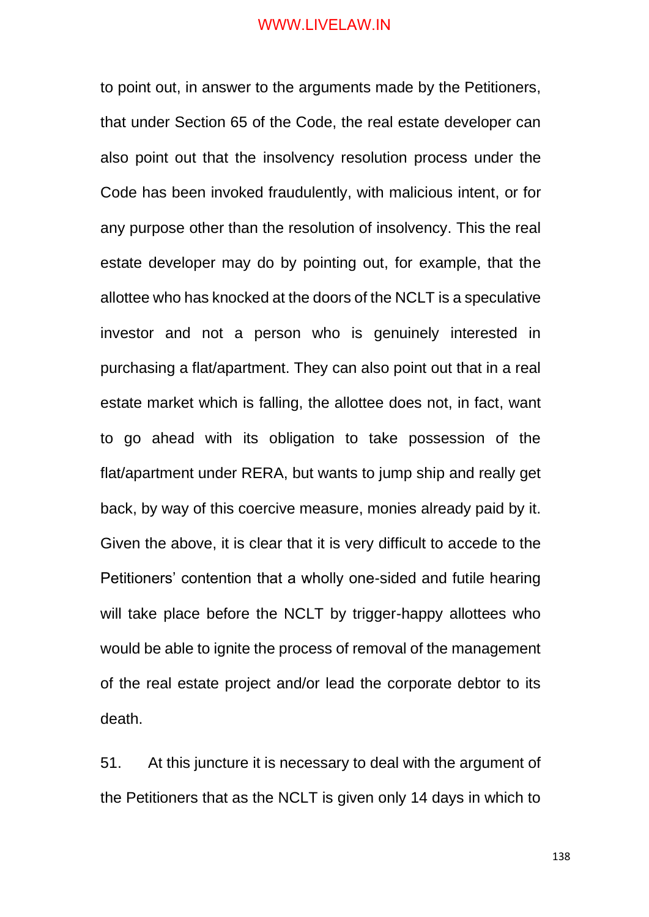to point out, in answer to the arguments made by the Petitioners, that under Section 65 of the Code, the real estate developer can also point out that the insolvency resolution process under the Code has been invoked fraudulently, with malicious intent, or for any purpose other than the resolution of insolvency. This the real estate developer may do by pointing out, for example, that the allottee who has knocked at the doors of the NCLT is a speculative investor and not a person who is genuinely interested in purchasing a flat/apartment. They can also point out that in a real estate market which is falling, the allottee does not, in fact, want to go ahead with its obligation to take possession of the flat/apartment under RERA, but wants to jump ship and really get back, by way of this coercive measure, monies already paid by it. Given the above, it is clear that it is very difficult to accede to the Petitioners' contention that a wholly one-sided and futile hearing will take place before the NCLT by trigger-happy allottees who would be able to ignite the process of removal of the management of the real estate project and/or lead the corporate debtor to its death.

51. At this juncture it is necessary to deal with the argument of the Petitioners that as the NCLT is given only 14 days in which to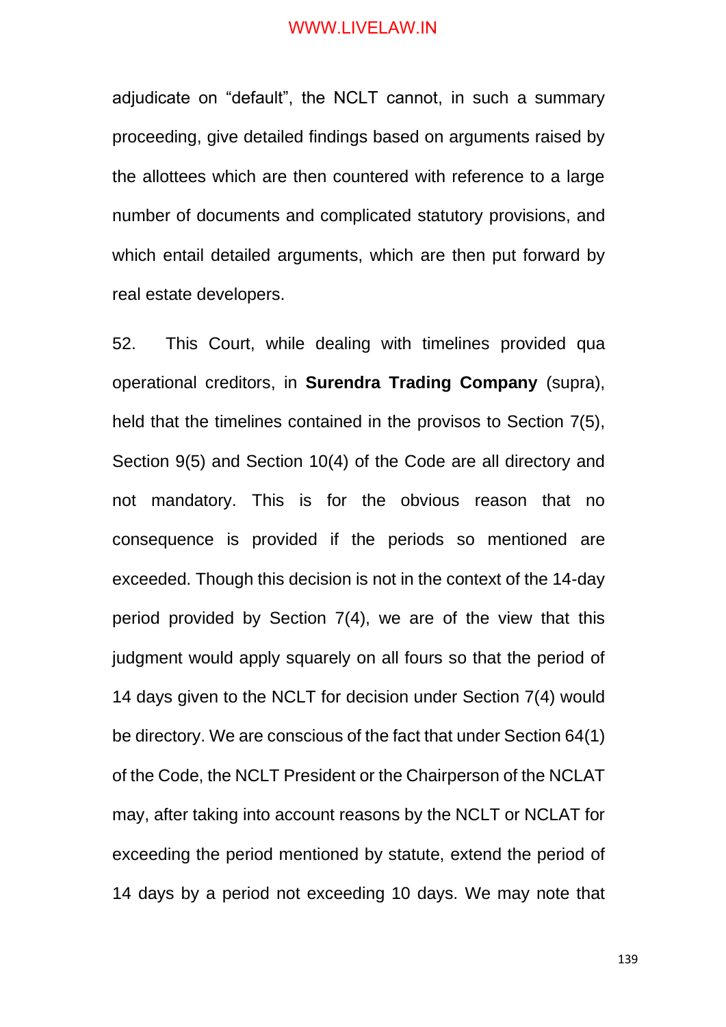adjudicate on “default”, the NCLT cannot, in such a summary proceeding, give detailed findings based on arguments raised by the allottees which are then countered with reference to a large number of documents and complicated statutory provisions, and which entail detailed arguments, which are then put forward by real estate developers.

52. This Court, while dealing with timelines provided qua operational creditors, in **Surendra Trading Company** (supra), held that the timelines contained in the provisos to Section 7(5), Section 9(5) and Section 10(4) of the Code are all directory and not mandatory. This is for the obvious reason that no consequence is provided if the periods so mentioned are exceeded. Though this decision is not in the context of the 14-day period provided by Section 7(4), we are of the view that this judgment would apply squarely on all fours so that the period of 14 days given to the NCLT for decision under Section 7(4) would be directory. We are conscious of the fact that under Section 64(1) of the Code, the NCLT President or the Chairperson of the NCLAT may, after taking into account reasons by the NCLT or NCLAT for exceeding the period mentioned by statute, extend the period of 14 days by a period not exceeding 10 days. We may note that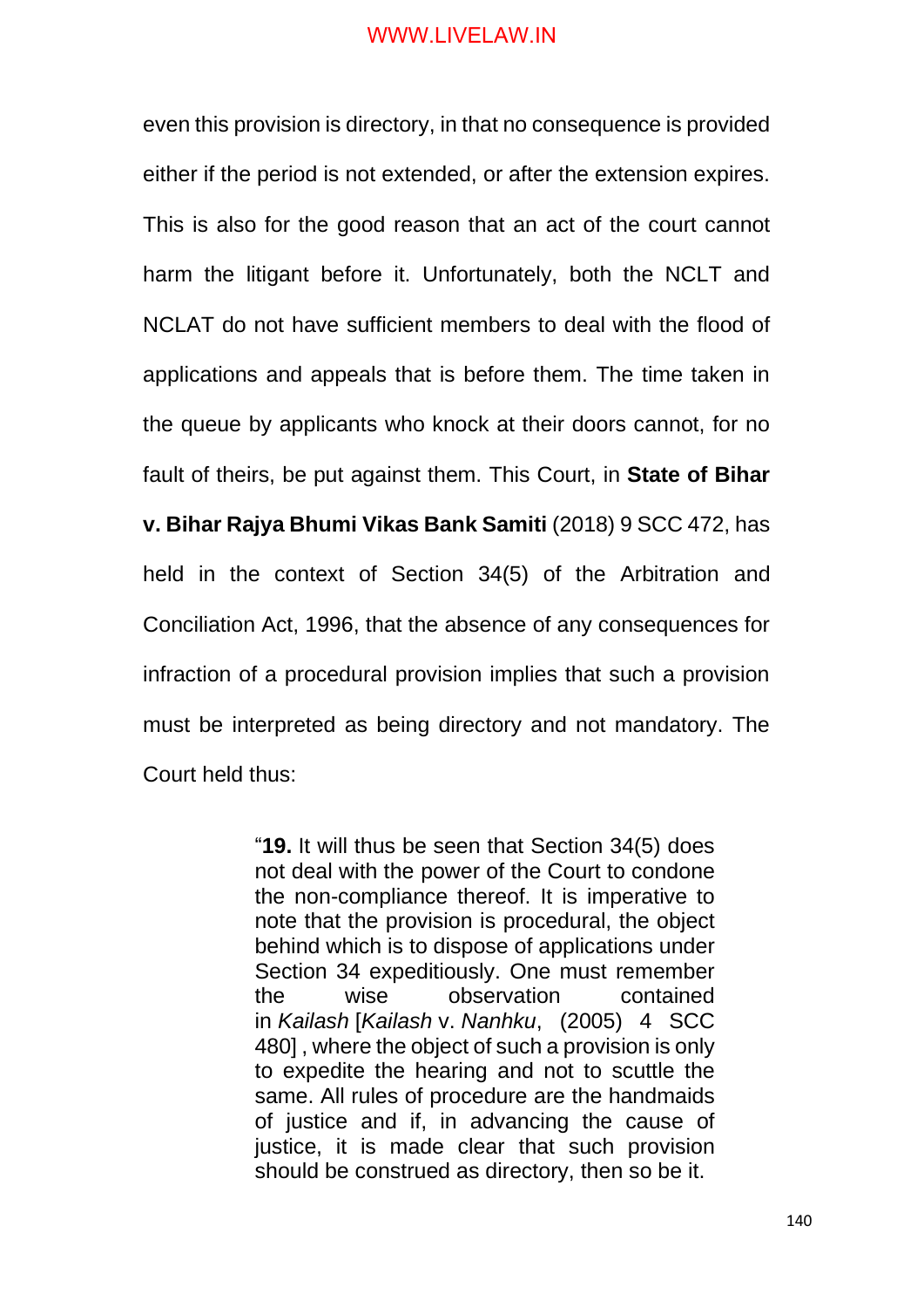even this provision is directory, in that no consequence is provided either if the period is not extended, or after the extension expires. This is also for the good reason that an act of the court cannot harm the litigant before it. Unfortunately, both the NCLT and NCLAT do not have sufficient members to deal with the flood of applications and appeals that is before them. The time taken in the queue by applicants who knock at their doors cannot, for no fault of theirs, be put against them. This Court, in **State of Bihar v. Bihar Rajya Bhumi Vikas Bank Samiti** (2018) 9 SCC 472, has held in the context of Section 34(5) of the Arbitration and Conciliation Act, 1996, that the absence of any consequences for infraction of a procedural provision implies that such a provision must be interpreted as being directory and not mandatory. The Court held thus:

> "**19.** It will thus be seen that Section 34(5) does not deal with the power of the Court to condone the non-compliance thereof. It is imperative to note that the provision is procedural, the object behind which is to dispose of applications under Section 34 expeditiously. One must remember the wise observation contained in *Kailash* [*Kailash* v. *Nanhku*, (2005) 4 SCC 480] , where the object of such a provision is only to expedite the hearing and not to scuttle the same. All rules of procedure are the handmaids of justice and if, in advancing the cause of justice, it is made clear that such provision should be construed as directory, then so be it.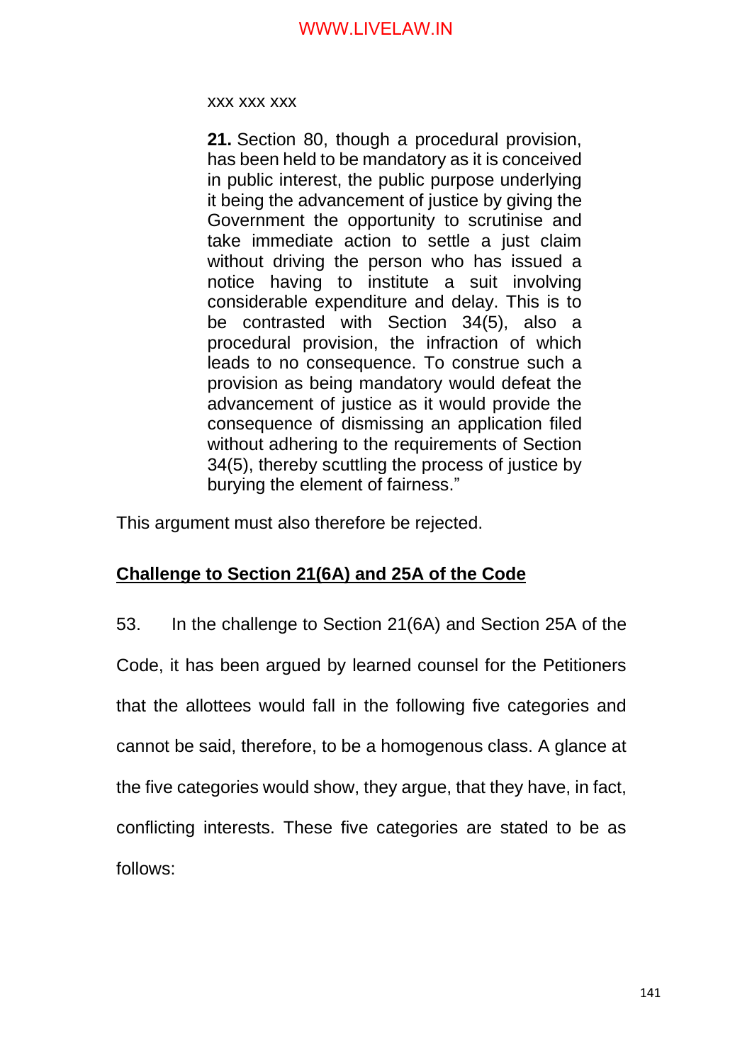xxx xxx xxx

> **21.** Section 80, though a procedural provision, has been held to be mandatory as it is conceived in public interest, the public purpose underlying it being the advancement of justice by giving the Government the opportunity to scrutinise and take immediate action to settle a just claim without driving the person who has issued a notice having to institute a suit involving considerable expenditure and delay. This is to be contrasted with Section 34(5), also a procedural provision, the infraction of which leads to no consequence. To construe such a provision as being mandatory would defeat the advancement of justice as it would provide the consequence of dismissing an application filed without adhering to the requirements of Section 34(5), thereby scuttling the process of justice by burying the element of fairness."

This argument must also therefore be rejected.

**<u>Challenge to Section 21(6A) and 25A of the Code</u>**

53. In the challenge to Section 21(6A) and Section 25A of the Code, it has been argued by learned counsel for the Petitioners that the allottees would fall in the following five categories and cannot be said, therefore, to be a homogenous class. A glance at the five categories would show, they argue, that they have, in fact, conflicting interests. These five categories are stated to be as follows: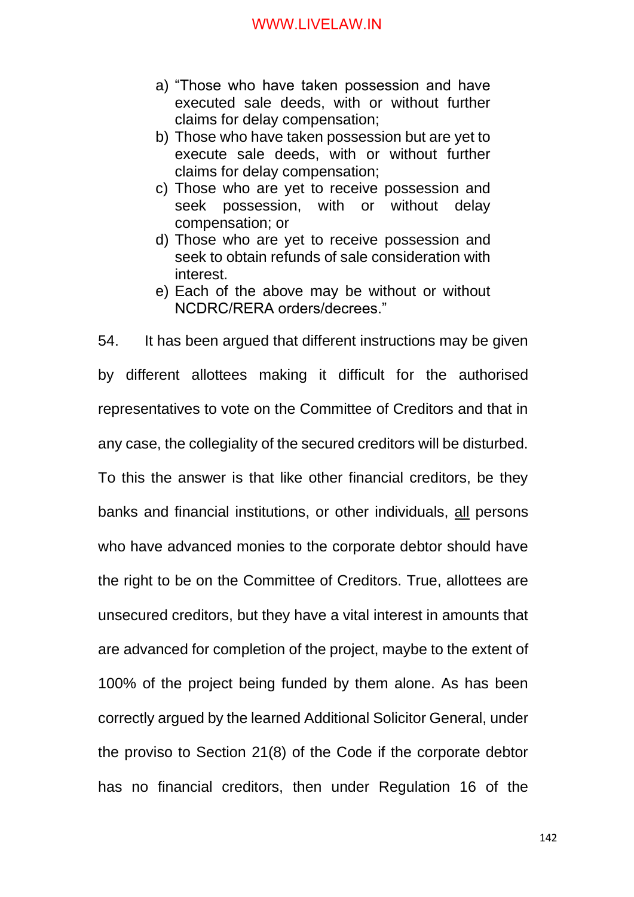a) "Those who have taken possession and have executed sale deeds, with or without further claims for delay compensation;
b) Those who have taken possession but are yet to execute sale deeds, with or without further claims for delay compensation;
c) Those who are yet to receive possession and seek possession, with or without delay compensation; or
d) Those who are yet to receive possession and seek to obtain refunds of sale consideration with interest.
e) Each of the above may be without or without NCDRC/RERA orders/decrees."

54. It has been argued that different instructions may be given by different allottees making it difficult for the authorised representatives to vote on the Committee of Creditors and that in any case, the collegiality of the secured creditors will be disturbed. To this the answer is that like other financial creditors, be they banks and financial institutions, or other individuals, <u>all</u> persons who have advanced monies to the corporate debtor should have the right to be on the Committee of Creditors. True, allottees are unsecured creditors, but they have a vital interest in amounts that are advanced for completion of the project, maybe to the extent of 100% of the project being funded by them alone. As has been correctly argued by the learned Additional Solicitor General, under the proviso to Section 21(8) of the Code if the corporate debtor has no financial creditors, then under Regulation 16 of the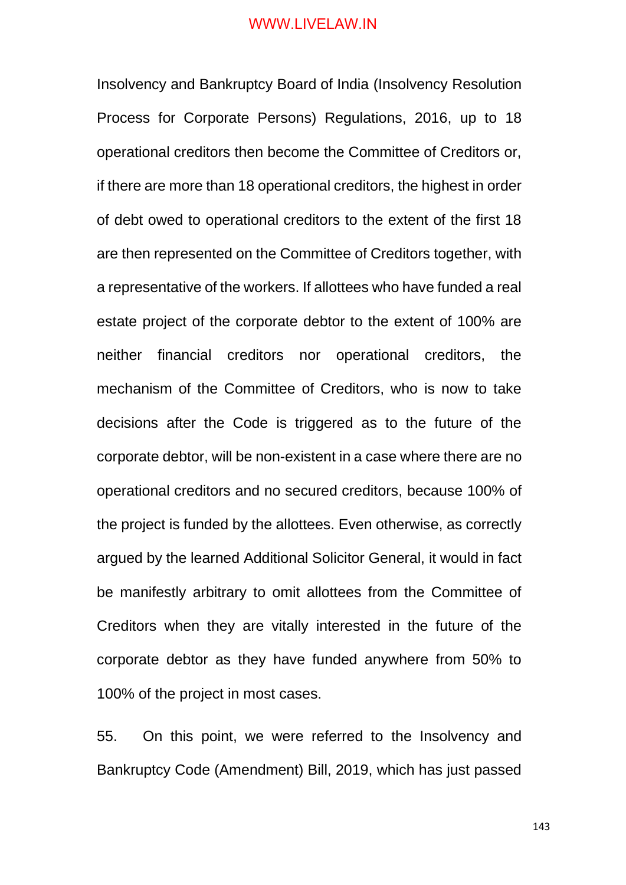Insolvency and Bankruptcy Board of India (Insolvency Resolution Process for Corporate Persons) Regulations, 2016, up to 18 operational creditors then become the Committee of Creditors or, if there are more than 18 operational creditors, the highest in order of debt owed to operational creditors to the extent of the first 18 are then represented on the Committee of Creditors together, with a representative of the workers. If allottees who have funded a real estate project of the corporate debtor to the extent of 100% are neither financial creditors nor operational creditors, the mechanism of the Committee of Creditors, who is now to take decisions after the Code is triggered as to the future of the corporate debtor, will be non-existent in a case where there are no operational creditors and no secured creditors, because 100% of the project is funded by the allottees. Even otherwise, as correctly argued by the learned Additional Solicitor General, it would in fact be manifestly arbitrary to omit allottees from the Committee of Creditors when they are vitally interested in the future of the corporate debtor as they have funded anywhere from 50% to 100% of the project in most cases.

55. On this point, we were referred to the Insolvency and Bankruptcy Code (Amendment) Bill, 2019, which has just passed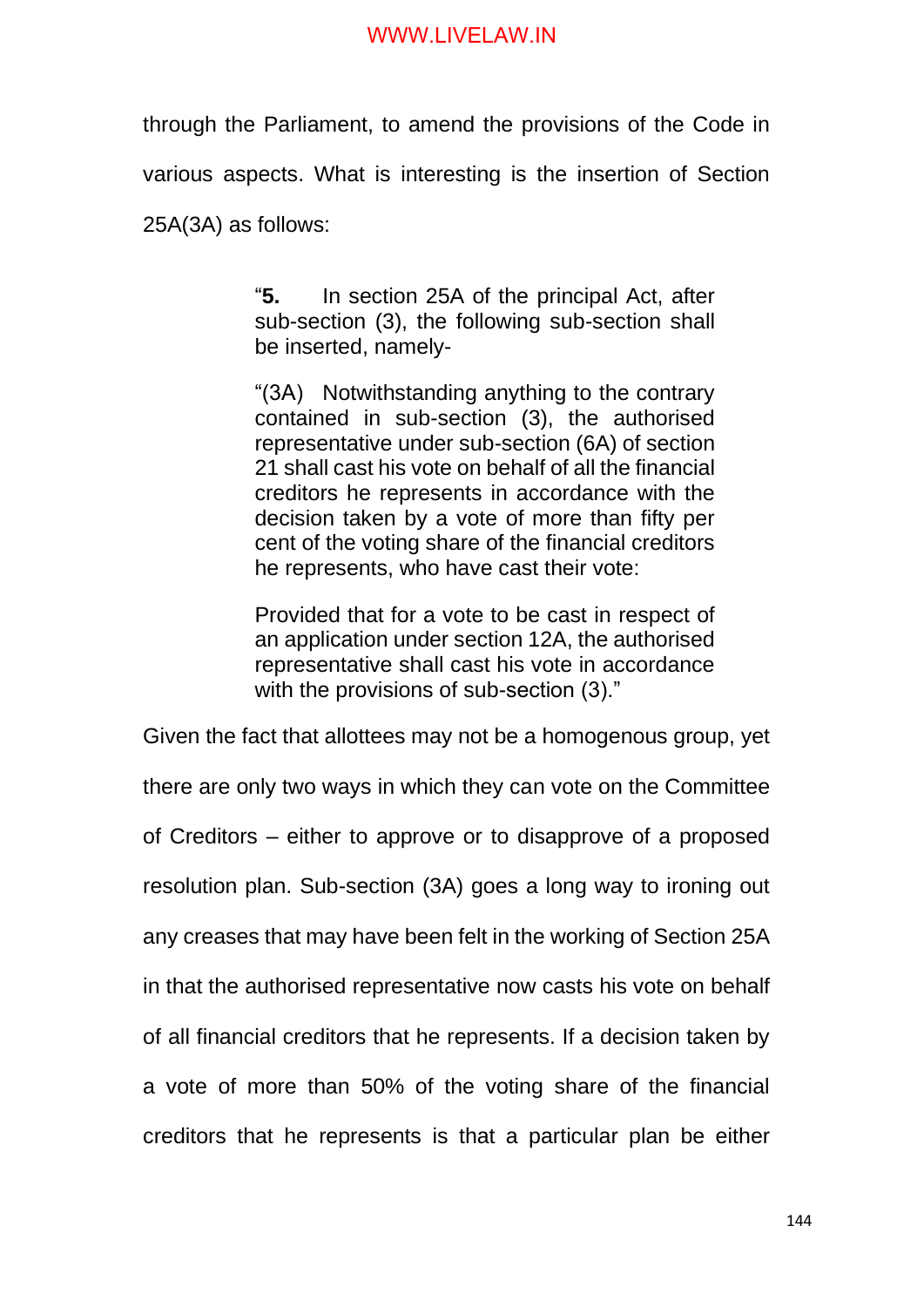through the Parliament, to amend the provisions of the Code in various aspects. What is interesting is the insertion of Section 25A(3A) as follows:

> "**5.** In section 25A of the principal Act, after sub-section (3), the following sub-section shall be inserted, namely-
>
> "(3A) Notwithstanding anything to the contrary contained in sub-section (3), the authorised representative under sub-section (6A) of section 21 shall cast his vote on behalf of all the financial creditors he represents in accordance with the decision taken by a vote of more than fifty per cent of the voting share of the financial creditors he represents, who have cast their vote:
>
> Provided that for a vote to be cast in respect of an application under section 12A, the authorised representative shall cast his vote in accordance with the provisions of sub-section (3)."

Given the fact that allottees may not be a homogenous group, yet there are only two ways in which they can vote on the Committee of Creditors – either to approve or to disapprove of a proposed resolution plan. Sub-section (3A) goes a long way to ironing out any creases that may have been felt in the working of Section 25A in that the authorised representative now casts his vote on behalf of all financial creditors that he represents. If a decision taken by a vote of more than 50% of the voting share of the financial creditors that he represents is that a particular plan be either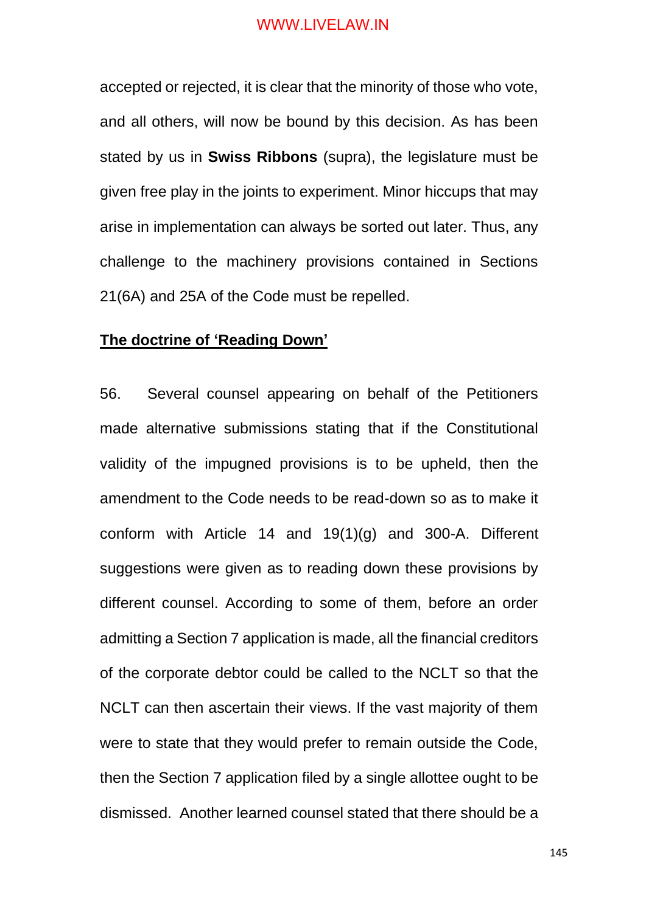accepted or rejected, it is clear that the minority of those who vote, and all others, will now be bound by this decision. As has been stated by us in **Swiss Ribbons** (supra), the legislature must be given free play in the joints to experiment. Minor hiccups that may arise in implementation can always be sorted out later. Thus, any challenge to the machinery provisions contained in Sections 21(6A) and 25A of the Code must be repelled.

**<u>The doctrine of 'Reading Down'</u>**

56. Several counsel appearing on behalf of the Petitioners made alternative submissions stating that if the Constitutional validity of the impugned provisions is to be upheld, then the amendment to the Code needs to be read-down so as to make it conform with Article 14 and 19(1)(g) and 300-A. Different suggestions were given as to reading down these provisions by different counsel. According to some of them, before an order admitting a Section 7 application is made, all the financial creditors of the corporate debtor could be called to the NCLT so that the NCLT can then ascertain their views. If the vast majority of them were to state that they would prefer to remain outside the Code, then the Section 7 application filed by a single allottee ought to be dismissed. Another learned counsel stated that there should be a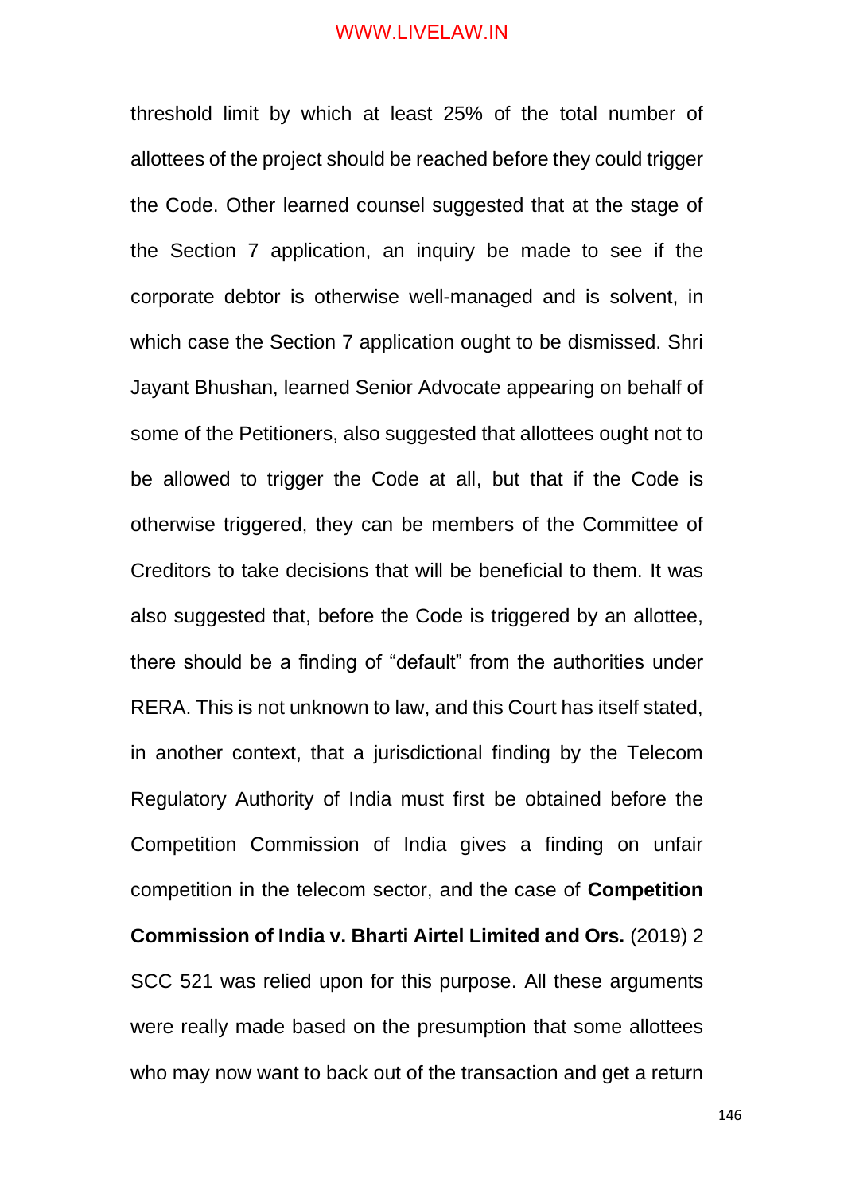threshold limit by which at least 25% of the total number of allottees of the project should be reached before they could trigger the Code. Other learned counsel suggested that at the stage of the Section 7 application, an inquiry be made to see if the corporate debtor is otherwise well-managed and is solvent, in which case the Section 7 application ought to be dismissed. Shri Jayant Bhushan, learned Senior Advocate appearing on behalf of some of the Petitioners, also suggested that allottees ought not to be allowed to trigger the Code at all, but that if the Code is otherwise triggered, they can be members of the Committee of Creditors to take decisions that will be beneficial to them. It was also suggested that, before the Code is triggered by an allottee, there should be a finding of "default" from the authorities under RERA. This is not unknown to law, and this Court has itself stated, in another context, that a jurisdictional finding by the Telecom Regulatory Authority of India must first be obtained before the Competition Commission of India gives a finding on unfair competition in the telecom sector, and the case of **Competition Commission of India v. Bharti Airtel Limited and Ors.** (2019) 2 SCC 521 was relied upon for this purpose. All these arguments were really made based on the presumption that some allottees who may now want to back out of the transaction and get a return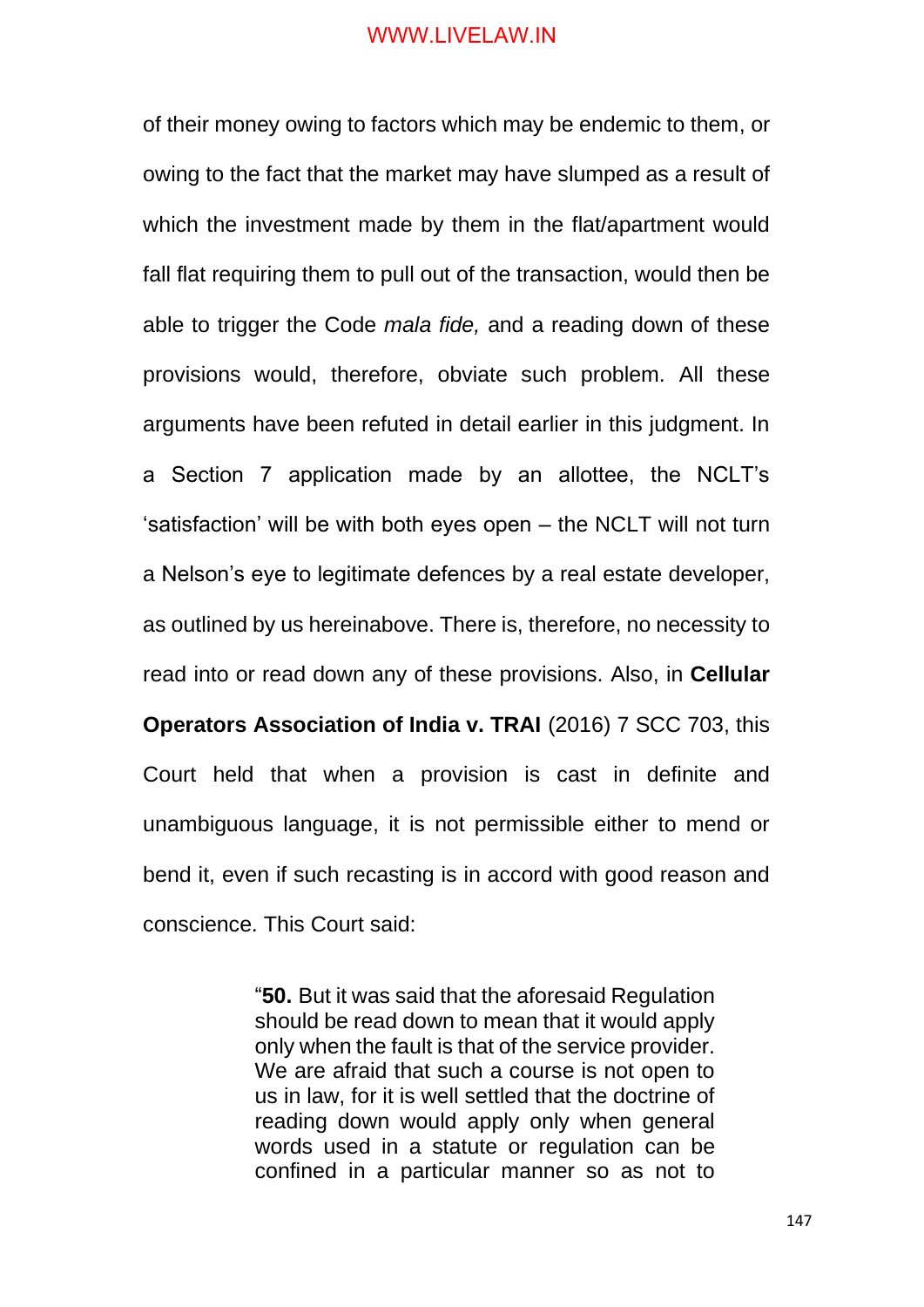of their money owing to factors which may be endemic to them, or owing to the fact that the market may have slumped as a result of which the investment made by them in the flat/apartment would fall flat requiring them to pull out of the transaction, would then be able to trigger the Code *mala fide,* and a reading down of these provisions would, therefore, obviate such problem. All these arguments have been refuted in detail earlier in this judgment. In a Section 7 application made by an allottee, the NCLT's 'satisfaction' will be with both eyes open – the NCLT will not turn a Nelson's eye to legitimate defences by a real estate developer, as outlined by us hereinabove. There is, therefore, no necessity to read into or read down any of these provisions. Also, in **Cellular Operators Association of India v. TRAI** (2016) 7 SCC 703, this Court held that when a provision is cast in definite and unambiguous language, it is not permissible either to mend or bend it, even if such recasting is in accord with good reason and conscience. This Court said:

> "**50.** But it was said that the aforesaid Regulation should be read down to mean that it would apply only when the fault is that of the service provider. We are afraid that such a course is not open to us in law, for it is well settled that the doctrine of reading down would apply only when general words used in a statute or regulation can be confined in a particular manner so as not to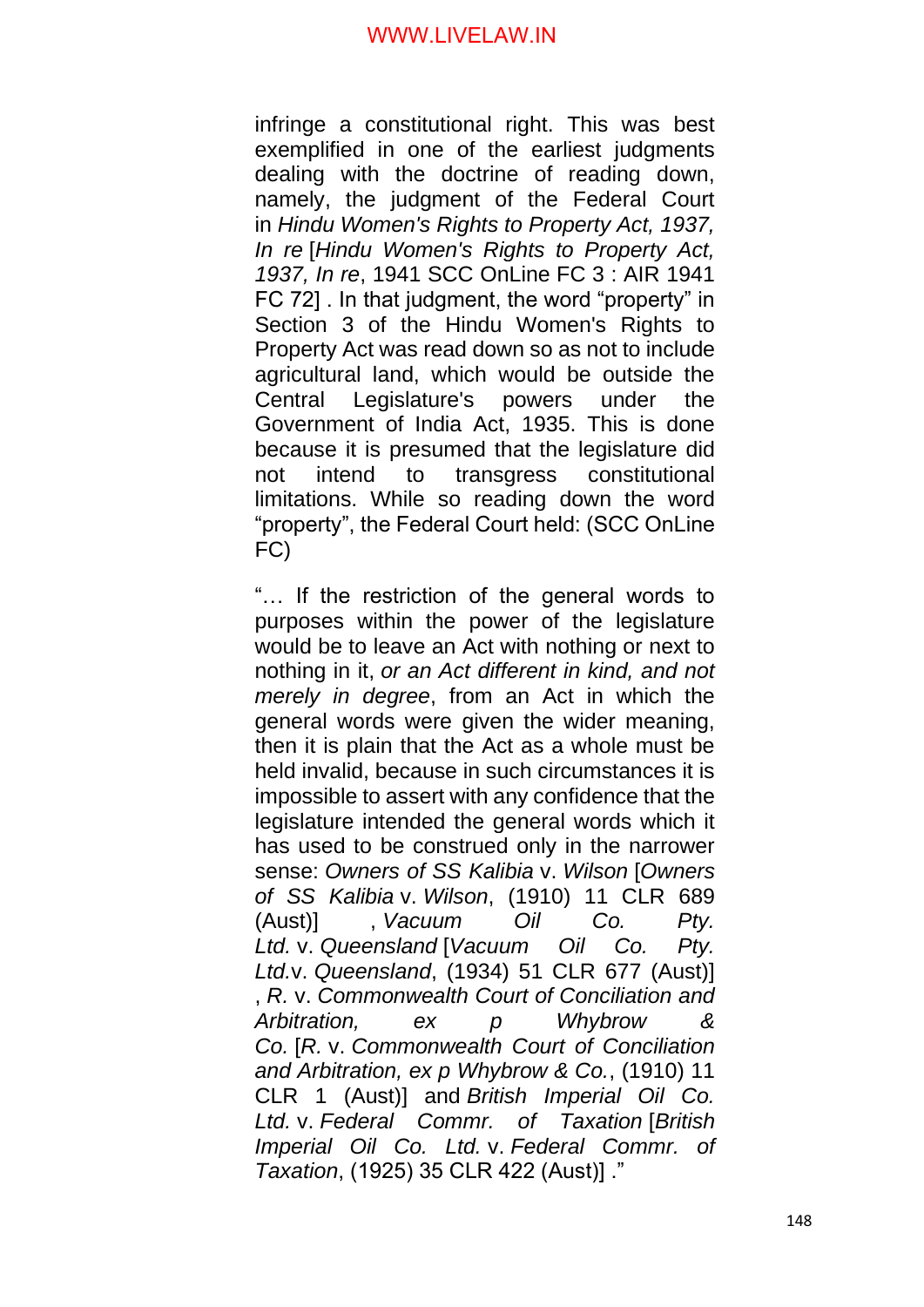infringe a constitutional right. This was best exemplified in one of the earliest judgments dealing with the doctrine of reading down, namely, the judgment of the Federal Court in *Hindu Women's Rights to Property Act, 1937, In re* [*Hindu Women's Rights to Property Act, 1937, In re*, 1941 SCC OnLine FC 3 : AIR 1941 FC 72] . In that judgment, the word "property" in Section 3 of the Hindu Women's Rights to Property Act was read down so as not to include agricultural land, which would be outside the Central Legislature's powers under the Government of India Act, 1935. This is done because it is presumed that the legislature did not intend to transgress constitutional limitations. While so reading down the word "property", the Federal Court held: (SCC OnLine FC)

"… If the restriction of the general words to purposes within the power of the legislature would be to leave an Act with nothing or next to nothing in it, *or an Act different in kind, and not merely in degree*, from an Act in which the general words were given the wider meaning, then it is plain that the Act as a whole must be held invalid, because in such circumstances it is impossible to assert with any confidence that the legislature intended the general words which it has used to be construed only in the narrower sense: *Owners of SS Kalibia* v. *Wilson* [*Owners of SS Kalibia* v. *Wilson*, (1910) 11 CLR 689 (Aust)] , *Vacuum Oil Co. Pty. Ltd.* v. *Queensland* [*Vacuum Oil Co. Pty. Ltd.*v. *Queensland*, (1934) 51 CLR 677 (Aust)] , *R.* v. *Commonwealth Court of Conciliation and Arbitration, ex p Whybrow & Co.* [*R.* v. *Commonwealth Court of Conciliation and Arbitration, ex p Whybrow & Co.*, (1910) 11 CLR 1 (Aust)] and *British Imperial Oil Co. Ltd.* v. *Federal Commr. of Taxation* [*British Imperial Oil Co. Ltd.* v. *Federal Commr. of Taxation*, (1925) 35 CLR 422 (Aust)] ."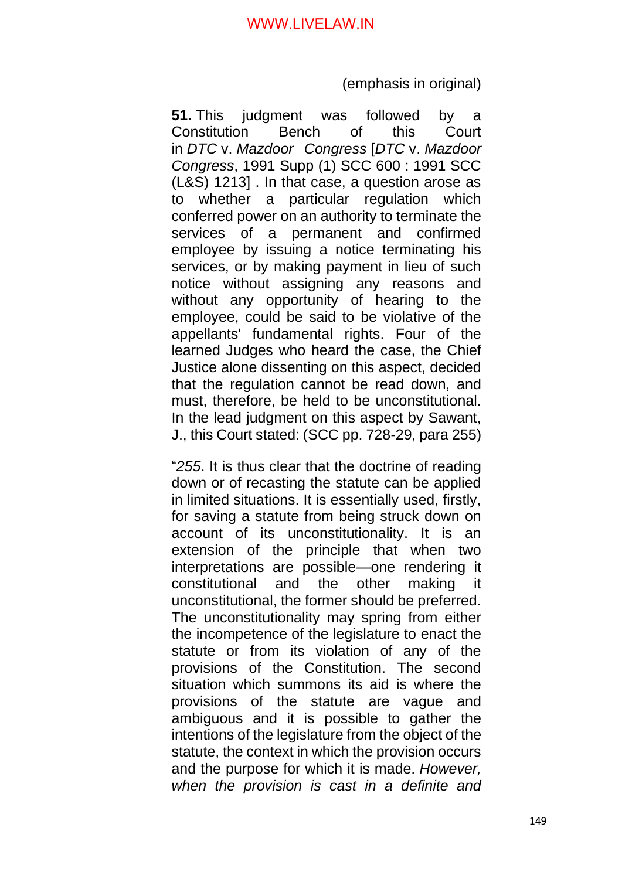(emphasis in original)

**51.** This judgment was followed by a Constitution Bench of this Court in *DTC* v. *Mazdoor Congress* [*DTC* v. *Mazdoor Congress*, 1991 Supp (1) SCC 600 : 1991 SCC (L&S) 1213] . In that case, a question arose as to whether a particular regulation which conferred power on an authority to terminate the services of a permanent and confirmed employee by issuing a notice terminating his services, or by making payment in lieu of such notice without assigning any reasons and without any opportunity of hearing to the employee, could be said to be violative of the appellants' fundamental rights. Four of the learned Judges who heard the case, the Chief Justice alone dissenting on this aspect, decided that the regulation cannot be read down, and must, therefore, be held to be unconstitutional. In the lead judgment on this aspect by Sawant, J., this Court stated: (SCC pp. 728-29, para 255)

"*255*. It is thus clear that the doctrine of reading down or of recasting the statute can be applied in limited situations. It is essentially used, firstly, for saving a statute from being struck down on account of its unconstitutionality. It is an extension of the principle that when two interpretations are possible—one rendering it constitutional and the other making it unconstitutional, the former should be preferred. The unconstitutionality may spring from either the incompetence of the legislature to enact the statute or from its violation of any of the provisions of the Constitution. The second situation which summons its aid is where the provisions of the statute are vague and ambiguous and it is possible to gather the intentions of the legislature from the object of the statute, the context in which the provision occurs and the purpose for which it is made. *However, when the provision is cast in a definite and*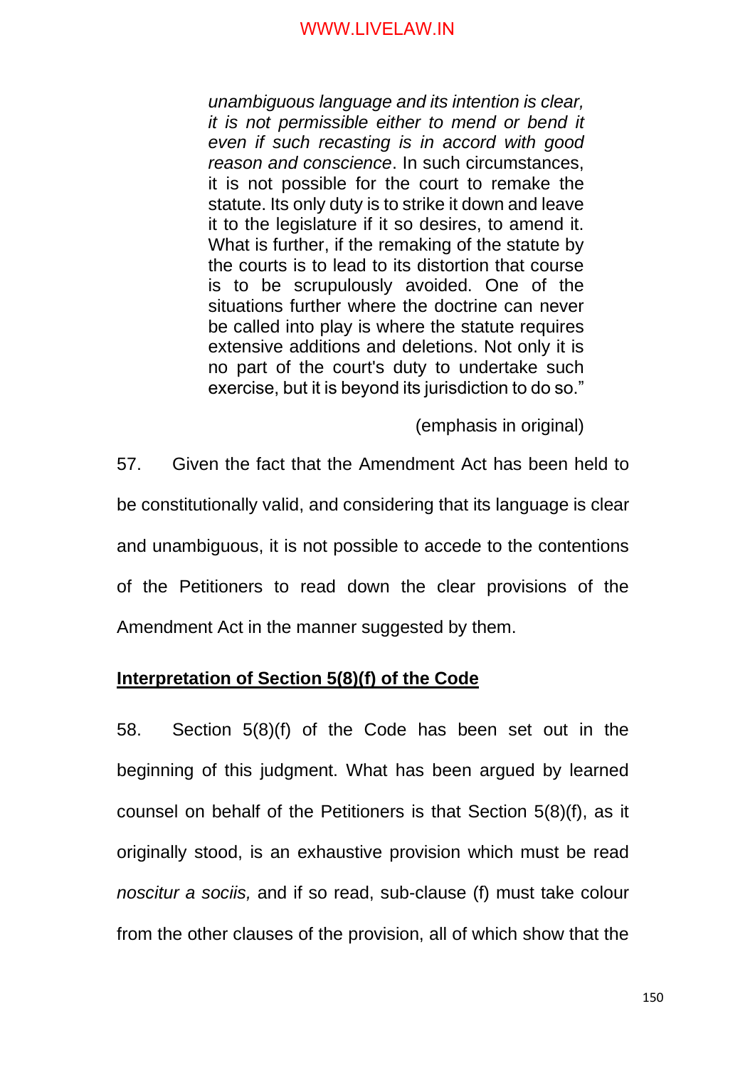> *unambiguous language and its intention is clear, it is not permissible either to mend or bend it even if such recasting is in accord with good reason and conscience*. In such circumstances, it is not possible for the court to remake the statute. Its only duty is to strike it down and leave it to the legislature if it so desires, to amend it. What is further, if the remaking of the statute by the courts is to lead to its distortion that course is to be scrupulously avoided. One of the situations further where the doctrine can never be called into play is where the statute requires extensive additions and deletions. Not only it is no part of the court's duty to undertake such exercise, but it is beyond its jurisdiction to do so."
>
> (emphasis in original)

57. Given the fact that the Amendment Act has been held to be constitutionally valid, and considering that its language is clear and unambiguous, it is not possible to accede to the contentions of the Petitioners to read down the clear provisions of the Amendment Act in the manner suggested by them.

**<u>Interpretation of Section 5(8)(f) of the Code</u>**

58. Section 5(8)(f) of the Code has been set out in the beginning of this judgment. What has been argued by learned counsel on behalf of the Petitioners is that Section 5(8)(f), as it originally stood, is an exhaustive provision which must be read *noscitur a sociis,* and if so read, sub-clause (f) must take colour from the other clauses of the provision, all of which show that the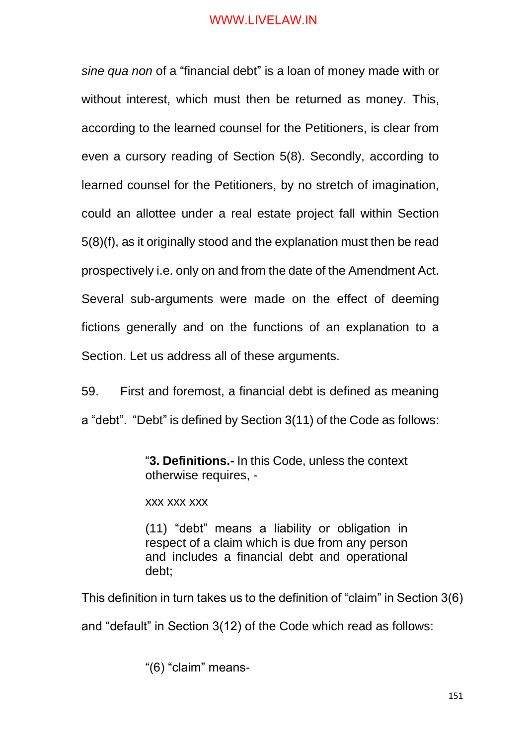*sine qua non* of a "financial debt" is a loan of money made with or without interest, which must then be returned as money. This, according to the learned counsel for the Petitioners, is clear from even a cursory reading of Section 5(8). Secondly, according to learned counsel for the Petitioners, by no stretch of imagination, could an allottee under a real estate project fall within Section 5(8)(f), as it originally stood and the explanation must then be read prospectively i.e. only on and from the date of the Amendment Act. Several sub-arguments were made on the effect of deeming fictions generally and on the functions of an explanation to a Section. Let us address all of these arguments.

59. First and foremost, a financial debt is defined as meaning a "debt". "Debt" is defined by Section 3(11) of the Code as follows:

> "**3. Definitions.-** In this Code, unless the context otherwise requires, -
>
> xxx xxx xxx
>
> (11) "debt" means a liability or obligation in respect of a claim which is due from any person and includes a financial debt and operational debt;

This definition in turn takes us to the definition of "claim" in Section 3(6) and "default" in Section 3(12) of the Code which read as follows:

> "(6) "claim" means-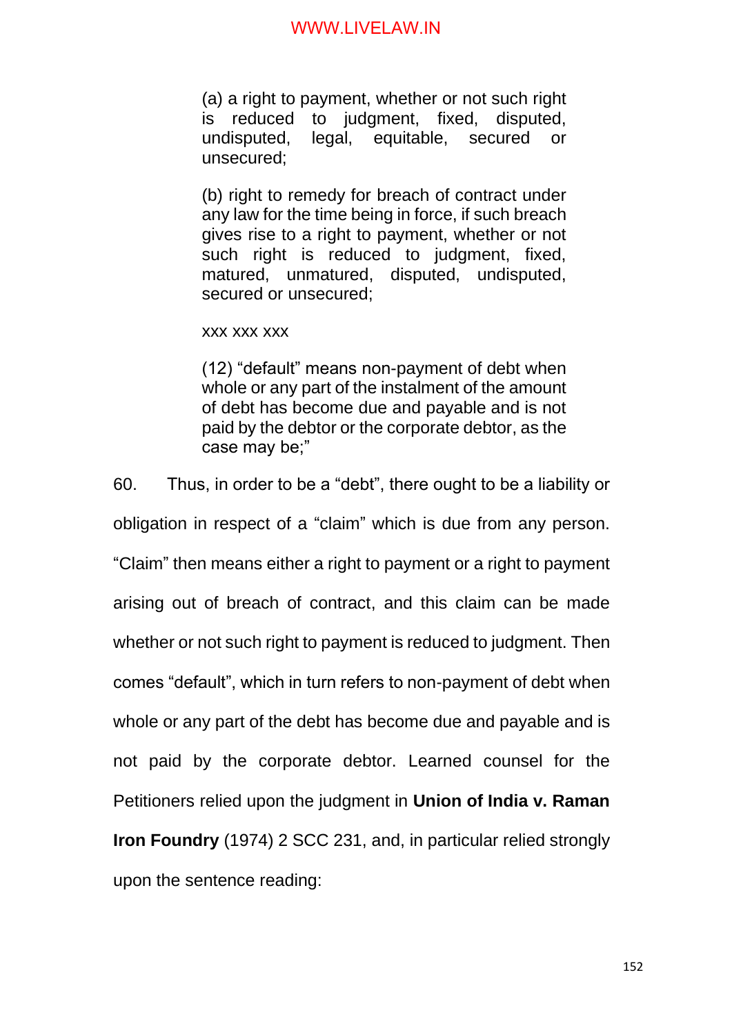> (a) a right to payment, whether or not such right is reduced to judgment, fixed, disputed, undisputed, legal, equitable, secured or unsecured;
>
> (b) right to remedy for breach of contract under any law for the time being in force, if such breach gives rise to a right to payment, whether or not such right is reduced to judgment, fixed, matured, unmatured, disputed, undisputed, secured or unsecured;
>
> xxx xxx xxx
>
> (12) "default" means non-payment of debt when whole or any part of the instalment of the amount of debt has become due and payable and is not paid by the debtor or the corporate debtor, as the case may be;"

60. Thus, in order to be a "debt", there ought to be a liability or obligation in respect of a "claim" which is due from any person. "Claim" then means either a right to payment or a right to payment arising out of breach of contract, and this claim can be made whether or not such right to payment is reduced to judgment. Then comes "default", which in turn refers to non-payment of debt when whole or any part of the debt has become due and payable and is not paid by the corporate debtor. Learned counsel for the Petitioners relied upon the judgment in **Union of India v. Raman Iron Foundry** (1974) 2 SCC 231, and, in particular relied strongly upon the sentence reading: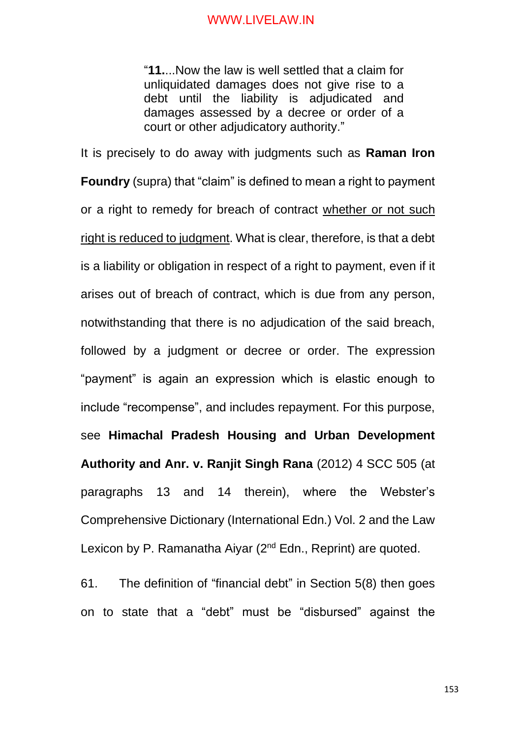> "**11.**...Now the law is well settled that a claim for unliquidated damages does not give rise to a debt until the liability is adjudicated and damages assessed by a decree or order of a court or other adjudicatory authority."

It is precisely to do away with judgments such as **Raman Iron Foundry** (supra) that "claim" is defined to mean a right to payment or a right to remedy for breach of contract <u>whether or not such right is reduced to judgment</u>. What is clear, therefore, is that a debt is a liability or obligation in respect of a right to payment, even if it arises out of breach of contract, which is due from any person, notwithstanding that there is no adjudication of the said breach, followed by a judgment or decree or order. The expression "payment" is again an expression which is elastic enough to include "recompense", and includes repayment. For this purpose, see **Himachal Pradesh Housing and Urban Development Authority and Anr. v. Ranjit Singh Rana** (2012) 4 SCC 505 (at paragraphs 13 and 14 therein), where the Webster's Comprehensive Dictionary (International Edn.) Vol. 2 and the Law Lexicon by P. Ramanatha Aiyar (2nd Edn., Reprint) are quoted.

61. The definition of "financial debt" in Section 5(8) then goes on to state that a "debt" must be "disbursed" against the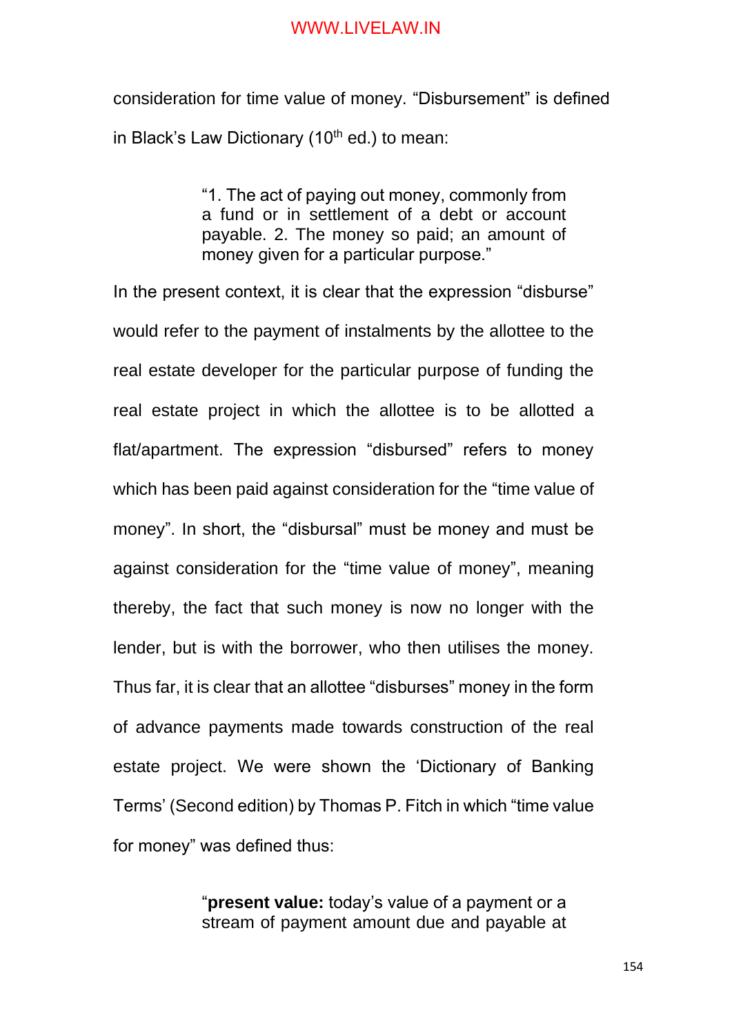consideration for time value of money. “Disbursement” is defined in Black’s Law Dictionary (10th ed.) to mean:

> “1. The act of paying out money, commonly from a fund or in settlement of a debt or account payable. 2. The money so paid; an amount of money given for a particular purpose.”

In the present context, it is clear that the expression “disburse” would refer to the payment of instalments by the allottee to the real estate developer for the particular purpose of funding the real estate project in which the allottee is to be allotted a flat/apartment. The expression “disbursed” refers to money which has been paid against consideration for the “time value of money”. In short, the “disbursal” must be money and must be against consideration for the “time value of money”, meaning thereby, the fact that such money is now no longer with the lender, but is with the borrower, who then utilises the money. Thus far, it is clear that an allottee “disburses” money in the form of advance payments made towards construction of the real estate project. We were shown the ‘Dictionary of Banking Terms’ (Second edition) by Thomas P. Fitch in which “time value for money” was defined thus:

> “**present value:** today’s value of a payment or a stream of payment amount due and payable at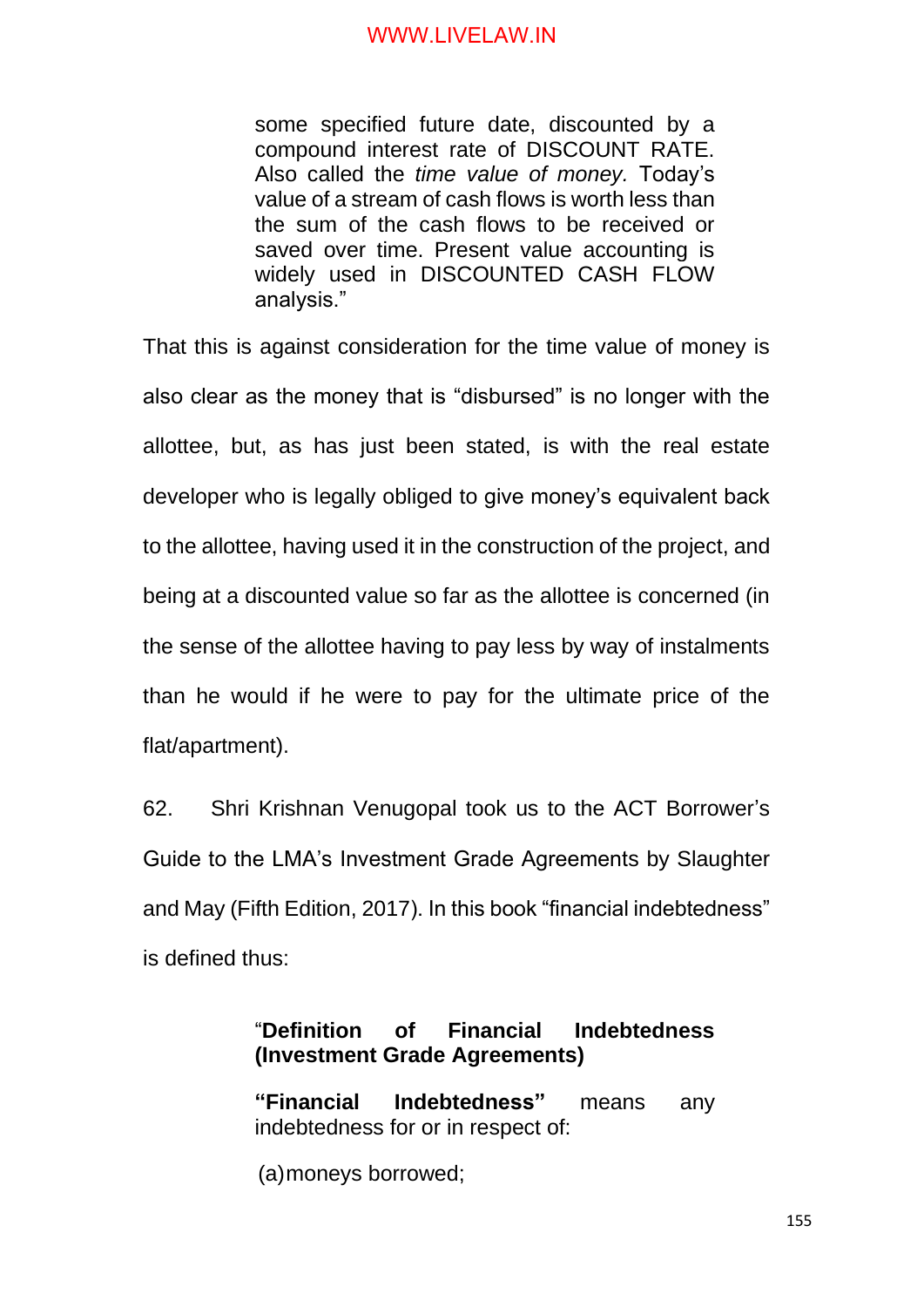> some specified future date, discounted by a compound interest rate of DISCOUNT RATE. Also called the *time value of money.* Today's value of a stream of cash flows is worth less than the sum of the cash flows to be received or saved over time. Present value accounting is widely used in DISCOUNTED CASH FLOW analysis."

That this is against consideration for the time value of money is also clear as the money that is "disbursed" is no longer with the allottee, but, as has just been stated, is with the real estate developer who is legally obliged to give money's equivalent back to the allottee, having used it in the construction of the project, and being at a discounted value so far as the allottee is concerned (in the sense of the allottee having to pay less by way of instalments than he would if he were to pay for the ultimate price of the flat/apartment).

62. Shri Krishnan Venugopal took us to the ACT Borrower's Guide to the LMA's Investment Grade Agreements by Slaughter and May (Fifth Edition, 2017). In this book "financial indebtedness" is defined thus:

> "**Definition of Financial Indebtedness (Investment Grade Agreements)**
>
> **"Financial Indebtedness"** means any indebtedness for or in respect of:
>
> (a) moneys borrowed;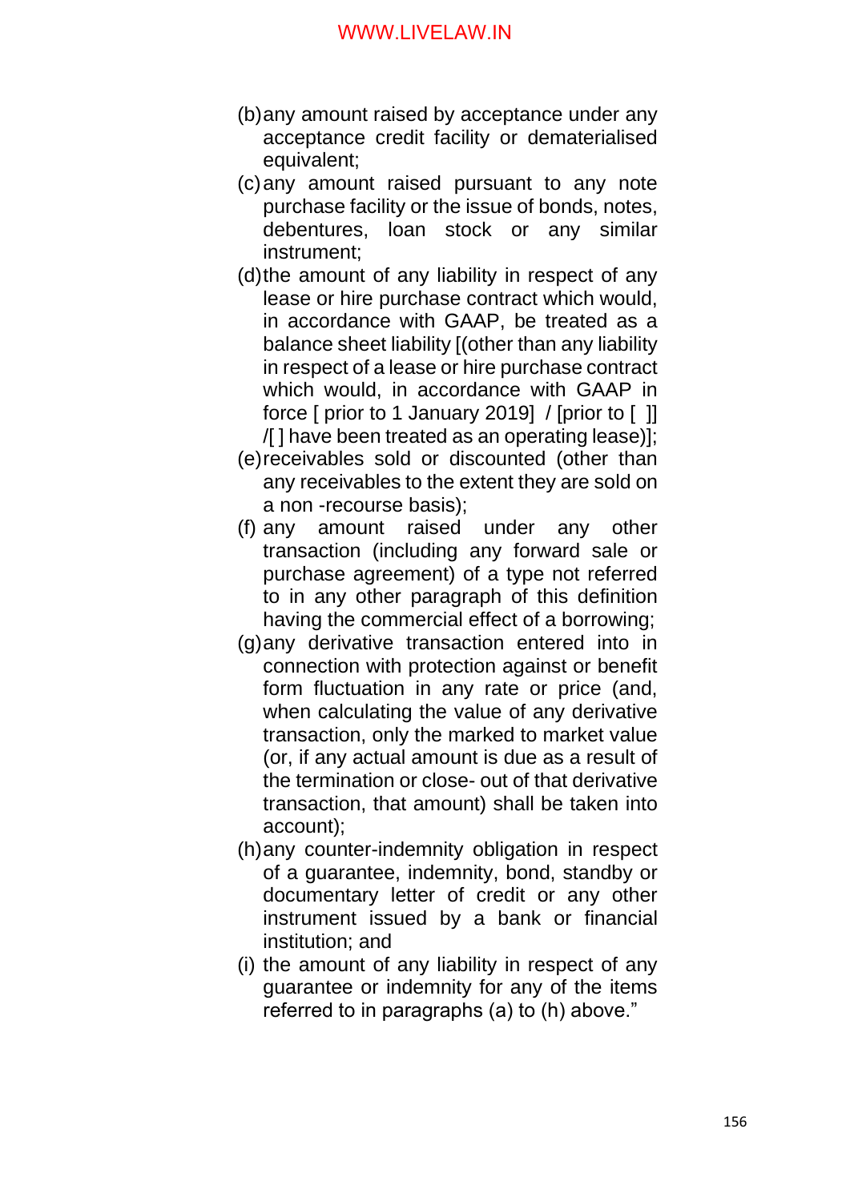(b) any amount raised by acceptance under any acceptance credit facility or dematerialised equivalent;

(c) any amount raised pursuant to any note purchase facility or the issue of bonds, notes, debentures, loan stock or any similar instrument;

(d) the amount of any liability in respect of any lease or hire purchase contract which would, in accordance with GAAP, be treated as a balance sheet liability [(other than any liability in respect of a lease or hire purchase contract which would, in accordance with GAAP in force [ prior to 1 January 2019] / [prior to [ ]] /[ ] have been treated as an operating lease)];

(e) receivables sold or discounted (other than any receivables to the extent they are sold on a non -recourse basis);

(f) any amount raised under any other transaction (including any forward sale or purchase agreement) of a type not referred to in any other paragraph of this definition having the commercial effect of a borrowing;

(g) any derivative transaction entered into in connection with protection against or benefit form fluctuation in any rate or price (and, when calculating the value of any derivative transaction, only the marked to market value (or, if any actual amount is due as a result of the termination or close- out of that derivative transaction, that amount) shall be taken into account);

(h) any counter-indemnity obligation in respect of a guarantee, indemnity, bond, standby or documentary letter of credit or any other instrument issued by a bank or financial institution; and

(i) the amount of any liability in respect of any guarantee or indemnity for any of the items referred to in paragraphs (a) to (h) above."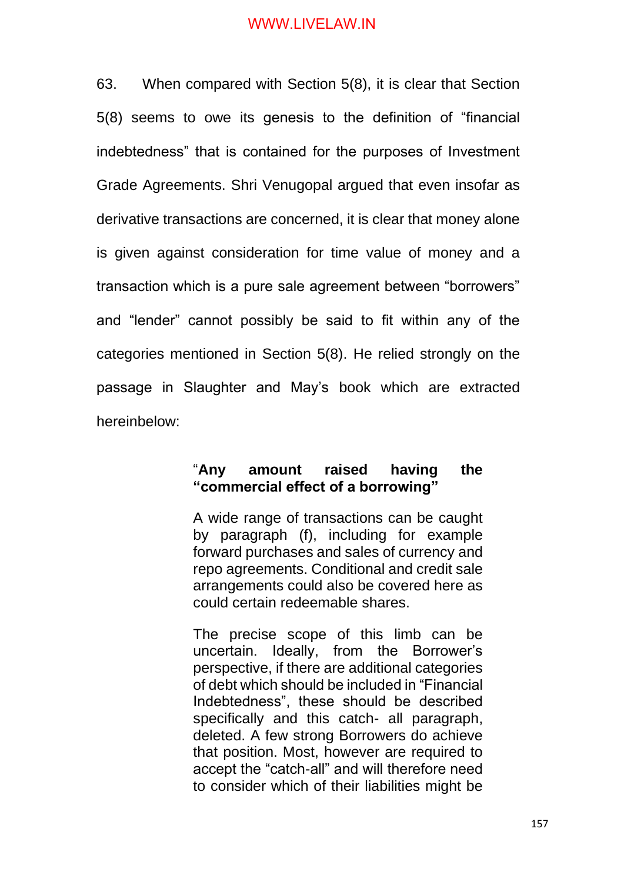63. When compared with Section 5(8), it is clear that Section 5(8) seems to owe its genesis to the definition of "financial indebtedness" that is contained for the purposes of Investment Grade Agreements. Shri Venugopal argued that even insofar as derivative transactions are concerned, it is clear that money alone is given against consideration for time value of money and a transaction which is a pure sale agreement between "borrowers" and "lender" cannot possibly be said to fit within any of the categories mentioned in Section 5(8). He relied strongly on the passage in Slaughter and May's book which are extracted hereinbelow:

> "**Any amount raised having the "commercial effect of a borrowing"**
>
> A wide range of transactions can be caught by paragraph (f), including for example forward purchases and sales of currency and repo agreements. Conditional and credit sale arrangements could also be covered here as could certain redeemable shares.
>
> The precise scope of this limb can be uncertain. Ideally, from the Borrower's perspective, if there are additional categories of debt which should be included in "Financial Indebtedness", these should be described specifically and this catch- all paragraph, deleted. A few strong Borrowers do achieve that position. Most, however are required to accept the "catch-all" and will therefore need to consider which of their liabilities might be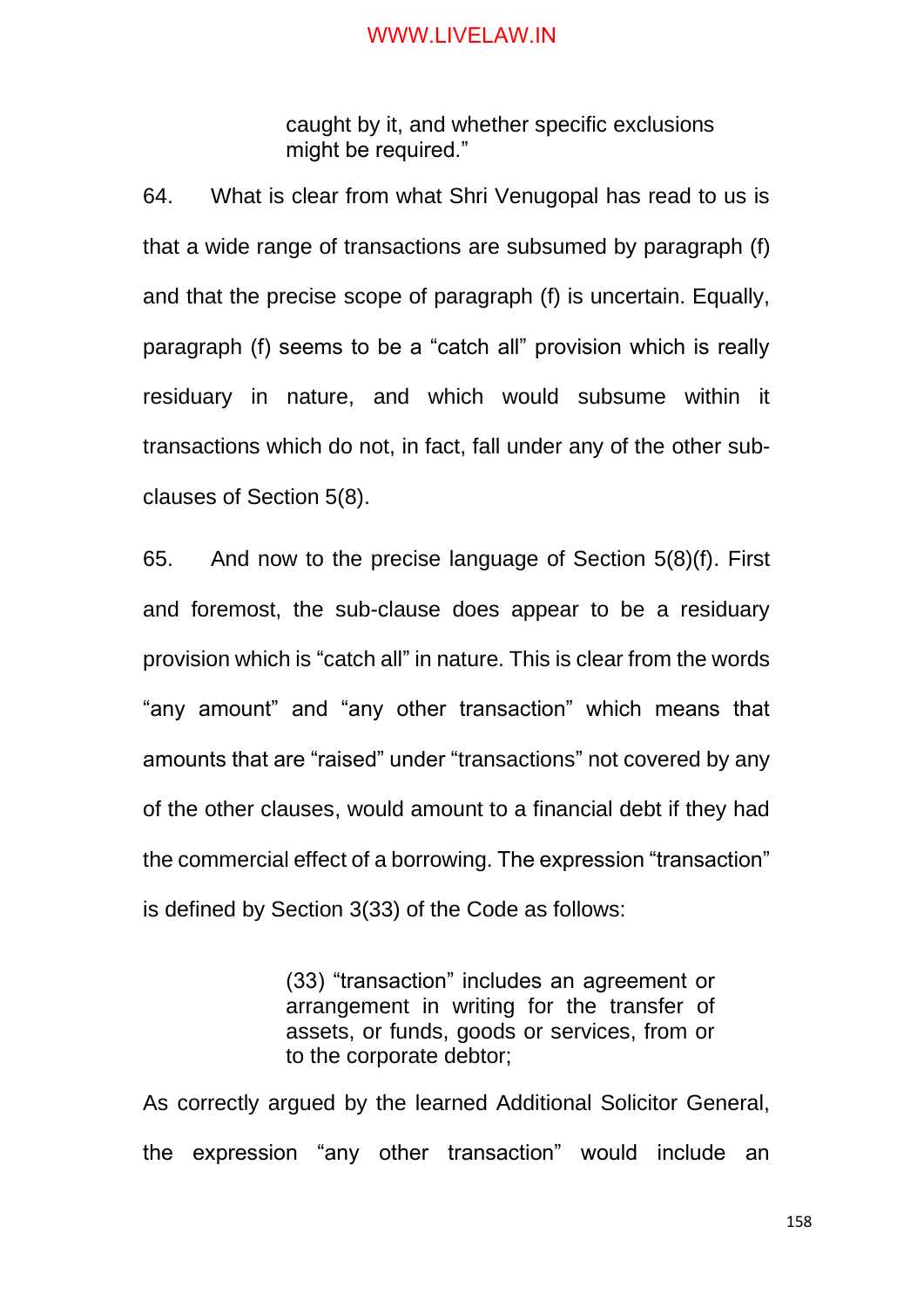> caught by it, and whether specific exclusions might be required."

64. What is clear from what Shri Venugopal has read to us is that a wide range of transactions are subsumed by paragraph (f) and that the precise scope of paragraph (f) is uncertain. Equally, paragraph (f) seems to be a "catch all" provision which is really residuary in nature, and which would subsume within it transactions which do not, in fact, fall under any of the other sub-clauses of Section 5(8).

65. And now to the precise language of Section 5(8)(f). First and foremost, the sub-clause does appear to be a residuary provision which is "catch all" in nature. This is clear from the words "any amount" and "any other transaction" which means that amounts that are "raised" under "transactions" not covered by any of the other clauses, would amount to a financial debt if they had the commercial effect of a borrowing. The expression "transaction" is defined by Section 3(33) of the Code as follows:

> (33) "transaction" includes an agreement or arrangement in writing for the transfer of assets, or funds, goods or services, from or to the corporate debtor;

As correctly argued by the learned Additional Solicitor General, the expression "any other transaction" would include an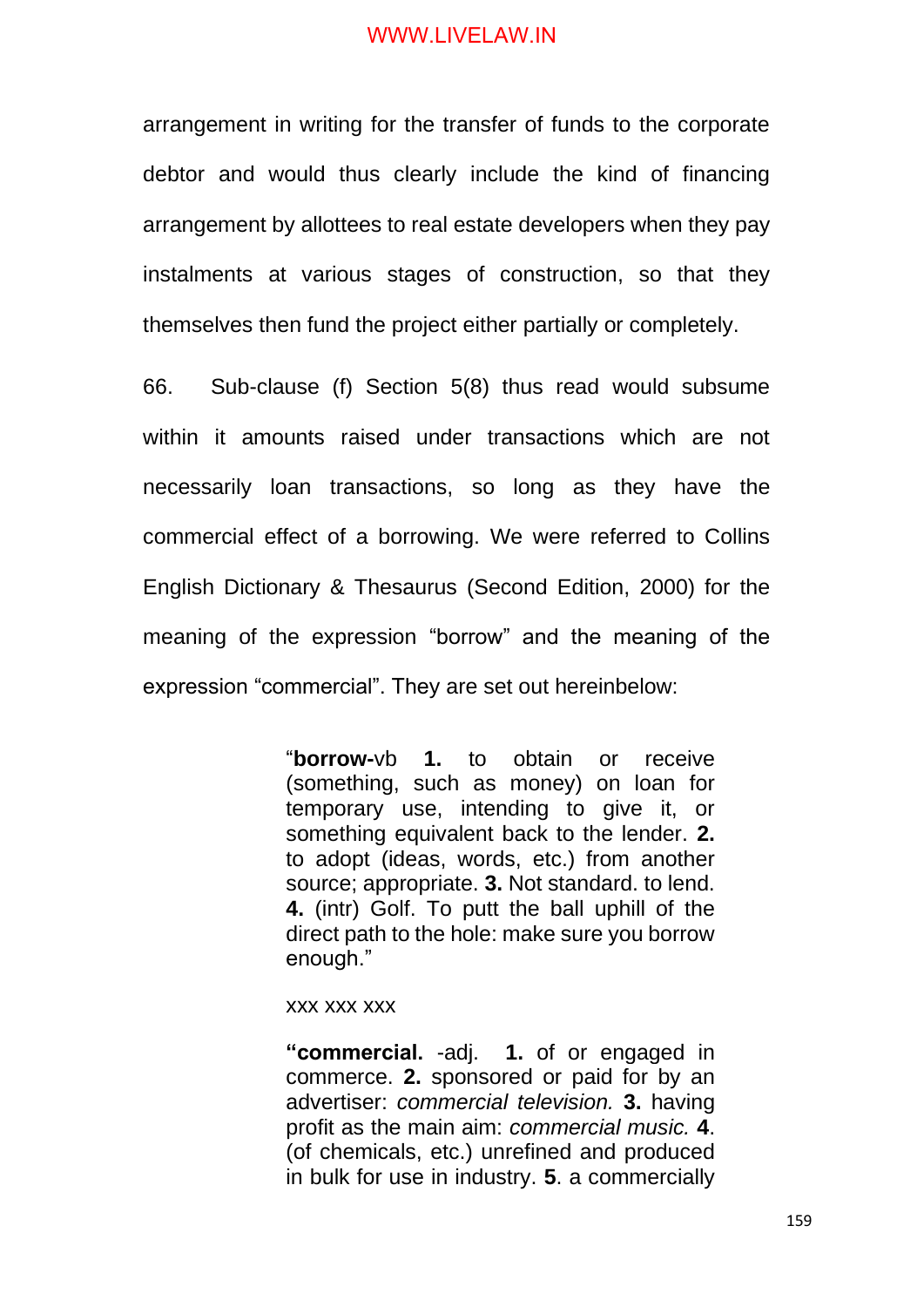arrangement in writing for the transfer of funds to the corporate debtor and would thus clearly include the kind of financing arrangement by allottees to real estate developers when they pay instalments at various stages of construction, so that they themselves then fund the project either partially or completely.

66. Sub-clause (f) Section 5(8) thus read would subsume within it amounts raised under transactions which are not necessarily loan transactions, so long as they have the commercial effect of a borrowing. We were referred to Collins English Dictionary & Thesaurus (Second Edition, 2000) for the meaning of the expression "borrow" and the meaning of the expression "commercial". They are set out hereinbelow:

> "**borrow-**vb **1.** to obtain or receive (something, such as money) on loan for temporary use, intending to give it, or something equivalent back to the lender. **2.** to adopt (ideas, words, etc.) from another source; appropriate. **3.** Not standard. to lend. **4.** (intr) Golf. To putt the ball uphill of the direct path to the hole: make sure you borrow enough."
>
> xxx xxx xxx
>
> **"commercial.** -adj. **1.** of or engaged in commerce. **2.** sponsored or paid for by an advertiser: *commercial television.* **3.** having profit as the main aim: *commercial music.* **4**. (of chemicals, etc.) unrefined and produced in bulk for use in industry. **5**. a commercially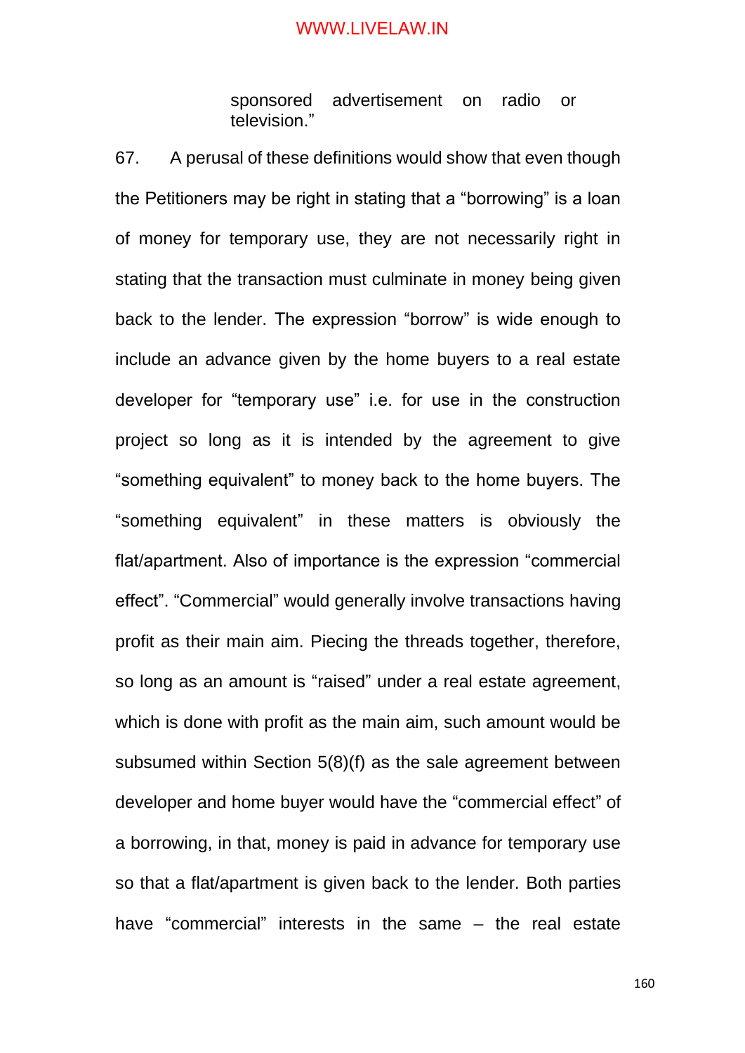> sponsored advertisement on radio or television."

67. A perusal of these definitions would show that even though the Petitioners may be right in stating that a "borrowing" is a loan of money for temporary use, they are not necessarily right in stating that the transaction must culminate in money being given back to the lender. The expression "borrow" is wide enough to include an advance given by the home buyers to a real estate developer for "temporary use" i.e. for use in the construction project so long as it is intended by the agreement to give "something equivalent" to money back to the home buyers. The "something equivalent" in these matters is obviously the flat/apartment. Also of importance is the expression "commercial effect". "Commercial" would generally involve transactions having profit as their main aim. Piecing the threads together, therefore, so long as an amount is "raised" under a real estate agreement, which is done with profit as the main aim, such amount would be subsumed within Section 5(8)(f) as the sale agreement between developer and home buyer would have the "commercial effect" of a borrowing, in that, money is paid in advance for temporary use so that a flat/apartment is given back to the lender. Both parties have "commercial" interests in the same – the real estate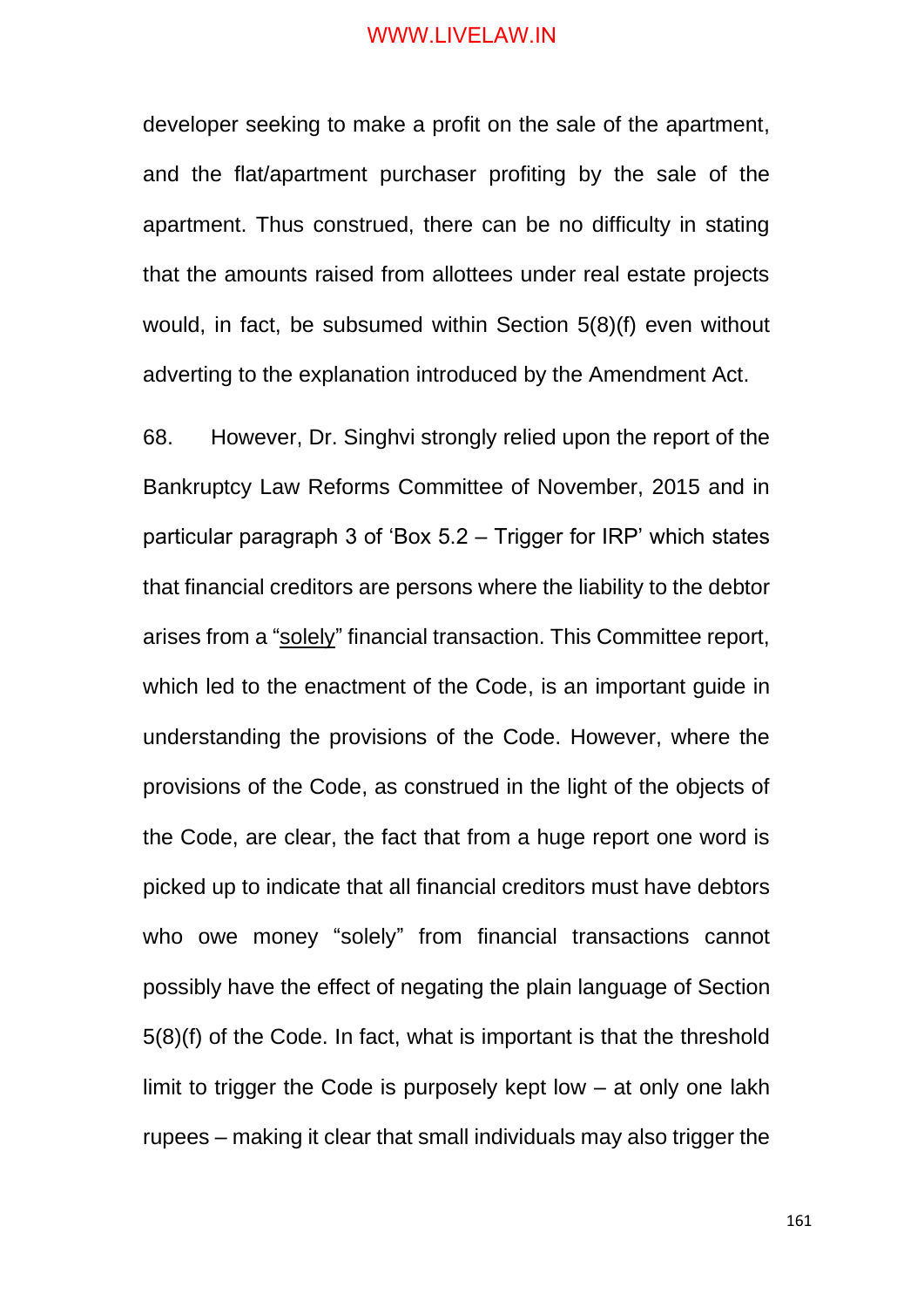developer seeking to make a profit on the sale of the apartment, and the flat/apartment purchaser profiting by the sale of the apartment. Thus construed, there can be no difficulty in stating that the amounts raised from allottees under real estate projects would, in fact, be subsumed within Section 5(8)(f) even without adverting to the explanation introduced by the Amendment Act.

68. However, Dr. Singhvi strongly relied upon the report of the Bankruptcy Law Reforms Committee of November, 2015 and in particular paragraph 3 of 'Box 5.2 – Trigger for IRP' which states that financial creditors are persons where the liability to the debtor arises from a "solely" financial transaction. This Committee report, which led to the enactment of the Code, is an important guide in understanding the provisions of the Code. However, where the provisions of the Code, as construed in the light of the objects of the Code, are clear, the fact that from a huge report one word is picked up to indicate that all financial creditors must have debtors who owe money "solely" from financial transactions cannot possibly have the effect of negating the plain language of Section 5(8)(f) of the Code. In fact, what is important is that the threshold limit to trigger the Code is purposely kept low – at only one lakh rupees – making it clear that small individuals may also trigger the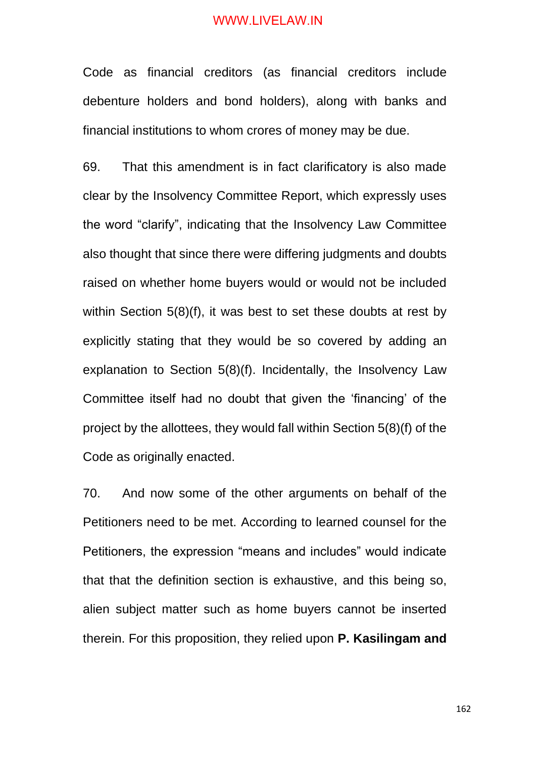Code as financial creditors (as financial creditors include debenture holders and bond holders), along with banks and financial institutions to whom crores of money may be due.

69. That this amendment is in fact clarificatory is also made clear by the Insolvency Committee Report, which expressly uses the word "clarify", indicating that the Insolvency Law Committee also thought that since there were differing judgments and doubts raised on whether home buyers would or would not be included within Section 5(8)(f), it was best to set these doubts at rest by explicitly stating that they would be so covered by adding an explanation to Section 5(8)(f). Incidentally, the Insolvency Law Committee itself had no doubt that given the 'financing' of the project by the allottees, they would fall within Section 5(8)(f) of the Code as originally enacted.

70. And now some of the other arguments on behalf of the Petitioners need to be met. According to learned counsel for the Petitioners, the expression "means and includes" would indicate that that the definition section is exhaustive, and this being so, alien subject matter such as home buyers cannot be inserted therein. For this proposition, they relied upon **P. Kasilingam and**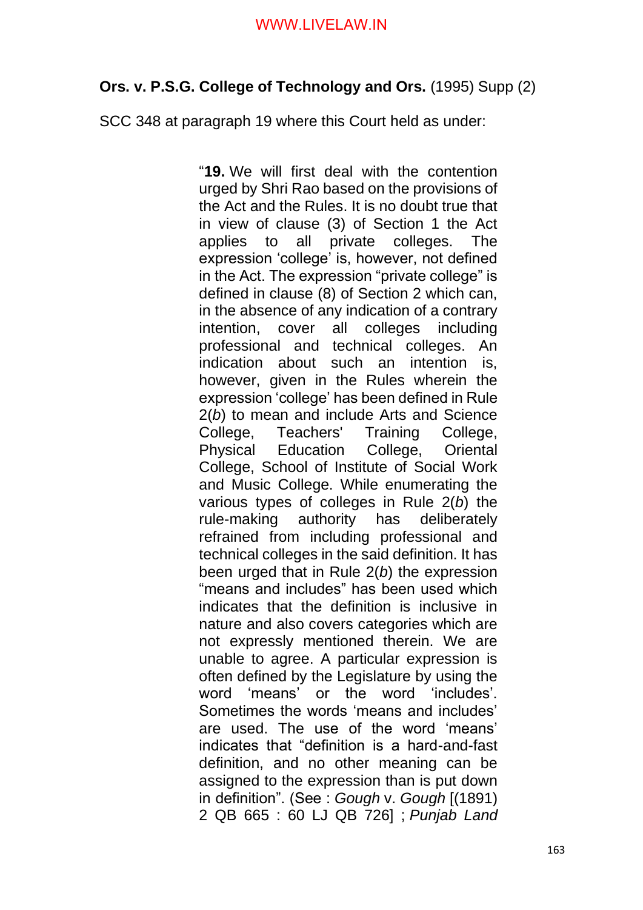**Ors. v. P.S.G. College of Technology and Ors.** (1995) Supp (2) SCC 348 at paragraph 19 where this Court held as under:

> "**19.** We will first deal with the contention urged by Shri Rao based on the provisions of the Act and the Rules. It is no doubt true that in view of clause (3) of Section 1 the Act applies to all private colleges. The expression 'college' is, however, not defined in the Act. The expression "private college" is defined in clause (8) of Section 2 which can, in the absence of any indication of a contrary intention, cover all colleges including professional and technical colleges. An indication about such an intention is, however, given in the Rules wherein the expression 'college' has been defined in Rule 2(*b*) to mean and include Arts and Science College, Teachers' Training College, Physical Education College, Oriental College, School of Institute of Social Work and Music College. While enumerating the various types of colleges in Rule 2(*b*) the rule-making authority has deliberately refrained from including professional and technical colleges in the said definition. It has been urged that in Rule 2(*b*) the expression "means and includes" has been used which indicates that the definition is inclusive in nature and also covers categories which are not expressly mentioned therein. We are unable to agree. A particular expression is often defined by the Legislature by using the word 'means' or the word 'includes'. Sometimes the words 'means and includes' are used. The use of the word 'means' indicates that "definition is a hard-and-fast definition, and no other meaning can be assigned to the expression than is put down in definition". (See : *Gough* v. *Gough* [(1891) 2 QB 665 : 60 LJ QB 726] ; *Punjab Land*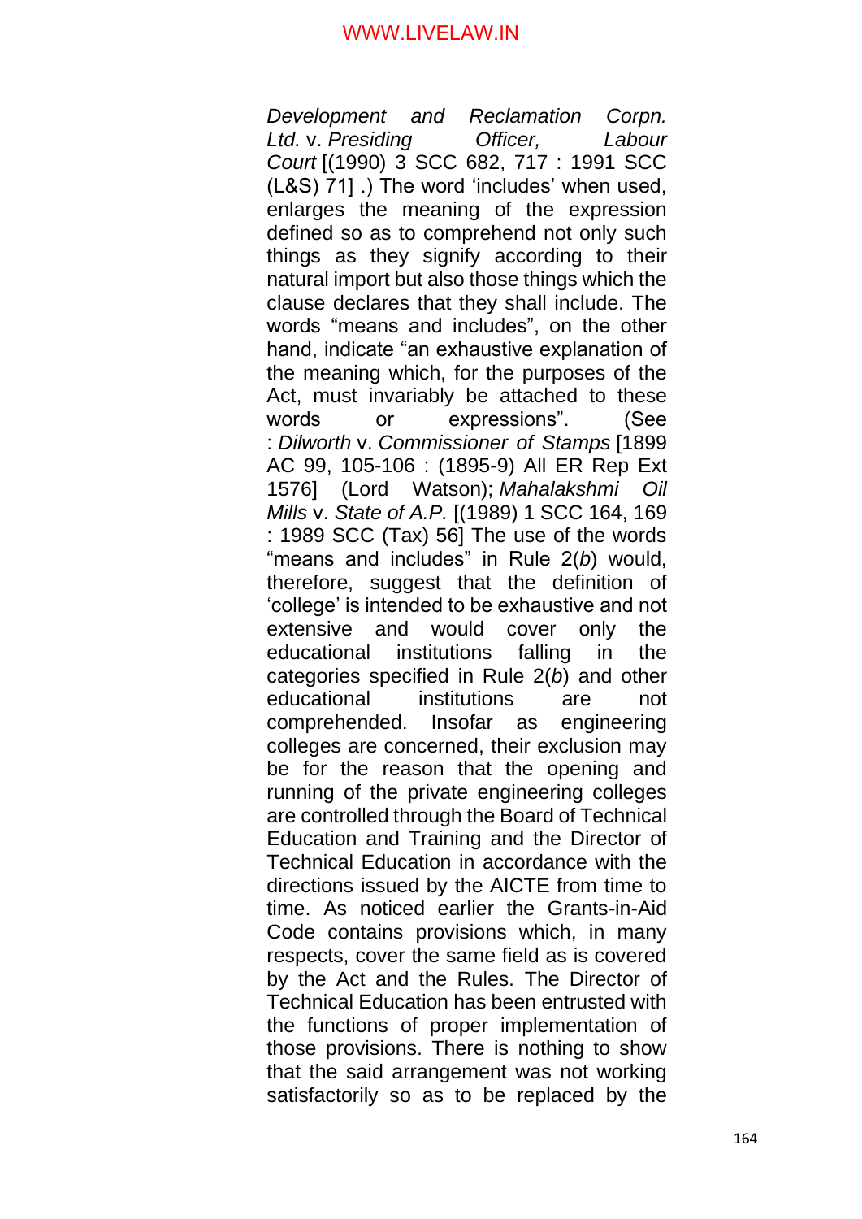*Development and Reclamation Corpn. Ltd.* v. *Presiding Officer, Labour Court* [(1990) 3 SCC 682, 717 : 1991 SCC (L&S) 71] .) The word 'includes' when used, enlarges the meaning of the expression defined so as to comprehend not only such things as they signify according to their natural import but also those things which the clause declares that they shall include. The words "means and includes", on the other hand, indicate "an exhaustive explanation of the meaning which, for the purposes of the Act, must invariably be attached to these words or expressions". (See : *Dilworth* v. *Commissioner of Stamps* [1899 AC 99, 105-106 : (1895-9) All ER Rep Ext 1576] (Lord Watson); *Mahalakshmi Oil Mills* v. *State of A.P.* [(1989) 1 SCC 164, 169 : 1989 SCC (Tax) 56] The use of the words "means and includes" in Rule 2(*b*) would, therefore, suggest that the definition of 'college' is intended to be exhaustive and not extensive and would cover only the educational institutions falling in the categories specified in Rule 2(*b*) and other educational institutions are not comprehended. Insofar as engineering colleges are concerned, their exclusion may be for the reason that the opening and running of the private engineering colleges are controlled through the Board of Technical Education and Training and the Director of Technical Education in accordance with the directions issued by the AICTE from time to time. As noticed earlier the Grants-in-Aid Code contains provisions which, in many respects, cover the same field as is covered by the Act and the Rules. The Director of Technical Education has been entrusted with the functions of proper implementation of those provisions. There is nothing to show that the said arrangement was not working satisfactorily so as to be replaced by the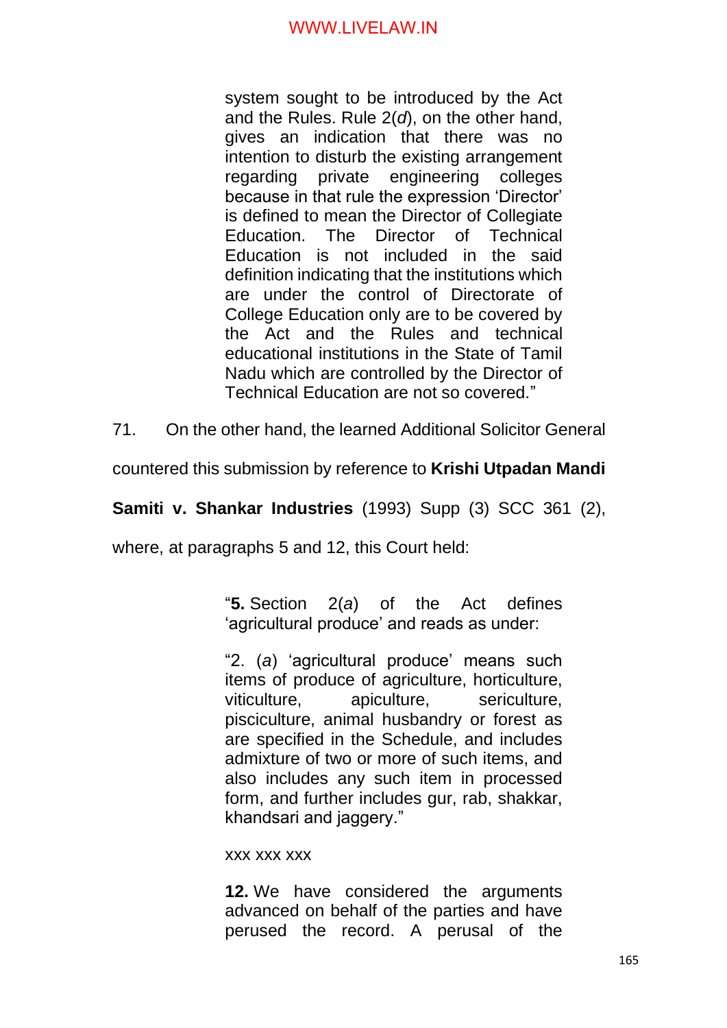> system sought to be introduced by the Act and the Rules. Rule 2(*d*), on the other hand, gives an indication that there was no intention to disturb the existing arrangement regarding private engineering colleges because in that rule the expression 'Director' is defined to mean the Director of Collegiate Education. The Director of Technical Education is not included in the said definition indicating that the institutions which are under the control of Directorate of College Education only are to be covered by the Act and the Rules and technical educational institutions in the State of Tamil Nadu which are controlled by the Director of Technical Education are not so covered."

71. On the other hand, the learned Additional Solicitor General countered this submission by reference to **Krishi Utpadan Mandi Samiti v. Shankar Industries** (1993) Supp (3) SCC 361 (2), where, at paragraphs 5 and 12, this Court held:

> "**5.** Section 2(*a*) of the Act defines 'agricultural produce' and reads as under:
>
> "2. (*a*) 'agricultural produce' means such items of produce of agriculture, horticulture, viticulture, apiculture, sericulture, pisciculture, animal husbandry or forest as are specified in the Schedule, and includes admixture of two or more of such items, and also includes any such item in processed form, and further includes gur, rab, shakkar, khandsari and jaggery."
>
> xxx xxx xxx
>
> **12.** We have considered the arguments advanced on behalf of the parties and have perused the record. A perusal of the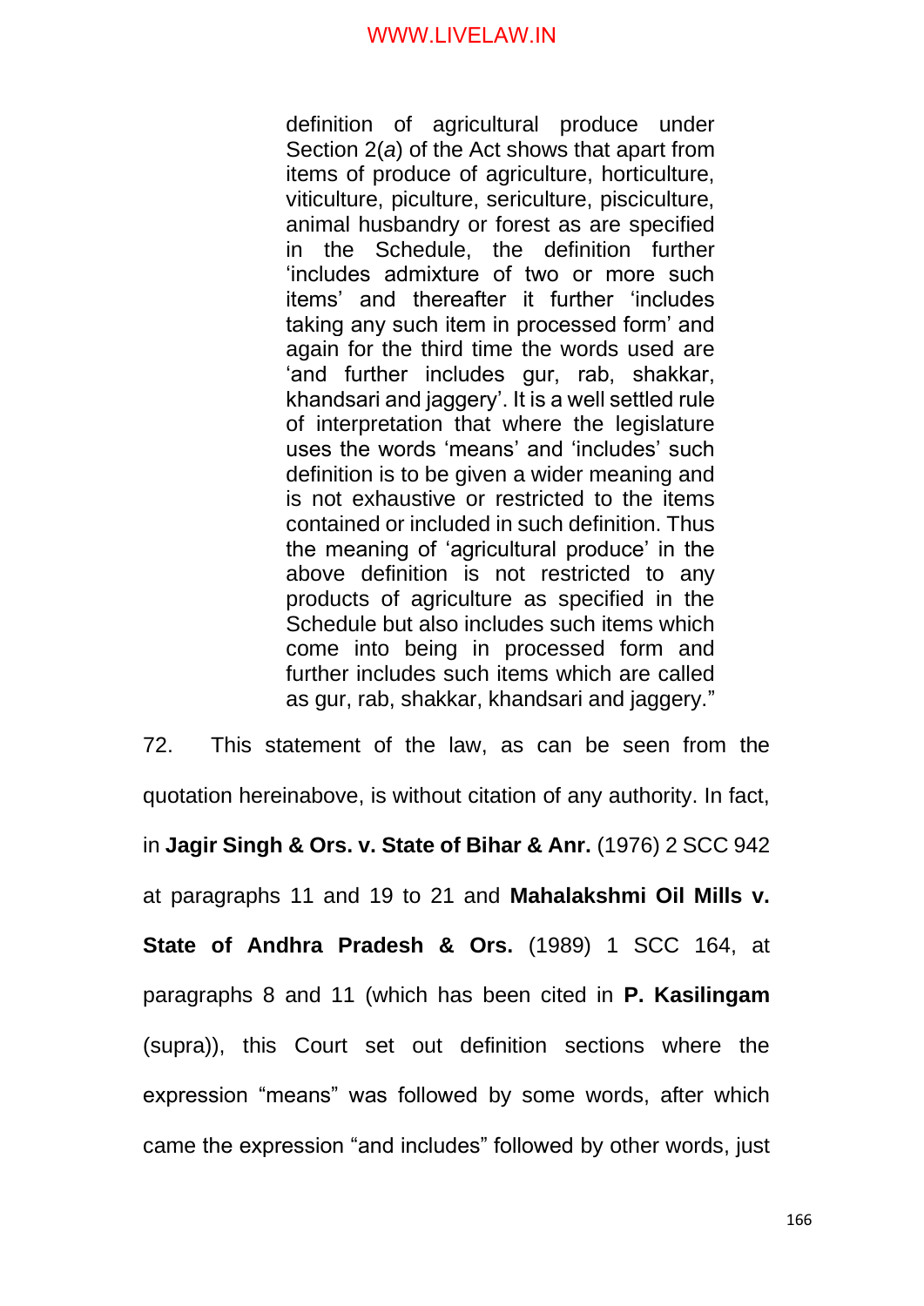> definition of agricultural produce under Section 2(*a*) of the Act shows that apart from items of produce of agriculture, horticulture, viticulture, piculture, sericulture, pisciculture, animal husbandry or forest as are specified in the Schedule, the definition further 'includes admixture of two or more such items' and thereafter it further 'includes taking any such item in processed form' and again for the third time the words used are 'and further includes gur, rab, shakkar, khandsari and jaggery'. It is a well settled rule of interpretation that where the legislature uses the words 'means' and 'includes' such definition is to be given a wider meaning and is not exhaustive or restricted to the items contained or included in such definition. Thus the meaning of 'agricultural produce' in the above definition is not restricted to any products of agriculture as specified in the Schedule but also includes such items which come into being in processed form and further includes such items which are called as gur, rab, shakkar, khandsari and jaggery."

72. This statement of the law, as can be seen from the quotation hereinabove, is without citation of any authority. In fact, in **Jagir Singh & Ors. v. State of Bihar & Anr.** (1976) 2 SCC 942 at paragraphs 11 and 19 to 21 and **Mahalakshmi Oil Mills v. State of Andhra Pradesh & Ors.** (1989) 1 SCC 164, at paragraphs 8 and 11 (which has been cited in **P. Kasilingam** (supra)), this Court set out definition sections where the expression "means" was followed by some words, after which came the expression "and includes" followed by other words, just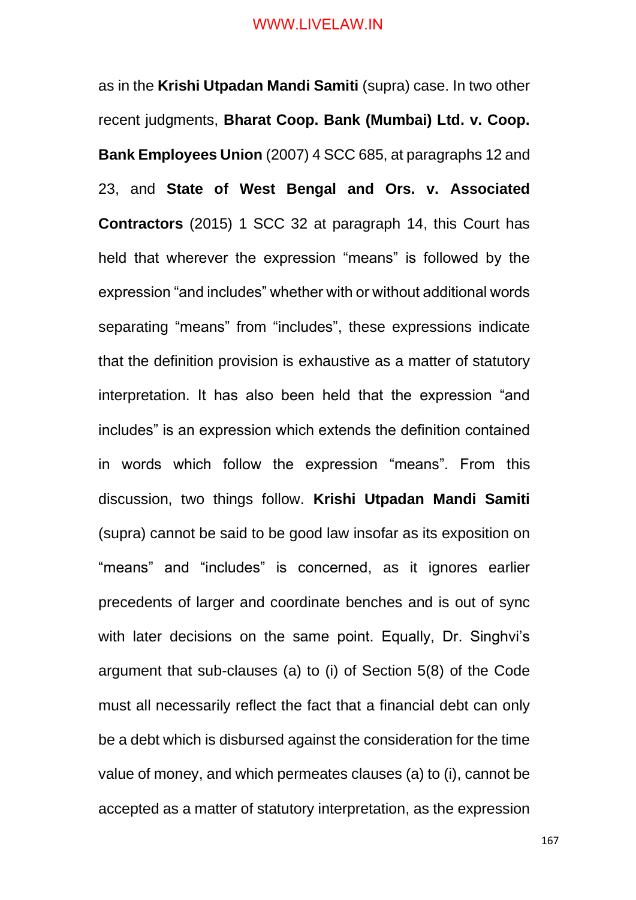as in the **Krishi Utpadan Mandi Samiti** (supra) case. In two other recent judgments, **Bharat Coop. Bank (Mumbai) Ltd. v. Coop. Bank Employees Union** (2007) 4 SCC 685, at paragraphs 12 and 23, and **State of West Bengal and Ors. v. Associated Contractors** (2015) 1 SCC 32 at paragraph 14, this Court has held that wherever the expression "means" is followed by the expression "and includes" whether with or without additional words separating "means" from "includes", these expressions indicate that the definition provision is exhaustive as a matter of statutory interpretation. It has also been held that the expression "and includes" is an expression which extends the definition contained in words which follow the expression "means". From this discussion, two things follow. **Krishi Utpadan Mandi Samiti** (supra) cannot be said to be good law insofar as its exposition on "means" and "includes" is concerned, as it ignores earlier precedents of larger and coordinate benches and is out of sync with later decisions on the same point. Equally, Dr. Singhvi's argument that sub-clauses (a) to (i) of Section 5(8) of the Code must all necessarily reflect the fact that a financial debt can only be a debt which is disbursed against the consideration for the time value of money, and which permeates clauses (a) to (i), cannot be accepted as a matter of statutory interpretation, as the expression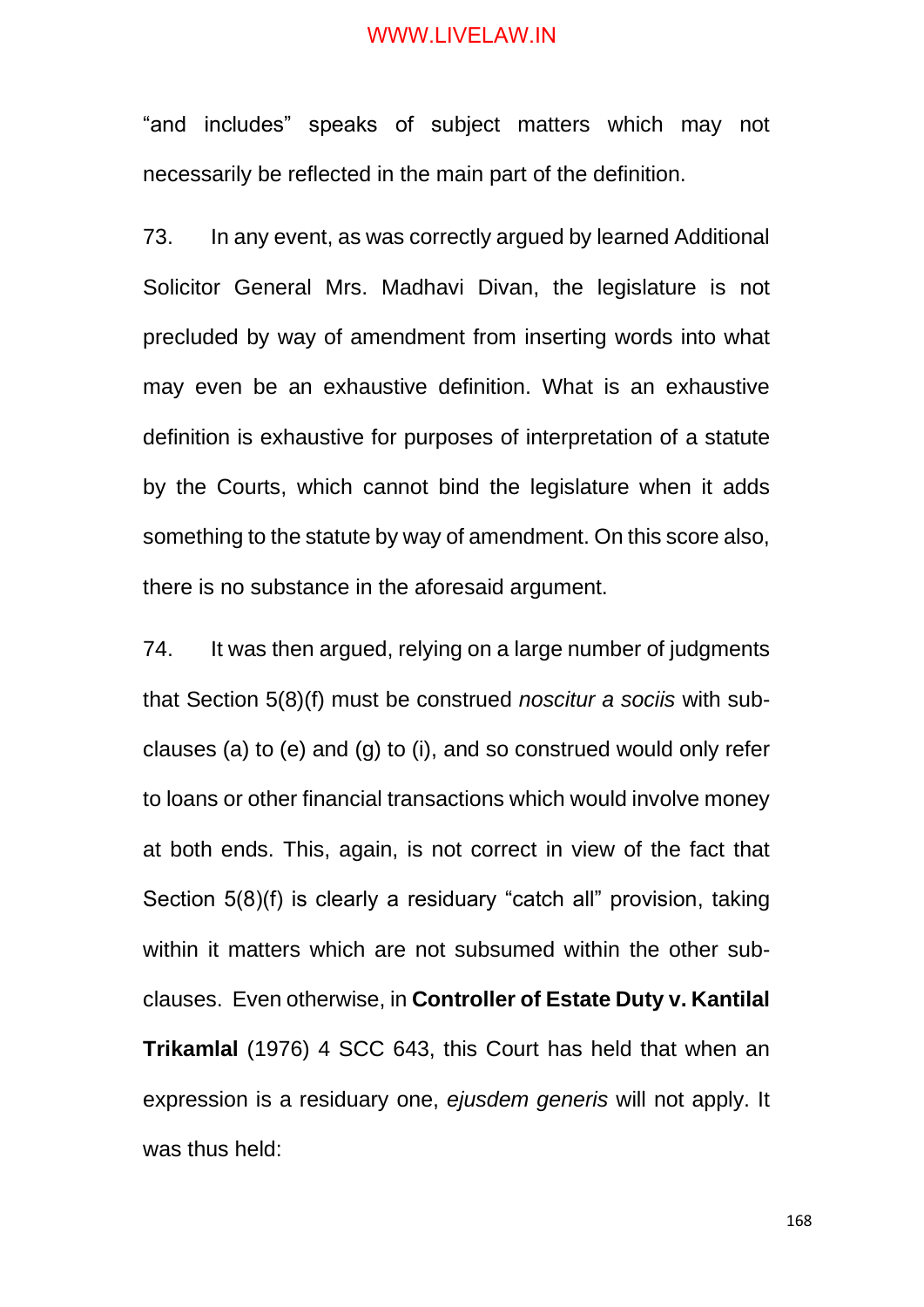"and includes" speaks of subject matters which may not necessarily be reflected in the main part of the definition.

73. In any event, as was correctly argued by learned Additional Solicitor General Mrs. Madhavi Divan, the legislature is not precluded by way of amendment from inserting words into what may even be an exhaustive definition. What is an exhaustive definition is exhaustive for purposes of interpretation of a statute by the Courts, which cannot bind the legislature when it adds something to the statute by way of amendment. On this score also, there is no substance in the aforesaid argument.

74. It was then argued, relying on a large number of judgments that Section 5(8)(f) must be construed *noscitur a sociis* with sub-clauses (a) to (e) and (g) to (i), and so construed would only refer to loans or other financial transactions which would involve money at both ends. This, again, is not correct in view of the fact that Section 5(8)(f) is clearly a residuary "catch all" provision, taking within it matters which are not subsumed within the other sub-clauses. Even otherwise, in **Controller of Estate Duty v. Kantilal Trikamlal** (1976) 4 SCC 643, this Court has held that when an expression is a residuary one, *ejusdem generis* will not apply. It was thus held: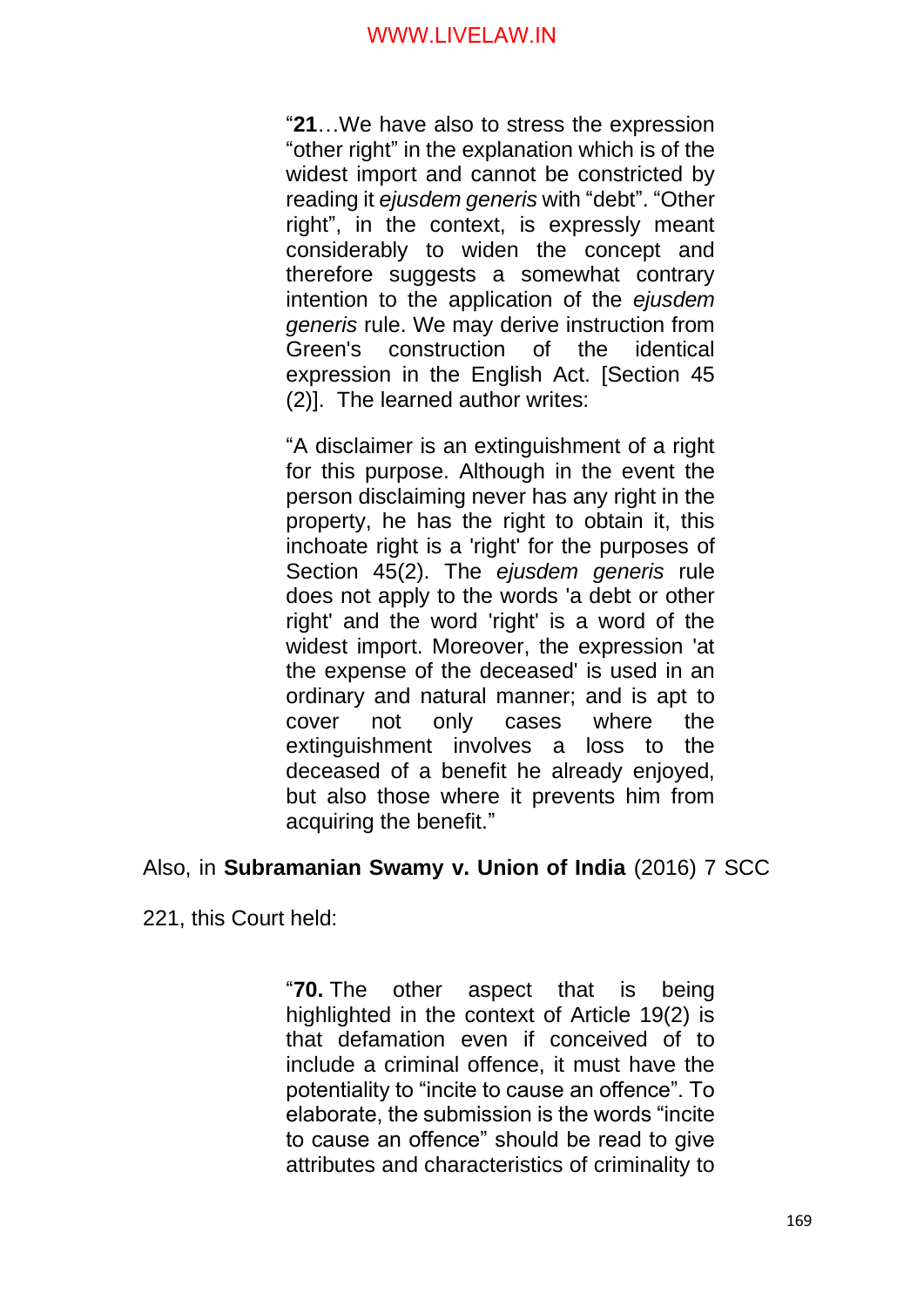> "**21**…We have also to stress the expression "other right" in the explanation which is of the widest import and cannot be constricted by reading it *ejusdem generis* with "debt". "Other right", in the context, is expressly meant considerably to widen the concept and therefore suggests a somewhat contrary intention to the application of the *ejusdem generis* rule. We may derive instruction from Green's construction of the identical expression in the English Act. [Section 45 (2)]. The learned author writes:
>
> "A disclaimer is an extinguishment of a right for this purpose. Although in the event the person disclaiming never has any right in the property, he has the right to obtain it, this inchoate right is a 'right' for the purposes of Section 45(2). The *ejusdem generis* rule does not apply to the words 'a debt or other right' and the word 'right' is a word of the widest import. Moreover, the expression 'at the expense of the deceased' is used in an ordinary and natural manner; and is apt to cover not only cases where the extinguishment involves a loss to the deceased of a benefit he already enjoyed, but also those where it prevents him from acquiring the benefit."

Also, in **Subramanian Swamy v. Union of India** (2016) 7 SCC 221, this Court held:

> "**70.** The other aspect that is being highlighted in the context of Article 19(2) is that defamation even if conceived of to include a criminal offence, it must have the potentiality to "incite to cause an offence". To elaborate, the submission is the words "incite to cause an offence" should be read to give attributes and characteristics of criminality to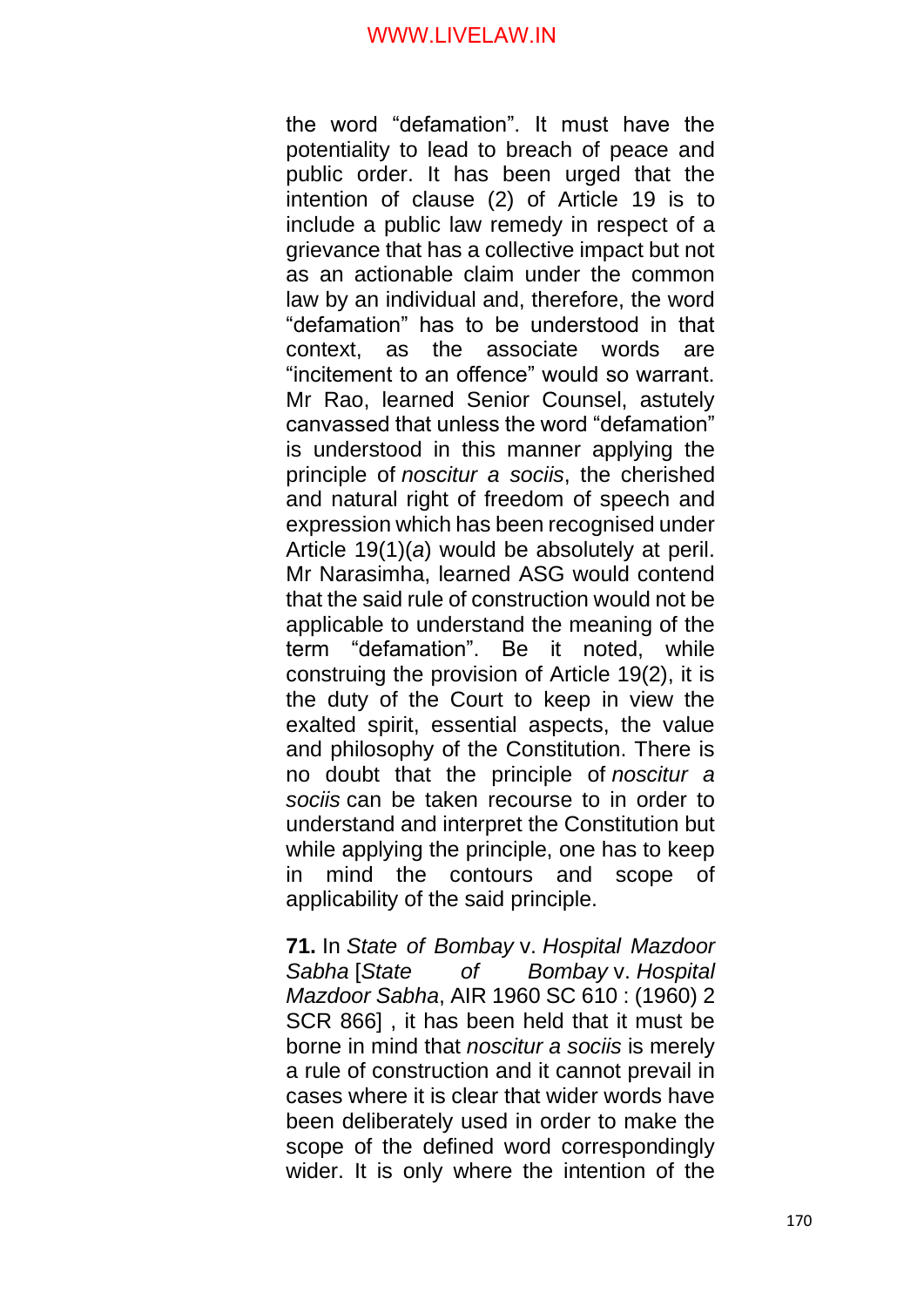the word "defamation". It must have the potentiality to lead to breach of peace and public order. It has been urged that the intention of clause (2) of Article 19 is to include a public law remedy in respect of a grievance that has a collective impact but not as an actionable claim under the common law by an individual and, therefore, the word "defamation" has to be understood in that context, as the associate words are "incitement to an offence" would so warrant. Mr Rao, learned Senior Counsel, astutely canvassed that unless the word "defamation" is understood in this manner applying the principle of *noscitur a sociis*, the cherished and natural right of freedom of speech and expression which has been recognised under Article 19(1)(*a*) would be absolutely at peril. Mr Narasimha, learned ASG would contend that the said rule of construction would not be applicable to understand the meaning of the term "defamation". Be it noted, while construing the provision of Article 19(2), it is the duty of the Court to keep in view the exalted spirit, essential aspects, the value and philosophy of the Constitution. There is no doubt that the principle of *noscitur a sociis* can be taken recourse to in order to understand and interpret the Constitution but while applying the principle, one has to keep in mind the contours and scope of applicability of the said principle.

**71.** In *State of Bombay* v. *Hospital Mazdoor Sabha* [*State of Bombay* v. *Hospital Mazdoor Sabha*, AIR 1960 SC 610 : (1960) 2 SCR 866] , it has been held that it must be borne in mind that *noscitur a sociis* is merely a rule of construction and it cannot prevail in cases where it is clear that wider words have been deliberately used in order to make the scope of the defined word correspondingly wider. It is only where the intention of the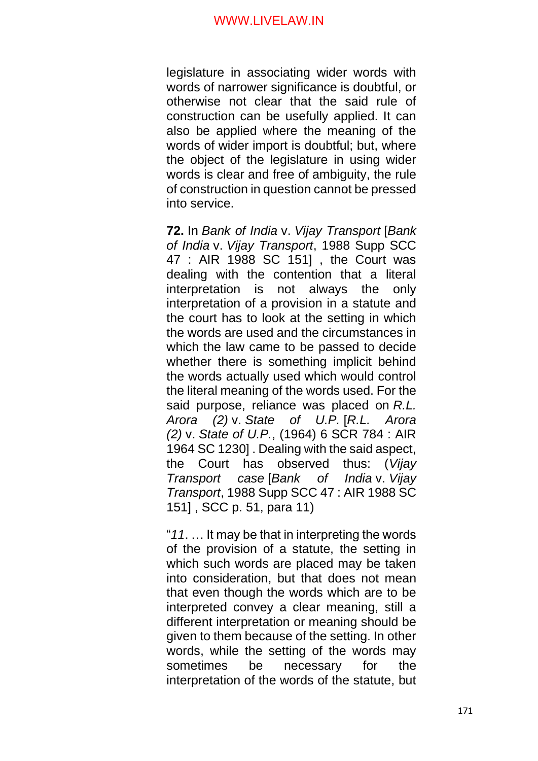legislature in associating wider words with words of narrower significance is doubtful, or otherwise not clear that the said rule of construction can be usefully applied. It can also be applied where the meaning of the words of wider import is doubtful; but, where the object of the legislature in using wider words is clear and free of ambiguity, the rule of construction in question cannot be pressed into service.

**72.** In *Bank of India* v. *Vijay Transport* [*Bank of India* v. *Vijay Transport*, 1988 Supp SCC 47 : AIR 1988 SC 151] , the Court was dealing with the contention that a literal interpretation is not always the only interpretation of a provision in a statute and the court has to look at the setting in which the words are used and the circumstances in which the law came to be passed to decide whether there is something implicit behind the words actually used which would control the literal meaning of the words used. For the said purpose, reliance was placed on *R.L. Arora (2)* v. *State of U.P.* [*R.L. Arora (2)* v. *State of U.P.*, (1964) 6 SCR 784 : AIR 1964 SC 1230] . Dealing with the said aspect, the Court has observed thus: (*Vijay Transport case* [*Bank of India* v. *Vijay Transport*, 1988 Supp SCC 47 : AIR 1988 SC 151] , SCC p. 51, para 11)

"*11*. … It may be that in interpreting the words of the provision of a statute, the setting in which such words are placed may be taken into consideration, but that does not mean that even though the words which are to be interpreted convey a clear meaning, still a different interpretation or meaning should be given to them because of the setting. In other words, while the setting of the words may sometimes be necessary for the interpretation of the words of the statute, but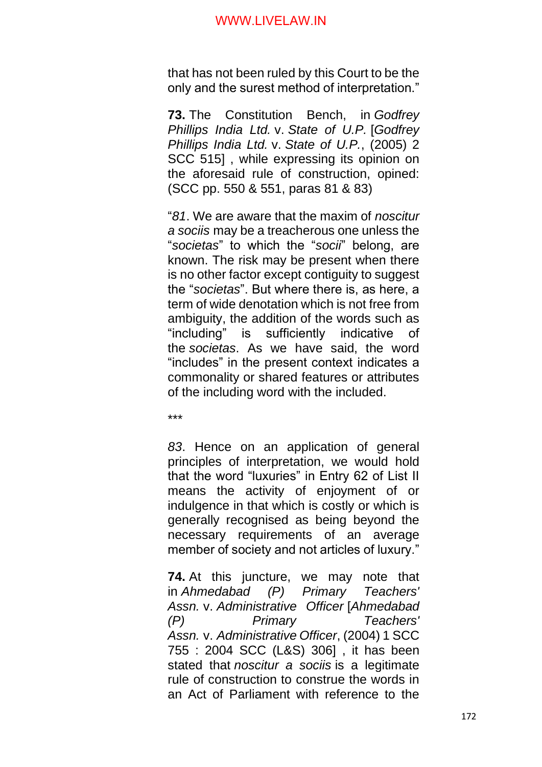that has not been ruled by this Court to be the only and the surest method of interpretation."

**73.** The Constitution Bench, in *Godfrey Phillips India Ltd.* v. *State of U.P.* [*Godfrey Phillips India Ltd.* v. *State of U.P.*, (2005) 2 SCC 515] , while expressing its opinion on the aforesaid rule of construction, opined: (SCC pp. 550 & 551, paras 81 & 83)

"*81*. We are aware that the maxim of *noscitur a sociis* may be a treacherous one unless the "*societas*" to which the "*socii*" belong, are known. The risk may be present when there is no other factor except contiguity to suggest the "*societas*". But where there is, as here, a term of wide denotation which is not free from ambiguity, the addition of the words such as "including" is sufficiently indicative of the *societas*. As we have said, the word "includes" in the present context indicates a commonality or shared features or attributes of the including word with the included.

\*\*\*

*83*. Hence on an application of general principles of interpretation, we would hold that the word "luxuries" in Entry 62 of List II means the activity of enjoyment of or indulgence in that which is costly or which is generally recognised as being beyond the necessary requirements of an average member of society and not articles of luxury."

**74.** At this juncture, we may note that in *Ahmedabad (P) Primary Teachers' Assn.* v. *Administrative Officer* [*Ahmedabad (P) Primary Teachers' Assn.* v. *Administrative Officer*, (2004) 1 SCC 755 : 2004 SCC (L&S) 306] , it has been stated that *noscitur a sociis* is a legitimate rule of construction to construe the words in an Act of Parliament with reference to the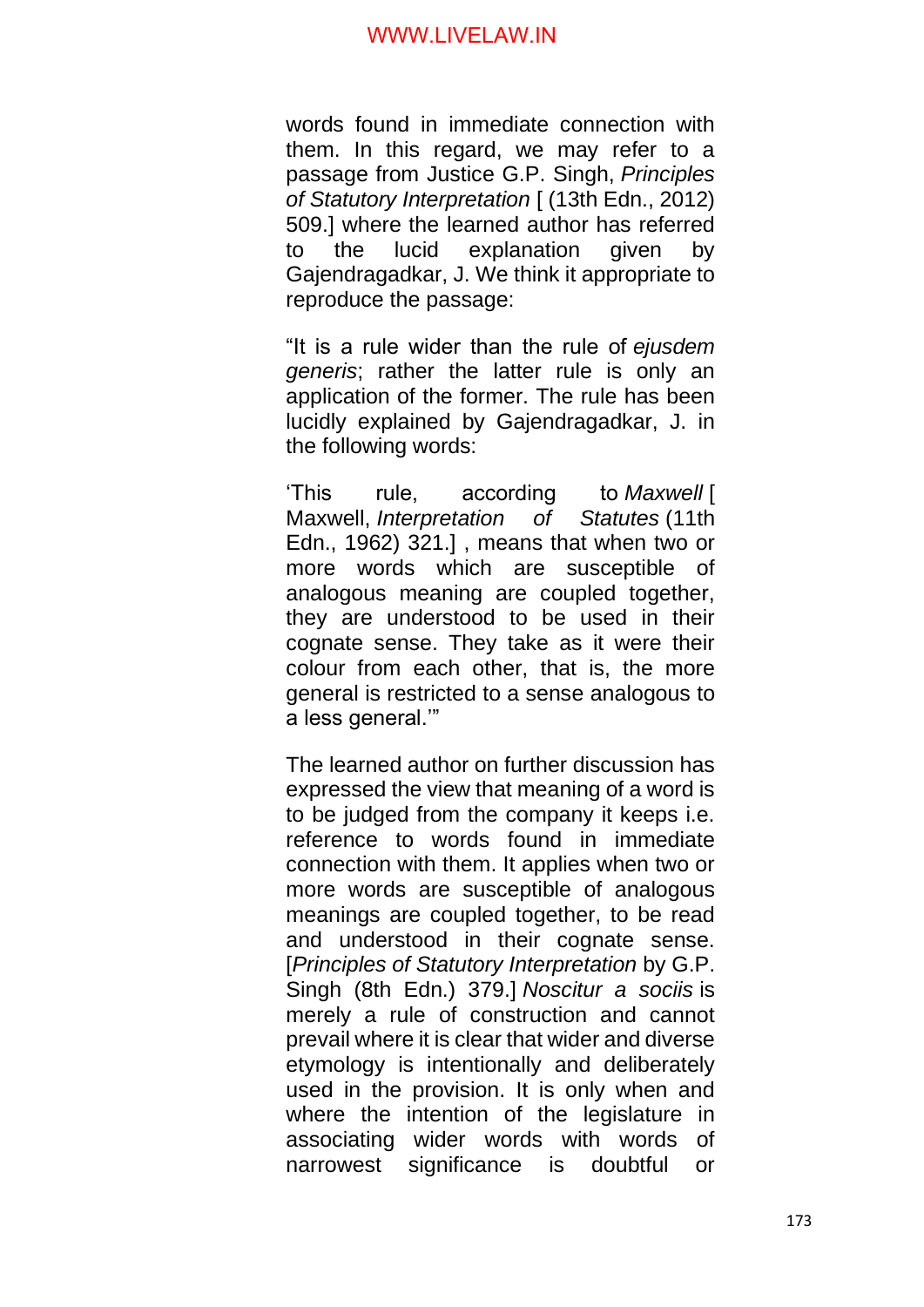words found in immediate connection with them. In this regard, we may refer to a passage from Justice G.P. Singh, *Principles of Statutory Interpretation* [ (13th Edn., 2012) 509.] where the learned author has referred to the lucid explanation given by Gajendragadkar, J. We think it appropriate to reproduce the passage:

"It is a rule wider than the rule of *ejusdem generis*; rather the latter rule is only an application of the former. The rule has been lucidly explained by Gajendragadkar, J. in the following words:

'This rule, according to *Maxwell* [ Maxwell, *Interpretation of Statutes* (11th Edn., 1962) 321.] , means that when two or more words which are susceptible of analogous meaning are coupled together, they are understood to be used in their cognate sense. They take as it were their colour from each other, that is, the more general is restricted to a sense analogous to a less general.'"

The learned author on further discussion has expressed the view that meaning of a word is to be judged from the company it keeps i.e. reference to words found in immediate connection with them. It applies when two or more words are susceptible of analogous meanings are coupled together, to be read and understood in their cognate sense. [*Principles of Statutory Interpretation* by G.P. Singh (8th Edn.) 379.] *Noscitur a sociis* is merely a rule of construction and cannot prevail where it is clear that wider and diverse etymology is intentionally and deliberately used in the provision. It is only when and where the intention of the legislature in associating wider words with words of narrowest significance is doubtful or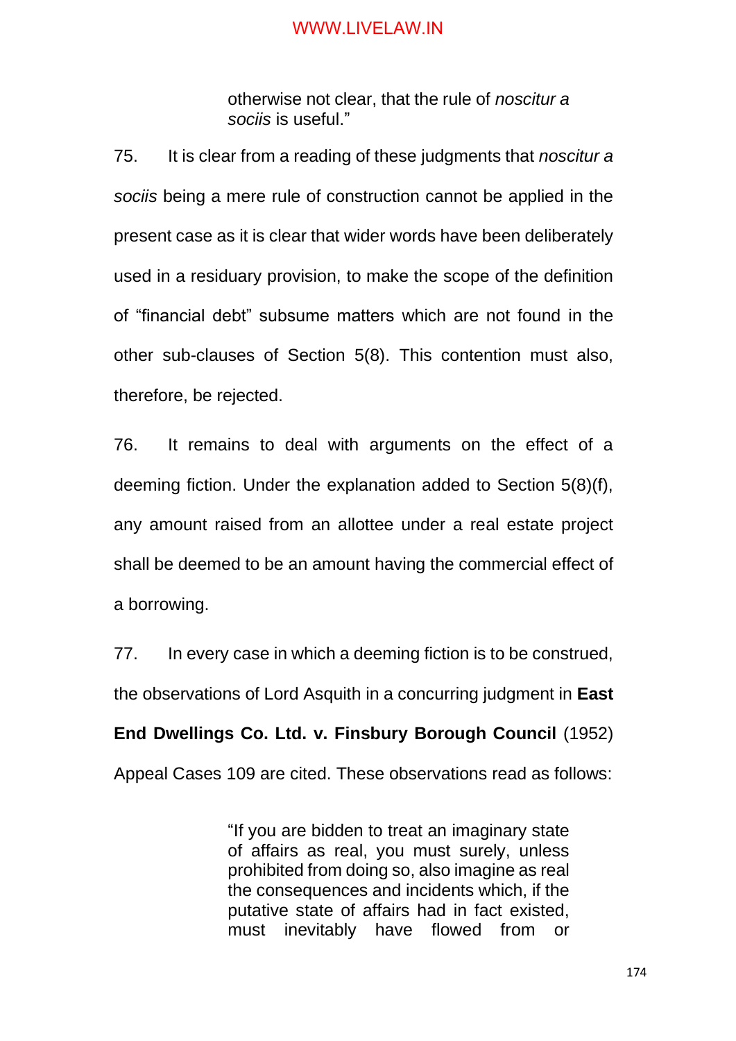> otherwise not clear, that the rule of *noscitur a sociis* is useful."

75. It is clear from a reading of these judgments that *noscitur a sociis* being a mere rule of construction cannot be applied in the present case as it is clear that wider words have been deliberately used in a residuary provision, to make the scope of the definition of "financial debt" subsume matters which are not found in the other sub-clauses of Section 5(8). This contention must also, therefore, be rejected.

76. It remains to deal with arguments on the effect of a deeming fiction. Under the explanation added to Section 5(8)(f), any amount raised from an allottee under a real estate project shall be deemed to be an amount having the commercial effect of a borrowing.

77. In every case in which a deeming fiction is to be construed, the observations of Lord Asquith in a concurring judgment in **East End Dwellings Co. Ltd. v. Finsbury Borough Council** (1952) Appeal Cases 109 are cited. These observations read as follows:

> "If you are bidden to treat an imaginary state of affairs as real, you must surely, unless prohibited from doing so, also imagine as real the consequences and incidents which, if the putative state of affairs had in fact existed, must inevitably have flowed from or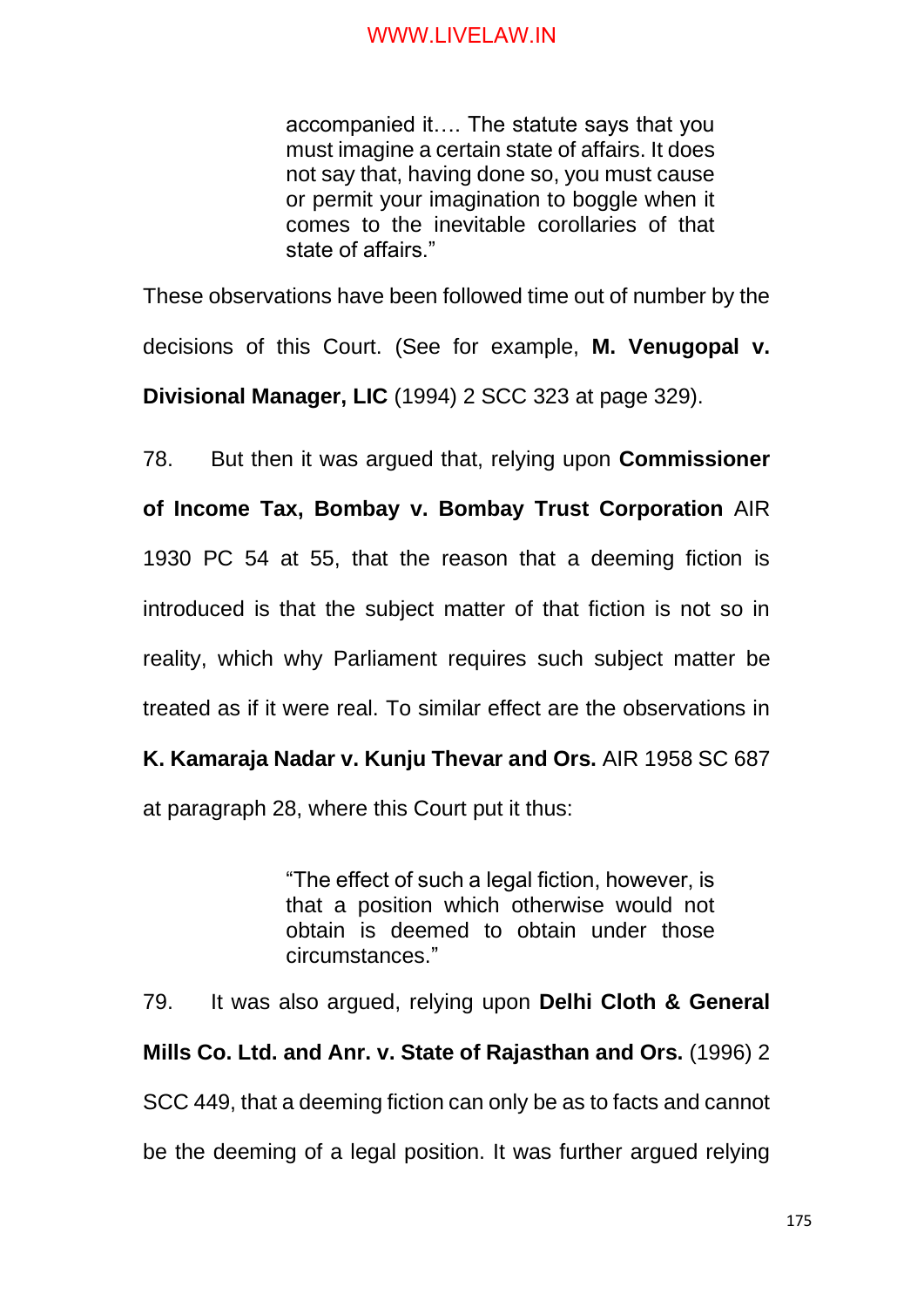> accompanied it…. The statute says that you must imagine a certain state of affairs. It does not say that, having done so, you must cause or permit your imagination to boggle when it comes to the inevitable corollaries of that state of affairs."

These observations have been followed time out of number by the decisions of this Court. (See for example, **M. Venugopal v. Divisional Manager, LIC** (1994) 2 SCC 323 at page 329).

78. But then it was argued that, relying upon **Commissioner of Income Tax, Bombay v. Bombay Trust Corporation** AIR 1930 PC 54 at 55, that the reason that a deeming fiction is introduced is that the subject matter of that fiction is not so in reality, which why Parliament requires such subject matter be treated as if it were real. To similar effect are the observations in **K. Kamaraja Nadar v. Kunju Thevar and Ors.** AIR 1958 SC 687 at paragraph 28, where this Court put it thus:

> "The effect of such a legal fiction, however, is that a position which otherwise would not obtain is deemed to obtain under those circumstances."

79. It was also argued, relying upon **Delhi Cloth & General Mills Co. Ltd. and Anr. v. State of Rajasthan and Ors.** (1996) 2 SCC 449, that a deeming fiction can only be as to facts and cannot be the deeming of a legal position. It was further argued relying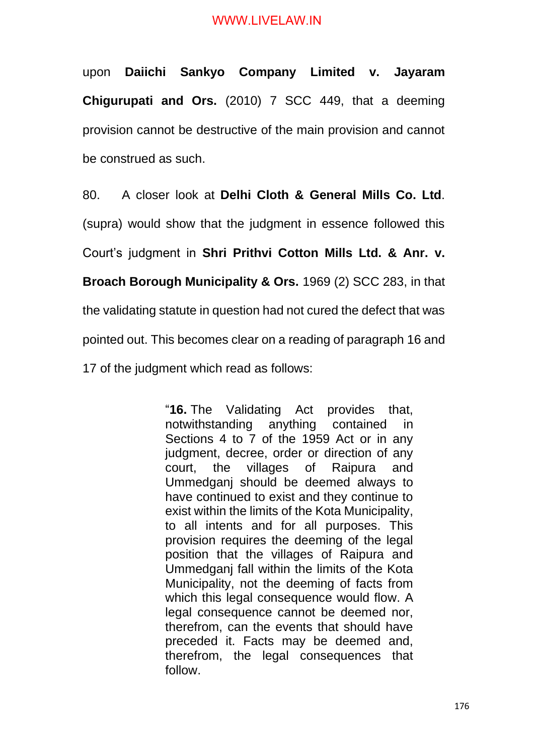upon **Daiichi Sankyo Company Limited v. Jayaram Chigurupati and Ors.** (2010) 7 SCC 449, that a deeming provision cannot be destructive of the main provision and cannot be construed as such.

80. A closer look at **Delhi Cloth & General Mills Co. Ltd**. (supra) would show that the judgment in essence followed this Court's judgment in **Shri Prithvi Cotton Mills Ltd. & Anr. v. Broach Borough Municipality & Ors.** 1969 (2) SCC 283, in that the validating statute in question had not cured the defect that was pointed out. This becomes clear on a reading of paragraph 16 and 17 of the judgment which read as follows:

> "**16.** The Validating Act provides that, notwithstanding anything contained in Sections 4 to 7 of the 1959 Act or in any judgment, decree, order or direction of any court, the villages of Raipura and Ummedganj should be deemed always to have continued to exist and they continue to exist within the limits of the Kota Municipality, to all intents and for all purposes. This provision requires the deeming of the legal position that the villages of Raipura and Ummedganj fall within the limits of the Kota Municipality, not the deeming of facts from which this legal consequence would flow. A legal consequence cannot be deemed nor, therefrom, can the events that should have preceded it. Facts may be deemed and, therefrom, the legal consequences that follow.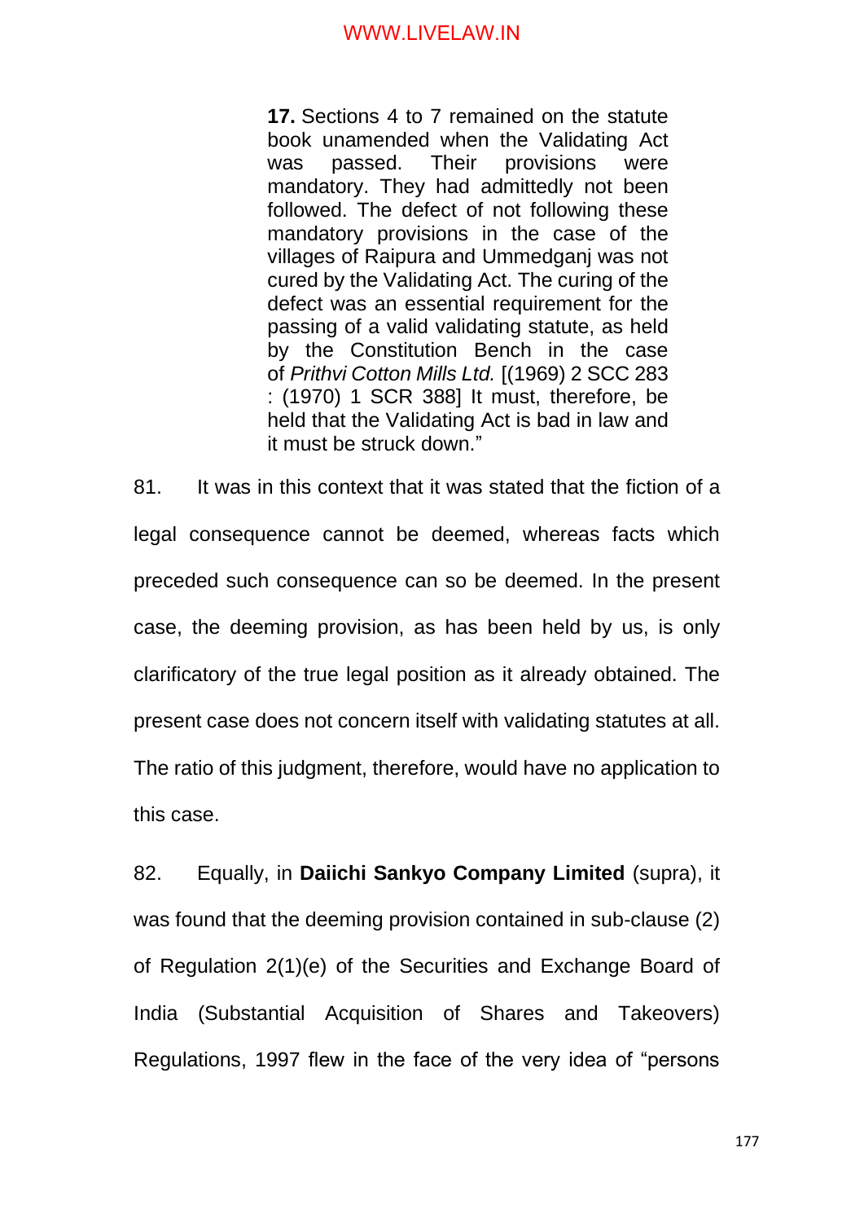> **17.** Sections 4 to 7 remained on the statute book unamended when the Validating Act was passed. Their provisions were mandatory. They had admittedly not been followed. The defect of not following these mandatory provisions in the case of the villages of Raipura and Ummedganj was not cured by the Validating Act. The curing of the defect was an essential requirement for the passing of a valid validating statute, as held by the Constitution Bench in the case of *Prithvi Cotton Mills Ltd.* [(1969) 2 SCC 283 : (1970) 1 SCR 388] It must, therefore, be held that the Validating Act is bad in law and it must be struck down."

81. It was in this context that it was stated that the fiction of a legal consequence cannot be deemed, whereas facts which preceded such consequence can so be deemed. In the present case, the deeming provision, as has been held by us, is only clarificatory of the true legal position as it already obtained. The present case does not concern itself with validating statutes at all. The ratio of this judgment, therefore, would have no application to this case.

82. Equally, in **Daiichi Sankyo Company Limited** (supra), it was found that the deeming provision contained in sub-clause (2) of Regulation 2(1)(e) of the Securities and Exchange Board of India (Substantial Acquisition of Shares and Takeovers) Regulations, 1997 flew in the face of the very idea of "persons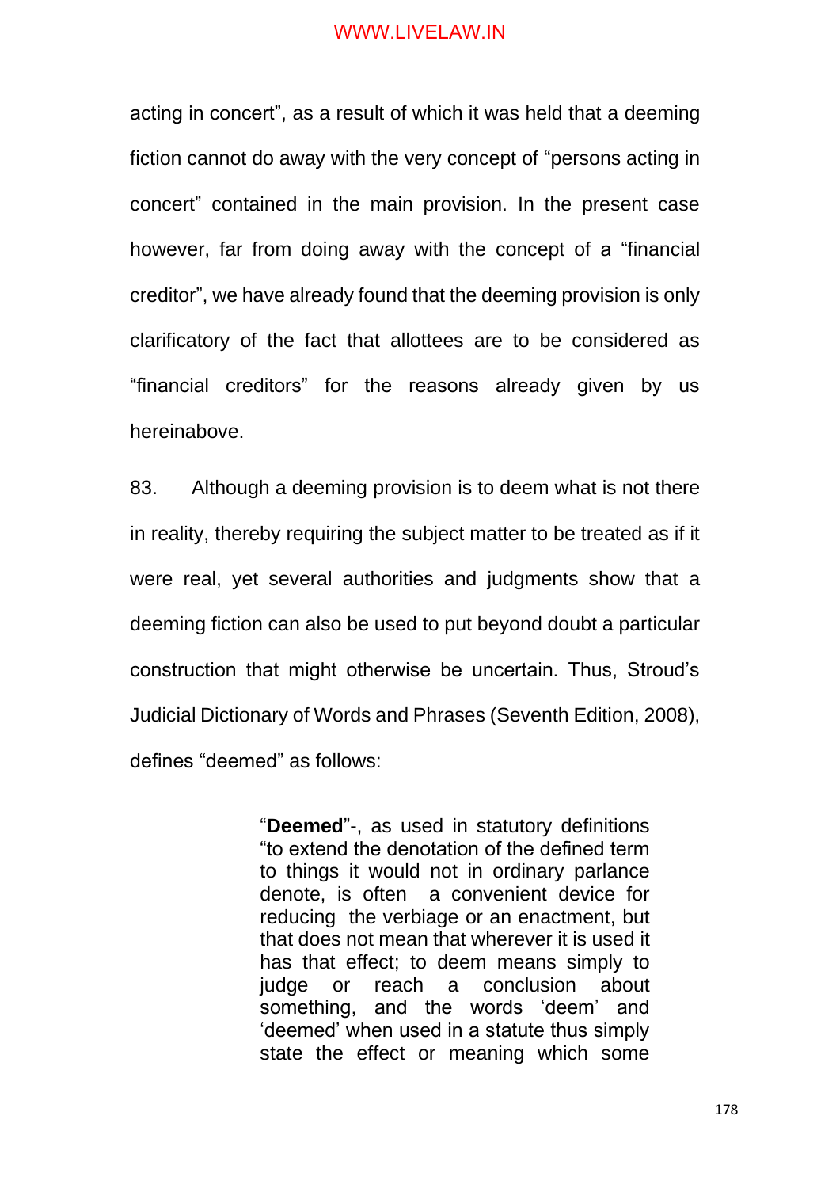acting in concert", as a result of which it was held that a deeming fiction cannot do away with the very concept of "persons acting in concert" contained in the main provision. In the present case however, far from doing away with the concept of a "financial creditor", we have already found that the deeming provision is only clarificatory of the fact that allottees are to be considered as "financial creditors" for the reasons already given by us hereinabove.

83. Although a deeming provision is to deem what is not there in reality, thereby requiring the subject matter to be treated as if it were real, yet several authorities and judgments show that a deeming fiction can also be used to put beyond doubt a particular construction that might otherwise be uncertain. Thus, Stroud's Judicial Dictionary of Words and Phrases (Seventh Edition, 2008), defines "deemed" as follows:

> "**Deemed**"-, as used in statutory definitions "to extend the denotation of the defined term to things it would not in ordinary parlance denote, is often a convenient device for reducing the verbiage or an enactment, but that does not mean that wherever it is used it has that effect; to deem means simply to judge or reach a conclusion about something, and the words 'deem' and 'deemed' when used in a statute thus simply state the effect or meaning which some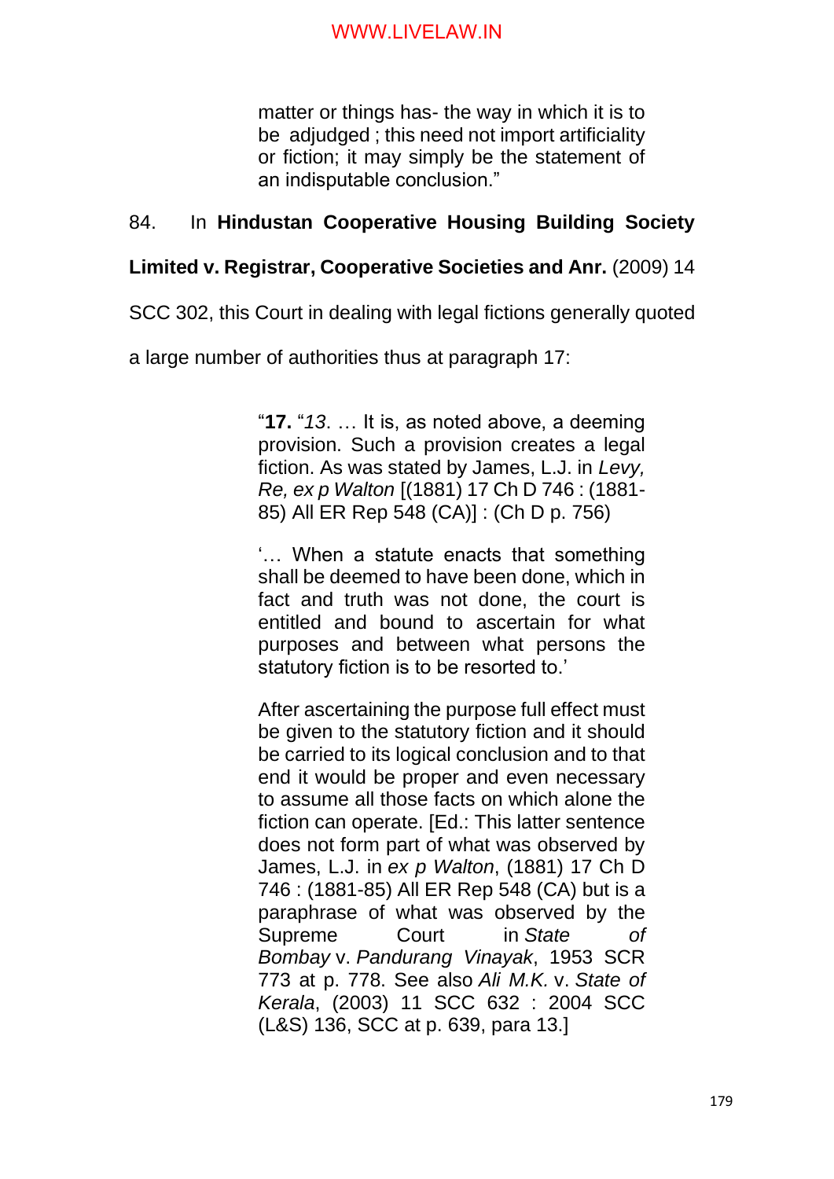> matter or things has- the way in which it is to be adjudged ; this need not import artificiality or fiction; it may simply be the statement of an indisputable conclusion."

84. In **Hindustan Cooperative Housing Building Society Limited v. Registrar, Cooperative Societies and Anr.** (2009) 14 SCC 302, this Court in dealing with legal fictions generally quoted a large number of authorities thus at paragraph 17:

> "**17.** "*13*. … It is, as noted above, a deeming provision. Such a provision creates a legal fiction. As was stated by James, L.J. in *Levy, Re, ex p Walton* [(1881) 17 Ch D 746 : (1881-85) All ER Rep 548 (CA)] : (Ch D p. 756)
>
> '… When a statute enacts that something shall be deemed to have been done, which in fact and truth was not done, the court is entitled and bound to ascertain for what purposes and between what persons the statutory fiction is to be resorted to.'
>
> After ascertaining the purpose full effect must be given to the statutory fiction and it should be carried to its logical conclusion and to that end it would be proper and even necessary to assume all those facts on which alone the fiction can operate. [Ed.: This latter sentence does not form part of what was observed by James, L.J. in *ex p Walton*, (1881) 17 Ch D 746 : (1881-85) All ER Rep 548 (CA) but is a paraphrase of what was observed by the Supreme Court in *State of Bombay* v. *Pandurang Vinayak*, 1953 SCR 773 at p. 778. See also *Ali M.K.* v. *State of Kerala*, (2003) 11 SCC 632 : 2004 SCC (L&S) 136, SCC at p. 639, para 13.]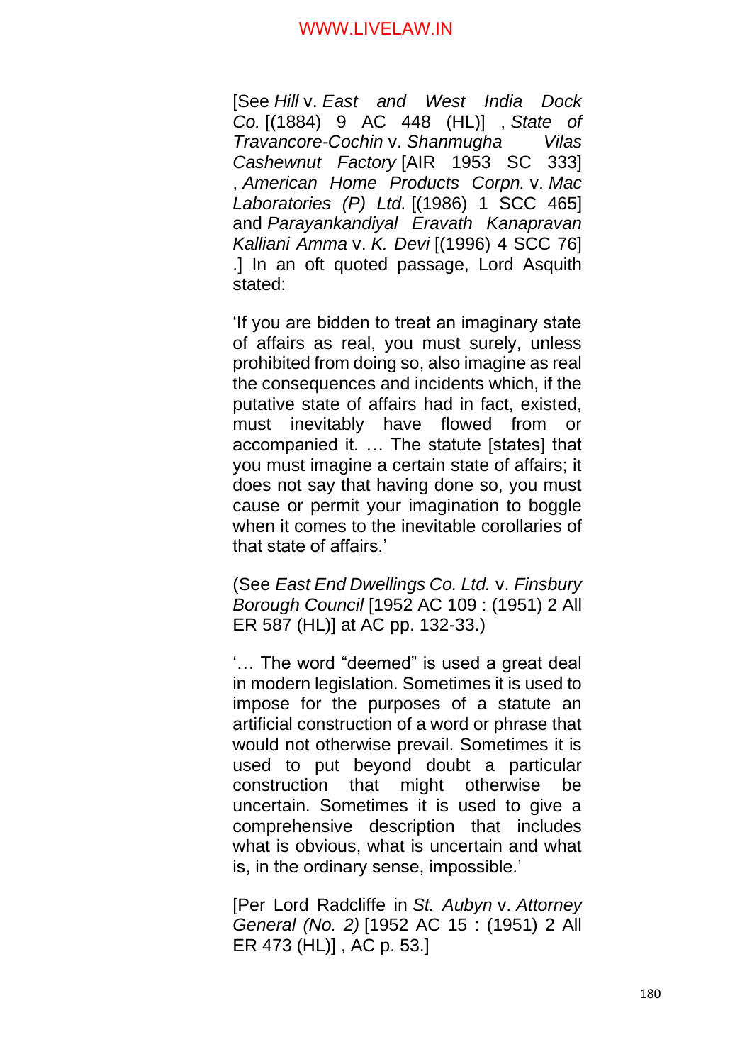[See *Hill* v. *East and West India Dock Co.* [(1884) 9 AC 448 (HL)] , *State of Travancore-Cochin* v. *Shanmugha Vilas Cashewnut Factory* [AIR 1953 SC 333] , *American Home Products Corpn.* v. *Mac Laboratories (P) Ltd.* [(1986) 1 SCC 465] and *Parayankandiyal Eravath Kanapravan Kalliani Amma* v. *K. Devi* [(1996) 4 SCC 76] .] In an oft quoted passage, Lord Asquith stated:

'If you are bidden to treat an imaginary state of affairs as real, you must surely, unless prohibited from doing so, also imagine as real the consequences and incidents which, if the putative state of affairs had in fact, existed, must inevitably have flowed from or accompanied it. … The statute [states] that you must imagine a certain state of affairs; it does not say that having done so, you must cause or permit your imagination to boggle when it comes to the inevitable corollaries of that state of affairs.'

(See *East End Dwellings Co. Ltd.* v. *Finsbury Borough Council* [1952 AC 109 : (1951) 2 All ER 587 (HL)] at AC pp. 132-33.)

'… The word "deemed" is used a great deal in modern legislation. Sometimes it is used to impose for the purposes of a statute an artificial construction of a word or phrase that would not otherwise prevail. Sometimes it is used to put beyond doubt a particular construction that might otherwise be uncertain. Sometimes it is used to give a comprehensive description that includes what is obvious, what is uncertain and what is, in the ordinary sense, impossible.'

[Per Lord Radcliffe in *St. Aubyn* v. *Attorney General (No. 2)* [1952 AC 15 : (1951) 2 All ER 473 (HL)] , AC p. 53.]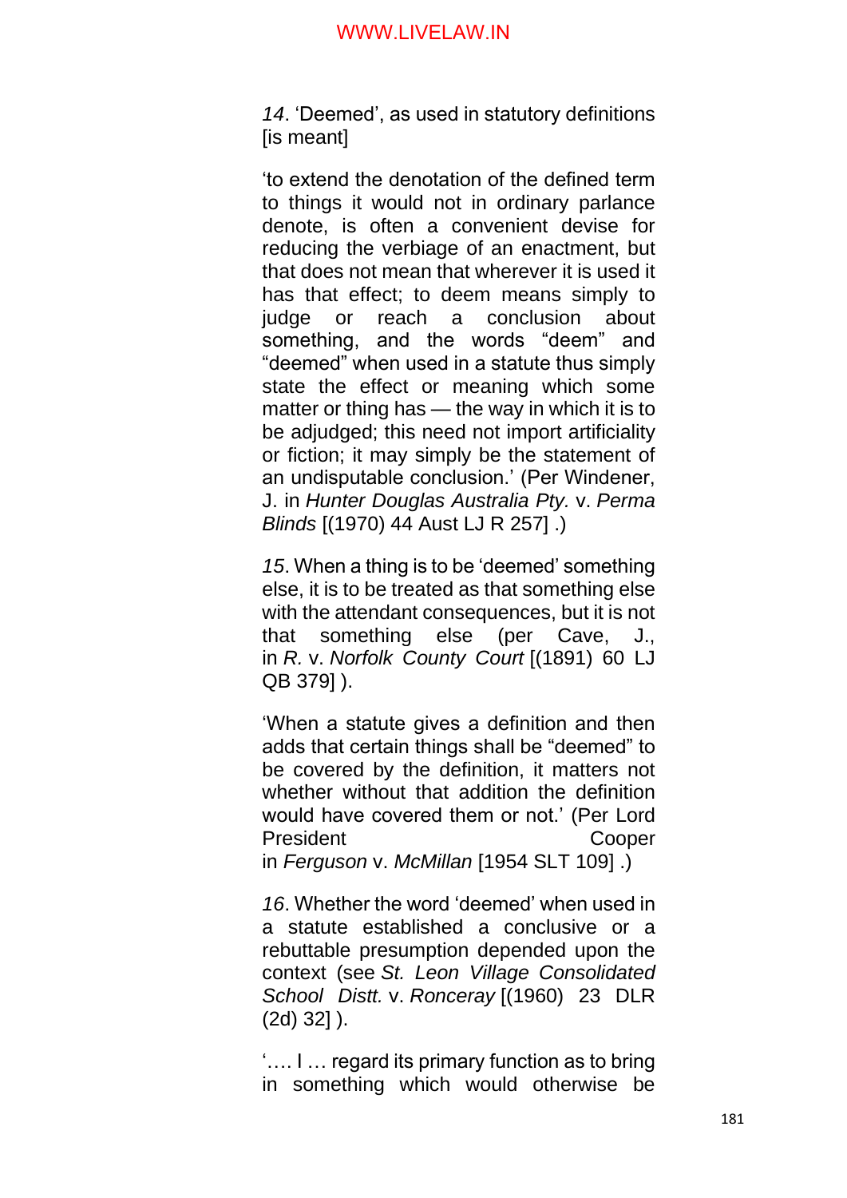*14*. 'Deemed', as used in statutory definitions [is meant]

'to extend the denotation of the defined term to things it would not in ordinary parlance denote, is often a convenient devise for reducing the verbiage of an enactment, but that does not mean that wherever it is used it has that effect; to deem means simply to judge or reach a conclusion about something, and the words "deem" and "deemed" when used in a statute thus simply state the effect or meaning which some matter or thing has — the way in which it is to be adjudged; this need not import artificiality or fiction; it may simply be the statement of an undisputable conclusion.' (Per Windener, J. in *Hunter Douglas Australia Pty.* v. *Perma Blinds* [(1970) 44 Aust LJ R 257] .)

*15*. When a thing is to be 'deemed' something else, it is to be treated as that something else with the attendant consequences, but it is not that something else (per Cave, J., in *R.* v. *Norfolk County Court* [(1891) 60 LJ QB 379] ).

'When a statute gives a definition and then adds that certain things shall be "deemed" to be covered by the definition, it matters not whether without that addition the definition would have covered them or not.' (Per Lord President Cooper in *Ferguson* v. *McMillan* [1954 SLT 109] .)

*16*. Whether the word 'deemed' when used in a statute established a conclusive or a rebuttable presumption depended upon the context (see *St. Leon Village Consolidated School Distt.* v. *Ronceray* [(1960) 23 DLR (2d) 32] ).

'…. I … regard its primary function as to bring in something which would otherwise be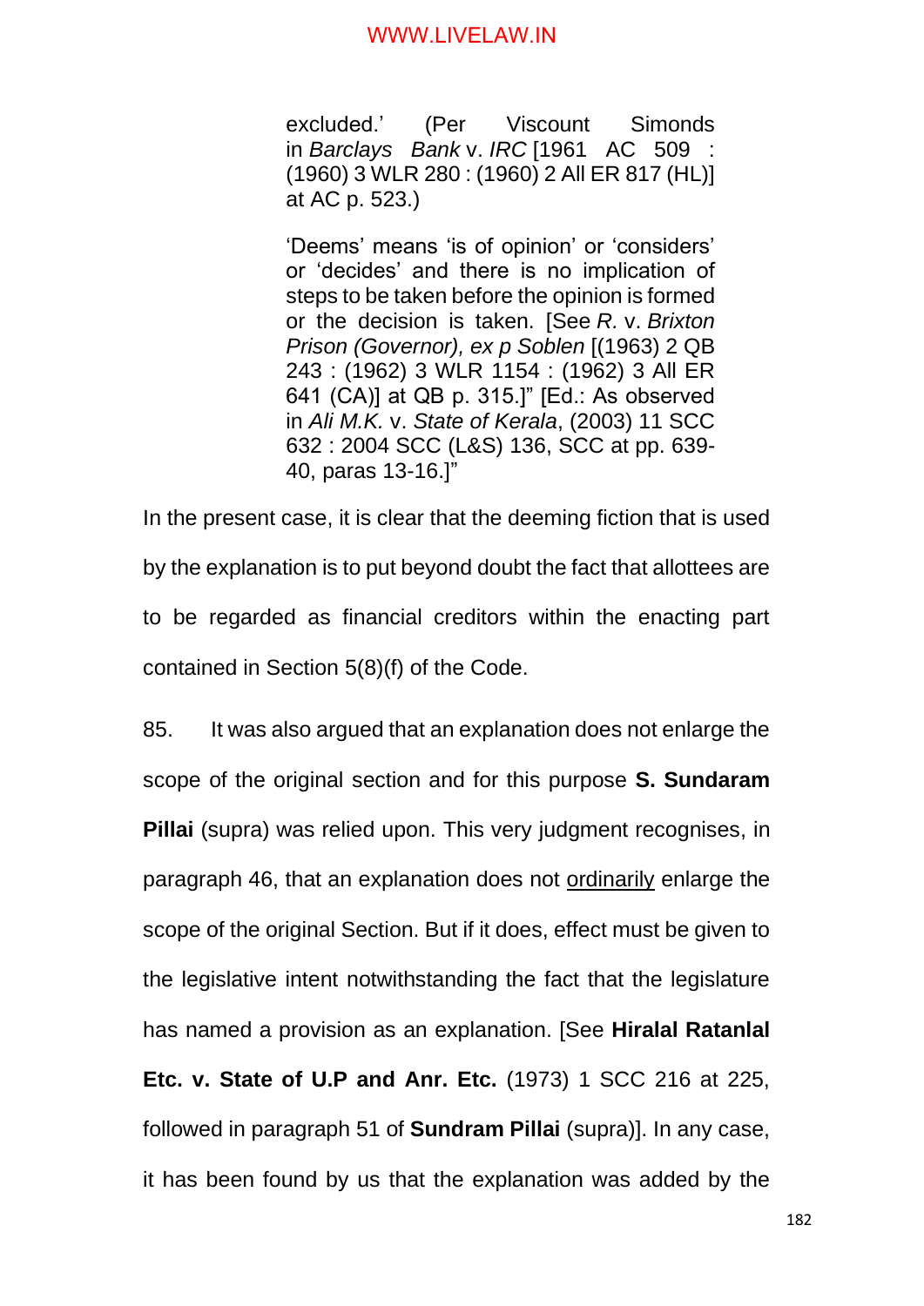> excluded.' (Per Viscount Simonds in *Barclays Bank* v. *IRC* [1961 AC 509 : (1960) 3 WLR 280 : (1960) 2 All ER 817 (HL)] at AC p. 523.)
>
> 'Deems' means 'is of opinion' or 'considers' or 'decides' and there is no implication of steps to be taken before the opinion is formed or the decision is taken. [See *R.* v. *Brixton Prison (Governor), ex p Soblen* [(1963) 2 QB 243 : (1962) 3 WLR 1154 : (1962) 3 All ER 641 (CA)] at QB p. 315.]" [Ed.: As observed in *Ali M.K.* v. *State of Kerala*, (2003) 11 SCC 632 : 2004 SCC (L&S) 136, SCC at pp. 639-40, paras 13-16.]"

In the present case, it is clear that the deeming fiction that is used by the explanation is to put beyond doubt the fact that allottees are to be regarded as financial creditors within the enacting part contained in Section 5(8)(f) of the Code.

85. It was also argued that an explanation does not enlarge the scope of the original section and for this purpose **S. Sundaram Pillai** (supra) was relied upon. This very judgment recognises, in paragraph 46, that an explanation does not <u>ordinarily</u> enlarge the scope of the original Section. But if it does, effect must be given to the legislative intent notwithstanding the fact that the legislature has named a provision as an explanation. [See **Hiralal Ratanlal Etc. v. State of U.P and Anr. Etc.** (1973) 1 SCC 216 at 225, followed in paragraph 51 of **Sundram Pillai** (supra)]. In any case, it has been found by us that the explanation was added by the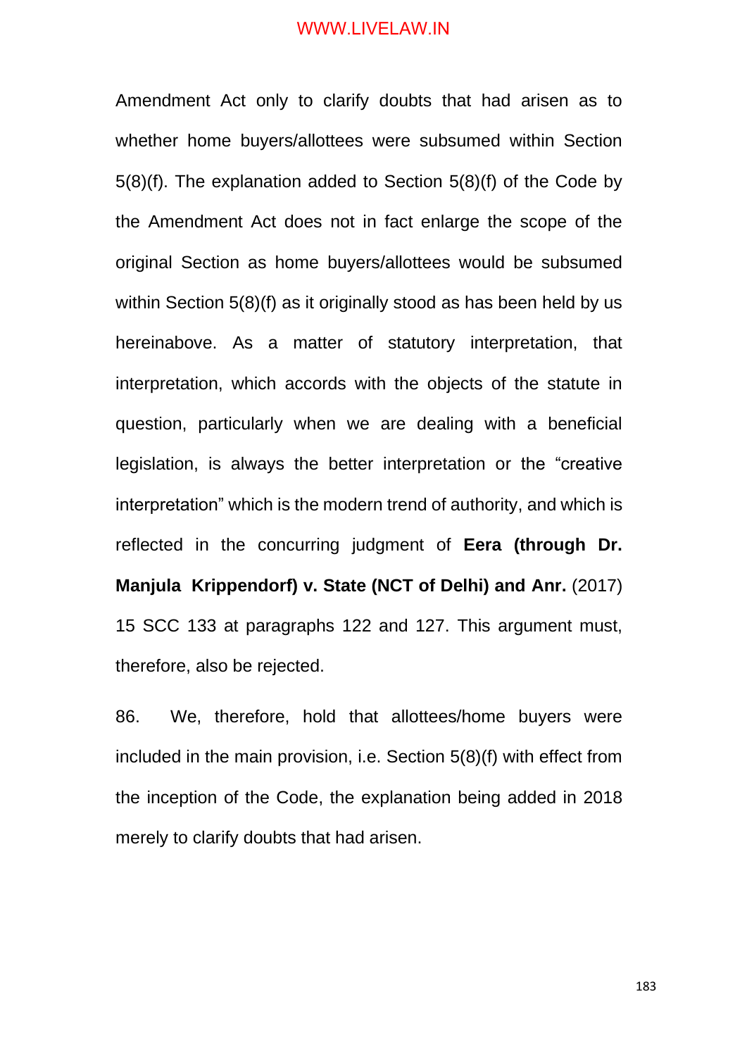Amendment Act only to clarify doubts that had arisen as to whether home buyers/allottees were subsumed within Section 5(8)(f). The explanation added to Section 5(8)(f) of the Code by the Amendment Act does not in fact enlarge the scope of the original Section as home buyers/allottees would be subsumed within Section 5(8)(f) as it originally stood as has been held by us hereinabove. As a matter of statutory interpretation, that interpretation, which accords with the objects of the statute in question, particularly when we are dealing with a beneficial legislation, is always the better interpretation or the "creative interpretation" which is the modern trend of authority, and which is reflected in the concurring judgment of **Eera (through Dr. Manjula Krippendorf) v. State (NCT of Delhi) and Anr.** (2017) 15 SCC 133 at paragraphs 122 and 127. This argument must, therefore, also be rejected.

86. We, therefore, hold that allottees/home buyers were included in the main provision, i.e. Section 5(8)(f) with effect from the inception of the Code, the explanation being added in 2018 merely to clarify doubts that had arisen.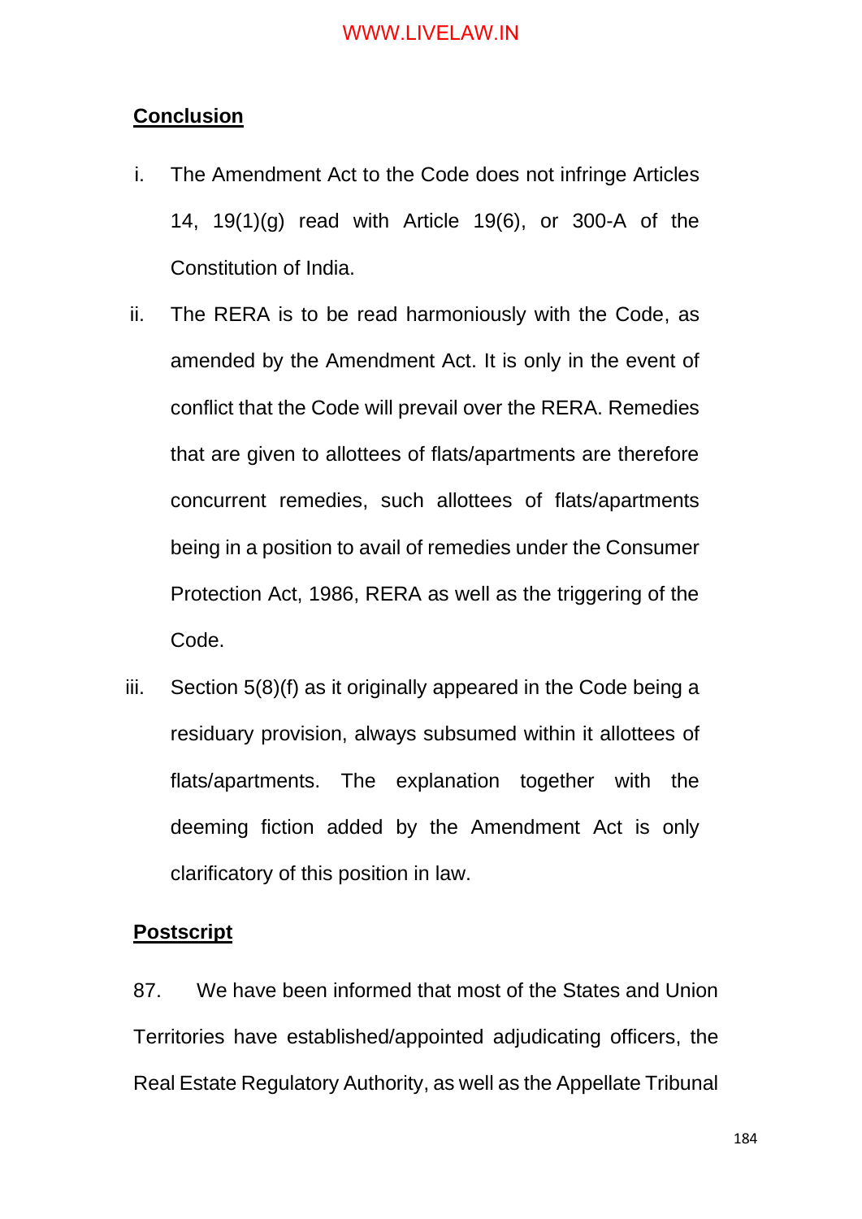## Conclusion

i. The Amendment Act to the Code does not infringe Articles 14, 19(1)(g) read with Article 19(6), or 300-A of the Constitution of India.

ii. The RERA is to be read harmoniously with the Code, as amended by the Amendment Act. It is only in the event of conflict that the Code will prevail over the RERA. Remedies that are given to allottees of flats/apartments are therefore concurrent remedies, such allottees of flats/apartments being in a position to avail of remedies under the Consumer Protection Act, 1986, RERA as well as the triggering of the Code.

iii. Section 5(8)(f) as it originally appeared in the Code being a residuary provision, always subsumed within it allottees of flats/apartments. The explanation together with the deeming fiction added by the Amendment Act is only clarificatory of this position in law.

## Postscript

87. We have been informed that most of the States and Union Territories have established/appointed adjudicating officers, the Real Estate Regulatory Authority, as well as the Appellate Tribunal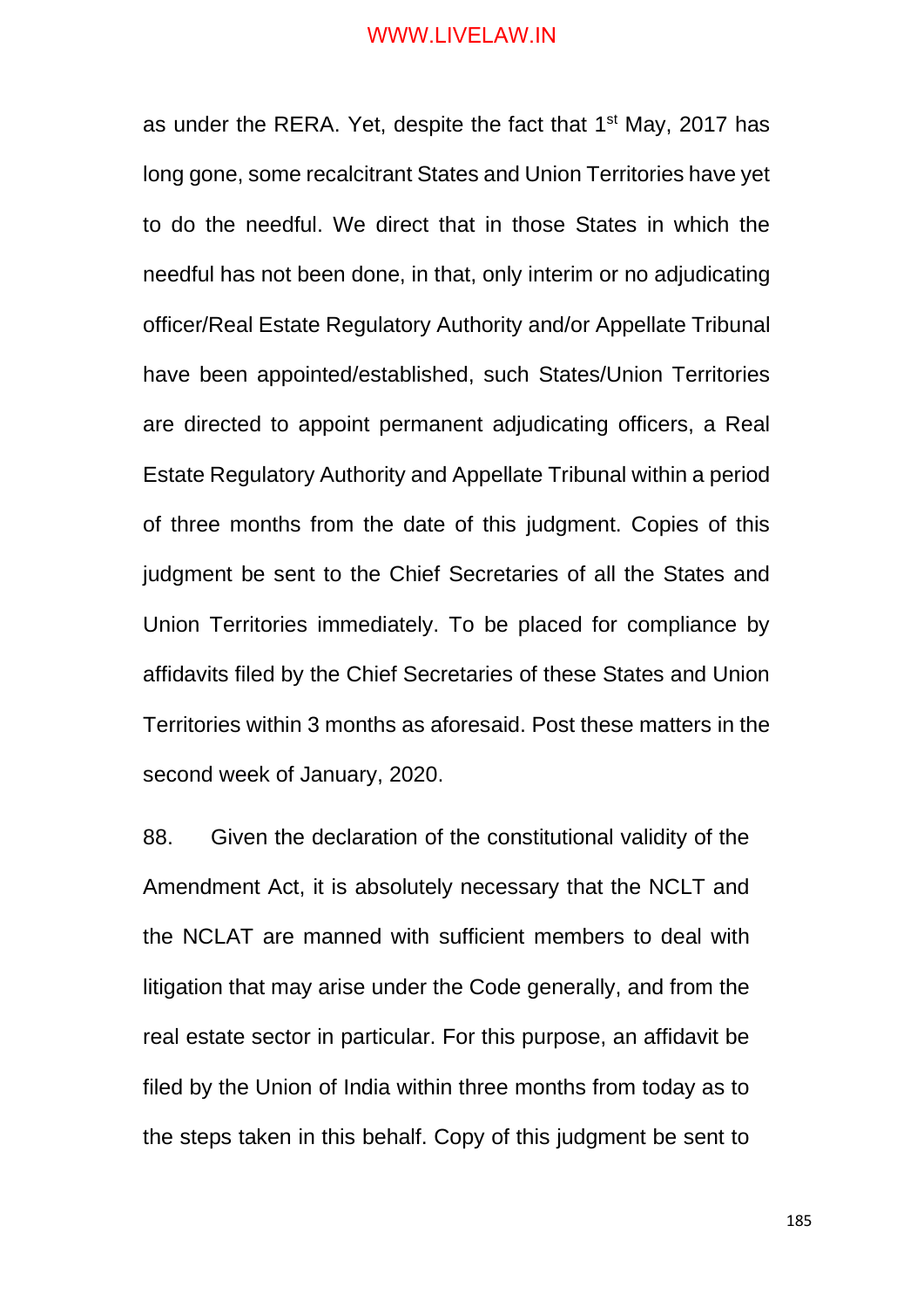as under the RERA. Yet, despite the fact that 1st May, 2017 has long gone, some recalcitrant States and Union Territories have yet to do the needful. We direct that in those States in which the needful has not been done, in that, only interim or no adjudicating officer/Real Estate Regulatory Authority and/or Appellate Tribunal have been appointed/established, such States/Union Territories are directed to appoint permanent adjudicating officers, a Real Estate Regulatory Authority and Appellate Tribunal within a period of three months from the date of this judgment. Copies of this judgment be sent to the Chief Secretaries of all the States and Union Territories immediately. To be placed for compliance by affidavits filed by the Chief Secretaries of these States and Union Territories within 3 months as aforesaid. Post these matters in the second week of January, 2020.

88. Given the declaration of the constitutional validity of the Amendment Act, it is absolutely necessary that the NCLT and the NCLAT are manned with sufficient members to deal with litigation that may arise under the Code generally, and from the real estate sector in particular. For this purpose, an affidavit be filed by the Union of India within three months from today as to the steps taken in this behalf. Copy of this judgment be sent to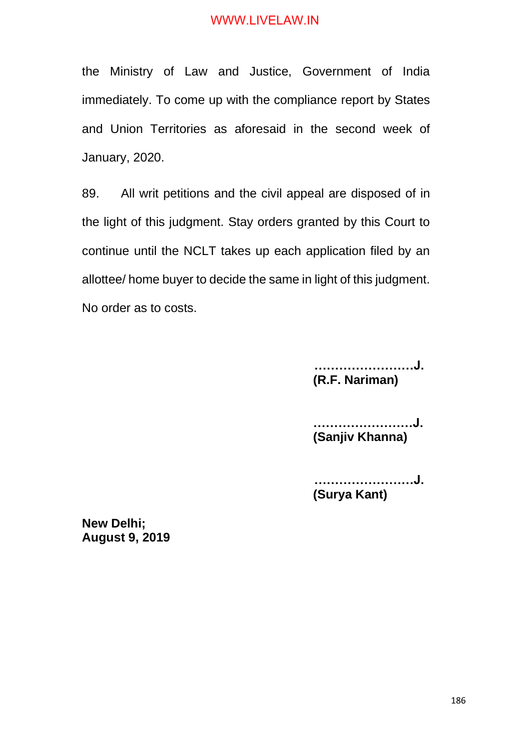the Ministry of Law and Justice, Government of India immediately. To come up with the compliance report by States and Union Territories as aforesaid in the second week of January, 2020.

89. All writ petitions and the civil appeal are disposed of in the light of this judgment. Stay orders granted by this Court to continue until the NCLT takes up each application filed by an allottee/ home buyer to decide the same in light of this judgment. No order as to costs.

**……………………J.**
**(R.F. Nariman)**

**……………………J.**
**(Sanjiv Khanna)**

**……………………J.**
**(Surya Kant)**

**New Delhi;**
**August 9, 2019**